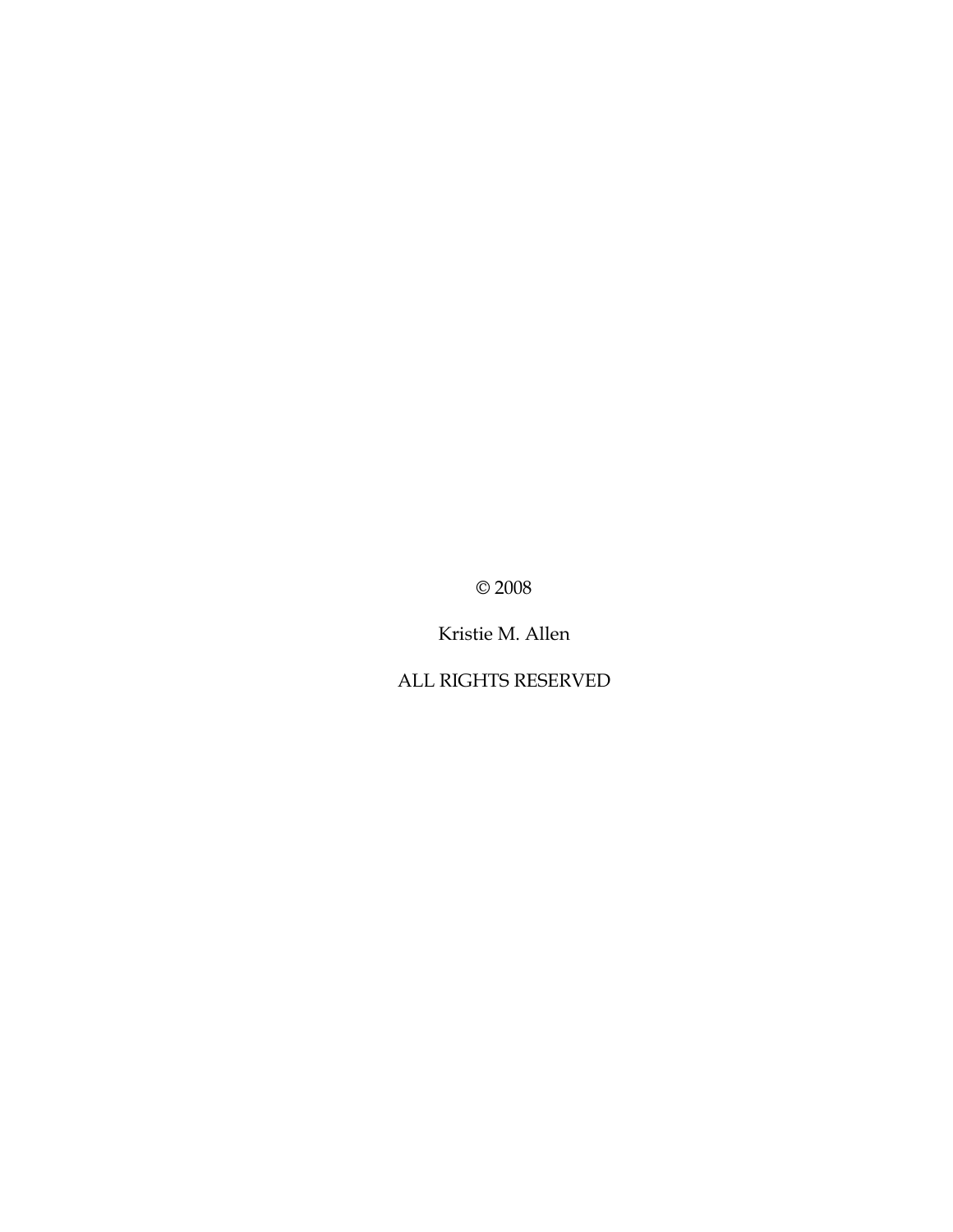© 2008

Kristie M. Allen

ALL RIGHTS RESERVED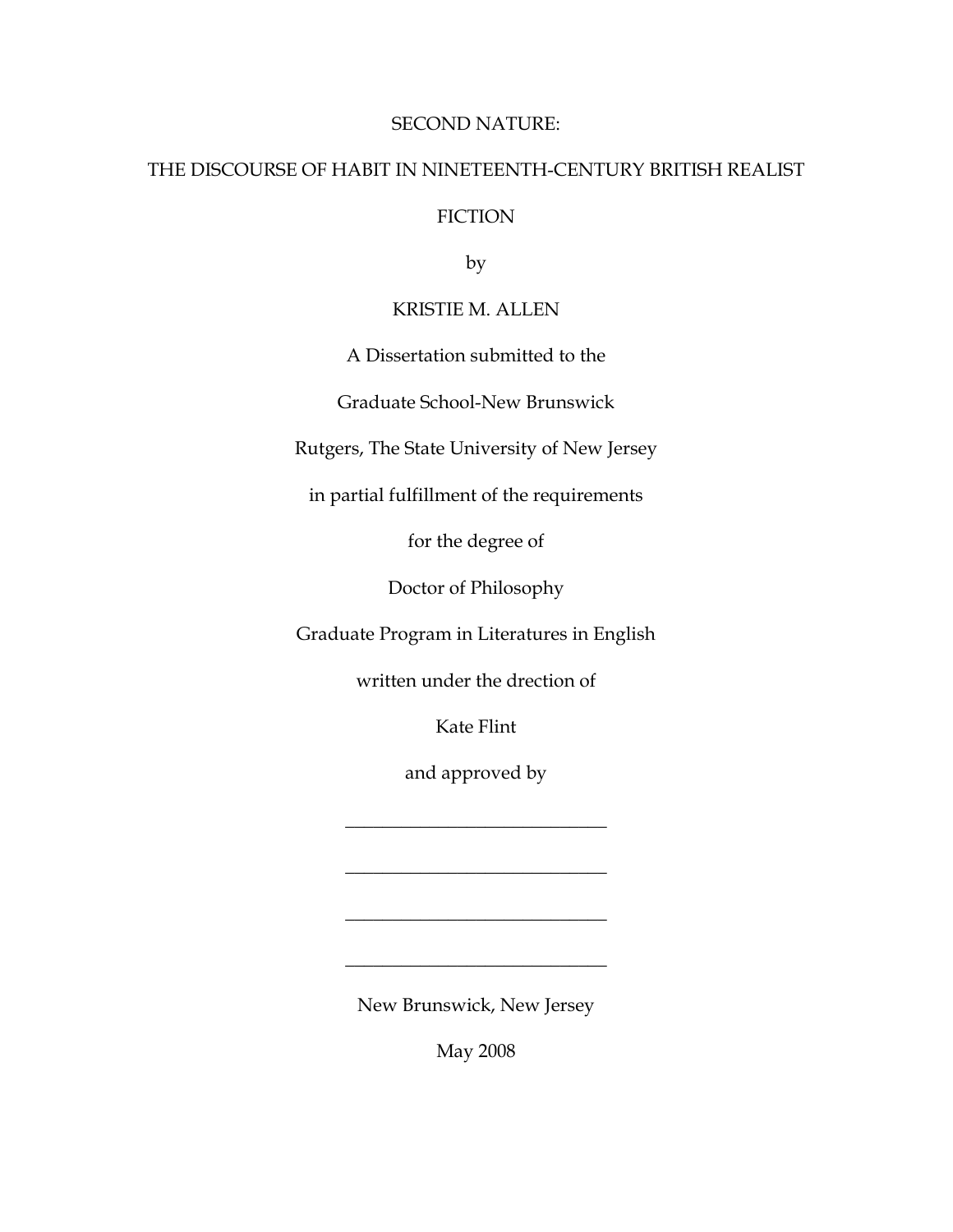# SECOND NATURE:

# THE DISCOURSE OF HABIT IN NINETEENTH-CENTURY BRITISH REALIST FICTION

by

KRISTIE M. ALLEN

A Dissertation submitted to the

Graduate School-New Brunswick

Rutgers, The State University of New Jersey

in partial fulfillment of the requirements

for the degree of

Doctor of Philosophy

Graduate Program in Literatures in English

written under the drection of

Kate Flint

and approved by

\_\_\_\_\_\_\_\_\_\_\_\_\_\_\_\_\_\_\_\_\_\_\_\_\_\_\_\_

\_\_\_\_\_\_\_\_\_\_\_\_\_\_\_\_\_\_\_\_\_\_\_\_\_\_\_\_

\_\_\_\_\_\_\_\_\_\_\_\_\_\_\_\_\_\_\_\_\_\_\_\_\_\_\_\_

\_\_\_\_\_\_\_\_\_\_\_\_\_\_\_\_\_\_\_\_\_\_\_\_\_\_\_\_

New Brunswick, New Jersey

May 2008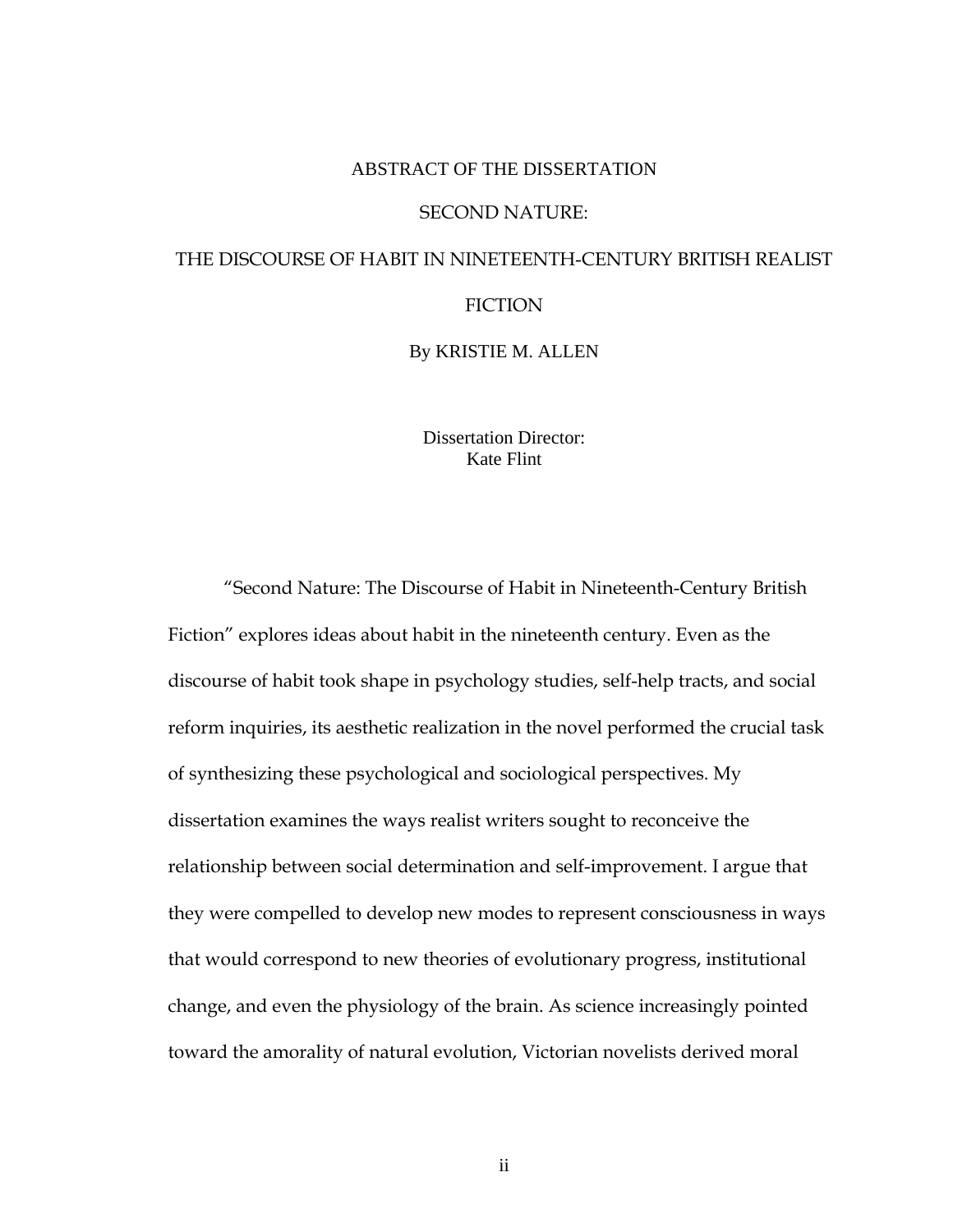# ABSTRACT OF THE DISSERTATION

## SECOND NATURE:

## THE DISCOURSE OF HABIT IN NINETEENTH-CENTURY BRITISH REALIST FICTION

By KRISTIE M. ALLEN

Dissertation Director:
Kate Flint

"Second Nature: The Discourse of Habit in Nineteenth-Century British Fiction" explores ideas about habit in the nineteenth century. Even as the discourse of habit took shape in psychology studies, self-help tracts, and social reform inquiries, its aesthetic realization in the novel performed the crucial task of synthesizing these psychological and sociological perspectives. My dissertation examines the ways realist writers sought to reconceive the relationship between social determination and self-improvement. I argue that they were compelled to develop new modes to represent consciousness in ways that would correspond to new theories of evolutionary progress, institutional change, and even the physiology of the brain. As science increasingly pointed toward the amorality of natural evolution, Victorian novelists derived moral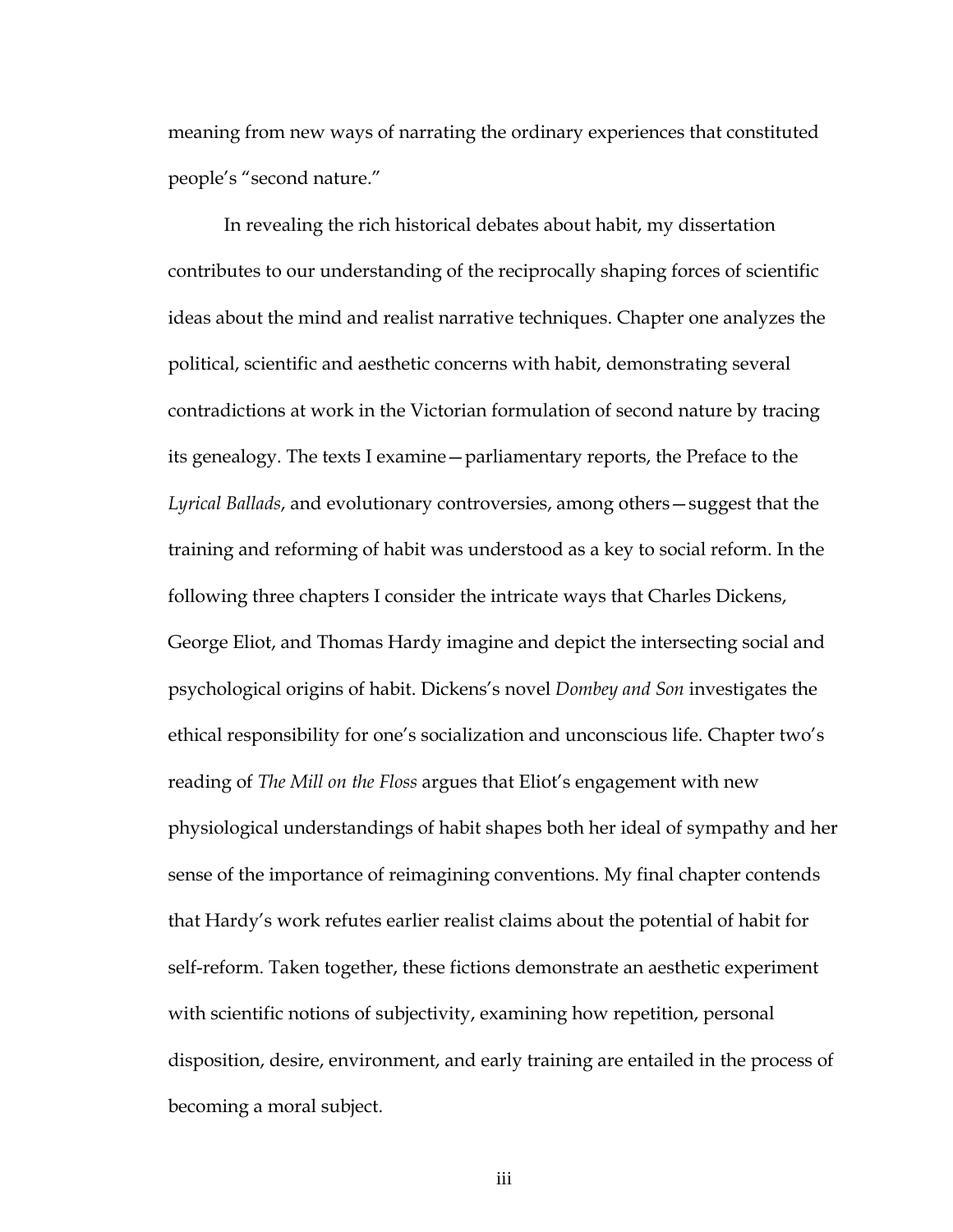meaning from new ways of narrating the ordinary experiences that constituted people's "second nature."

In revealing the rich historical debates about habit, my dissertation contributes to our understanding of the reciprocally shaping forces of scientific ideas about the mind and realist narrative techniques. Chapter one analyzes the political, scientific and aesthetic concerns with habit, demonstrating several contradictions at work in the Victorian formulation of second nature by tracing its genealogy. The texts I examine—parliamentary reports, the Preface to the *Lyrical Ballads*, and evolutionary controversies, among others—suggest that the training and reforming of habit was understood as a key to social reform. In the following three chapters I consider the intricate ways that Charles Dickens, George Eliot, and Thomas Hardy imagine and depict the intersecting social and psychological origins of habit. Dickens's novel *Dombey and Son* investigates the ethical responsibility for one's socialization and unconscious life. Chapter two's reading of *The Mill on the Floss* argues that Eliot's engagement with new physiological understandings of habit shapes both her ideal of sympathy and her sense of the importance of reimagining conventions. My final chapter contends that Hardy's work refutes earlier realist claims about the potential of habit for self-reform. Taken together, these fictions demonstrate an aesthetic experiment with scientific notions of subjectivity, examining how repetition, personal disposition, desire, environment, and early training are entailed in the process of becoming a moral subject.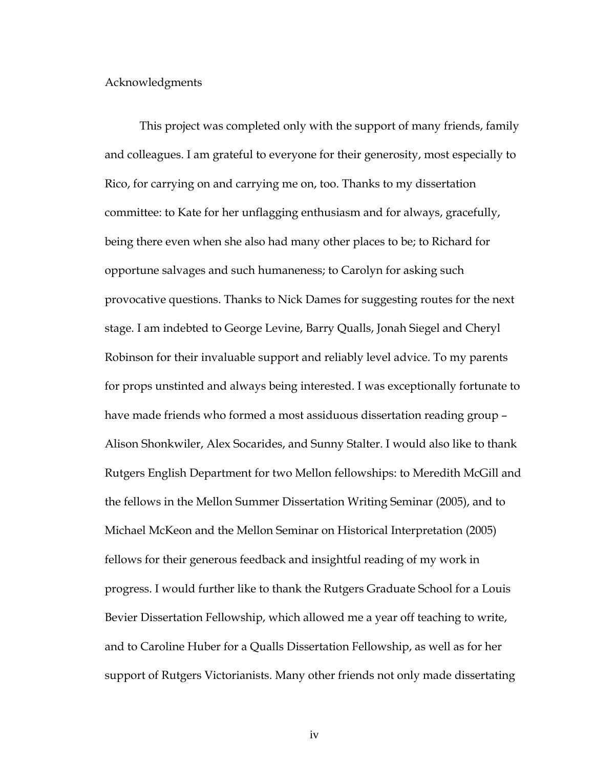# Acknowledgments

This project was completed only with the support of many friends, family and colleagues. I am grateful to everyone for their generosity, most especially to Rico, for carrying on and carrying me on, too. Thanks to my dissertation committee: to Kate for her unflagging enthusiasm and for always, gracefully, being there even when she also had many other places to be; to Richard for opportune salvages and such humaneness; to Carolyn for asking such provocative questions. Thanks to Nick Dames for suggesting routes for the next stage. I am indebted to George Levine, Barry Qualls, Jonah Siegel and Cheryl Robinson for their invaluable support and reliably level advice. To my parents for props unstinted and always being interested. I was exceptionally fortunate to have made friends who formed a most assiduous dissertation reading group – Alison Shonkwiler, Alex Socarides, and Sunny Stalter. I would also like to thank Rutgers English Department for two Mellon fellowships: to Meredith McGill and the fellows in the Mellon Summer Dissertation Writing Seminar (2005), and to Michael McKeon and the Mellon Seminar on Historical Interpretation (2005) fellows for their generous feedback and insightful reading of my work in progress. I would further like to thank the Rutgers Graduate School for a Louis Bevier Dissertation Fellowship, which allowed me a year off teaching to write, and to Caroline Huber for a Qualls Dissertation Fellowship, as well as for her support of Rutgers Victorianists. Many other friends not only made dissertating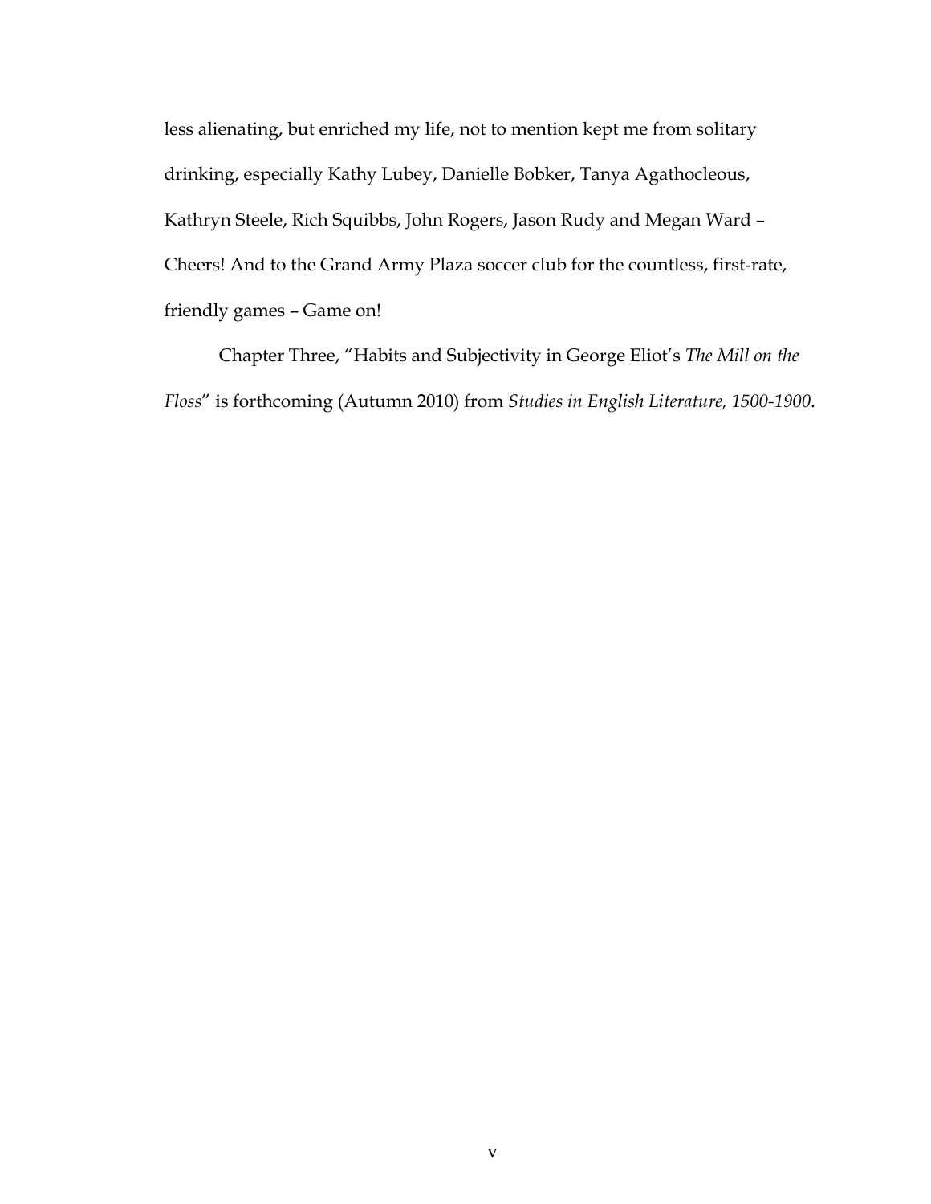less alienating, but enriched my life, not to mention kept me from solitary drinking, especially Kathy Lubey, Danielle Bobker, Tanya Agathocleous, Kathryn Steele, Rich Squibbs, John Rogers, Jason Rudy and Megan Ward – Cheers! And to the Grand Army Plaza soccer club for the countless, first-rate, friendly games – Game on!

Chapter Three, "Habits and Subjectivity in George Eliot's *The Mill on the Floss*" is forthcoming (Autumn 2010) from *Studies in English Literature, 1500-1900*.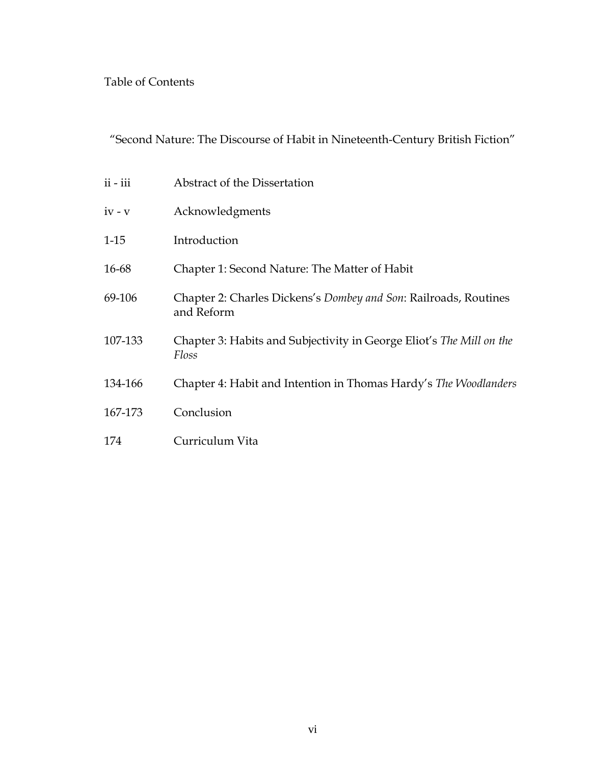# Table of Contents

## "Second Nature: The Discourse of Habit in Nineteenth-Century British Fiction"

| | |
|---|---|
| ii - iii | Abstract of the Dissertation |
| iv - v | Acknowledgments |
| 1-15 | Introduction |
| 16-68 | Chapter 1: Second Nature: The Matter of Habit |
| 69-106 | Chapter 2: Charles Dickens's *Dombey and Son*: Railroads, Routines and Reform |
| 107-133 | Chapter 3: Habits and Subjectivity in George Eliot's *The Mill on the Floss* |
| 134-166 | Chapter 4: Habit and Intention in Thomas Hardy's *The Woodlanders* |
| 167-173 | Conclusion |
| 174 | Curriculum Vita |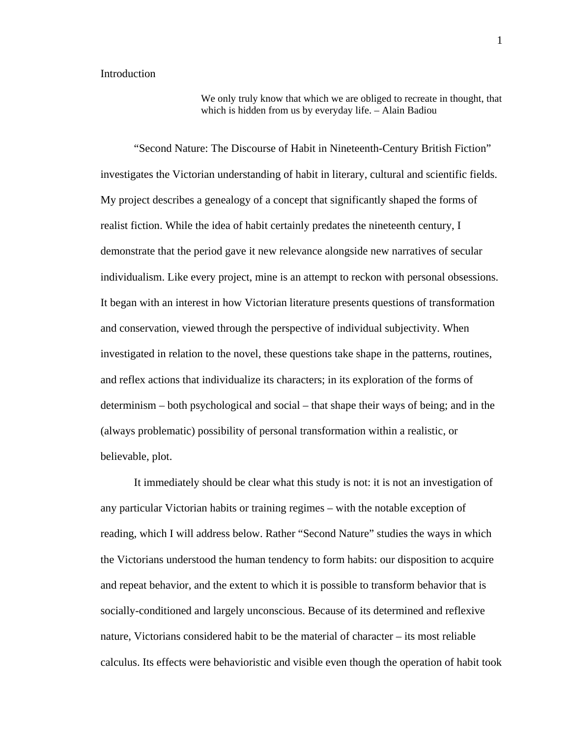# Introduction

> We only truly know that which we are obliged to recreate in thought, that which is hidden from us by everyday life. – Alain Badiou

"Second Nature: The Discourse of Habit in Nineteenth-Century British Fiction" investigates the Victorian understanding of habit in literary, cultural and scientific fields. My project describes a genealogy of a concept that significantly shaped the forms of realist fiction. While the idea of habit certainly predates the nineteenth century, I demonstrate that the period gave it new relevance alongside new narratives of secular individualism. Like every project, mine is an attempt to reckon with personal obsessions. It began with an interest in how Victorian literature presents questions of transformation and conservation, viewed through the perspective of individual subjectivity. When investigated in relation to the novel, these questions take shape in the patterns, routines, and reflex actions that individualize its characters; in its exploration of the forms of determinism – both psychological and social – that shape their ways of being; and in the (always problematic) possibility of personal transformation within a realistic, or believable, plot.

It immediately should be clear what this study is not: it is not an investigation of any particular Victorian habits or training regimes – with the notable exception of reading, which I will address below. Rather "Second Nature" studies the ways in which the Victorians understood the human tendency to form habits: our disposition to acquire and repeat behavior, and the extent to which it is possible to transform behavior that is socially-conditioned and largely unconscious. Because of its determined and reflexive nature, Victorians considered habit to be the material of character – its most reliable calculus. Its effects were behavioristic and visible even though the operation of habit took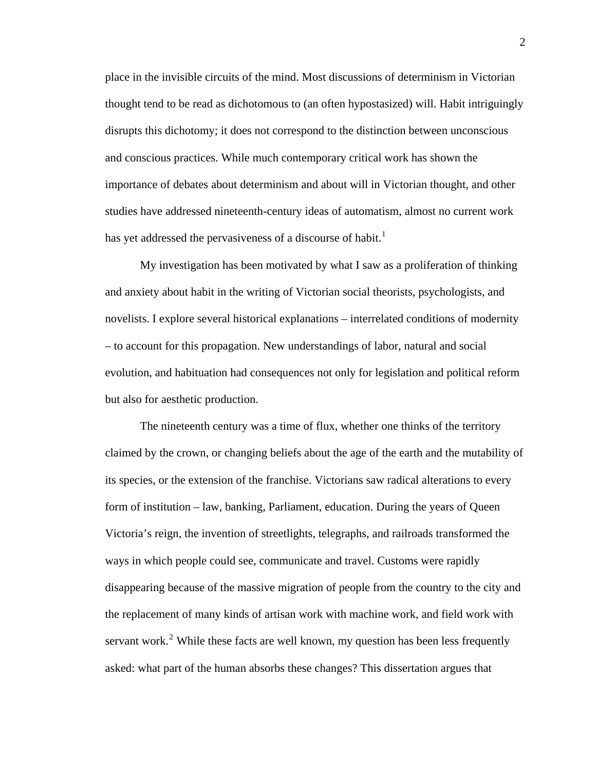place in the invisible circuits of the mind. Most discussions of determinism in Victorian thought tend to be read as dichotomous to (an often hypostasized) will. Habit intriguingly disrupts this dichotomy; it does not correspond to the distinction between unconscious and conscious practices. While much contemporary critical work has shown the importance of debates about determinism and about will in Victorian thought, and other studies have addressed nineteenth-century ideas of automatism, almost no current work has yet addressed the pervasiveness of a discourse of habit.[1]

My investigation has been motivated by what I saw as a proliferation of thinking and anxiety about habit in the writing of Victorian social theorists, psychologists, and novelists. I explore several historical explanations – interrelated conditions of modernity – to account for this propagation. New understandings of labor, natural and social evolution, and habituation had consequences not only for legislation and political reform but also for aesthetic production.

The nineteenth century was a time of flux, whether one thinks of the territory claimed by the crown, or changing beliefs about the age of the earth and the mutability of its species, or the extension of the franchise. Victorians saw radical alterations to every form of institution – law, banking, Parliament, education. During the years of Queen Victoria's reign, the invention of streetlights, telegraphs, and railroads transformed the ways in which people could see, communicate and travel. Customs were rapidly disappearing because of the massive migration of people from the country to the city and the replacement of many kinds of artisan work with machine work, and field work with servant work.[2] While these facts are well known, my question has been less frequently asked: what part of the human absorbs these changes? This dissertation argues that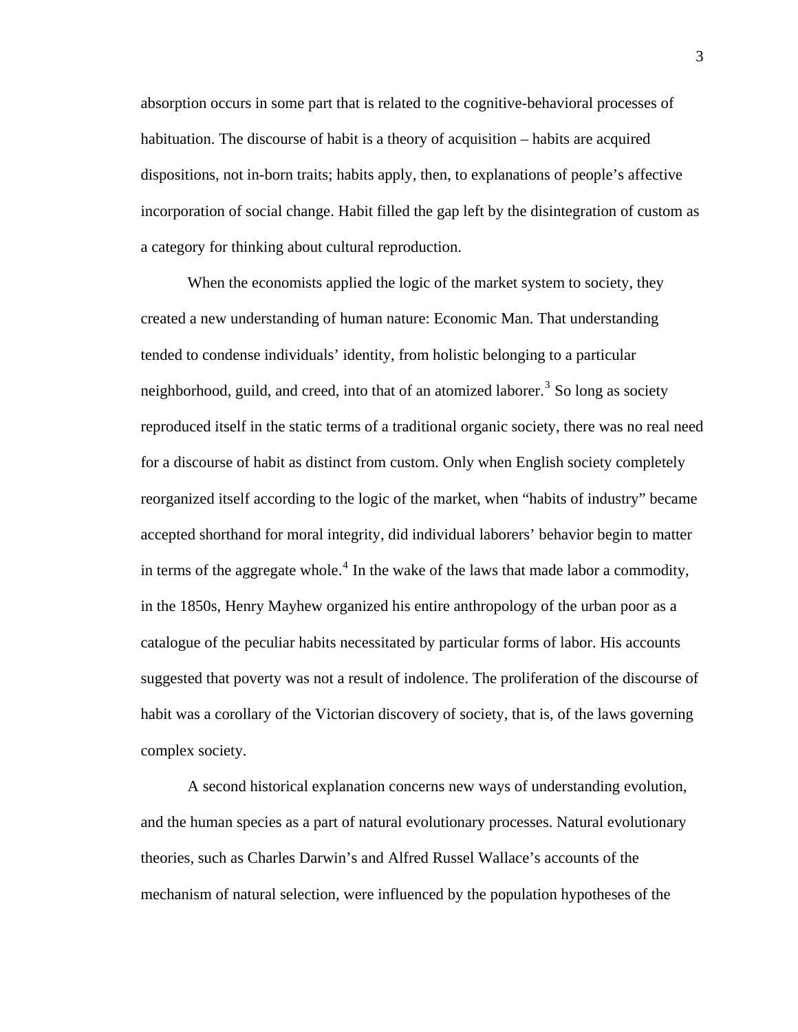absorption occurs in some part that is related to the cognitive-behavioral processes of habituation. The discourse of habit is a theory of acquisition – habits are acquired dispositions, not in-born traits; habits apply, then, to explanations of people's affective incorporation of social change. Habit filled the gap left by the disintegration of custom as a category for thinking about cultural reproduction.

When the economists applied the logic of the market system to society, they created a new understanding of human nature: Economic Man. That understanding tended to condense individuals' identity, from holistic belonging to a particular neighborhood, guild, and creed, into that of an atomized laborer.[3] So long as society reproduced itself in the static terms of a traditional organic society, there was no real need for a discourse of habit as distinct from custom. Only when English society completely reorganized itself according to the logic of the market, when "habits of industry" became accepted shorthand for moral integrity, did individual laborers' behavior begin to matter in terms of the aggregate whole.[4] In the wake of the laws that made labor a commodity, in the 1850s, Henry Mayhew organized his entire anthropology of the urban poor as a catalogue of the peculiar habits necessitated by particular forms of labor. His accounts suggested that poverty was not a result of indolence. The proliferation of the discourse of habit was a corollary of the Victorian discovery of society, that is, of the laws governing complex society.

A second historical explanation concerns new ways of understanding evolution, and the human species as a part of natural evolutionary processes. Natural evolutionary theories, such as Charles Darwin's and Alfred Russel Wallace's accounts of the mechanism of natural selection, were influenced by the population hypotheses of the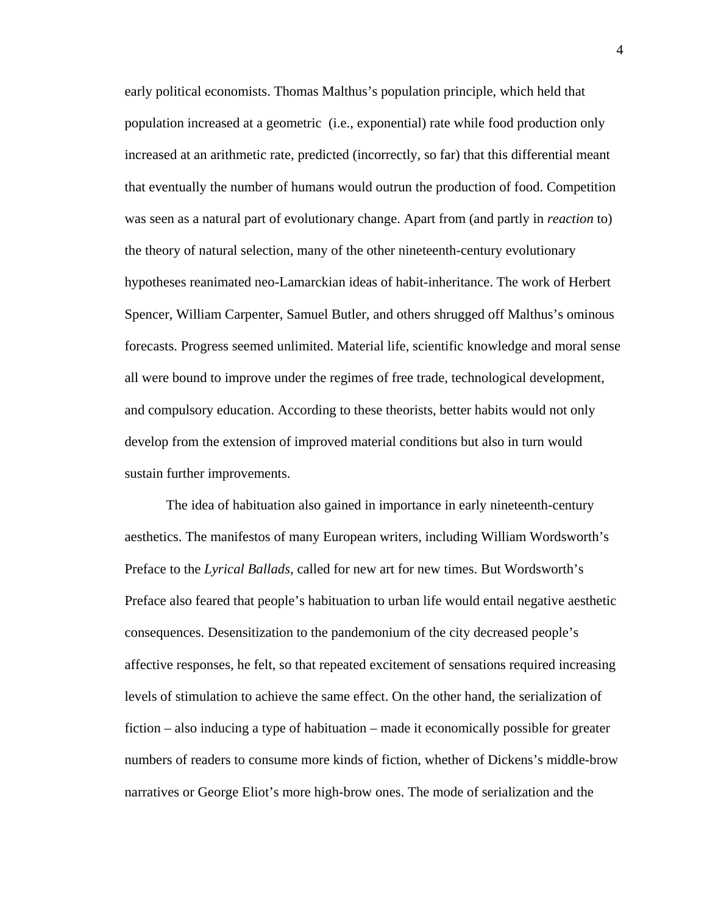early political economists. Thomas Malthus's population principle, which held that population increased at a geometric  (i.e., exponential) rate while food production only increased at an arithmetic rate, predicted (incorrectly, so far) that this differential meant that eventually the number of humans would outrun the production of food. Competition was seen as a natural part of evolutionary change. Apart from (and partly in *reaction* to) the theory of natural selection, many of the other nineteenth-century evolutionary hypotheses reanimated neo-Lamarckian ideas of habit-inheritance. The work of Herbert Spencer, William Carpenter, Samuel Butler, and others shrugged off Malthus's ominous forecasts. Progress seemed unlimited. Material life, scientific knowledge and moral sense all were bound to improve under the regimes of free trade, technological development, and compulsory education. According to these theorists, better habits would not only develop from the extension of improved material conditions but also in turn would sustain further improvements.

The idea of habituation also gained in importance in early nineteenth-century aesthetics. The manifestos of many European writers, including William Wordsworth's Preface to the *Lyrical Ballads*, called for new art for new times. But Wordsworth's Preface also feared that people's habituation to urban life would entail negative aesthetic consequences. Desensitization to the pandemonium of the city decreased people's affective responses, he felt, so that repeated excitement of sensations required increasing levels of stimulation to achieve the same effect. On the other hand, the serialization of fiction – also inducing a type of habituation – made it economically possible for greater numbers of readers to consume more kinds of fiction, whether of Dickens's middle-brow narratives or George Eliot's more high-brow ones. The mode of serialization and the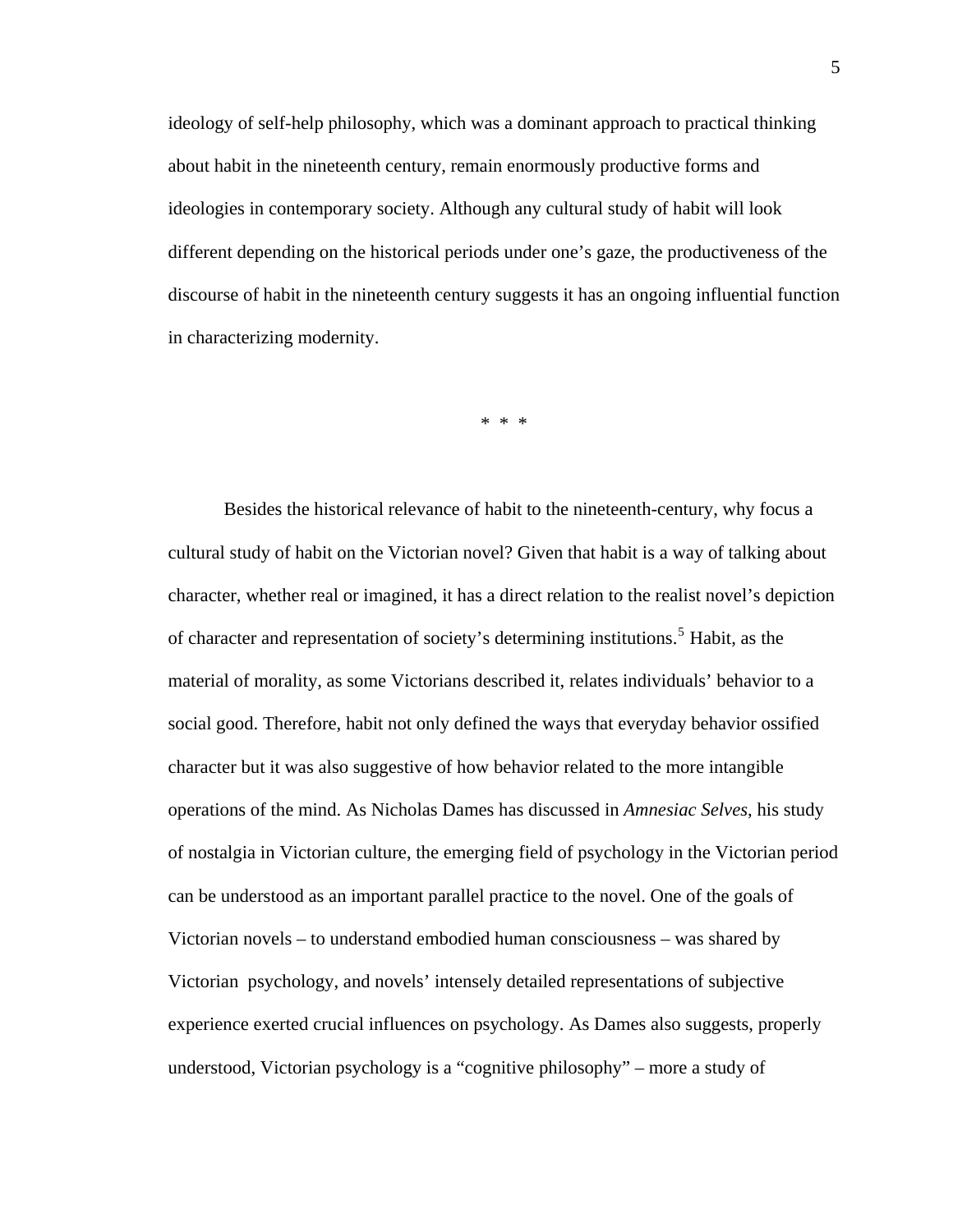ideology of self-help philosophy, which was a dominant approach to practical thinking about habit in the nineteenth century, remain enormously productive forms and ideologies in contemporary society. Although any cultural study of habit will look different depending on the historical periods under one's gaze, the productiveness of the discourse of habit in the nineteenth century suggests it has an ongoing influential function in characterizing modernity.

\* \* \*

Besides the historical relevance of habit to the nineteenth-century, why focus a cultural study of habit on the Victorian novel? Given that habit is a way of talking about character, whether real or imagined, it has a direct relation to the realist novel's depiction of character and representation of society's determining institutions.[5] Habit, as the material of morality, as some Victorians described it, relates individuals' behavior to a social good. Therefore, habit not only defined the ways that everyday behavior ossified character but it was also suggestive of how behavior related to the more intangible operations of the mind. As Nicholas Dames has discussed in *Amnesiac Selves*, his study of nostalgia in Victorian culture, the emerging field of psychology in the Victorian period can be understood as an important parallel practice to the novel. One of the goals of Victorian novels – to understand embodied human consciousness – was shared by Victorian psychology, and novels' intensely detailed representations of subjective experience exerted crucial influences on psychology. As Dames also suggests, properly understood, Victorian psychology is a "cognitive philosophy" – more a study of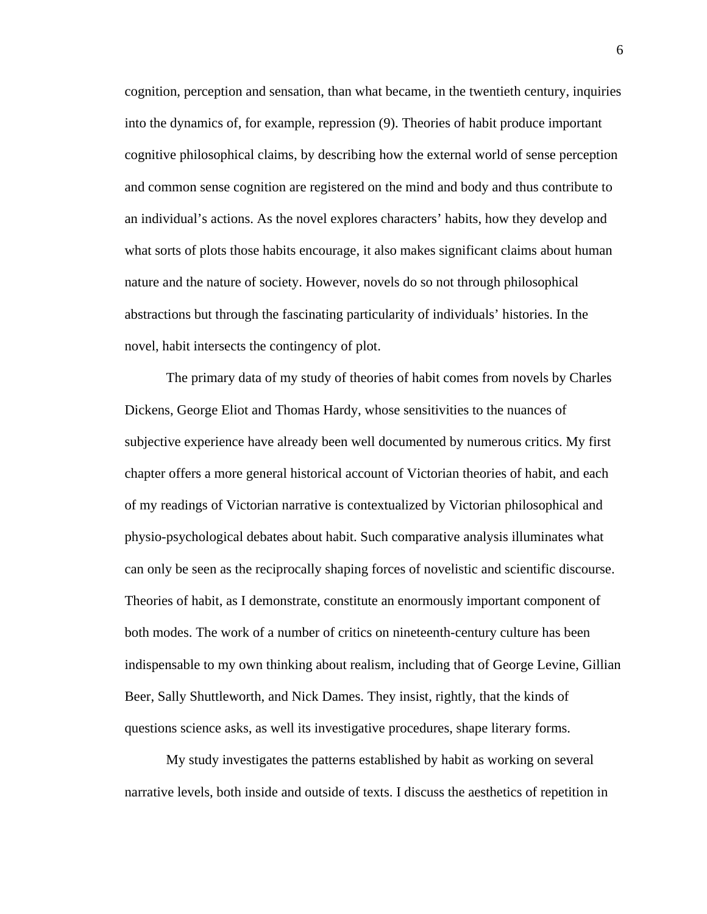cognition, perception and sensation, than what became, in the twentieth century, inquiries into the dynamics of, for example, repression (9). Theories of habit produce important cognitive philosophical claims, by describing how the external world of sense perception and common sense cognition are registered on the mind and body and thus contribute to an individual's actions. As the novel explores characters' habits, how they develop and what sorts of plots those habits encourage, it also makes significant claims about human nature and the nature of society. However, novels do so not through philosophical abstractions but through the fascinating particularity of individuals' histories. In the novel, habit intersects the contingency of plot.

The primary data of my study of theories of habit comes from novels by Charles Dickens, George Eliot and Thomas Hardy, whose sensitivities to the nuances of subjective experience have already been well documented by numerous critics. My first chapter offers a more general historical account of Victorian theories of habit, and each of my readings of Victorian narrative is contextualized by Victorian philosophical and physio-psychological debates about habit. Such comparative analysis illuminates what can only be seen as the reciprocally shaping forces of novelistic and scientific discourse. Theories of habit, as I demonstrate, constitute an enormously important component of both modes. The work of a number of critics on nineteenth-century culture has been indispensable to my own thinking about realism, including that of George Levine, Gillian Beer, Sally Shuttleworth, and Nick Dames. They insist, rightly, that the kinds of questions science asks, as well its investigative procedures, shape literary forms.

My study investigates the patterns established by habit as working on several narrative levels, both inside and outside of texts. I discuss the aesthetics of repetition in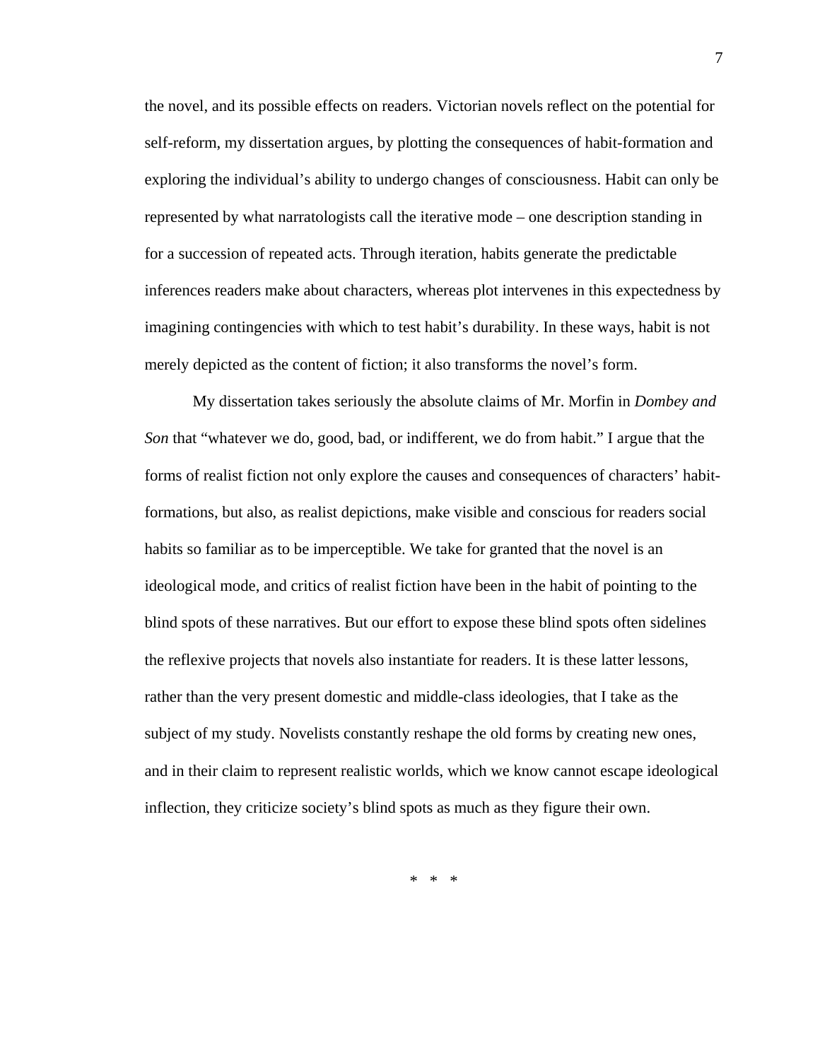the novel, and its possible effects on readers. Victorian novels reflect on the potential for self-reform, my dissertation argues, by plotting the consequences of habit-formation and exploring the individual's ability to undergo changes of consciousness. Habit can only be represented by what narratologists call the iterative mode – one description standing in for a succession of repeated acts. Through iteration, habits generate the predictable inferences readers make about characters, whereas plot intervenes in this expectedness by imagining contingencies with which to test habit's durability. In these ways, habit is not merely depicted as the content of fiction; it also transforms the novel's form.

My dissertation takes seriously the absolute claims of Mr. Morfin in *Dombey and Son* that "whatever we do, good, bad, or indifferent, we do from habit." I argue that the forms of realist fiction not only explore the causes and consequences of characters' habit-formations, but also, as realist depictions, make visible and conscious for readers social habits so familiar as to be imperceptible. We take for granted that the novel is an ideological mode, and critics of realist fiction have been in the habit of pointing to the blind spots of these narratives. But our effort to expose these blind spots often sidelines the reflexive projects that novels also instantiate for readers. It is these latter lessons, rather than the very present domestic and middle-class ideologies, that I take as the subject of my study. Novelists constantly reshape the old forms by creating new ones, and in their claim to represent realistic worlds, which we know cannot escape ideological inflection, they criticize society's blind spots as much as they figure their own.

\* \* \*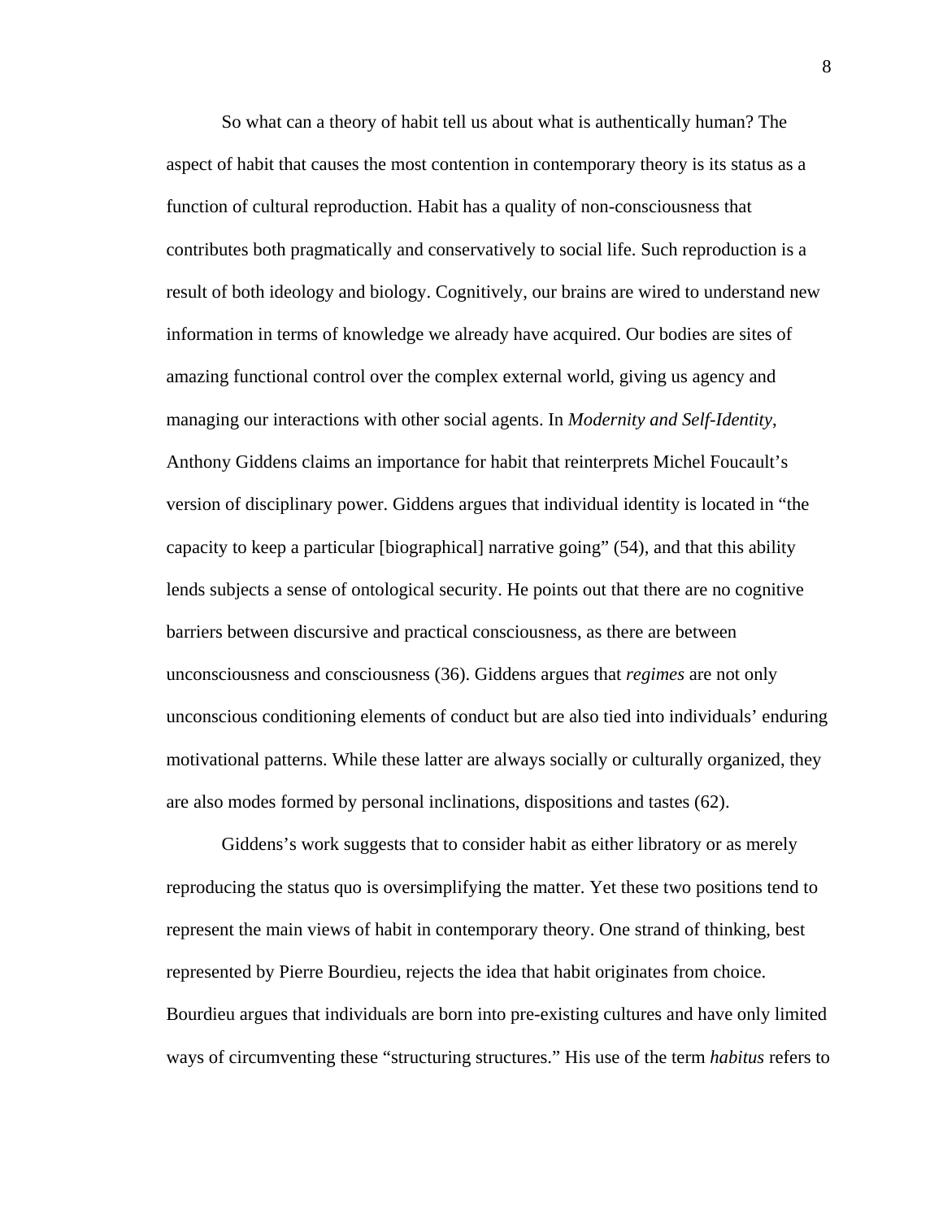So what can a theory of habit tell us about what is authentically human? The aspect of habit that causes the most contention in contemporary theory is its status as a function of cultural reproduction. Habit has a quality of non-consciousness that contributes both pragmatically and conservatively to social life. Such reproduction is a result of both ideology and biology. Cognitively, our brains are wired to understand new information in terms of knowledge we already have acquired. Our bodies are sites of amazing functional control over the complex external world, giving us agency and managing our interactions with other social agents. In *Modernity and Self-Identity*, Anthony Giddens claims an importance for habit that reinterprets Michel Foucault's version of disciplinary power. Giddens argues that individual identity is located in "the capacity to keep a particular [biographical] narrative going" (54), and that this ability lends subjects a sense of ontological security. He points out that there are no cognitive barriers between discursive and practical consciousness, as there are between unconsciousness and consciousness (36). Giddens argues that *regimes* are not only unconscious conditioning elements of conduct but are also tied into individuals' enduring motivational patterns. While these latter are always socially or culturally organized, they are also modes formed by personal inclinations, dispositions and tastes (62).

Giddens's work suggests that to consider habit as either libratory or as merely reproducing the status quo is oversimplifying the matter. Yet these two positions tend to represent the main views of habit in contemporary theory. One strand of thinking, best represented by Pierre Bourdieu, rejects the idea that habit originates from choice. Bourdieu argues that individuals are born into pre-existing cultures and have only limited ways of circumventing these "structuring structures." His use of the term *habitus* refers to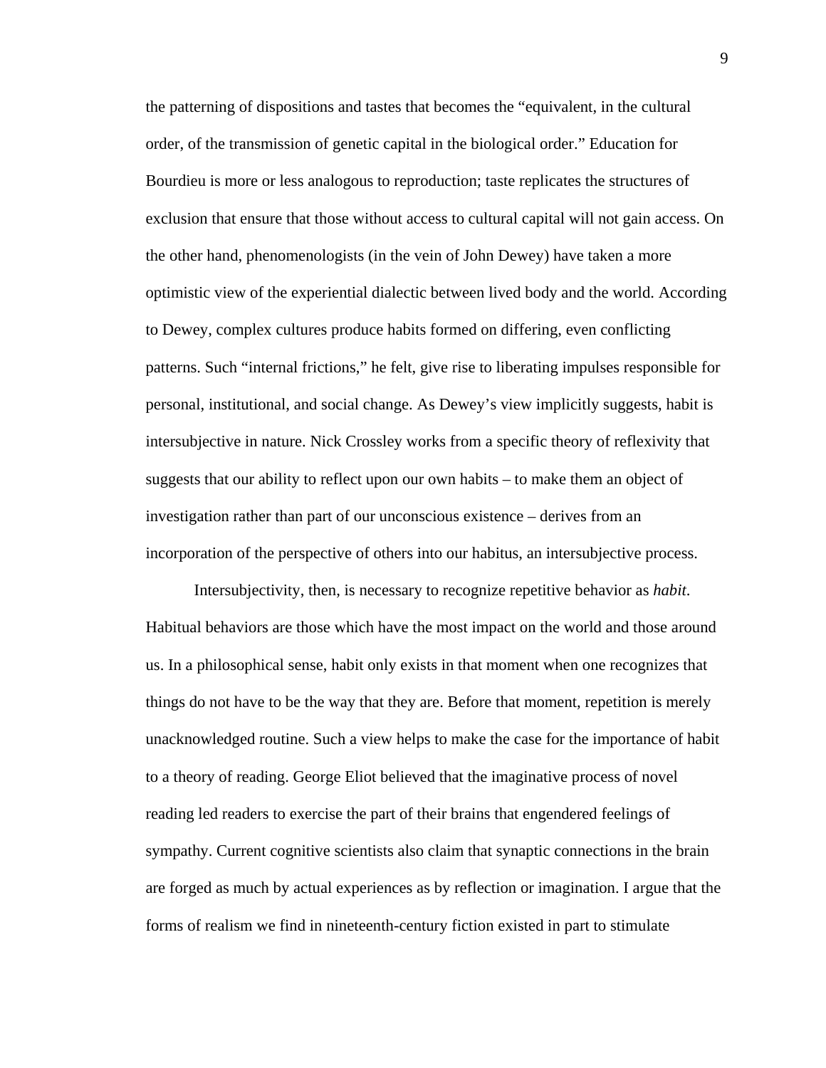the patterning of dispositions and tastes that becomes the "equivalent, in the cultural order, of the transmission of genetic capital in the biological order." Education for Bourdieu is more or less analogous to reproduction; taste replicates the structures of exclusion that ensure that those without access to cultural capital will not gain access. On the other hand, phenomenologists (in the vein of John Dewey) have taken a more optimistic view of the experiential dialectic between lived body and the world. According to Dewey, complex cultures produce habits formed on differing, even conflicting patterns. Such "internal frictions," he felt, give rise to liberating impulses responsible for personal, institutional, and social change. As Dewey's view implicitly suggests, habit is intersubjective in nature. Nick Crossley works from a specific theory of reflexivity that suggests that our ability to reflect upon our own habits – to make them an object of investigation rather than part of our unconscious existence – derives from an incorporation of the perspective of others into our habitus, an intersubjective process.

Intersubjectivity, then, is necessary to recognize repetitive behavior as *habit*. Habitual behaviors are those which have the most impact on the world and those around us. In a philosophical sense, habit only exists in that moment when one recognizes that things do not have to be the way that they are. Before that moment, repetition is merely unacknowledged routine. Such a view helps to make the case for the importance of habit to a theory of reading. George Eliot believed that the imaginative process of novel reading led readers to exercise the part of their brains that engendered feelings of sympathy. Current cognitive scientists also claim that synaptic connections in the brain are forged as much by actual experiences as by reflection or imagination. I argue that the forms of realism we find in nineteenth-century fiction existed in part to stimulate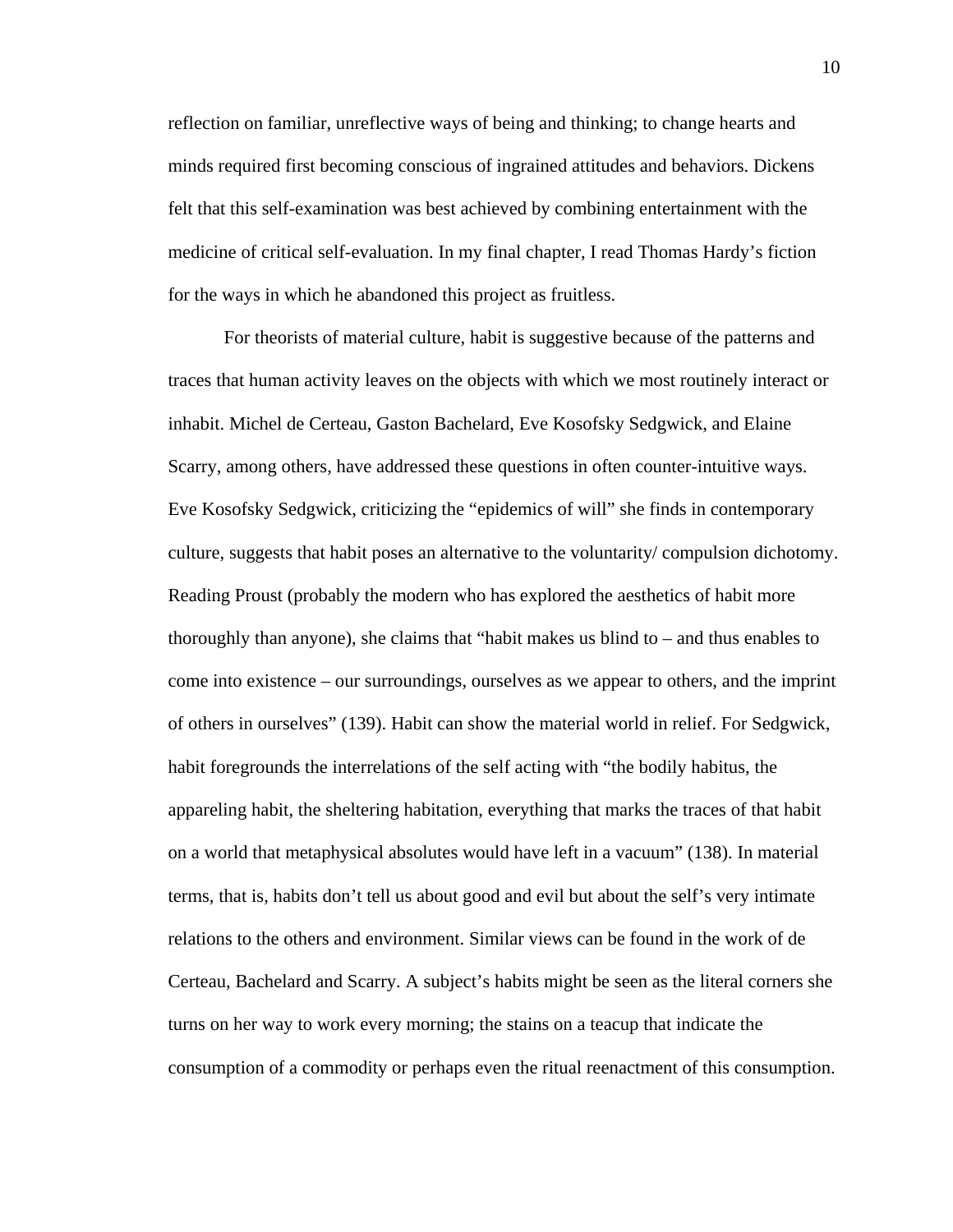reflection on familiar, unreflective ways of being and thinking; to change hearts and minds required first becoming conscious of ingrained attitudes and behaviors. Dickens felt that this self-examination was best achieved by combining entertainment with the medicine of critical self-evaluation. In my final chapter, I read Thomas Hardy's fiction for the ways in which he abandoned this project as fruitless.

For theorists of material culture, habit is suggestive because of the patterns and traces that human activity leaves on the objects with which we most routinely interact or inhabit. Michel de Certeau, Gaston Bachelard, Eve Kosofsky Sedgwick, and Elaine Scarry, among others, have addressed these questions in often counter-intuitive ways. Eve Kosofsky Sedgwick, criticizing the "epidemics of will" she finds in contemporary culture, suggests that habit poses an alternative to the voluntarity/ compulsion dichotomy. Reading Proust (probably the modern who has explored the aesthetics of habit more thoroughly than anyone), she claims that "habit makes us blind to – and thus enables to come into existence – our surroundings, ourselves as we appear to others, and the imprint of others in ourselves" (139). Habit can show the material world in relief. For Sedgwick, habit foregrounds the interrelations of the self acting with "the bodily habitus, the appareling habit, the sheltering habitation, everything that marks the traces of that habit on a world that metaphysical absolutes would have left in a vacuum" (138). In material terms, that is, habits don't tell us about good and evil but about the self's very intimate relations to the others and environment. Similar views can be found in the work of de Certeau, Bachelard and Scarry. A subject's habits might be seen as the literal corners she turns on her way to work every morning; the stains on a teacup that indicate the consumption of a commodity or perhaps even the ritual reenactment of this consumption.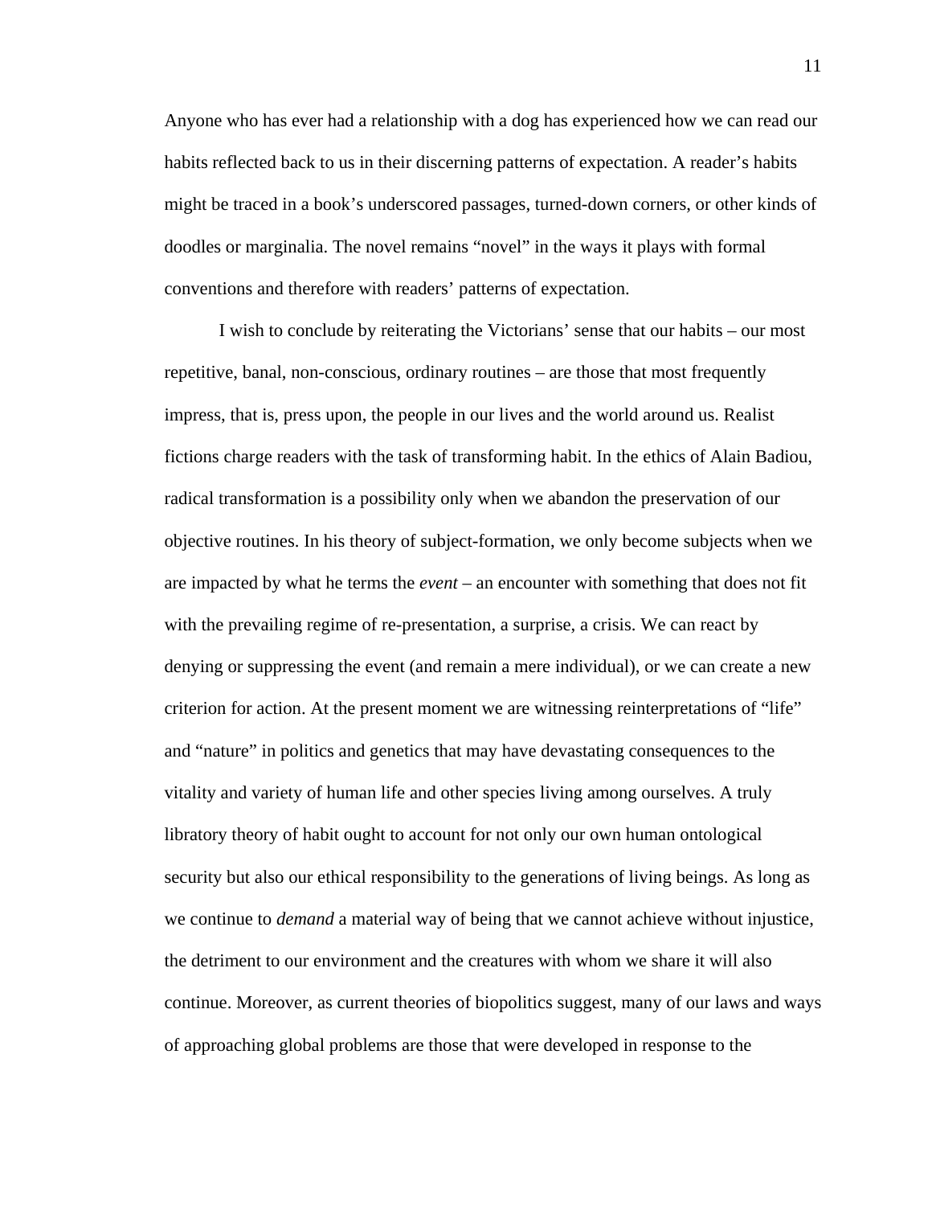Anyone who has ever had a relationship with a dog has experienced how we can read our habits reflected back to us in their discerning patterns of expectation. A reader's habits might be traced in a book's underscored passages, turned-down corners, or other kinds of doodles or marginalia. The novel remains "novel" in the ways it plays with formal conventions and therefore with readers' patterns of expectation.

I wish to conclude by reiterating the Victorians' sense that our habits – our most repetitive, banal, non-conscious, ordinary routines – are those that most frequently impress, that is, press upon, the people in our lives and the world around us. Realist fictions charge readers with the task of transforming habit. In the ethics of Alain Badiou, radical transformation is a possibility only when we abandon the preservation of our objective routines. In his theory of subject-formation, we only become subjects when we are impacted by what he terms the *event* – an encounter with something that does not fit with the prevailing regime of re-presentation, a surprise, a crisis. We can react by denying or suppressing the event (and remain a mere individual), or we can create a new criterion for action. At the present moment we are witnessing reinterpretations of "life" and "nature" in politics and genetics that may have devastating consequences to the vitality and variety of human life and other species living among ourselves. A truly libratory theory of habit ought to account for not only our own human ontological security but also our ethical responsibility to the generations of living beings. As long as we continue to *demand* a material way of being that we cannot achieve without injustice, the detriment to our environment and the creatures with whom we share it will also continue. Moreover, as current theories of biopolitics suggest, many of our laws and ways of approaching global problems are those that were developed in response to the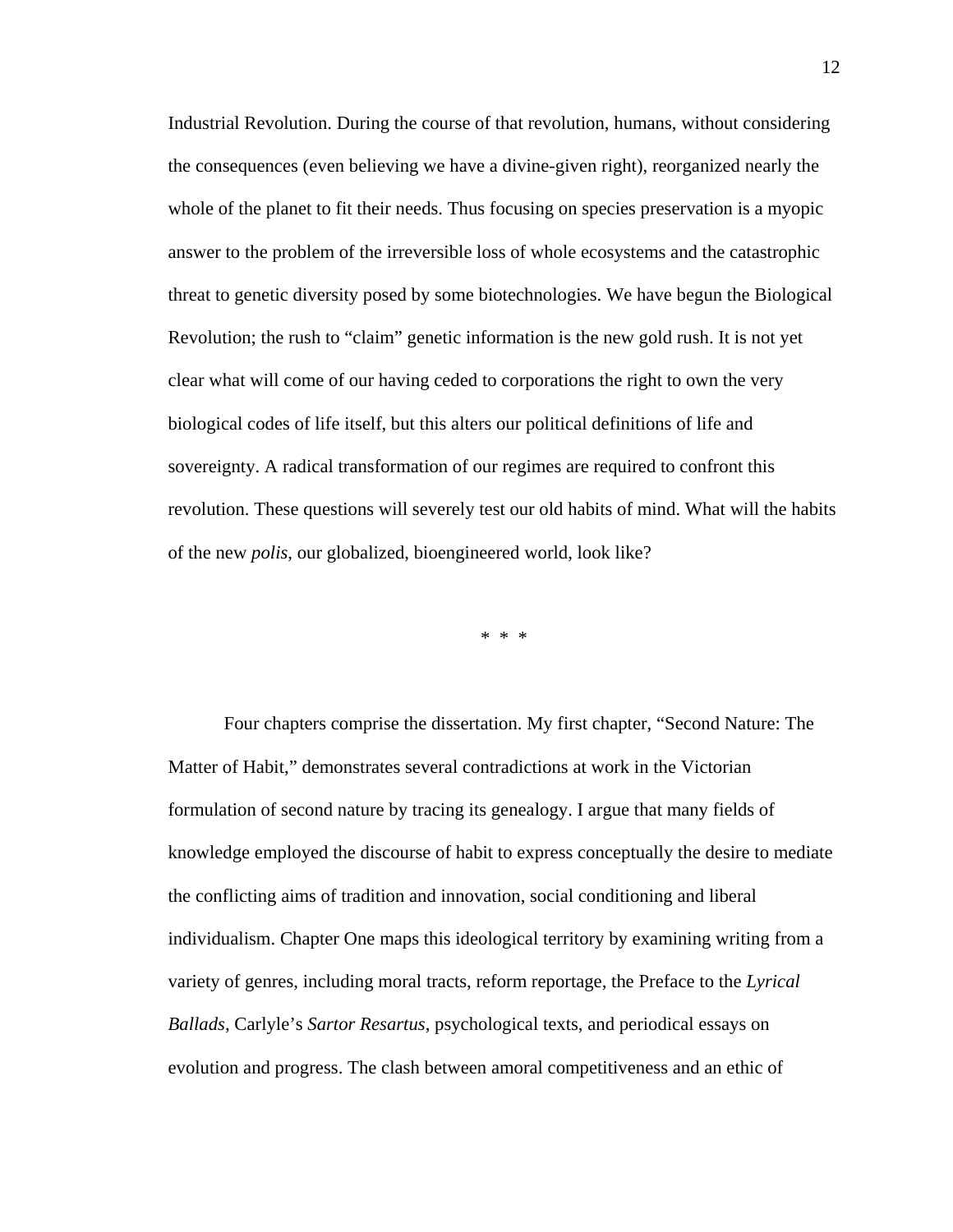Industrial Revolution. During the course of that revolution, humans, without considering the consequences (even believing we have a divine-given right), reorganized nearly the whole of the planet to fit their needs. Thus focusing on species preservation is a myopic answer to the problem of the irreversible loss of whole ecosystems and the catastrophic threat to genetic diversity posed by some biotechnologies. We have begun the Biological Revolution; the rush to "claim" genetic information is the new gold rush. It is not yet clear what will come of our having ceded to corporations the right to own the very biological codes of life itself, but this alters our political definitions of life and sovereignty. A radical transformation of our regimes are required to confront this revolution. These questions will severely test our old habits of mind. What will the habits of the new *polis*, our globalized, bioengineered world, look like?

\* \* \*

Four chapters comprise the dissertation. My first chapter, "Second Nature: The Matter of Habit," demonstrates several contradictions at work in the Victorian formulation of second nature by tracing its genealogy. I argue that many fields of knowledge employed the discourse of habit to express conceptually the desire to mediate the conflicting aims of tradition and innovation, social conditioning and liberal individualism. Chapter One maps this ideological territory by examining writing from a variety of genres, including moral tracts, reform reportage, the Preface to the *Lyrical Ballads*, Carlyle's *Sartor Resartus*, psychological texts, and periodical essays on evolution and progress. The clash between amoral competitiveness and an ethic of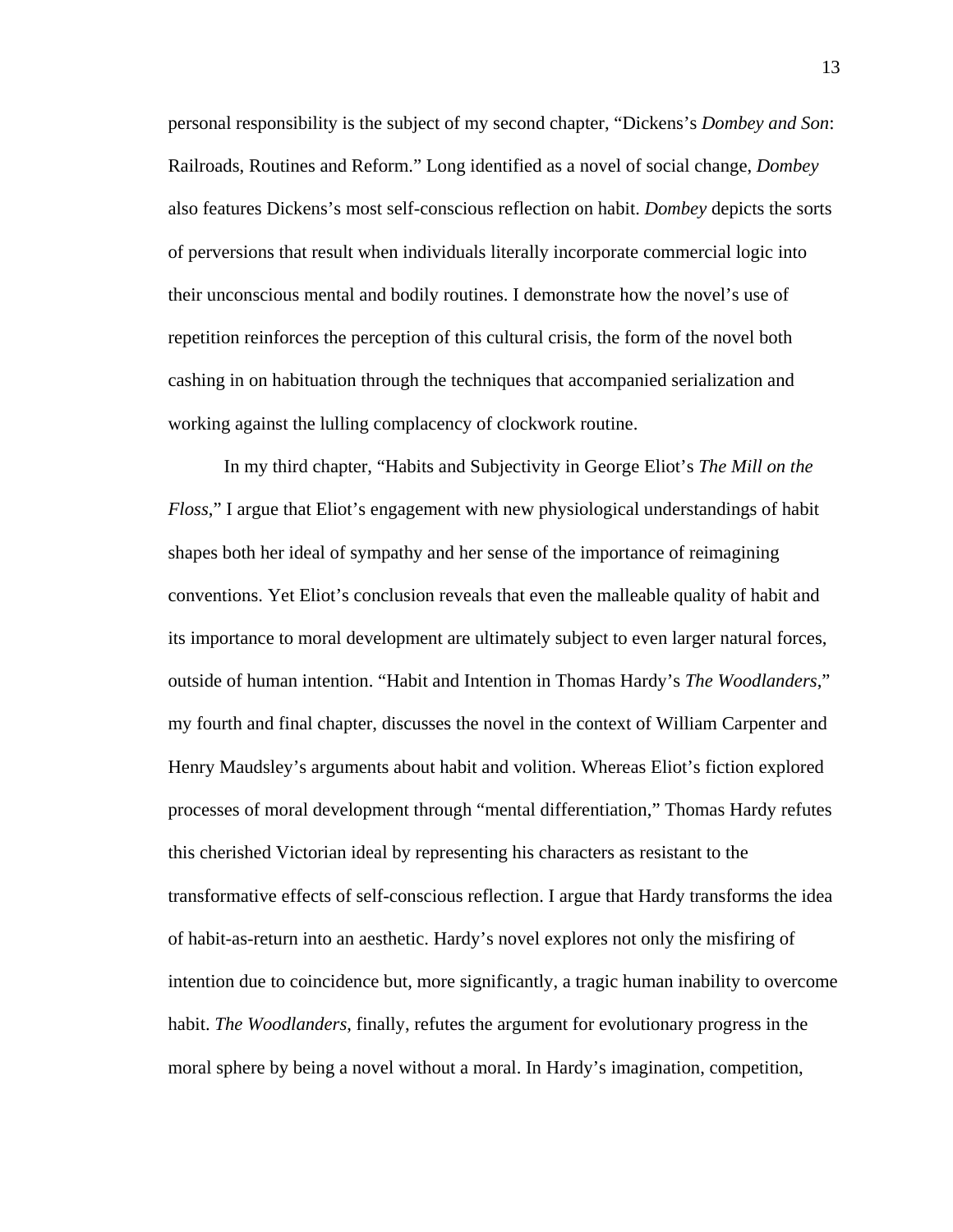personal responsibility is the subject of my second chapter, "Dickens's *Dombey and Son*: Railroads, Routines and Reform." Long identified as a novel of social change, *Dombey* also features Dickens's most self-conscious reflection on habit. *Dombey* depicts the sorts of perversions that result when individuals literally incorporate commercial logic into their unconscious mental and bodily routines. I demonstrate how the novel's use of repetition reinforces the perception of this cultural crisis, the form of the novel both cashing in on habituation through the techniques that accompanied serialization and working against the lulling complacency of clockwork routine.

In my third chapter, "Habits and Subjectivity in George Eliot's *The Mill on the Floss*," I argue that Eliot's engagement with new physiological understandings of habit shapes both her ideal of sympathy and her sense of the importance of reimagining conventions. Yet Eliot's conclusion reveals that even the malleable quality of habit and its importance to moral development are ultimately subject to even larger natural forces, outside of human intention. "Habit and Intention in Thomas Hardy's *The Woodlanders*," my fourth and final chapter, discusses the novel in the context of William Carpenter and Henry Maudsley's arguments about habit and volition. Whereas Eliot's fiction explored processes of moral development through "mental differentiation," Thomas Hardy refutes this cherished Victorian ideal by representing his characters as resistant to the transformative effects of self-conscious reflection. I argue that Hardy transforms the idea of habit-as-return into an aesthetic. Hardy's novel explores not only the misfiring of intention due to coincidence but, more significantly, a tragic human inability to overcome habit. *The Woodlanders*, finally, refutes the argument for evolutionary progress in the moral sphere by being a novel without a moral. In Hardy's imagination, competition,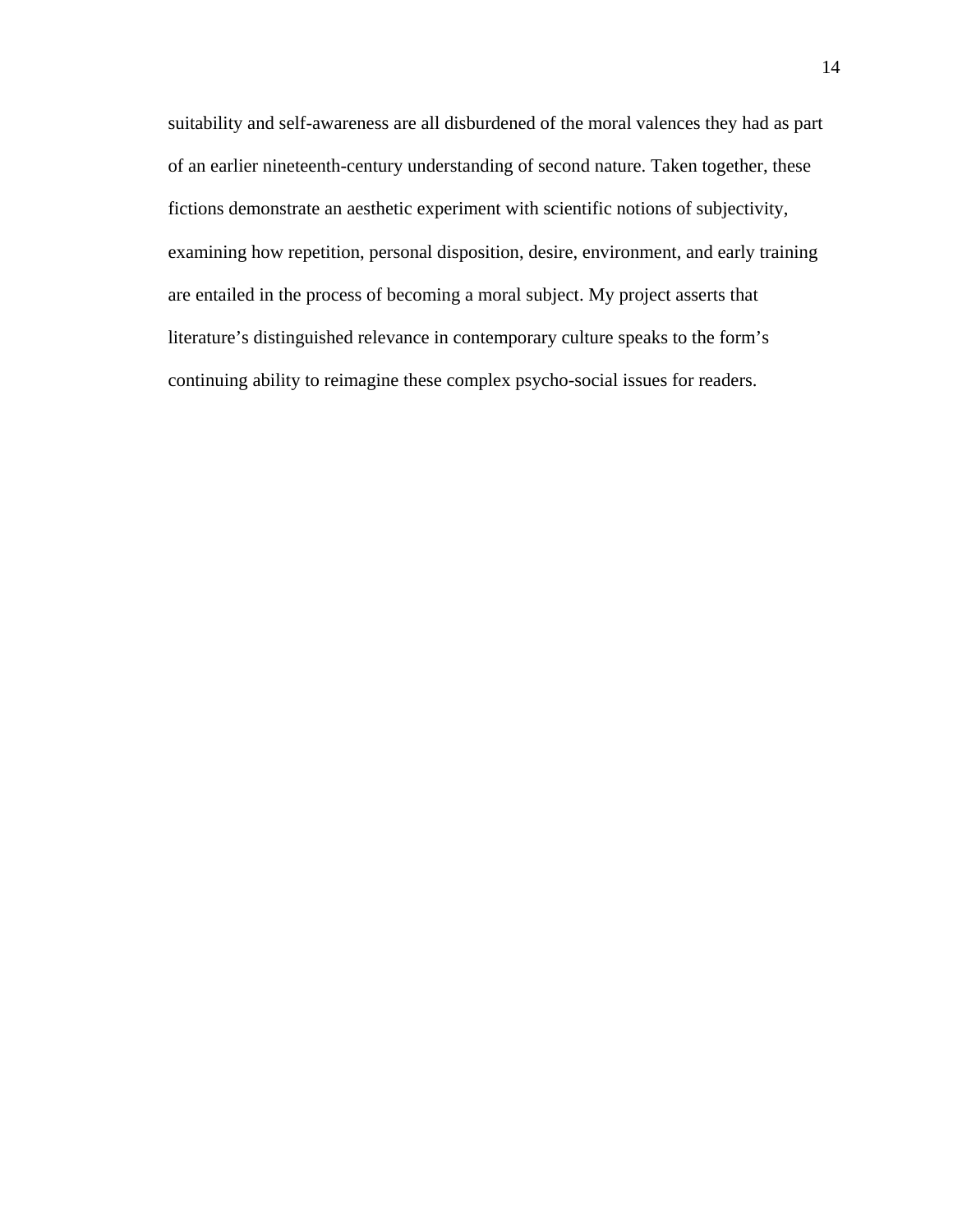suitability and self-awareness are all disburdened of the moral valences they had as part of an earlier nineteenth-century understanding of second nature. Taken together, these fictions demonstrate an aesthetic experiment with scientific notions of subjectivity, examining how repetition, personal disposition, desire, environment, and early training are entailed in the process of becoming a moral subject. My project asserts that literature's distinguished relevance in contemporary culture speaks to the form's continuing ability to reimagine these complex psycho-social issues for readers.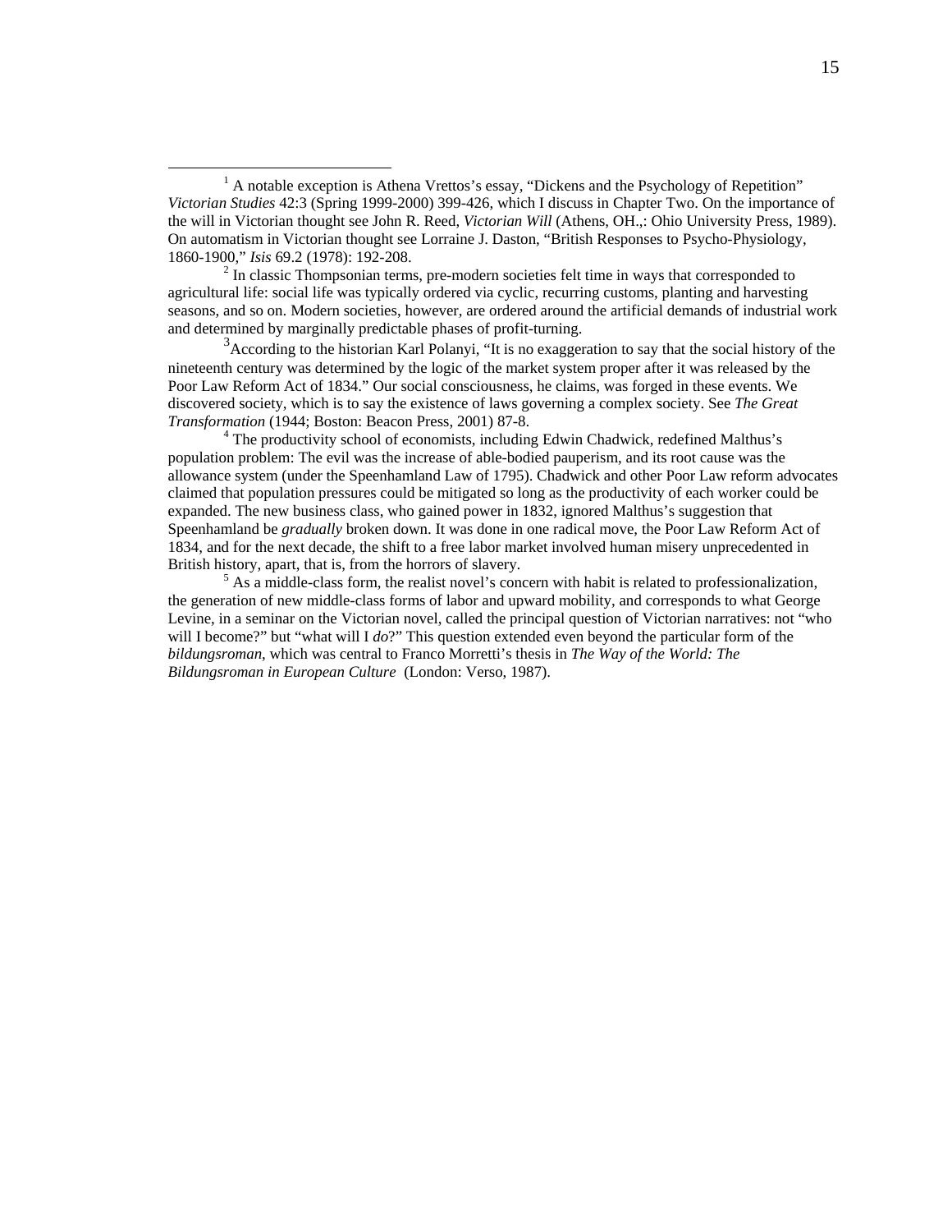[1] A notable exception is Athena Vrettos's essay, "Dickens and the Psychology of Repetition" *Victorian Studies* 42:3 (Spring 1999-2000) 399-426, which I discuss in Chapter Two. On the importance of the will in Victorian thought see John R. Reed, *Victorian Will* (Athens, OH.,: Ohio University Press, 1989). On automatism in Victorian thought see Lorraine J. Daston, "British Responses to Psycho-Physiology, 1860-1900," *Isis* 69.2 (1978): 192-208.

[2] In classic Thompsonian terms, pre-modern societies felt time in ways that corresponded to agricultural life: social life was typically ordered via cyclic, recurring customs, planting and harvesting seasons, and so on. Modern societies, however, are ordered around the artificial demands of industrial work and determined by marginally predictable phases of profit-turning.

[3] According to the historian Karl Polanyi, "It is no exaggeration to say that the social history of the nineteenth century was determined by the logic of the market system proper after it was released by the Poor Law Reform Act of 1834." Our social consciousness, he claims, was forged in these events. We discovered society, which is to say the existence of laws governing a complex society. See *The Great Transformation* (1944; Boston: Beacon Press, 2001) 87-8.

[4] The productivity school of economists, including Edwin Chadwick, redefined Malthus's population problem: The evil was the increase of able-bodied pauperism, and its root cause was the allowance system (under the Speenhamland Law of 1795). Chadwick and other Poor Law reform advocates claimed that population pressures could be mitigated so long as the productivity of each worker could be expanded. The new business class, who gained power in 1832, ignored Malthus's suggestion that Speenhamland be *gradually* broken down. It was done in one radical move, the Poor Law Reform Act of 1834, and for the next decade, the shift to a free labor market involved human misery unprecedented in British history, apart, that is, from the horrors of slavery.

[5] As a middle-class form, the realist novel's concern with habit is related to professionalization, the generation of new middle-class forms of labor and upward mobility, and corresponds to what George Levine, in a seminar on the Victorian novel, called the principal question of Victorian narratives: not "who will I become?" but "what will I *do*?" This question extended even beyond the particular form of the *bildungsroman*, which was central to Franco Morretti's thesis in *The Way of the World: The Bildungsroman in European Culture* (London: Verso, 1987).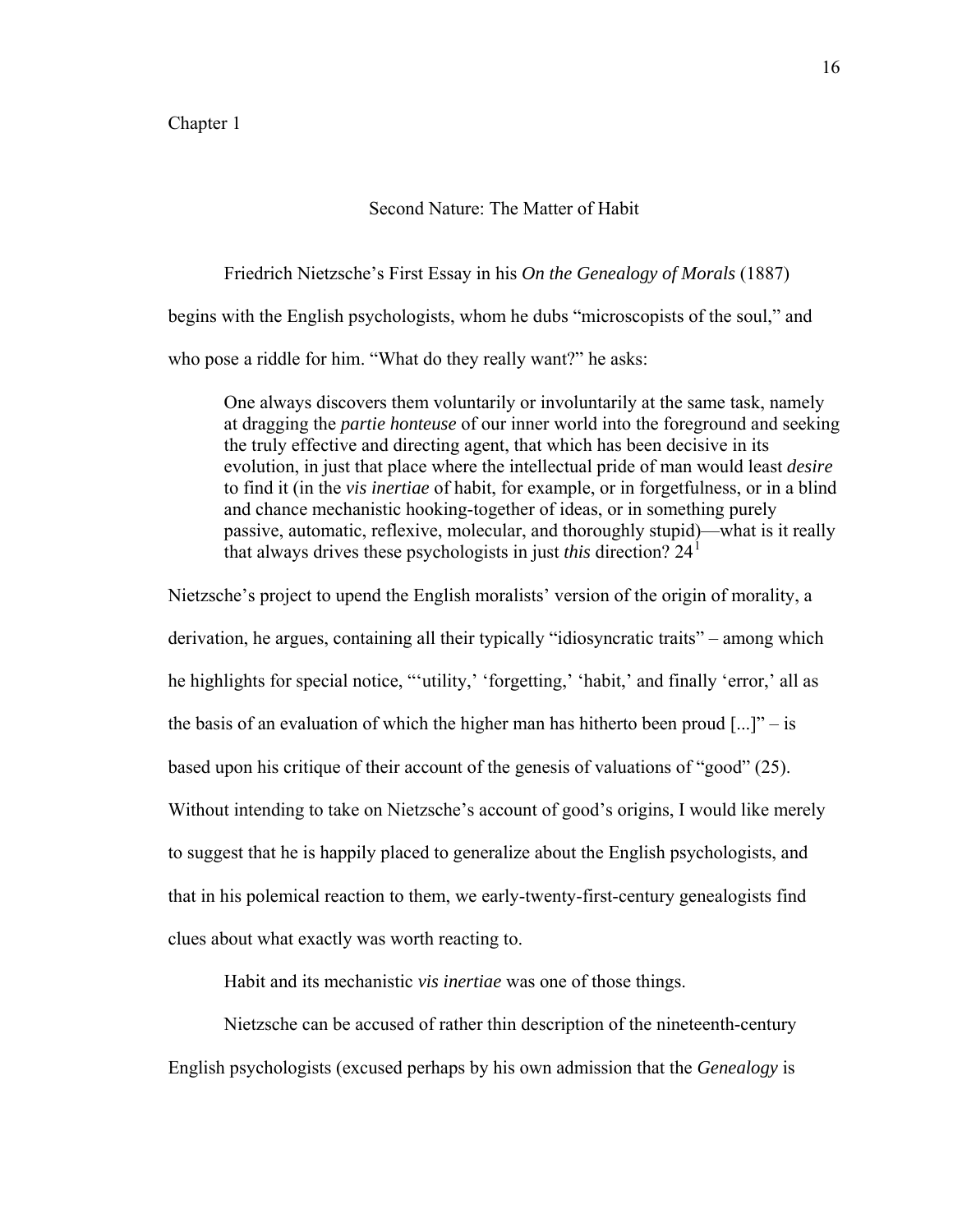Chapter 1

## Second Nature: The Matter of Habit

Friedrich Nietzsche's First Essay in his *On the Genealogy of Morals* (1887) begins with the English psychologists, whom he dubs "microscopists of the soul," and who pose a riddle for him. "What do they really want?" he asks:

> One always discovers them voluntarily or involuntarily at the same task, namely at dragging the *partie honteuse* of our inner world into the foreground and seeking the truly effective and directing agent, that which has been decisive in its evolution, in just that place where the intellectual pride of man would least *desire* to find it (in the *vis inertiae* of habit, for example, or in forgetfulness, or in a blind and chance mechanistic hooking-together of ideas, or in something purely passive, automatic, reflexive, molecular, and thoroughly stupid)—what is it really that always drives these psychologists in just *this* direction? 24[1]

Nietzsche's project to upend the English moralists' version of the origin of morality, a derivation, he argues, containing all their typically "idiosyncratic traits" – among which he highlights for special notice, "'utility,' 'forgetting,' 'habit,' and finally 'error,' all as the basis of an evaluation of which the higher man has hitherto been proud [...]" – is based upon his critique of their account of the genesis of valuations of "good" (25). Without intending to take on Nietzsche's account of good's origins, I would like merely to suggest that he is happily placed to generalize about the English psychologists, and that in his polemical reaction to them, we early-twenty-first-century genealogists find clues about what exactly was worth reacting to.

Habit and its mechanistic *vis inertiae* was one of those things.

Nietzsche can be accused of rather thin description of the nineteenth-century English psychologists (excused perhaps by his own admission that the *Genealogy* is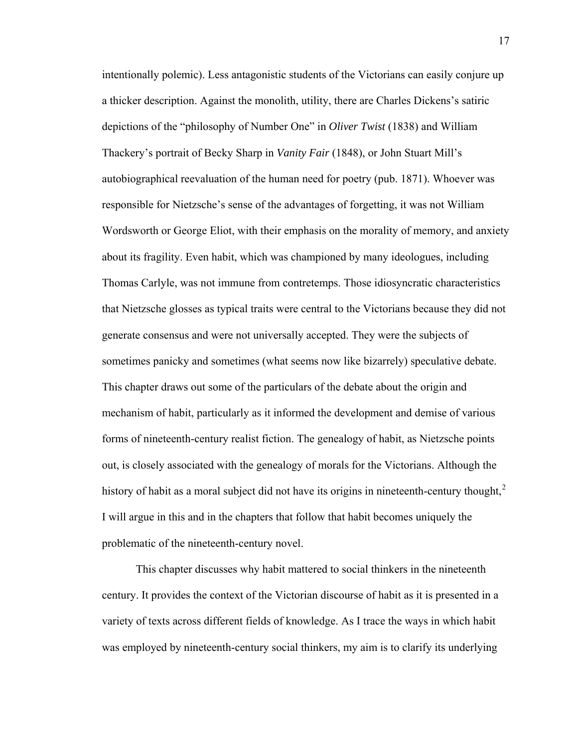intentionally polemic). Less antagonistic students of the Victorians can easily conjure up a thicker description. Against the monolith, utility, there are Charles Dickens's satiric depictions of the "philosophy of Number One" in *Oliver Twist* (1838) and William Thackery's portrait of Becky Sharp in *Vanity Fair* (1848), or John Stuart Mill's autobiographical reevaluation of the human need for poetry (pub. 1871). Whoever was responsible for Nietzsche's sense of the advantages of forgetting, it was not William Wordsworth or George Eliot, with their emphasis on the morality of memory, and anxiety about its fragility. Even habit, which was championed by many ideologues, including Thomas Carlyle, was not immune from contretemps. Those idiosyncratic characteristics that Nietzsche glosses as typical traits were central to the Victorians because they did not generate consensus and were not universally accepted. They were the subjects of sometimes panicky and sometimes (what seems now like bizarrely) speculative debate. This chapter draws out some of the particulars of the debate about the origin and mechanism of habit, particularly as it informed the development and demise of various forms of nineteenth-century realist fiction. The genealogy of habit, as Nietzsche points out, is closely associated with the genealogy of morals for the Victorians. Although the history of habit as a moral subject did not have its origins in nineteenth-century thought,[2] I will argue in this and in the chapters that follow that habit becomes uniquely the problematic of the nineteenth-century novel.

This chapter discusses why habit mattered to social thinkers in the nineteenth century. It provides the context of the Victorian discourse of habit as it is presented in a variety of texts across different fields of knowledge. As I trace the ways in which habit was employed by nineteenth-century social thinkers, my aim is to clarify its underlying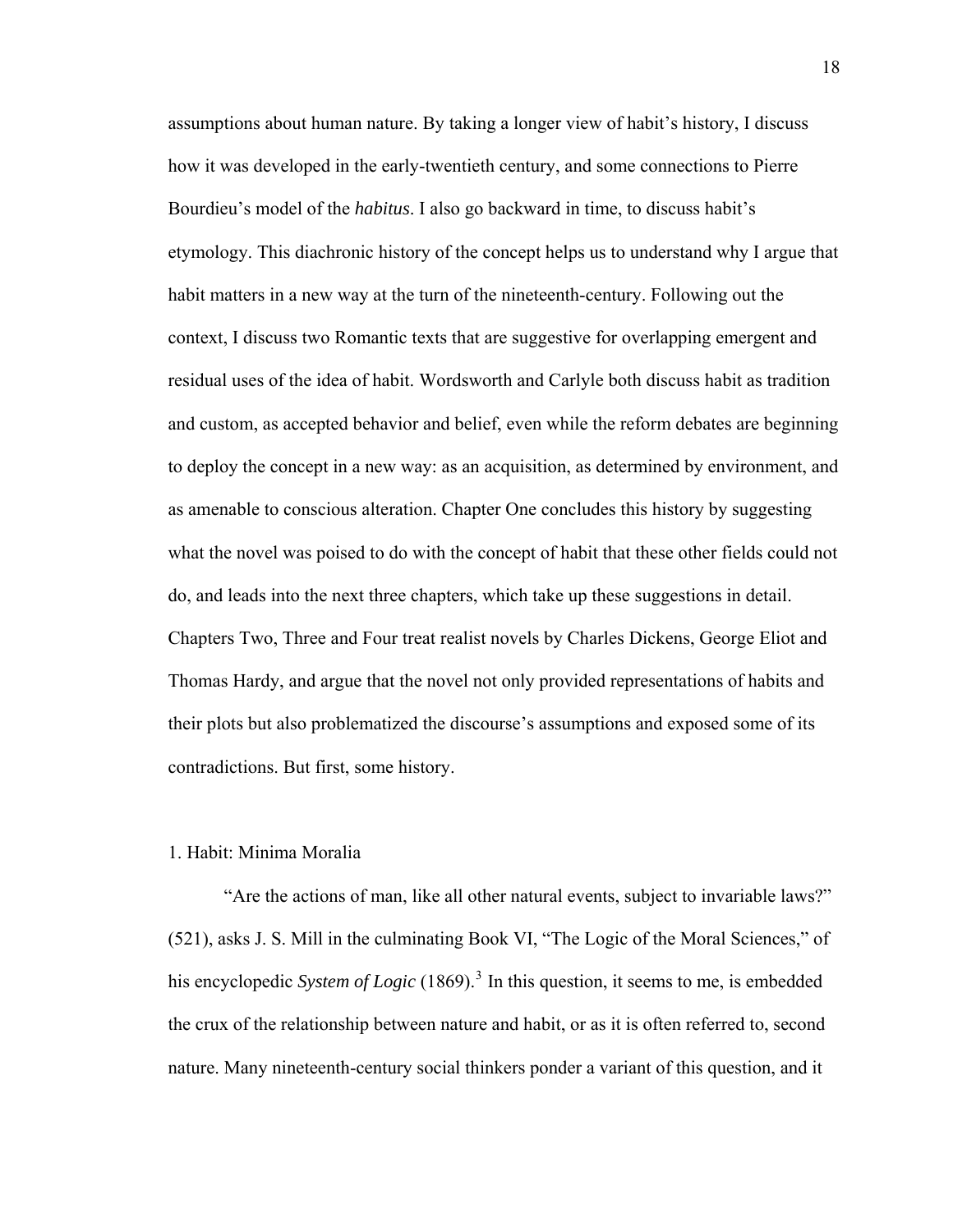assumptions about human nature. By taking a longer view of habit's history, I discuss how it was developed in the early-twentieth century, and some connections to Pierre Bourdieu's model of the *habitus*. I also go backward in time, to discuss habit's etymology. This diachronic history of the concept helps us to understand why I argue that habit matters in a new way at the turn of the nineteenth-century. Following out the context, I discuss two Romantic texts that are suggestive for overlapping emergent and residual uses of the idea of habit. Wordsworth and Carlyle both discuss habit as tradition and custom, as accepted behavior and belief, even while the reform debates are beginning to deploy the concept in a new way: as an acquisition, as determined by environment, and as amenable to conscious alteration. Chapter One concludes this history by suggesting what the novel was poised to do with the concept of habit that these other fields could not do, and leads into the next three chapters, which take up these suggestions in detail. Chapters Two, Three and Four treat realist novels by Charles Dickens, George Eliot and Thomas Hardy, and argue that the novel not only provided representations of habits and their plots but also problematized the discourse's assumptions and exposed some of its contradictions. But first, some history.

## 1. Habit: Minima Moralia

"Are the actions of man, like all other natural events, subject to invariable laws?" (521), asks J. S. Mill in the culminating Book VI, "The Logic of the Moral Sciences," of his encyclopedic *System of Logic* (1869).[3] In this question, it seems to me, is embedded the crux of the relationship between nature and habit, or as it is often referred to, second nature. Many nineteenth-century social thinkers ponder a variant of this question, and it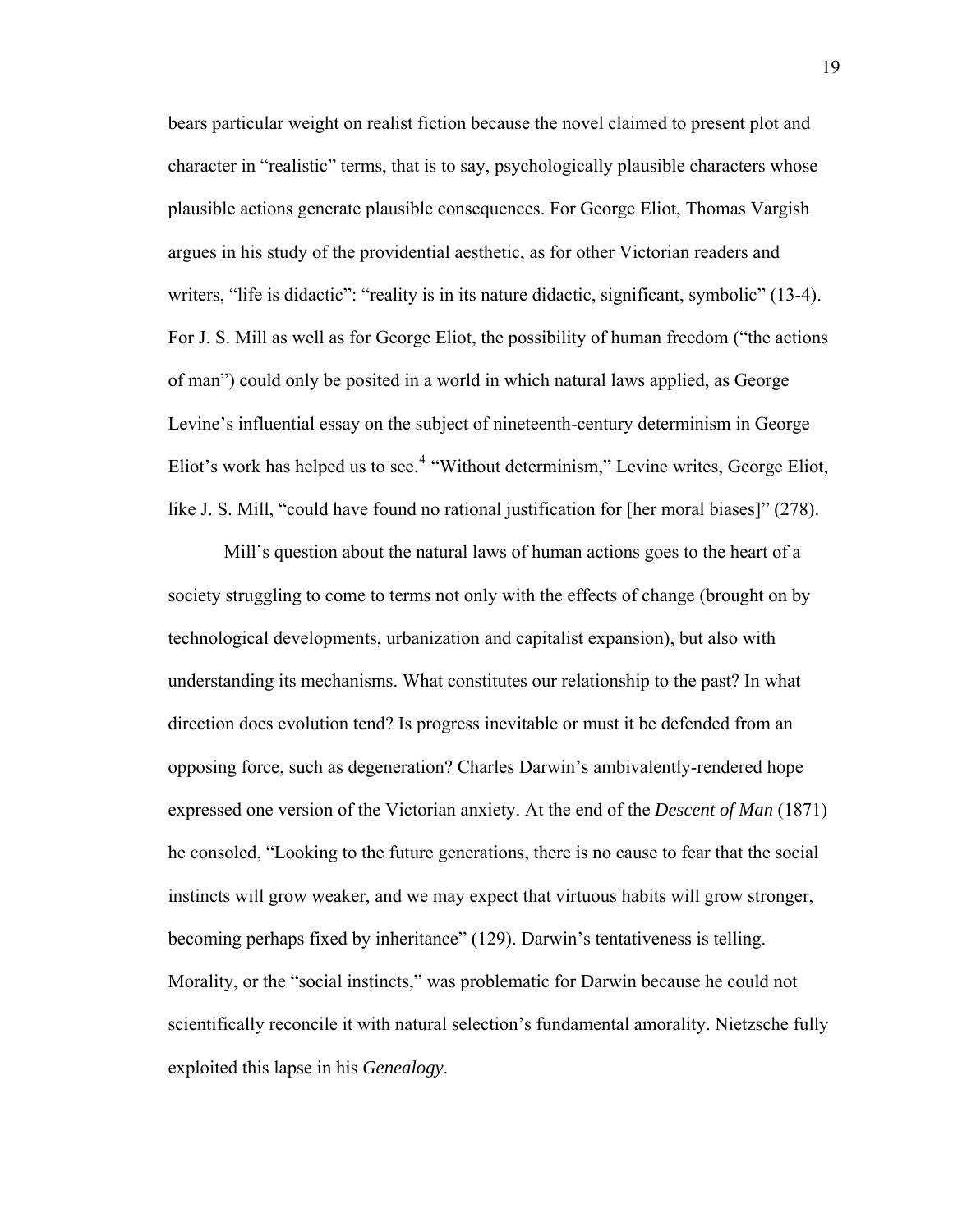bears particular weight on realist fiction because the novel claimed to present plot and character in "realistic" terms, that is to say, psychologically plausible characters whose plausible actions generate plausible consequences. For George Eliot, Thomas Vargish argues in his study of the providential aesthetic, as for other Victorian readers and writers, "life is didactic": "reality is in its nature didactic, significant, symbolic" (13-4). For J. S. Mill as well as for George Eliot, the possibility of human freedom ("the actions of man") could only be posited in a world in which natural laws applied, as George Levine's influential essay on the subject of nineteenth-century determinism in George Eliot's work has helped us to see.[4] "Without determinism," Levine writes, George Eliot, like J. S. Mill, "could have found no rational justification for [her moral biases]" (278).

Mill's question about the natural laws of human actions goes to the heart of a society struggling to come to terms not only with the effects of change (brought on by technological developments, urbanization and capitalist expansion), but also with understanding its mechanisms. What constitutes our relationship to the past? In what direction does evolution tend? Is progress inevitable or must it be defended from an opposing force, such as degeneration? Charles Darwin's ambivalently-rendered hope expressed one version of the Victorian anxiety. At the end of the *Descent of Man* (1871) he consoled, "Looking to the future generations, there is no cause to fear that the social instincts will grow weaker, and we may expect that virtuous habits will grow stronger, becoming perhaps fixed by inheritance" (129). Darwin's tentativeness is telling. Morality, or the "social instincts," was problematic for Darwin because he could not scientifically reconcile it with natural selection's fundamental amorality. Nietzsche fully exploited this lapse in his *Genealogy*.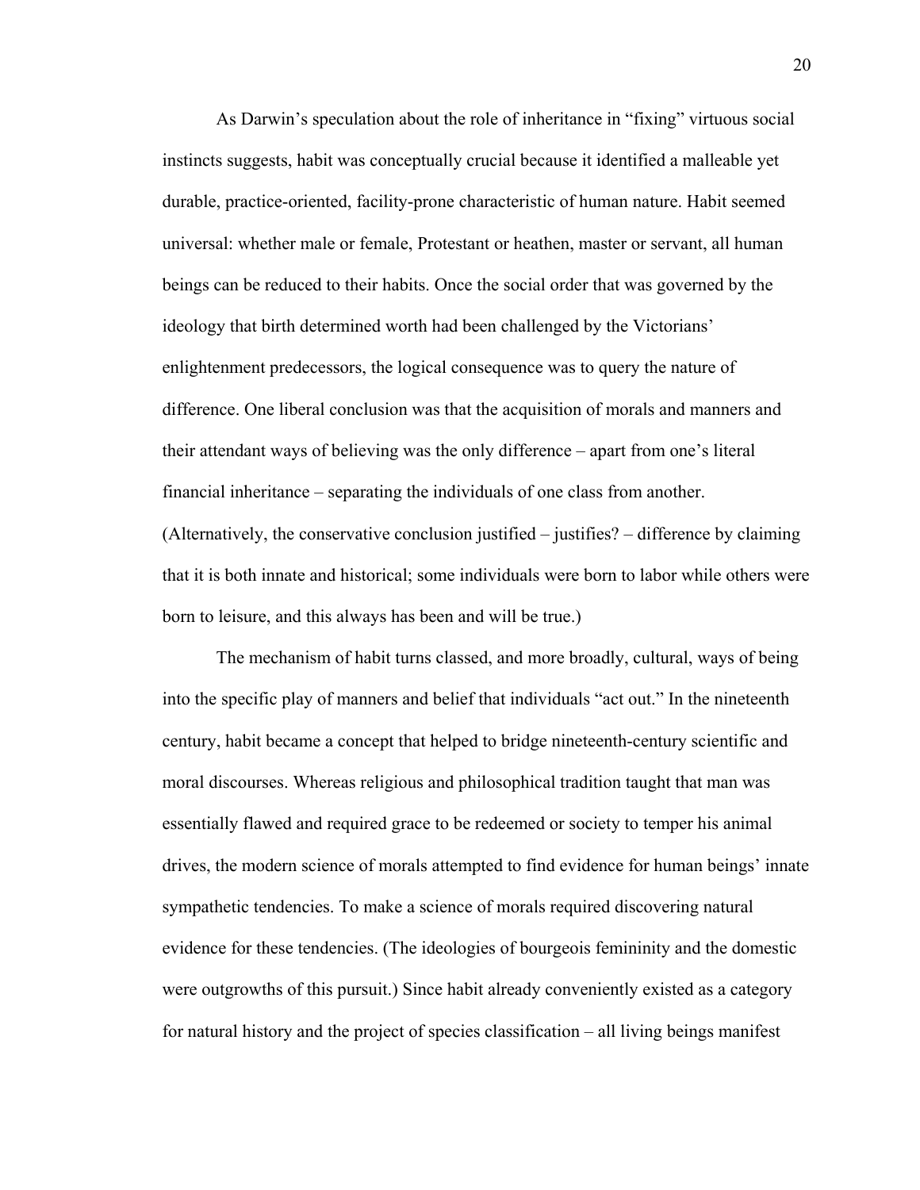As Darwin's speculation about the role of inheritance in "fixing" virtuous social instincts suggests, habit was conceptually crucial because it identified a malleable yet durable, practice-oriented, facility-prone characteristic of human nature. Habit seemed universal: whether male or female, Protestant or heathen, master or servant, all human beings can be reduced to their habits. Once the social order that was governed by the ideology that birth determined worth had been challenged by the Victorians' enlightenment predecessors, the logical consequence was to query the nature of difference. One liberal conclusion was that the acquisition of morals and manners and their attendant ways of believing was the only difference – apart from one's literal financial inheritance – separating the individuals of one class from another. (Alternatively, the conservative conclusion justified – justifies? – difference by claiming that it is both innate and historical; some individuals were born to labor while others were born to leisure, and this always has been and will be true.)

The mechanism of habit turns classed, and more broadly, cultural, ways of being into the specific play of manners and belief that individuals "act out." In the nineteenth century, habit became a concept that helped to bridge nineteenth-century scientific and moral discourses. Whereas religious and philosophical tradition taught that man was essentially flawed and required grace to be redeemed or society to temper his animal drives, the modern science of morals attempted to find evidence for human beings' innate sympathetic tendencies. To make a science of morals required discovering natural evidence for these tendencies. (The ideologies of bourgeois femininity and the domestic were outgrowths of this pursuit.) Since habit already conveniently existed as a category for natural history and the project of species classification – all living beings manifest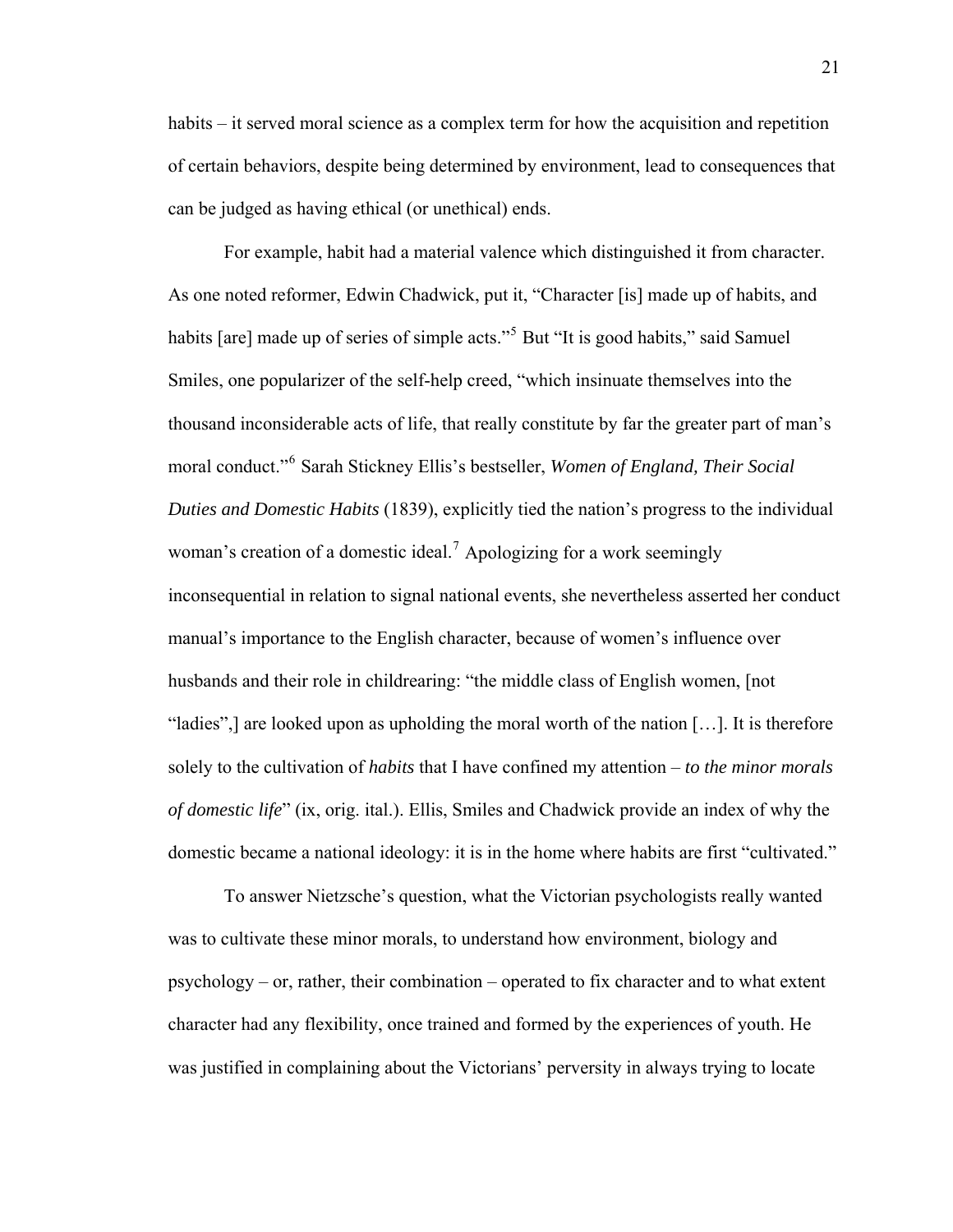habits – it served moral science as a complex term for how the acquisition and repetition of certain behaviors, despite being determined by environment, lead to consequences that can be judged as having ethical (or unethical) ends.

For example, habit had a material valence which distinguished it from character. As one noted reformer, Edwin Chadwick, put it, "Character [is] made up of habits, and habits [are] made up of series of simple acts."[5] But "It is good habits," said Samuel Smiles, one popularizer of the self-help creed, "which insinuate themselves into the thousand inconsiderable acts of life, that really constitute by far the greater part of man's moral conduct."[6] Sarah Stickney Ellis's bestseller, *Women of England, Their Social Duties and Domestic Habits* (1839), explicitly tied the nation's progress to the individual woman's creation of a domestic ideal.[7] Apologizing for a work seemingly inconsequential in relation to signal national events, she nevertheless asserted her conduct manual's importance to the English character, because of women's influence over husbands and their role in childrearing: "the middle class of English women, [not "ladies",] are looked upon as upholding the moral worth of the nation […]. It is therefore solely to the cultivation of *habits* that I have confined my attention – *to the minor morals of domestic life*" (ix, orig. ital.). Ellis, Smiles and Chadwick provide an index of why the domestic became a national ideology: it is in the home where habits are first "cultivated."

To answer Nietzsche's question, what the Victorian psychologists really wanted was to cultivate these minor morals, to understand how environment, biology and psychology – or, rather, their combination – operated to fix character and to what extent character had any flexibility, once trained and formed by the experiences of youth. He was justified in complaining about the Victorians' perversity in always trying to locate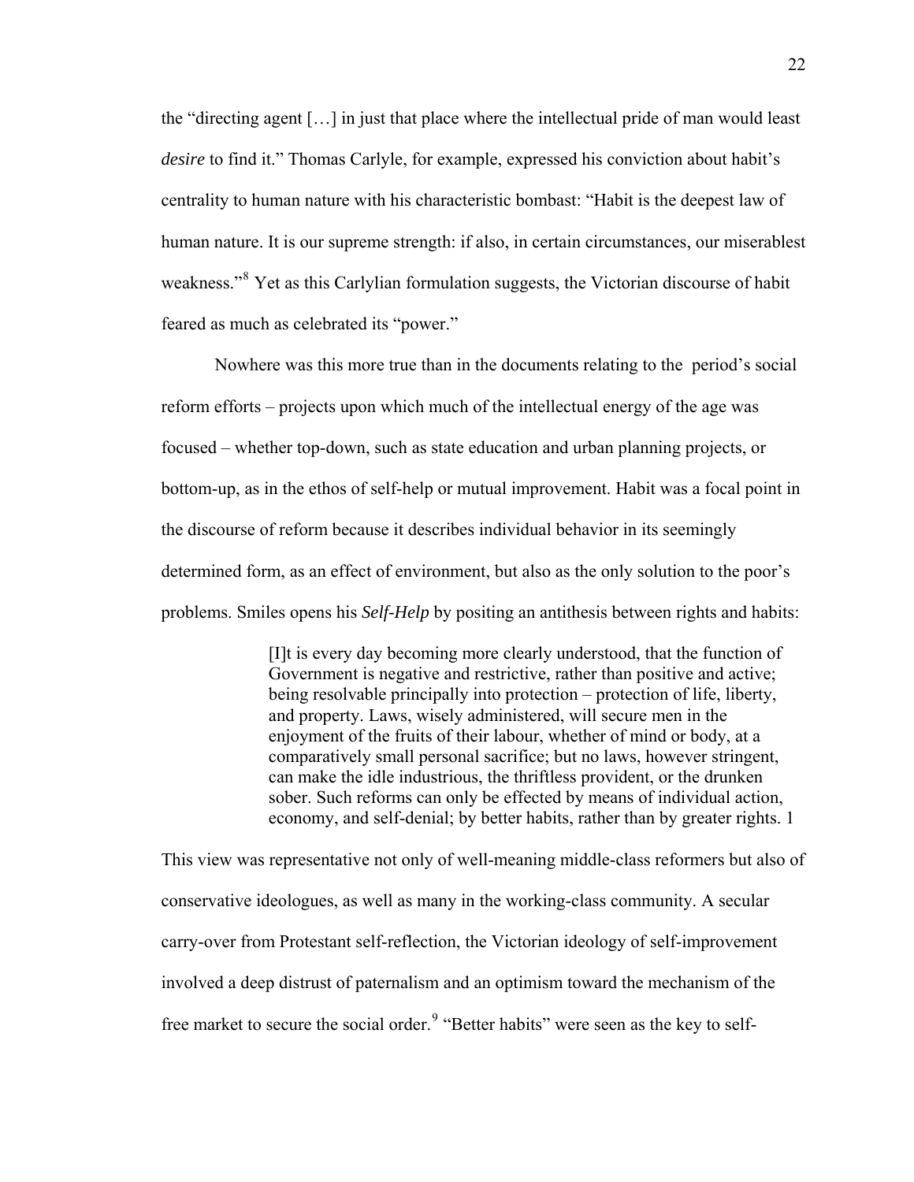the "directing agent […] in just that place where the intellectual pride of man would least *desire* to find it." Thomas Carlyle, for example, expressed his conviction about habit's centrality to human nature with his characteristic bombast: "Habit is the deepest law of human nature. It is our supreme strength: if also, in certain circumstances, our miserablest weakness."[8] Yet as this Carlylian formulation suggests, the Victorian discourse of habit feared as much as celebrated its "power."

Nowhere was this more true than in the documents relating to the period's social reform efforts – projects upon which much of the intellectual energy of the age was focused – whether top-down, such as state education and urban planning projects, or bottom-up, as in the ethos of self-help or mutual improvement. Habit was a focal point in the discourse of reform because it describes individual behavior in its seemingly determined form, as an effect of environment, but also as the only solution to the poor's problems. Smiles opens his *Self-Help* by positing an antithesis between rights and habits:

> [I]t is every day becoming more clearly understood, that the function of Government is negative and restrictive, rather than positive and active; being resolvable principally into protection – protection of life, liberty, and property. Laws, wisely administered, will secure men in the enjoyment of the fruits of their labour, whether of mind or body, at a comparatively small personal sacrifice; but no laws, however stringent, can make the idle industrious, the thriftless provident, or the drunken sober. Such reforms can only be effected by means of individual action, economy, and self-denial; by better habits, rather than by greater rights. 1

This view was representative not only of well-meaning middle-class reformers but also of conservative ideologues, as well as many in the working-class community. A secular carry-over from Protestant self-reflection, the Victorian ideology of self-improvement involved a deep distrust of paternalism and an optimism toward the mechanism of the free market to secure the social order.[9] "Better habits" were seen as the key to self-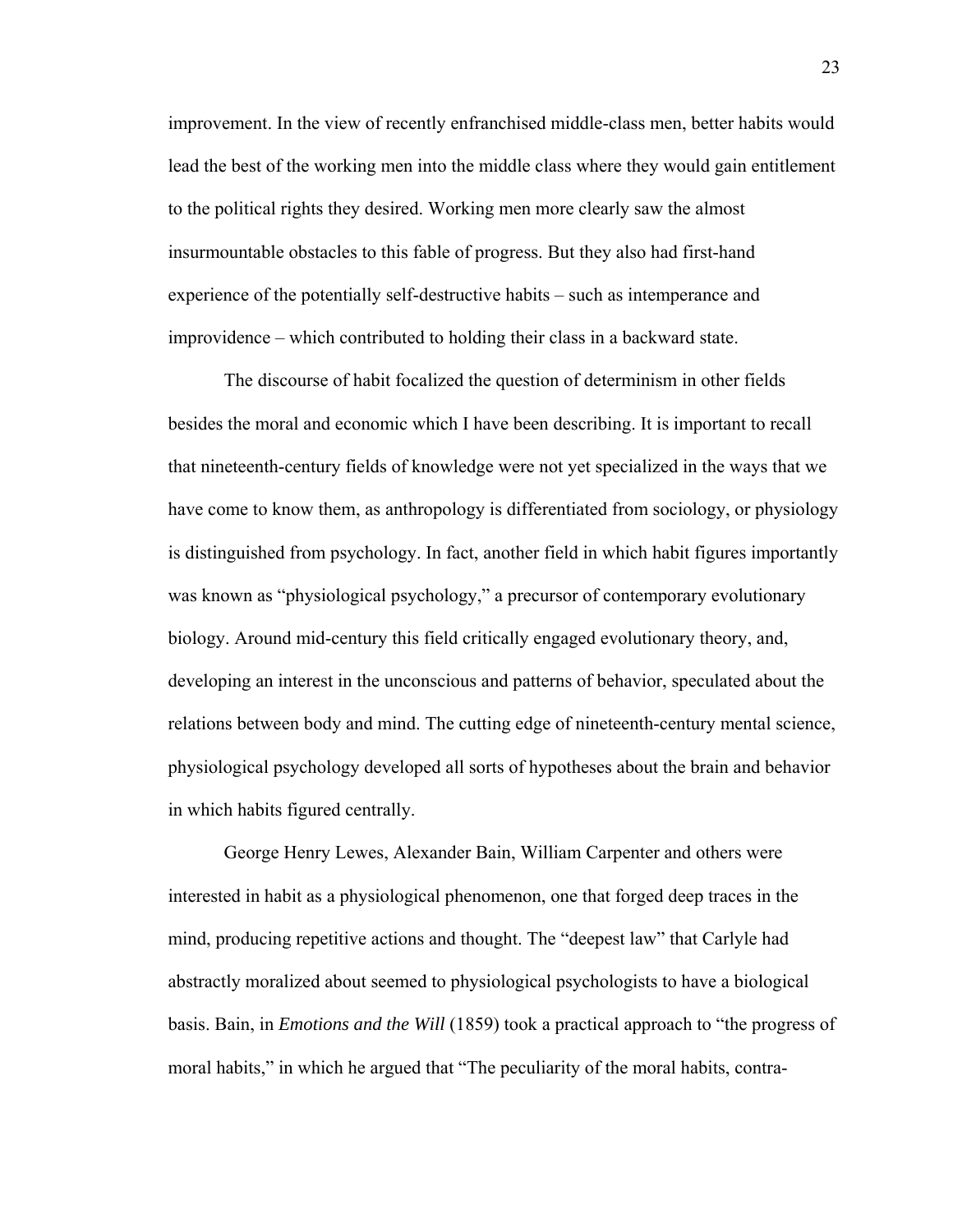improvement. In the view of recently enfranchised middle-class men, better habits would lead the best of the working men into the middle class where they would gain entitlement to the political rights they desired. Working men more clearly saw the almost insurmountable obstacles to this fable of progress. But they also had first-hand experience of the potentially self-destructive habits – such as intemperance and improvidence – which contributed to holding their class in a backward state.

The discourse of habit focalized the question of determinism in other fields besides the moral and economic which I have been describing. It is important to recall that nineteenth-century fields of knowledge were not yet specialized in the ways that we have come to know them, as anthropology is differentiated from sociology, or physiology is distinguished from psychology. In fact, another field in which habit figures importantly was known as "physiological psychology," a precursor of contemporary evolutionary biology. Around mid-century this field critically engaged evolutionary theory, and, developing an interest in the unconscious and patterns of behavior, speculated about the relations between body and mind. The cutting edge of nineteenth-century mental science, physiological psychology developed all sorts of hypotheses about the brain and behavior in which habits figured centrally.

George Henry Lewes, Alexander Bain, William Carpenter and others were interested in habit as a physiological phenomenon, one that forged deep traces in the mind, producing repetitive actions and thought. The "deepest law" that Carlyle had abstractly moralized about seemed to physiological psychologists to have a biological basis. Bain, in *Emotions and the Will* (1859) took a practical approach to "the progress of moral habits," in which he argued that "The peculiarity of the moral habits, contra-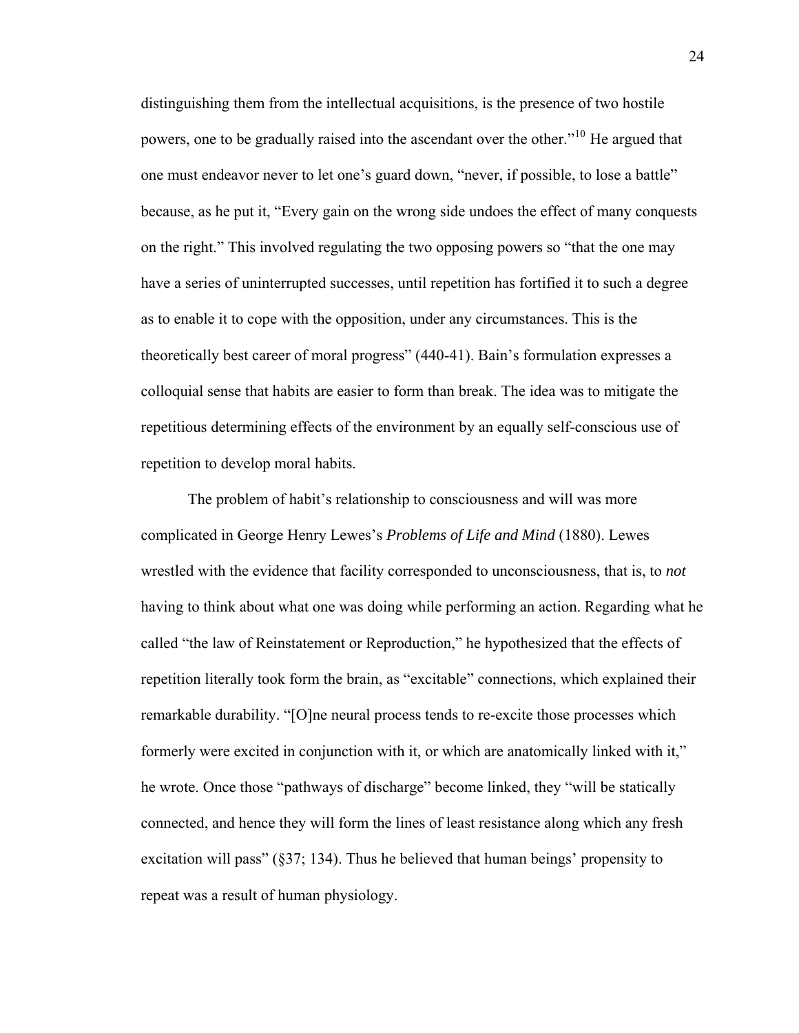distinguishing them from the intellectual acquisitions, is the presence of two hostile powers, one to be gradually raised into the ascendant over the other."[10] He argued that one must endeavor never to let one's guard down, "never, if possible, to lose a battle" because, as he put it, "Every gain on the wrong side undoes the effect of many conquests on the right." This involved regulating the two opposing powers so "that the one may have a series of uninterrupted successes, until repetition has fortified it to such a degree as to enable it to cope with the opposition, under any circumstances. This is the theoretically best career of moral progress" (440-41). Bain's formulation expresses a colloquial sense that habits are easier to form than break. The idea was to mitigate the repetitious determining effects of the environment by an equally self-conscious use of repetition to develop moral habits.

The problem of habit's relationship to consciousness and will was more complicated in George Henry Lewes's *Problems of Life and Mind* (1880). Lewes wrestled with the evidence that facility corresponded to unconsciousness, that is, to *not* having to think about what one was doing while performing an action. Regarding what he called "the law of Reinstatement or Reproduction," he hypothesized that the effects of repetition literally took form the brain, as "excitable" connections, which explained their remarkable durability. "[O]ne neural process tends to re-excite those processes which formerly were excited in conjunction with it, or which are anatomically linked with it," he wrote. Once those "pathways of discharge" become linked, they "will be statically connected, and hence they will form the lines of least resistance along which any fresh excitation will pass" (§37; 134). Thus he believed that human beings' propensity to repeat was a result of human physiology.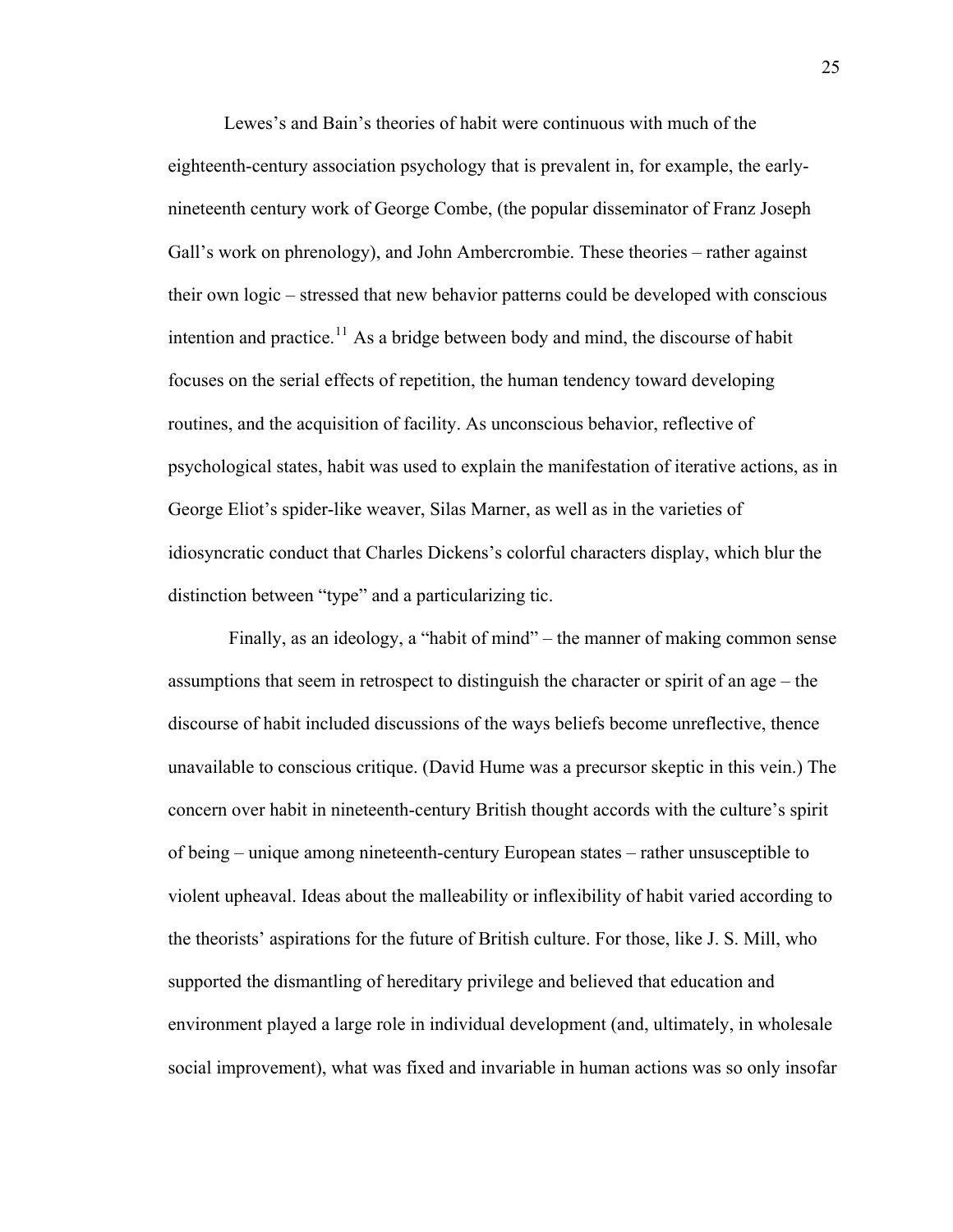Lewes's and Bain's theories of habit were continuous with much of the eighteenth-century association psychology that is prevalent in, for example, the early-nineteenth century work of George Combe, (the popular disseminator of Franz Joseph Gall's work on phrenology), and John Ambercrombie. These theories – rather against their own logic – stressed that new behavior patterns could be developed with conscious intention and practice.[11] As a bridge between body and mind, the discourse of habit focuses on the serial effects of repetition, the human tendency toward developing routines, and the acquisition of facility. As unconscious behavior, reflective of psychological states, habit was used to explain the manifestation of iterative actions, as in George Eliot's spider-like weaver, Silas Marner, as well as in the varieties of idiosyncratic conduct that Charles Dickens's colorful characters display, which blur the distinction between "type" and a particularizing tic.

Finally, as an ideology, a "habit of mind" – the manner of making common sense assumptions that seem in retrospect to distinguish the character or spirit of an age – the discourse of habit included discussions of the ways beliefs become unreflective, thence unavailable to conscious critique. (David Hume was a precursor skeptic in this vein.) The concern over habit in nineteenth-century British thought accords with the culture's spirit of being – unique among nineteenth-century European states – rather unsusceptible to violent upheaval. Ideas about the malleability or inflexibility of habit varied according to the theorists' aspirations for the future of British culture. For those, like J. S. Mill, who supported the dismantling of hereditary privilege and believed that education and environment played a large role in individual development (and, ultimately, in wholesale social improvement), what was fixed and invariable in human actions was so only insofar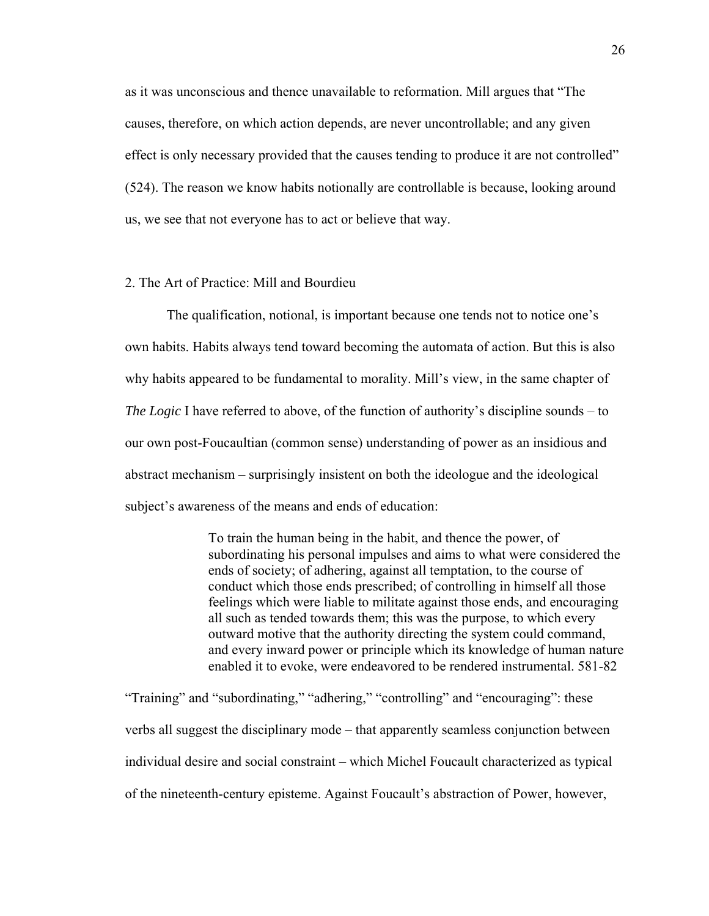as it was unconscious and thence unavailable to reformation. Mill argues that "The causes, therefore, on which action depends, are never uncontrollable; and any given effect is only necessary provided that the causes tending to produce it are not controlled" (524). The reason we know habits notionally are controllable is because, looking around us, we see that not everyone has to act or believe that way.

## 2. The Art of Practice: Mill and Bourdieu

The qualification, notional, is important because one tends not to notice one's own habits. Habits always tend toward becoming the automata of action. But this is also why habits appeared to be fundamental to morality. Mill's view, in the same chapter of *The Logic* I have referred to above, of the function of authority's discipline sounds – to our own post-Foucaultian (common sense) understanding of power as an insidious and abstract mechanism – surprisingly insistent on both the ideologue and the ideological subject's awareness of the means and ends of education:

> To train the human being in the habit, and thence the power, of subordinating his personal impulses and aims to what were considered the ends of society; of adhering, against all temptation, to the course of conduct which those ends prescribed; of controlling in himself all those feelings which were liable to militate against those ends, and encouraging all such as tended towards them; this was the purpose, to which every outward motive that the authority directing the system could command, and every inward power or principle which its knowledge of human nature enabled it to evoke, were endeavored to be rendered instrumental. 581-82

"Training" and "subordinating," "adhering," "controlling" and "encouraging": these verbs all suggest the disciplinary mode – that apparently seamless conjunction between individual desire and social constraint – which Michel Foucault characterized as typical of the nineteenth-century episteme. Against Foucault's abstraction of Power, however,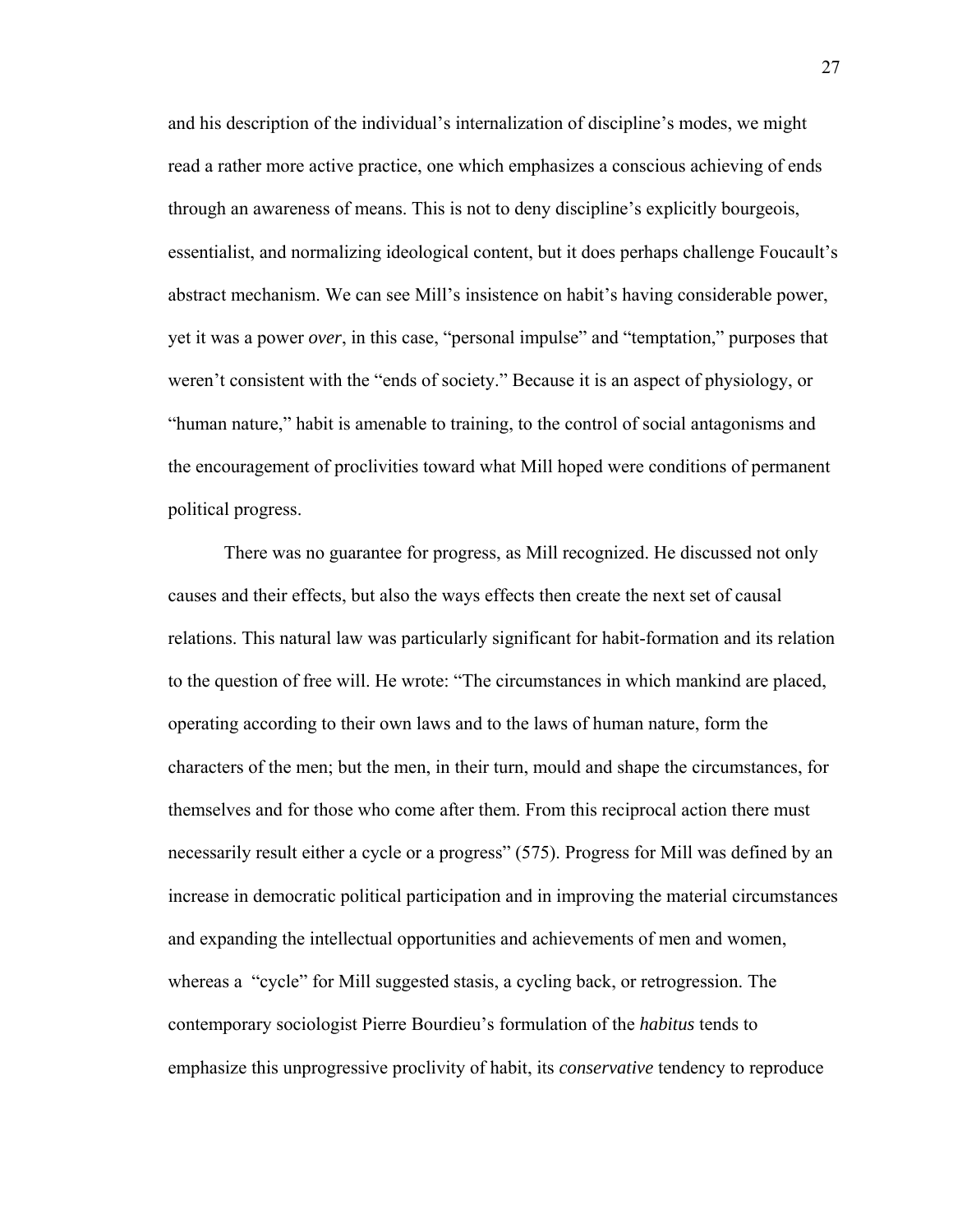and his description of the individual's internalization of discipline's modes, we might read a rather more active practice, one which emphasizes a conscious achieving of ends through an awareness of means. This is not to deny discipline's explicitly bourgeois, essentialist, and normalizing ideological content, but it does perhaps challenge Foucault's abstract mechanism. We can see Mill's insistence on habit's having considerable power, yet it was a power *over*, in this case, "personal impulse" and "temptation," purposes that weren't consistent with the "ends of society." Because it is an aspect of physiology, or "human nature," habit is amenable to training, to the control of social antagonisms and the encouragement of proclivities toward what Mill hoped were conditions of permanent political progress.

There was no guarantee for progress, as Mill recognized. He discussed not only causes and their effects, but also the ways effects then create the next set of causal relations. This natural law was particularly significant for habit-formation and its relation to the question of free will. He wrote: "The circumstances in which mankind are placed, operating according to their own laws and to the laws of human nature, form the characters of the men; but the men, in their turn, mould and shape the circumstances, for themselves and for those who come after them. From this reciprocal action there must necessarily result either a cycle or a progress" (575). Progress for Mill was defined by an increase in democratic political participation and in improving the material circumstances and expanding the intellectual opportunities and achievements of men and women, whereas a "cycle" for Mill suggested stasis, a cycling back, or retrogression. The contemporary sociologist Pierre Bourdieu's formulation of the *habitus* tends to emphasize this unprogressive proclivity of habit, its *conservative* tendency to reproduce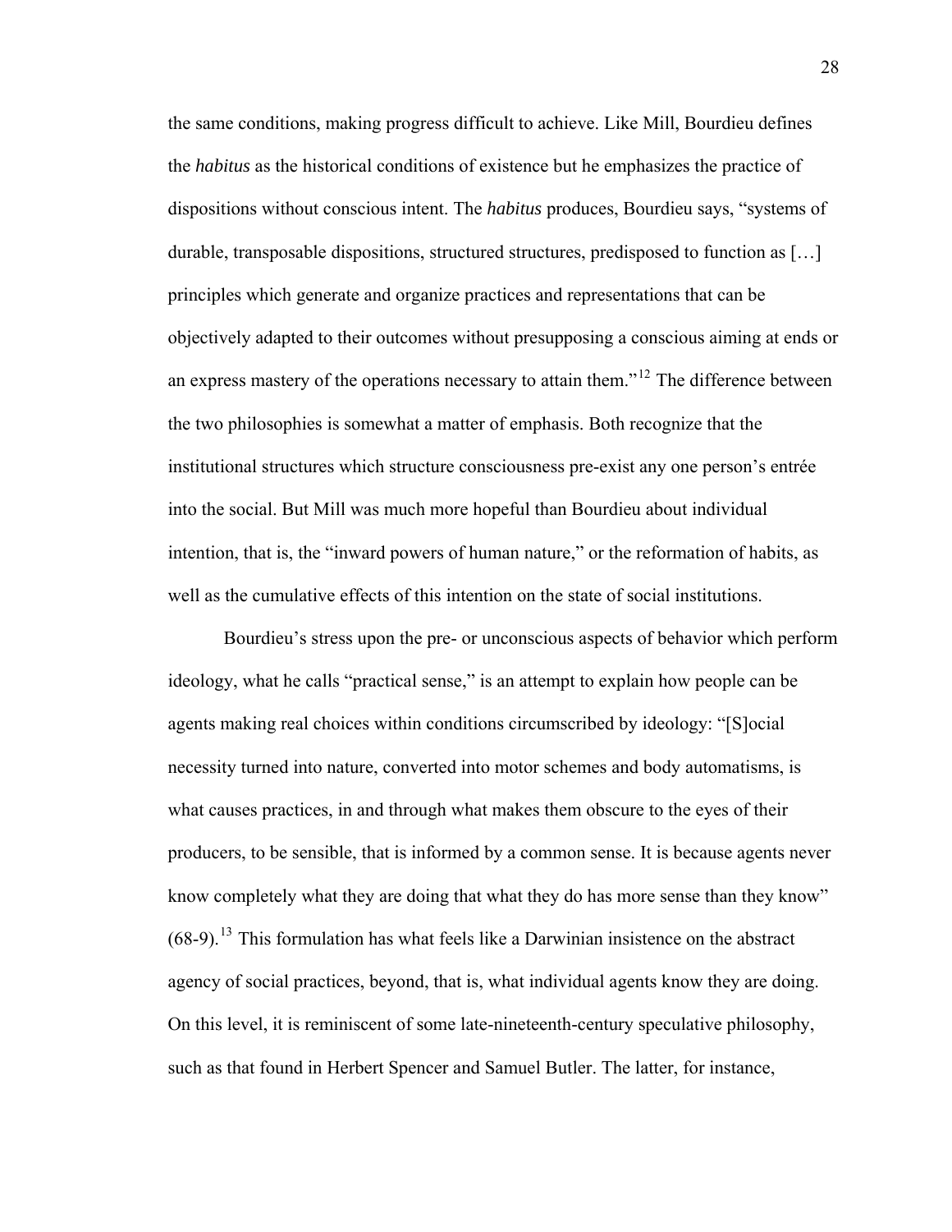the same conditions, making progress difficult to achieve. Like Mill, Bourdieu defines the *habitus* as the historical conditions of existence but he emphasizes the practice of dispositions without conscious intent. The *habitus* produces, Bourdieu says, "systems of durable, transposable dispositions, structured structures, predisposed to function as […] principles which generate and organize practices and representations that can be objectively adapted to their outcomes without presupposing a conscious aiming at ends or an express mastery of the operations necessary to attain them."[12] The difference between the two philosophies is somewhat a matter of emphasis. Both recognize that the institutional structures which structure consciousness pre-exist any one person's entrée into the social. But Mill was much more hopeful than Bourdieu about individual intention, that is, the "inward powers of human nature," or the reformation of habits, as well as the cumulative effects of this intention on the state of social institutions.

Bourdieu's stress upon the pre- or unconscious aspects of behavior which perform ideology, what he calls "practical sense," is an attempt to explain how people can be agents making real choices within conditions circumscribed by ideology: "[S]ocial necessity turned into nature, converted into motor schemes and body automatisms, is what causes practices, in and through what makes them obscure to the eyes of their producers, to be sensible, that is informed by a common sense. It is because agents never know completely what they are doing that what they do has more sense than they know" (68-9).[13] This formulation has what feels like a Darwinian insistence on the abstract agency of social practices, beyond, that is, what individual agents know they are doing. On this level, it is reminiscent of some late-nineteenth-century speculative philosophy, such as that found in Herbert Spencer and Samuel Butler. The latter, for instance,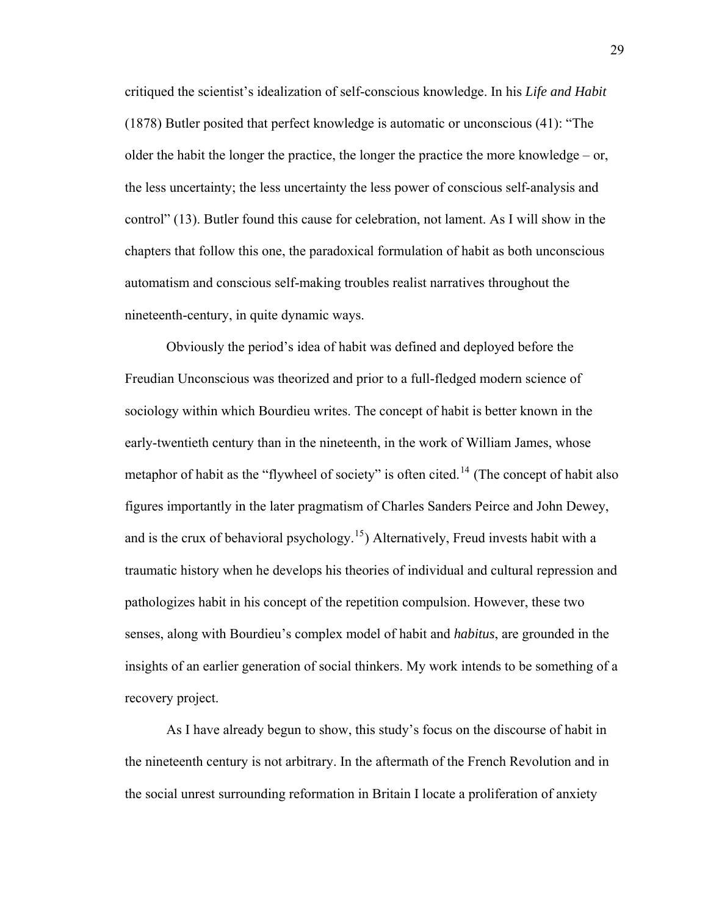critiqued the scientist's idealization of self-conscious knowledge. In his *Life and Habit* (1878) Butler posited that perfect knowledge is automatic or unconscious (41): "The older the habit the longer the practice, the longer the practice the more knowledge – or, the less uncertainty; the less uncertainty the less power of conscious self-analysis and control" (13). Butler found this cause for celebration, not lament. As I will show in the chapters that follow this one, the paradoxical formulation of habit as both unconscious automatism and conscious self-making troubles realist narratives throughout the nineteenth-century, in quite dynamic ways.

Obviously the period's idea of habit was defined and deployed before the Freudian Unconscious was theorized and prior to a full-fledged modern science of sociology within which Bourdieu writes. The concept of habit is better known in the early-twentieth century than in the nineteenth, in the work of William James, whose metaphor of habit as the "flywheel of society" is often cited.[14] (The concept of habit also figures importantly in the later pragmatism of Charles Sanders Peirce and John Dewey, and is the crux of behavioral psychology.[15]) Alternatively, Freud invests habit with a traumatic history when he develops his theories of individual and cultural repression and pathologizes habit in his concept of the repetition compulsion. However, these two senses, along with Bourdieu's complex model of habit and *habitus*, are grounded in the insights of an earlier generation of social thinkers. My work intends to be something of a recovery project.

As I have already begun to show, this study's focus on the discourse of habit in the nineteenth century is not arbitrary. In the aftermath of the French Revolution and in the social unrest surrounding reformation in Britain I locate a proliferation of anxiety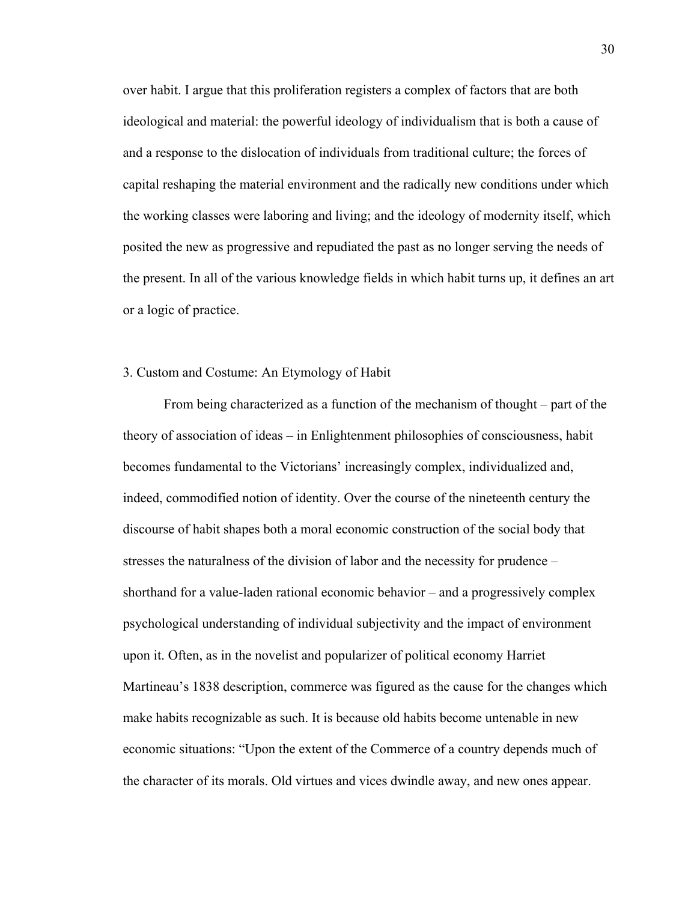over habit. I argue that this proliferation registers a complex of factors that are both ideological and material: the powerful ideology of individualism that is both a cause of and a response to the dislocation of individuals from traditional culture; the forces of capital reshaping the material environment and the radically new conditions under which the working classes were laboring and living; and the ideology of modernity itself, which posited the new as progressive and repudiated the past as no longer serving the needs of the present. In all of the various knowledge fields in which habit turns up, it defines an art or a logic of practice.

### 3. Custom and Costume: An Etymology of Habit

From being characterized as a function of the mechanism of thought – part of the theory of association of ideas – in Enlightenment philosophies of consciousness, habit becomes fundamental to the Victorians' increasingly complex, individualized and, indeed, commodified notion of identity. Over the course of the nineteenth century the discourse of habit shapes both a moral economic construction of the social body that stresses the naturalness of the division of labor and the necessity for prudence – shorthand for a value-laden rational economic behavior – and a progressively complex psychological understanding of individual subjectivity and the impact of environment upon it. Often, as in the novelist and popularizer of political economy Harriet Martineau's 1838 description, commerce was figured as the cause for the changes which make habits recognizable as such. It is because old habits become untenable in new economic situations: "Upon the extent of the Commerce of a country depends much of the character of its morals. Old virtues and vices dwindle away, and new ones appear.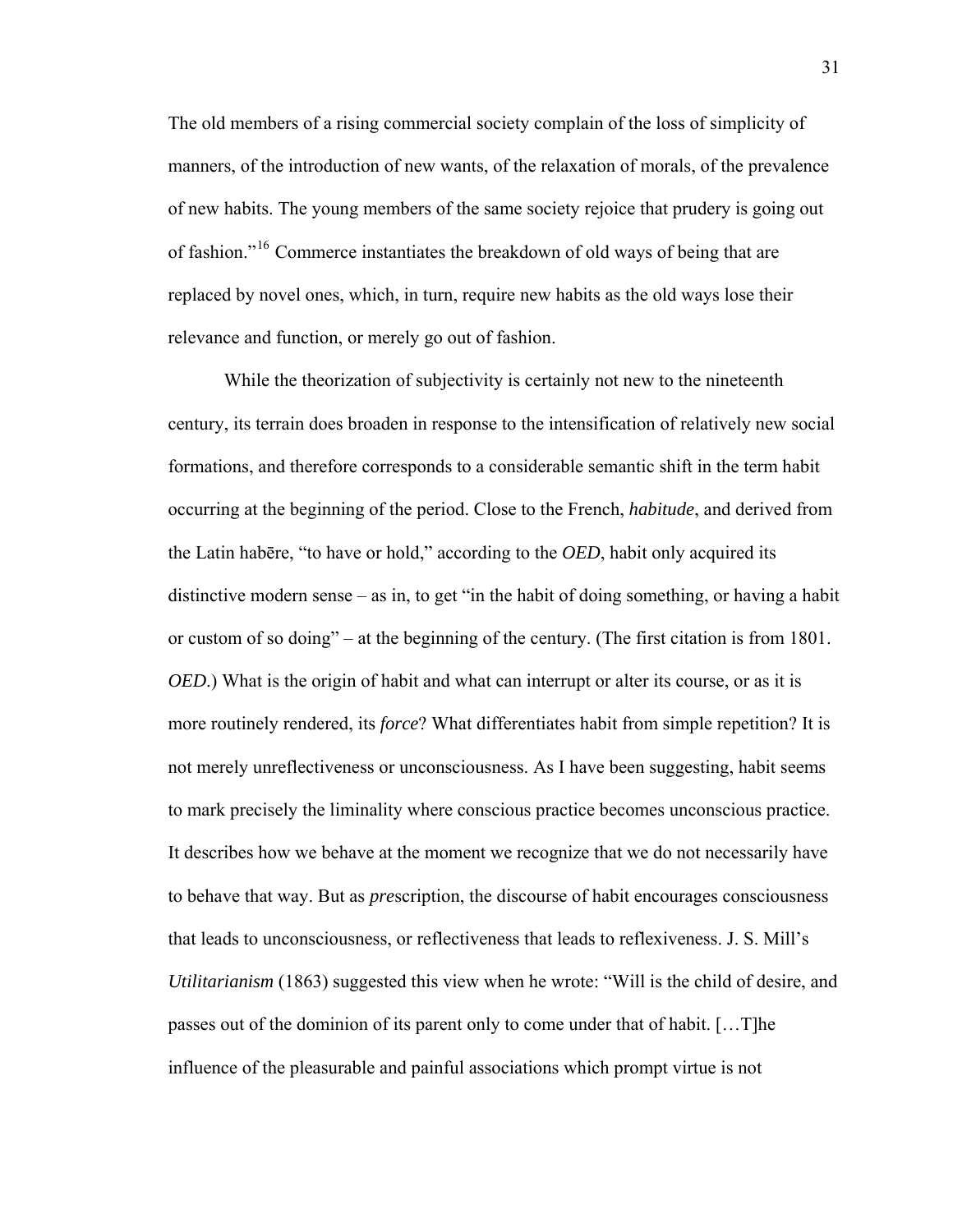The old members of a rising commercial society complain of the loss of simplicity of manners, of the introduction of new wants, of the relaxation of morals, of the prevalence of new habits. The young members of the same society rejoice that prudery is going out of fashion."[16] Commerce instantiates the breakdown of old ways of being that are replaced by novel ones, which, in turn, require new habits as the old ways lose their relevance and function, or merely go out of fashion.

While the theorization of subjectivity is certainly not new to the nineteenth century, its terrain does broaden in response to the intensification of relatively new social formations, and therefore corresponds to a considerable semantic shift in the term habit occurring at the beginning of the period. Close to the French, *habitude*, and derived from the Latin habēre, "to have or hold," according to the *OED*, habit only acquired its distinctive modern sense – as in, to get "in the habit of doing something, or having a habit or custom of so doing" – at the beginning of the century. (The first citation is from 1801. *OED*.) What is the origin of habit and what can interrupt or alter its course, or as it is more routinely rendered, its *force*? What differentiates habit from simple repetition? It is not merely unreflectiveness or unconsciousness. As I have been suggesting, habit seems to mark precisely the liminality where conscious practice becomes unconscious practice. It describes how we behave at the moment we recognize that we do not necessarily have to behave that way. But as *pre*scription, the discourse of habit encourages consciousness that leads to unconsciousness, or reflectiveness that leads to reflexiveness. J. S. Mill's *Utilitarianism* (1863) suggested this view when he wrote: "Will is the child of desire, and passes out of the dominion of its parent only to come under that of habit. […T]he influence of the pleasurable and painful associations which prompt virtue is not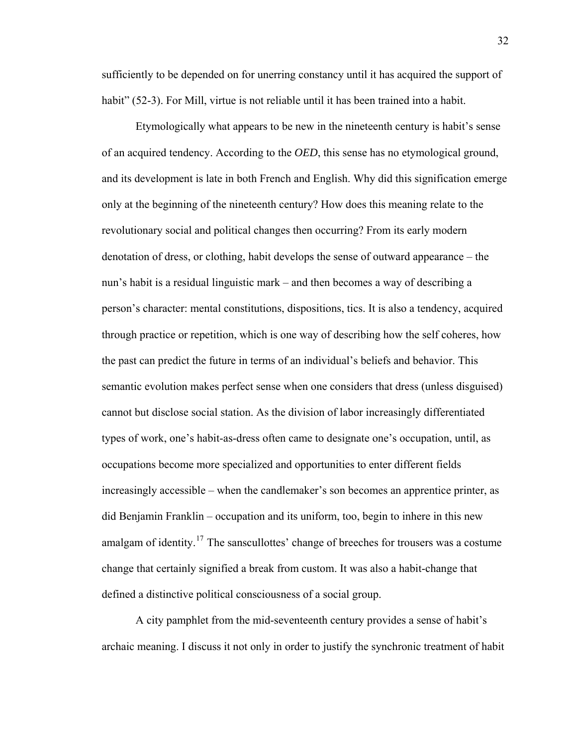sufficiently to be depended on for unerring constancy until it has acquired the support of habit" (52-3). For Mill, virtue is not reliable until it has been trained into a habit.

Etymologically what appears to be new in the nineteenth century is habit's sense of an acquired tendency. According to the *OED*, this sense has no etymological ground, and its development is late in both French and English. Why did this signification emerge only at the beginning of the nineteenth century? How does this meaning relate to the revolutionary social and political changes then occurring? From its early modern denotation of dress, or clothing, habit develops the sense of outward appearance – the nun's habit is a residual linguistic mark – and then becomes a way of describing a person's character: mental constitutions, dispositions, tics. It is also a tendency, acquired through practice or repetition, which is one way of describing how the self coheres, how the past can predict the future in terms of an individual's beliefs and behavior. This semantic evolution makes perfect sense when one considers that dress (unless disguised) cannot but disclose social station. As the division of labor increasingly differentiated types of work, one's habit-as-dress often came to designate one's occupation, until, as occupations become more specialized and opportunities to enter different fields increasingly accessible – when the candlemaker's son becomes an apprentice printer, as did Benjamin Franklin – occupation and its uniform, too, begin to inhere in this new amalgam of identity.[17] The sanscullottes' change of breeches for trousers was a costume change that certainly signified a break from custom. It was also a habit-change that defined a distinctive political consciousness of a social group.

A city pamphlet from the mid-seventeenth century provides a sense of habit's archaic meaning. I discuss it not only in order to justify the synchronic treatment of habit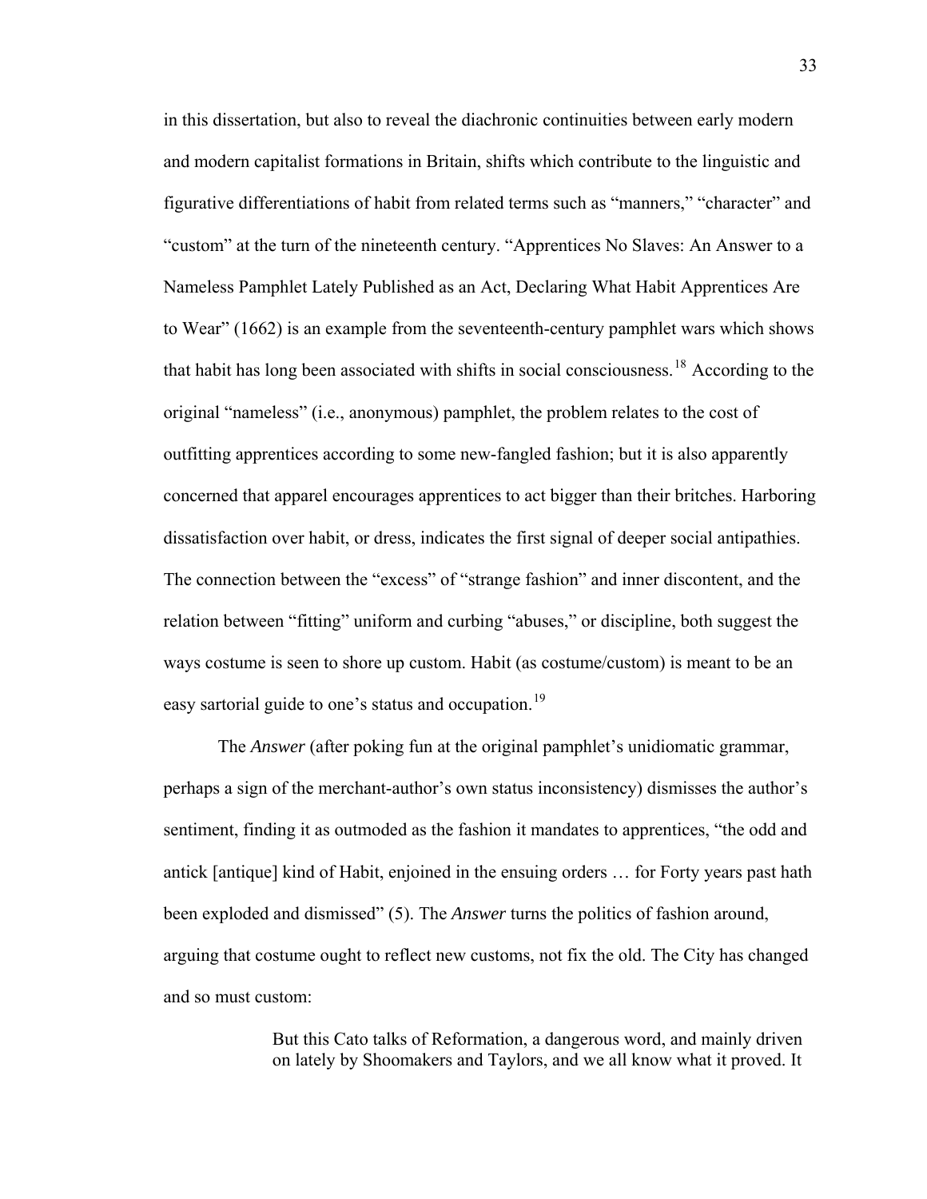in this dissertation, but also to reveal the diachronic continuities between early modern and modern capitalist formations in Britain, shifts which contribute to the linguistic and figurative differentiations of habit from related terms such as "manners," "character" and "custom" at the turn of the nineteenth century. "Apprentices No Slaves: An Answer to a Nameless Pamphlet Lately Published as an Act, Declaring What Habit Apprentices Are to Wear" (1662) is an example from the seventeenth-century pamphlet wars which shows that habit has long been associated with shifts in social consciousness.[18] According to the original "nameless" (i.e., anonymous) pamphlet, the problem relates to the cost of outfitting apprentices according to some new-fangled fashion; but it is also apparently concerned that apparel encourages apprentices to act bigger than their britches. Harboring dissatisfaction over habit, or dress, indicates the first signal of deeper social antipathies. The connection between the "excess" of "strange fashion" and inner discontent, and the relation between "fitting" uniform and curbing "abuses," or discipline, both suggest the ways costume is seen to shore up custom. Habit (as costume/custom) is meant to be an easy sartorial guide to one's status and occupation.[19]

The *Answer* (after poking fun at the original pamphlet's unidiomatic grammar, perhaps a sign of the merchant-author's own status inconsistency) dismisses the author's sentiment, finding it as outmoded as the fashion it mandates to apprentices, "the odd and antick [antique] kind of Habit, enjoined in the ensuing orders … for Forty years past hath been exploded and dismissed" (5). The *Answer* turns the politics of fashion around, arguing that costume ought to reflect new customs, not fix the old. The City has changed and so must custom:

> But this Cato talks of Reformation, a dangerous word, and mainly driven on lately by Shoomakers and Taylors, and we all know what it proved. It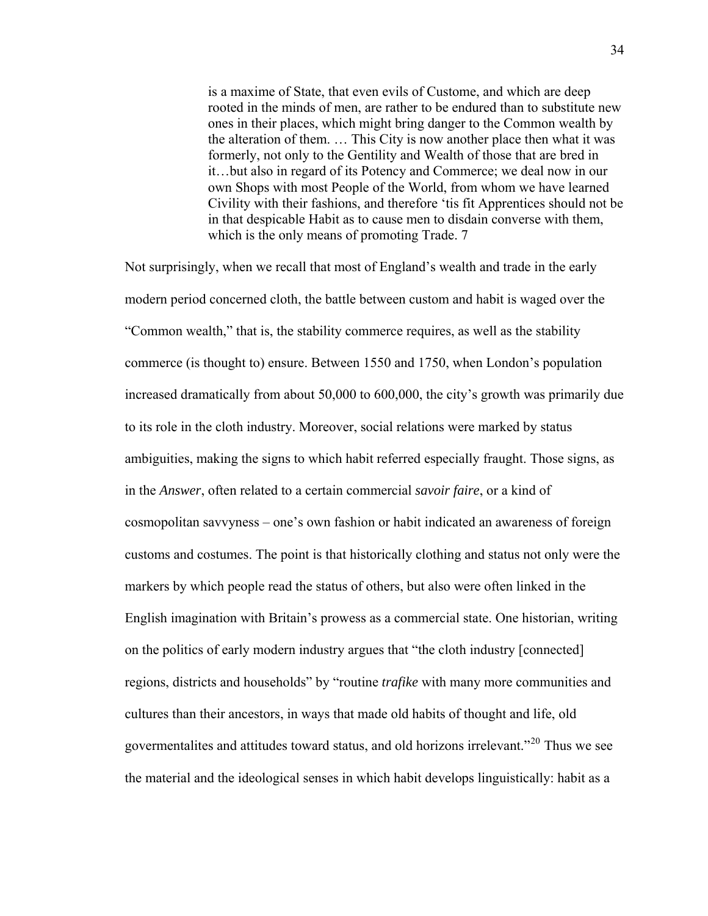> is a maxime of State, that even evils of Custome, and which are deep rooted in the minds of men, are rather to be endured than to substitute new ones in their places, which might bring danger to the Common wealth by the alteration of them. … This City is now another place then what it was formerly, not only to the Gentility and Wealth of those that are bred in it…but also in regard of its Potency and Commerce; we deal now in our own Shops with most People of the World, from whom we have learned Civility with their fashions, and therefore 'tis fit Apprentices should not be in that despicable Habit as to cause men to disdain converse with them, which is the only means of promoting Trade. 7

Not surprisingly, when we recall that most of England's wealth and trade in the early modern period concerned cloth, the battle between custom and habit is waged over the "Common wealth," that is, the stability commerce requires, as well as the stability commerce (is thought to) ensure. Between 1550 and 1750, when London's population increased dramatically from about 50,000 to 600,000, the city's growth was primarily due to its role in the cloth industry. Moreover, social relations were marked by status ambiguities, making the signs to which habit referred especially fraught. Those signs, as in the *Answer*, often related to a certain commercial *savoir faire*, or a kind of cosmopolitan savvyness – one's own fashion or habit indicated an awareness of foreign customs and costumes. The point is that historically clothing and status not only were the markers by which people read the status of others, but also were often linked in the English imagination with Britain's prowess as a commercial state. One historian, writing on the politics of early modern industry argues that "the cloth industry [connected] regions, districts and households" by "routine *trafike* with many more communities and cultures than their ancestors, in ways that made old habits of thought and life, old govermentalites and attitudes toward status, and old horizons irrelevant."[20] Thus we see the material and the ideological senses in which habit develops linguistically: habit as a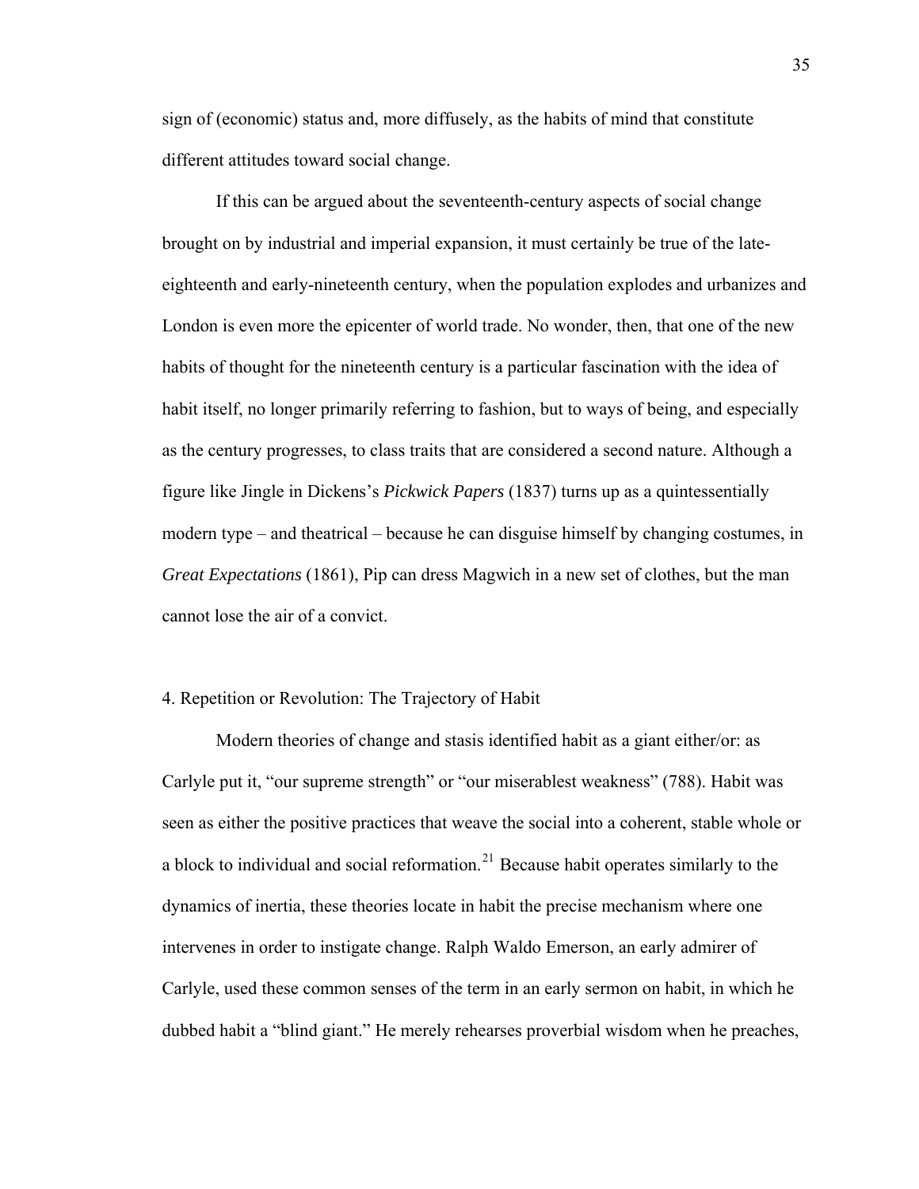sign of (economic) status and, more diffusely, as the habits of mind that constitute different attitudes toward social change.

If this can be argued about the seventeenth-century aspects of social change brought on by industrial and imperial expansion, it must certainly be true of the late-eighteenth and early-nineteenth century, when the population explodes and urbanizes and London is even more the epicenter of world trade. No wonder, then, that one of the new habits of thought for the nineteenth century is a particular fascination with the idea of habit itself, no longer primarily referring to fashion, but to ways of being, and especially as the century progresses, to class traits that are considered a second nature. Although a figure like Jingle in Dickens's *Pickwick Papers* (1837) turns up as a quintessentially modern type – and theatrical – because he can disguise himself by changing costumes, in *Great Expectations* (1861), Pip can dress Magwich in a new set of clothes, but the man cannot lose the air of a convict.

## 4. Repetition or Revolution: The Trajectory of Habit

Modern theories of change and stasis identified habit as a giant either/or: as Carlyle put it, "our supreme strength" or "our miserablest weakness" (788). Habit was seen as either the positive practices that weave the social into a coherent, stable whole or a block to individual and social reformation.[21] Because habit operates similarly to the dynamics of inertia, these theories locate in habit the precise mechanism where one intervenes in order to instigate change. Ralph Waldo Emerson, an early admirer of Carlyle, used these common senses of the term in an early sermon on habit, in which he dubbed habit a "blind giant." He merely rehearses proverbial wisdom when he preaches,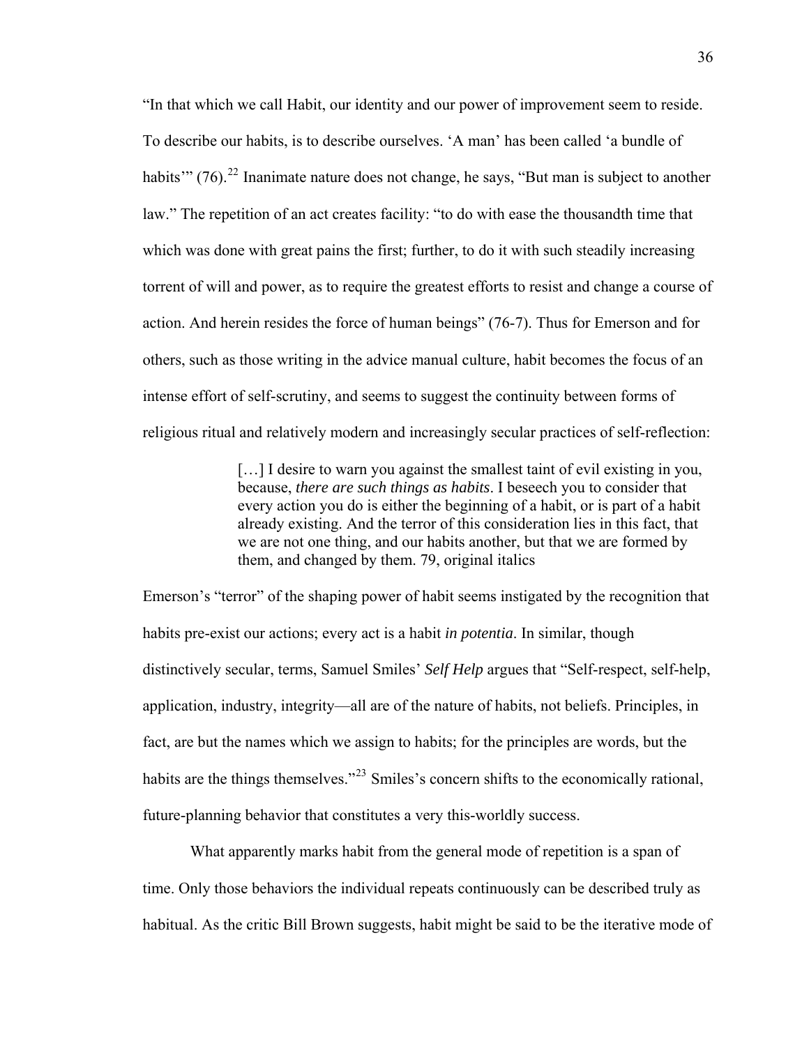"In that which we call Habit, our identity and our power of improvement seem to reside. To describe our habits, is to describe ourselves. 'A man' has been called 'a bundle of habits'" (76).[22] Inanimate nature does not change, he says, "But man is subject to another law." The repetition of an act creates facility: "to do with ease the thousandth time that which was done with great pains the first; further, to do it with such steadily increasing torrent of will and power, as to require the greatest efforts to resist and change a course of action. And herein resides the force of human beings" (76-7). Thus for Emerson and for others, such as those writing in the advice manual culture, habit becomes the focus of an intense effort of self-scrutiny, and seems to suggest the continuity between forms of religious ritual and relatively modern and increasingly secular practices of self-reflection:

> […] I desire to warn you against the smallest taint of evil existing in you, because, *there are such things as habits*. I beseech you to consider that every action you do is either the beginning of a habit, or is part of a habit already existing. And the terror of this consideration lies in this fact, that we are not one thing, and our habits another, but that we are formed by them, and changed by them. 79, original italics

Emerson's "terror" of the shaping power of habit seems instigated by the recognition that habits pre-exist our actions; every act is a habit *in potentia*. In similar, though distinctively secular, terms, Samuel Smiles' *Self Help* argues that "Self-respect, self-help, application, industry, integrity—all are of the nature of habits, not beliefs. Principles, in fact, are but the names which we assign to habits; for the principles are words, but the habits are the things themselves."[23] Smiles's concern shifts to the economically rational, future-planning behavior that constitutes a very this-worldly success.

What apparently marks habit from the general mode of repetition is a span of time. Only those behaviors the individual repeats continuously can be described truly as habitual. As the critic Bill Brown suggests, habit might be said to be the iterative mode of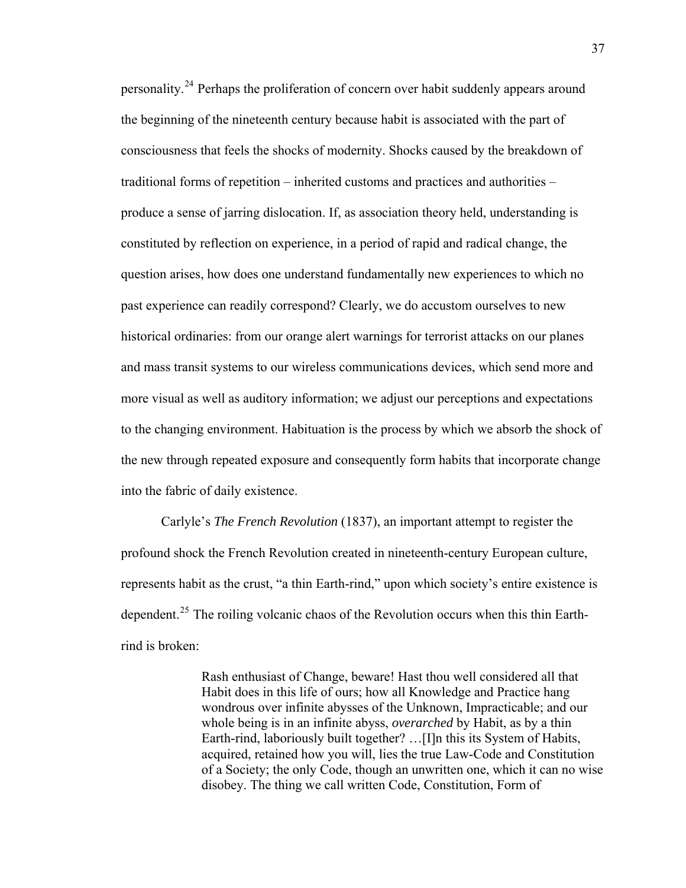personality.[24] Perhaps the proliferation of concern over habit suddenly appears around the beginning of the nineteenth century because habit is associated with the part of consciousness that feels the shocks of modernity. Shocks caused by the breakdown of traditional forms of repetition – inherited customs and practices and authorities – produce a sense of jarring dislocation. If, as association theory held, understanding is constituted by reflection on experience, in a period of rapid and radical change, the question arises, how does one understand fundamentally new experiences to which no past experience can readily correspond? Clearly, we do accustom ourselves to new historical ordinaries: from our orange alert warnings for terrorist attacks on our planes and mass transit systems to our wireless communications devices, which send more and more visual as well as auditory information; we adjust our perceptions and expectations to the changing environment. Habituation is the process by which we absorb the shock of the new through repeated exposure and consequently form habits that incorporate change into the fabric of daily existence.

Carlyle's *The French Revolution* (1837), an important attempt to register the profound shock the French Revolution created in nineteenth-century European culture, represents habit as the crust, "a thin Earth-rind," upon which society's entire existence is dependent.[25] The roiling volcanic chaos of the Revolution occurs when this thin Earth-rind is broken:

> Rash enthusiast of Change, beware! Hast thou well considered all that Habit does in this life of ours; how all Knowledge and Practice hang wondrous over infinite abysses of the Unknown, Impracticable; and our whole being is in an infinite abyss, *overarched* by Habit, as by a thin Earth-rind, laboriously built together? …[I]n this its System of Habits, acquired, retained how you will, lies the true Law-Code and Constitution of a Society; the only Code, though an unwritten one, which it can no wise disobey. The thing we call written Code, Constitution, Form of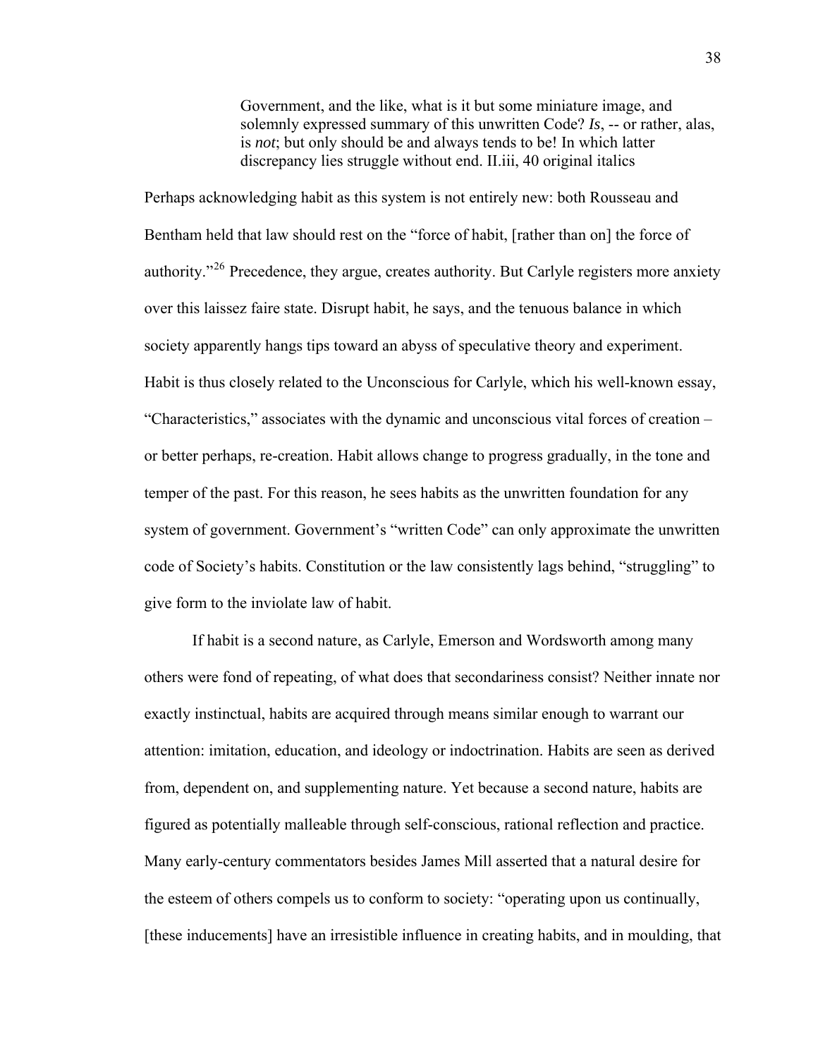> Government, and the like, what is it but some miniature image, and solemnly expressed summary of this unwritten Code? *Is*, -- or rather, alas, is *not*; but only should be and always tends to be! In which latter discrepancy lies struggle without end. II.iii, 40 original italics

Perhaps acknowledging habit as this system is not entirely new: both Rousseau and Bentham held that law should rest on the "force of habit, [rather than on] the force of authority."[26] Precedence, they argue, creates authority. But Carlyle registers more anxiety over this laissez faire state. Disrupt habit, he says, and the tenuous balance in which society apparently hangs tips toward an abyss of speculative theory and experiment. Habit is thus closely related to the Unconscious for Carlyle, which his well-known essay, "Characteristics," associates with the dynamic and unconscious vital forces of creation – or better perhaps, re-creation. Habit allows change to progress gradually, in the tone and temper of the past. For this reason, he sees habits as the unwritten foundation for any system of government. Government's "written Code" can only approximate the unwritten code of Society's habits. Constitution or the law consistently lags behind, "struggling" to give form to the inviolate law of habit.

If habit is a second nature, as Carlyle, Emerson and Wordsworth among many others were fond of repeating, of what does that secondariness consist? Neither innate nor exactly instinctual, habits are acquired through means similar enough to warrant our attention: imitation, education, and ideology or indoctrination. Habits are seen as derived from, dependent on, and supplementing nature. Yet because a second nature, habits are figured as potentially malleable through self-conscious, rational reflection and practice. Many early-century commentators besides James Mill asserted that a natural desire for the esteem of others compels us to conform to society: "operating upon us continually, [these inducements] have an irresistible influence in creating habits, and in moulding, that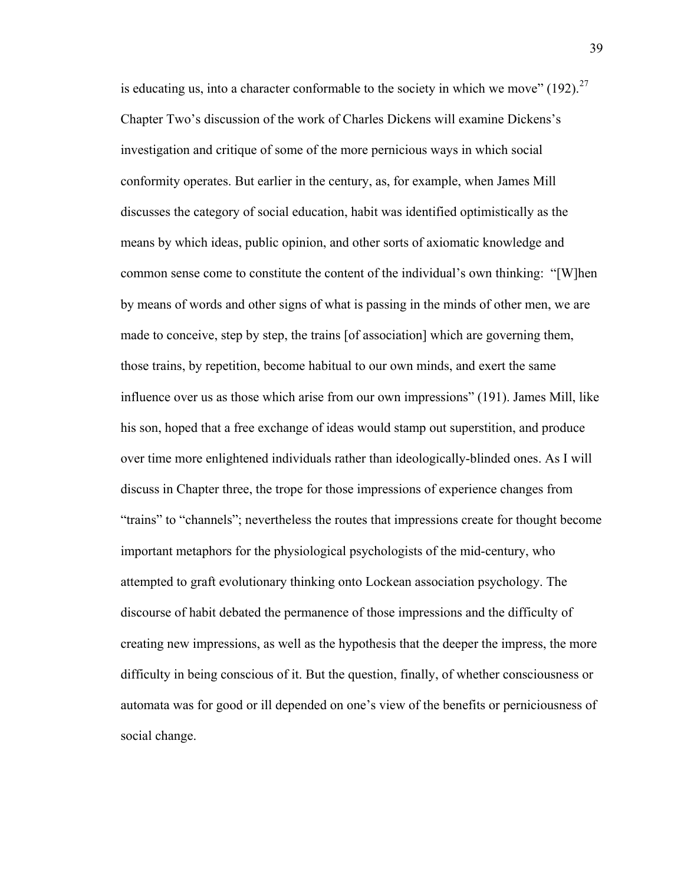is educating us, into a character conformable to the society in which we move" (192).[27] Chapter Two's discussion of the work of Charles Dickens will examine Dickens's investigation and critique of some of the more pernicious ways in which social conformity operates. But earlier in the century, as, for example, when James Mill discusses the category of social education, habit was identified optimistically as the means by which ideas, public opinion, and other sorts of axiomatic knowledge and common sense come to constitute the content of the individual's own thinking: "[W]hen by means of words and other signs of what is passing in the minds of other men, we are made to conceive, step by step, the trains [of association] which are governing them, those trains, by repetition, become habitual to our own minds, and exert the same influence over us as those which arise from our own impressions" (191). James Mill, like his son, hoped that a free exchange of ideas would stamp out superstition, and produce over time more enlightened individuals rather than ideologically-blinded ones. As I will discuss in Chapter three, the trope for those impressions of experience changes from "trains" to "channels"; nevertheless the routes that impressions create for thought become important metaphors for the physiological psychologists of the mid-century, who attempted to graft evolutionary thinking onto Lockean association psychology. The discourse of habit debated the permanence of those impressions and the difficulty of creating new impressions, as well as the hypothesis that the deeper the impress, the more difficulty in being conscious of it. But the question, finally, of whether consciousness or automata was for good or ill depended on one's view of the benefits or perniciousness of social change.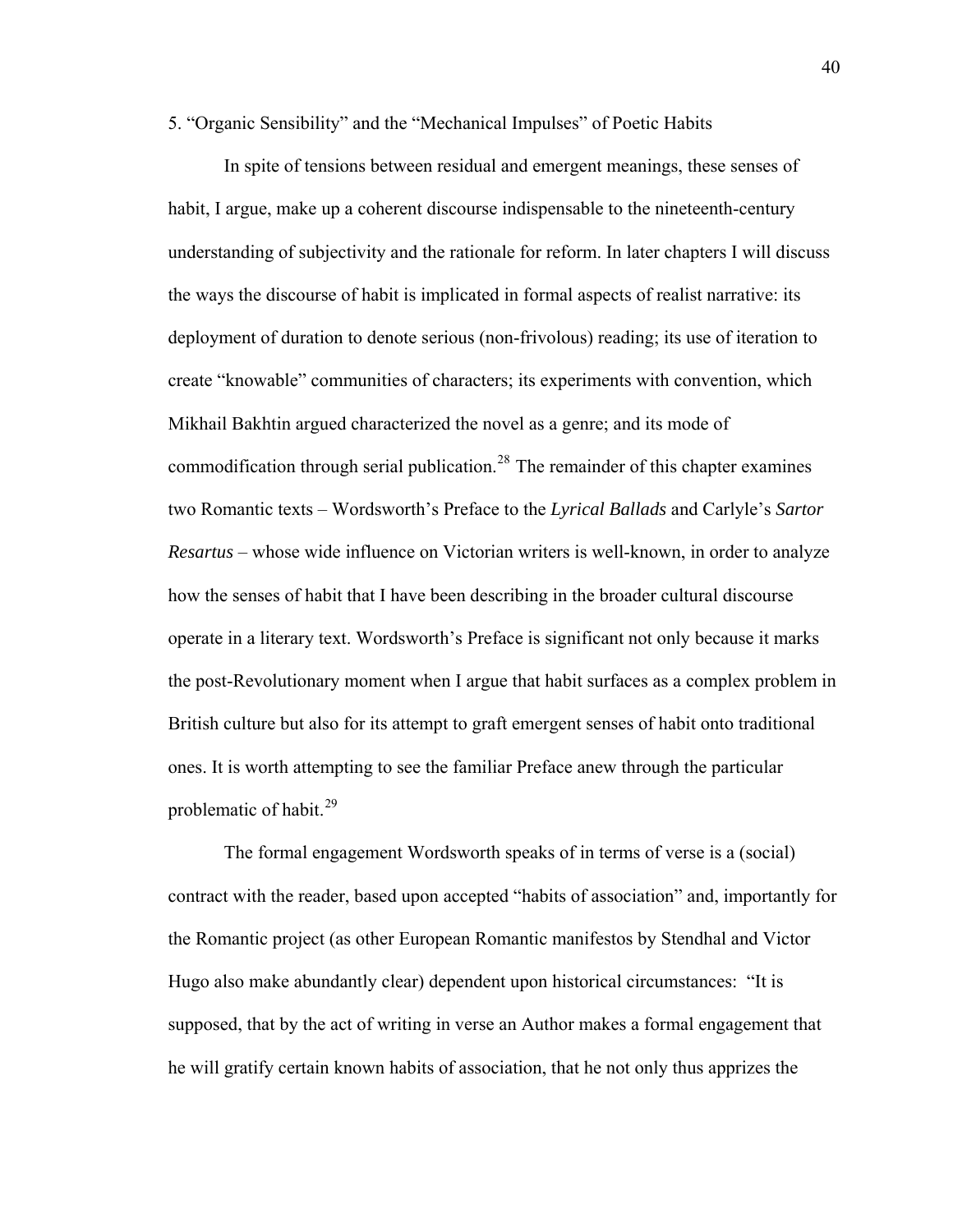## 5. "Organic Sensibility" and the "Mechanical Impulses" of Poetic Habits

In spite of tensions between residual and emergent meanings, these senses of habit, I argue, make up a coherent discourse indispensable to the nineteenth-century understanding of subjectivity and the rationale for reform. In later chapters I will discuss the ways the discourse of habit is implicated in formal aspects of realist narrative: its deployment of duration to denote serious (non-frivolous) reading; its use of iteration to create "knowable" communities of characters; its experiments with convention, which Mikhail Bakhtin argued characterized the novel as a genre; and its mode of commodification through serial publication.[28] The remainder of this chapter examines two Romantic texts – Wordsworth's Preface to the *Lyrical Ballads* and Carlyle's *Sartor Resartus* – whose wide influence on Victorian writers is well-known, in order to analyze how the senses of habit that I have been describing in the broader cultural discourse operate in a literary text. Wordsworth's Preface is significant not only because it marks the post-Revolutionary moment when I argue that habit surfaces as a complex problem in British culture but also for its attempt to graft emergent senses of habit onto traditional ones. It is worth attempting to see the familiar Preface anew through the particular problematic of habit.[29]

The formal engagement Wordsworth speaks of in terms of verse is a (social) contract with the reader, based upon accepted "habits of association" and, importantly for the Romantic project (as other European Romantic manifestos by Stendhal and Victor Hugo also make abundantly clear) dependent upon historical circumstances: "It is supposed, that by the act of writing in verse an Author makes a formal engagement that he will gratify certain known habits of association, that he not only thus apprizes the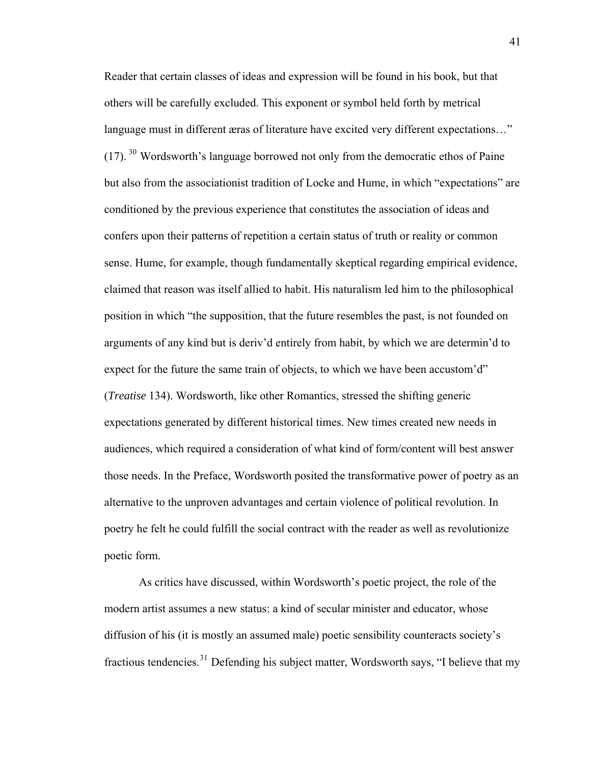Reader that certain classes of ideas and expression will be found in his book, but that others will be carefully excluded. This exponent or symbol held forth by metrical language must in different æras of literature have excited very different expectations…" (17).[30] Wordsworth's language borrowed not only from the democratic ethos of Paine but also from the associationist tradition of Locke and Hume, in which "expectations" are conditioned by the previous experience that constitutes the association of ideas and confers upon their patterns of repetition a certain status of truth or reality or common sense. Hume, for example, though fundamentally skeptical regarding empirical evidence, claimed that reason was itself allied to habit. His naturalism led him to the philosophical position in which "the supposition, that the future resembles the past, is not founded on arguments of any kind but is deriv'd entirely from habit, by which we are determin'd to expect for the future the same train of objects, to which we have been accustom'd" (*Treatise* 134). Wordsworth, like other Romantics, stressed the shifting generic expectations generated by different historical times. New times created new needs in audiences, which required a consideration of what kind of form/content will best answer those needs. In the Preface, Wordsworth posited the transformative power of poetry as an alternative to the unproven advantages and certain violence of political revolution. In poetry he felt he could fulfill the social contract with the reader as well as revolutionize poetic form.

As critics have discussed, within Wordsworth's poetic project, the role of the modern artist assumes a new status: a kind of secular minister and educator, whose diffusion of his (it is mostly an assumed male) poetic sensibility counteracts society's fractious tendencies.[31] Defending his subject matter, Wordsworth says, "I believe that my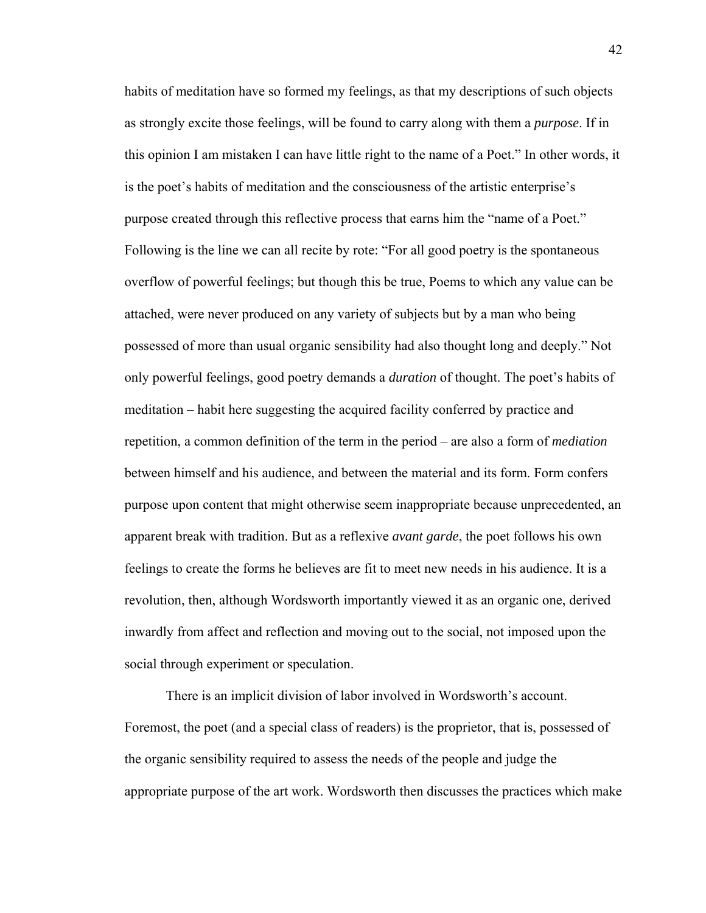habits of meditation have so formed my feelings, as that my descriptions of such objects as strongly excite those feelings, will be found to carry along with them a *purpose*. If in this opinion I am mistaken I can have little right to the name of a Poet." In other words, it is the poet's habits of meditation and the consciousness of the artistic enterprise's purpose created through this reflective process that earns him the "name of a Poet." Following is the line we can all recite by rote: "For all good poetry is the spontaneous overflow of powerful feelings; but though this be true, Poems to which any value can be attached, were never produced on any variety of subjects but by a man who being possessed of more than usual organic sensibility had also thought long and deeply." Not only powerful feelings, good poetry demands a *duration* of thought. The poet's habits of meditation – habit here suggesting the acquired facility conferred by practice and repetition, a common definition of the term in the period – are also a form of *mediation* between himself and his audience, and between the material and its form. Form confers purpose upon content that might otherwise seem inappropriate because unprecedented, an apparent break with tradition. But as a reflexive *avant garde*, the poet follows his own feelings to create the forms he believes are fit to meet new needs in his audience. It is a revolution, then, although Wordsworth importantly viewed it as an organic one, derived inwardly from affect and reflection and moving out to the social, not imposed upon the social through experiment or speculation.

There is an implicit division of labor involved in Wordsworth's account. Foremost, the poet (and a special class of readers) is the proprietor, that is, possessed of the organic sensibility required to assess the needs of the people and judge the appropriate purpose of the art work. Wordsworth then discusses the practices which make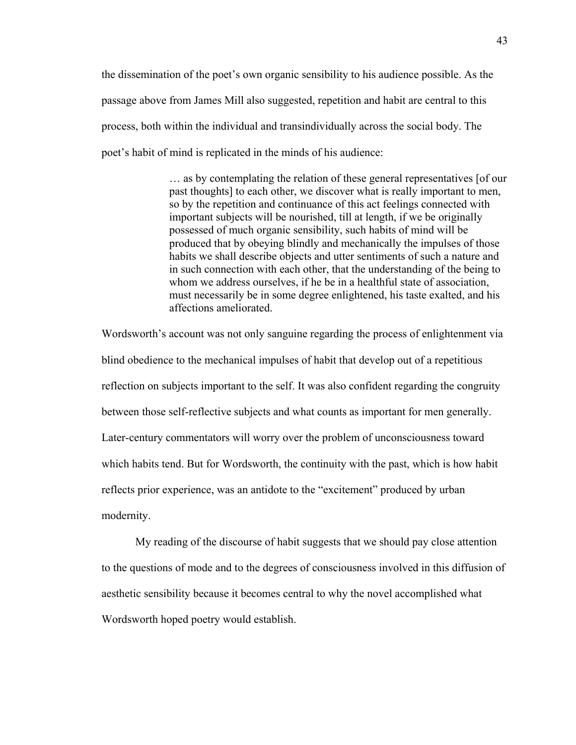the dissemination of the poet's own organic sensibility to his audience possible. As the passage above from James Mill also suggested, repetition and habit are central to this process, both within the individual and transindividually across the social body. The poet's habit of mind is replicated in the minds of his audience:

> … as by contemplating the relation of these general representatives [of our past thoughts] to each other, we discover what is really important to men, so by the repetition and continuance of this act feelings connected with important subjects will be nourished, till at length, if we be originally possessed of much organic sensibility, such habits of mind will be produced that by obeying blindly and mechanically the impulses of those habits we shall describe objects and utter sentiments of such a nature and in such connection with each other, that the understanding of the being to whom we address ourselves, if he be in a healthful state of association, must necessarily be in some degree enlightened, his taste exalted, and his affections ameliorated.

Wordsworth's account was not only sanguine regarding the process of enlightenment via blind obedience to the mechanical impulses of habit that develop out of a repetitious reflection on subjects important to the self. It was also confident regarding the congruity between those self-reflective subjects and what counts as important for men generally. Later-century commentators will worry over the problem of unconsciousness toward which habits tend. But for Wordsworth, the continuity with the past, which is how habit reflects prior experience, was an antidote to the "excitement" produced by urban modernity.

My reading of the discourse of habit suggests that we should pay close attention to the questions of mode and to the degrees of consciousness involved in this diffusion of aesthetic sensibility because it becomes central to why the novel accomplished what Wordsworth hoped poetry would establish.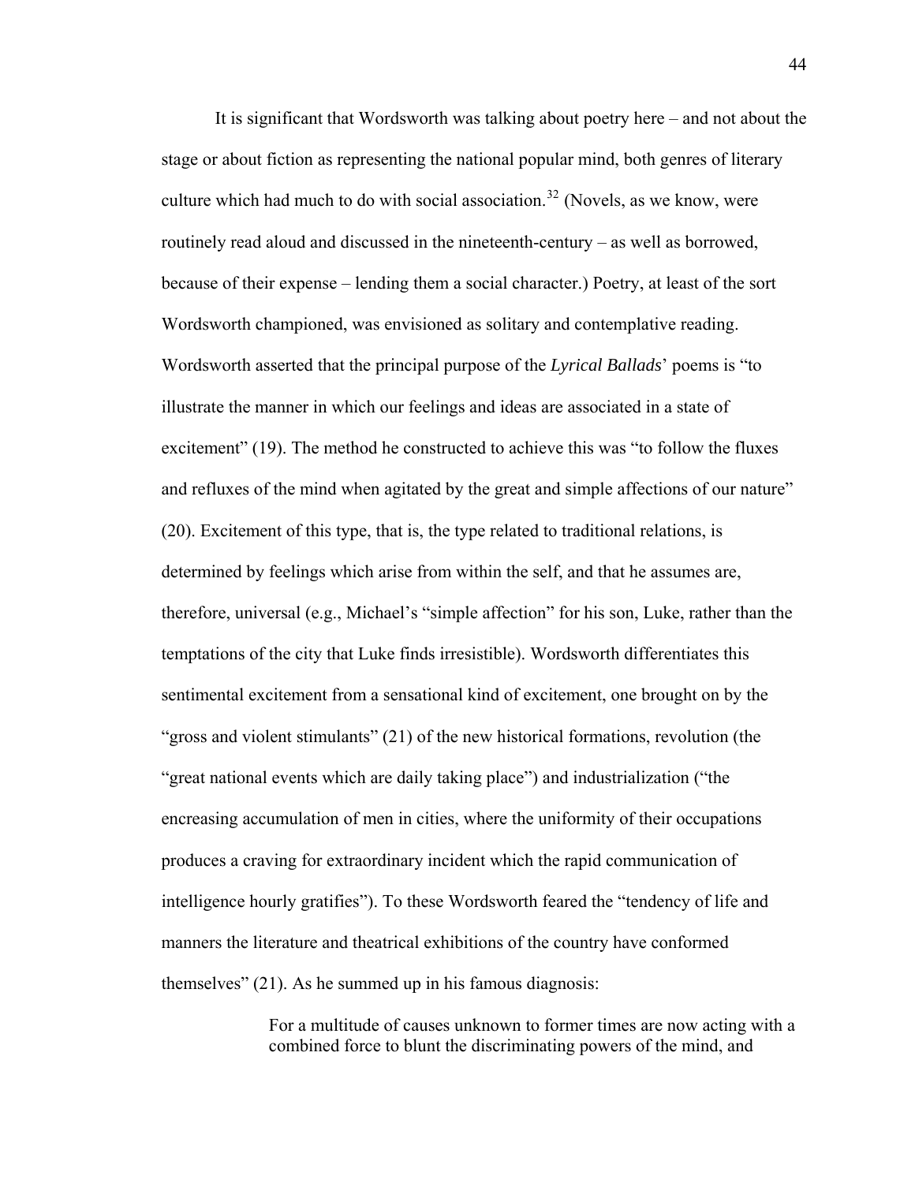It is significant that Wordsworth was talking about poetry here – and not about the stage or about fiction as representing the national popular mind, both genres of literary culture which had much to do with social association.[32] (Novels, as we know, were routinely read aloud and discussed in the nineteenth-century – as well as borrowed, because of their expense – lending them a social character.) Poetry, at least of the sort Wordsworth championed, was envisioned as solitary and contemplative reading. Wordsworth asserted that the principal purpose of the *Lyrical Ballads*' poems is "to illustrate the manner in which our feelings and ideas are associated in a state of excitement" (19). The method he constructed to achieve this was "to follow the fluxes and refluxes of the mind when agitated by the great and simple affections of our nature" (20). Excitement of this type, that is, the type related to traditional relations, is determined by feelings which arise from within the self, and that he assumes are, therefore, universal (e.g., Michael's "simple affection" for his son, Luke, rather than the temptations of the city that Luke finds irresistible). Wordsworth differentiates this sentimental excitement from a sensational kind of excitement, one brought on by the "gross and violent stimulants" (21) of the new historical formations, revolution (the "great national events which are daily taking place") and industrialization ("the encreasing accumulation of men in cities, where the uniformity of their occupations produces a craving for extraordinary incident which the rapid communication of intelligence hourly gratifies"). To these Wordsworth feared the "tendency of life and manners the literature and theatrical exhibitions of the country have conformed themselves" (21). As he summed up in his famous diagnosis:

> For a multitude of causes unknown to former times are now acting with a combined force to blunt the discriminating powers of the mind, and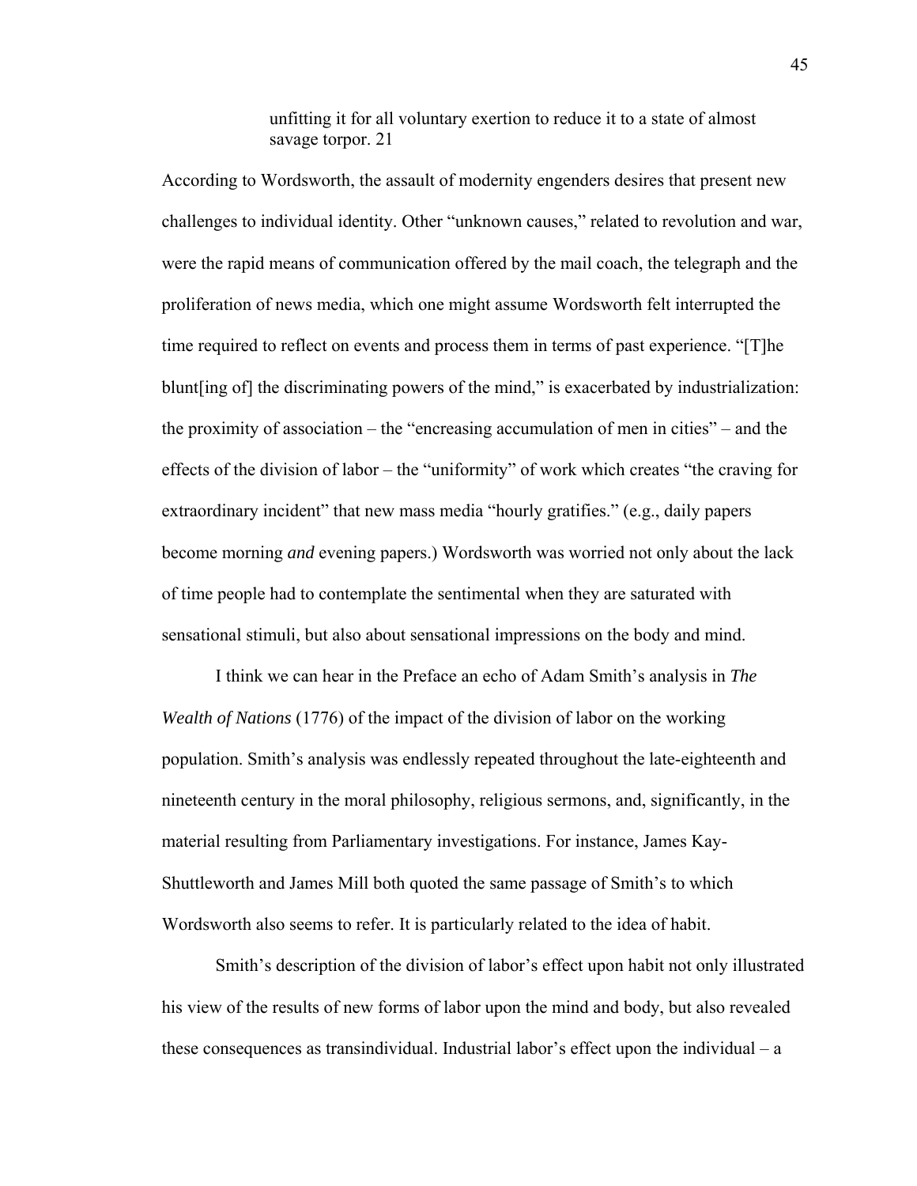> unfitting it for all voluntary exertion to reduce it to a state of almost savage torpor. 21

According to Wordsworth, the assault of modernity engenders desires that present new challenges to individual identity. Other "unknown causes," related to revolution and war, were the rapid means of communication offered by the mail coach, the telegraph and the proliferation of news media, which one might assume Wordsworth felt interrupted the time required to reflect on events and process them in terms of past experience. "[T]he blunt[ing of] the discriminating powers of the mind," is exacerbated by industrialization: the proximity of association – the "encreasing accumulation of men in cities" – and the effects of the division of labor – the "uniformity" of work which creates "the craving for extraordinary incident" that new mass media "hourly gratifies." (e.g., daily papers become morning *and* evening papers.) Wordsworth was worried not only about the lack of time people had to contemplate the sentimental when they are saturated with sensational stimuli, but also about sensational impressions on the body and mind.

I think we can hear in the Preface an echo of Adam Smith's analysis in *The Wealth of Nations* (1776) of the impact of the division of labor on the working population. Smith's analysis was endlessly repeated throughout the late-eighteenth and nineteenth century in the moral philosophy, religious sermons, and, significantly, in the material resulting from Parliamentary investigations. For instance, James Kay-Shuttleworth and James Mill both quoted the same passage of Smith's to which Wordsworth also seems to refer. It is particularly related to the idea of habit.

Smith's description of the division of labor's effect upon habit not only illustrated his view of the results of new forms of labor upon the mind and body, but also revealed these consequences as transindividual. Industrial labor's effect upon the individual – a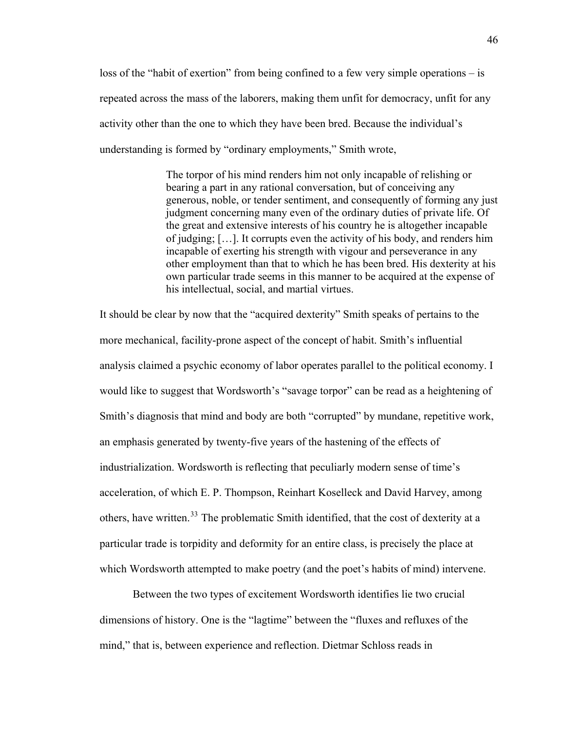loss of the "habit of exertion" from being confined to a few very simple operations – is repeated across the mass of the laborers, making them unfit for democracy, unfit for any activity other than the one to which they have been bred. Because the individual's understanding is formed by "ordinary employments," Smith wrote,

> The torpor of his mind renders him not only incapable of relishing or bearing a part in any rational conversation, but of conceiving any generous, noble, or tender sentiment, and consequently of forming any just judgment concerning many even of the ordinary duties of private life. Of the great and extensive interests of his country he is altogether incapable of judging; […]. It corrupts even the activity of his body, and renders him incapable of exerting his strength with vigour and perseverance in any other employment than that to which he has been bred. His dexterity at his own particular trade seems in this manner to be acquired at the expense of his intellectual, social, and martial virtues.

It should be clear by now that the "acquired dexterity" Smith speaks of pertains to the more mechanical, facility-prone aspect of the concept of habit. Smith's influential analysis claimed a psychic economy of labor operates parallel to the political economy. I would like to suggest that Wordsworth's "savage torpor" can be read as a heightening of Smith's diagnosis that mind and body are both "corrupted" by mundane, repetitive work, an emphasis generated by twenty-five years of the hastening of the effects of industrialization. Wordsworth is reflecting that peculiarly modern sense of time's acceleration, of which E. P. Thompson, Reinhart Koselleck and David Harvey, among others, have written.[33] The problematic Smith identified, that the cost of dexterity at a particular trade is torpidity and deformity for an entire class, is precisely the place at which Wordsworth attempted to make poetry (and the poet's habits of mind) intervene.

Between the two types of excitement Wordsworth identifies lie two crucial dimensions of history. One is the "lagtime" between the "fluxes and refluxes of the mind," that is, between experience and reflection. Dietmar Schloss reads in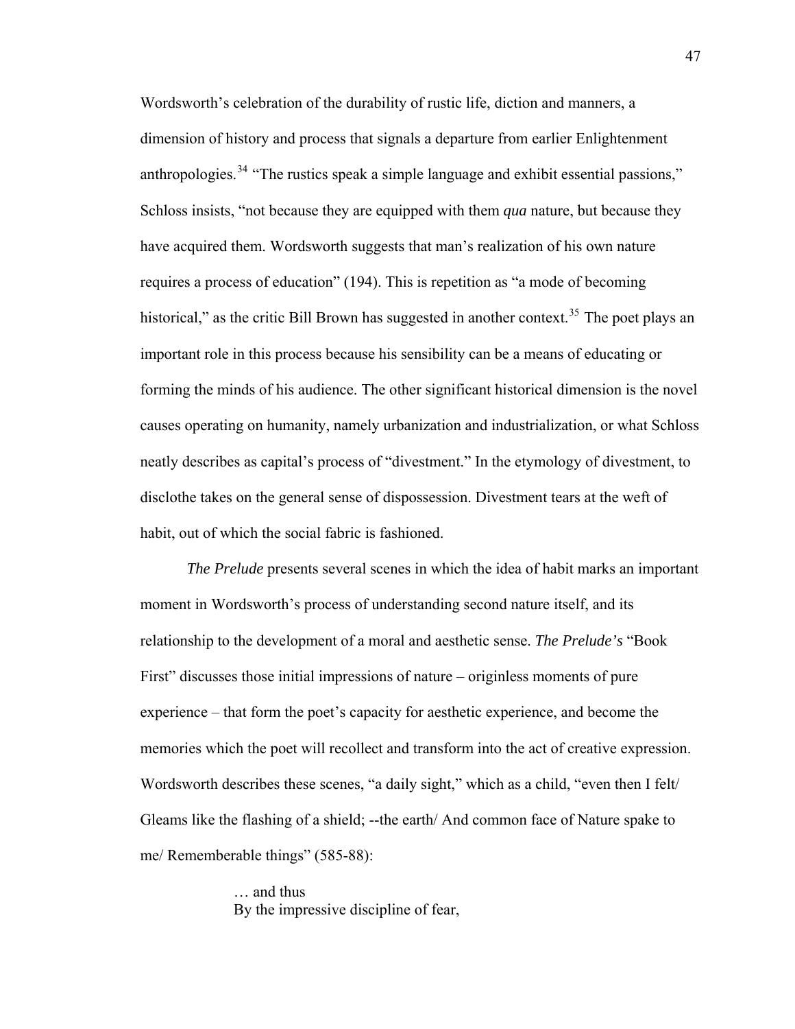Wordsworth's celebration of the durability of rustic life, diction and manners, a dimension of history and process that signals a departure from earlier Enlightenment anthropologies.[34] "The rustics speak a simple language and exhibit essential passions," Schloss insists, "not because they are equipped with them *qua* nature, but because they have acquired them. Wordsworth suggests that man's realization of his own nature requires a process of education" (194). This is repetition as "a mode of becoming historical," as the critic Bill Brown has suggested in another context.[35] The poet plays an important role in this process because his sensibility can be a means of educating or forming the minds of his audience. The other significant historical dimension is the novel causes operating on humanity, namely urbanization and industrialization, or what Schloss neatly describes as capital's process of "divestment." In the etymology of divestment, to disclothe takes on the general sense of dispossession. Divestment tears at the weft of habit, out of which the social fabric is fashioned.

*The Prelude* presents several scenes in which the idea of habit marks an important moment in Wordsworth's process of understanding second nature itself, and its relationship to the development of a moral and aesthetic sense. *The Prelude's* "Book First" discusses those initial impressions of nature – originless moments of pure experience – that form the poet's capacity for aesthetic experience, and become the memories which the poet will recollect and transform into the act of creative expression. Wordsworth describes these scenes, "a daily sight," which as a child, "even then I felt/ Gleams like the flashing of a shield; --the earth/ And common face of Nature spake to me/ Rememberable things" (585-88):

> … and thus
> By the impressive discipline of fear,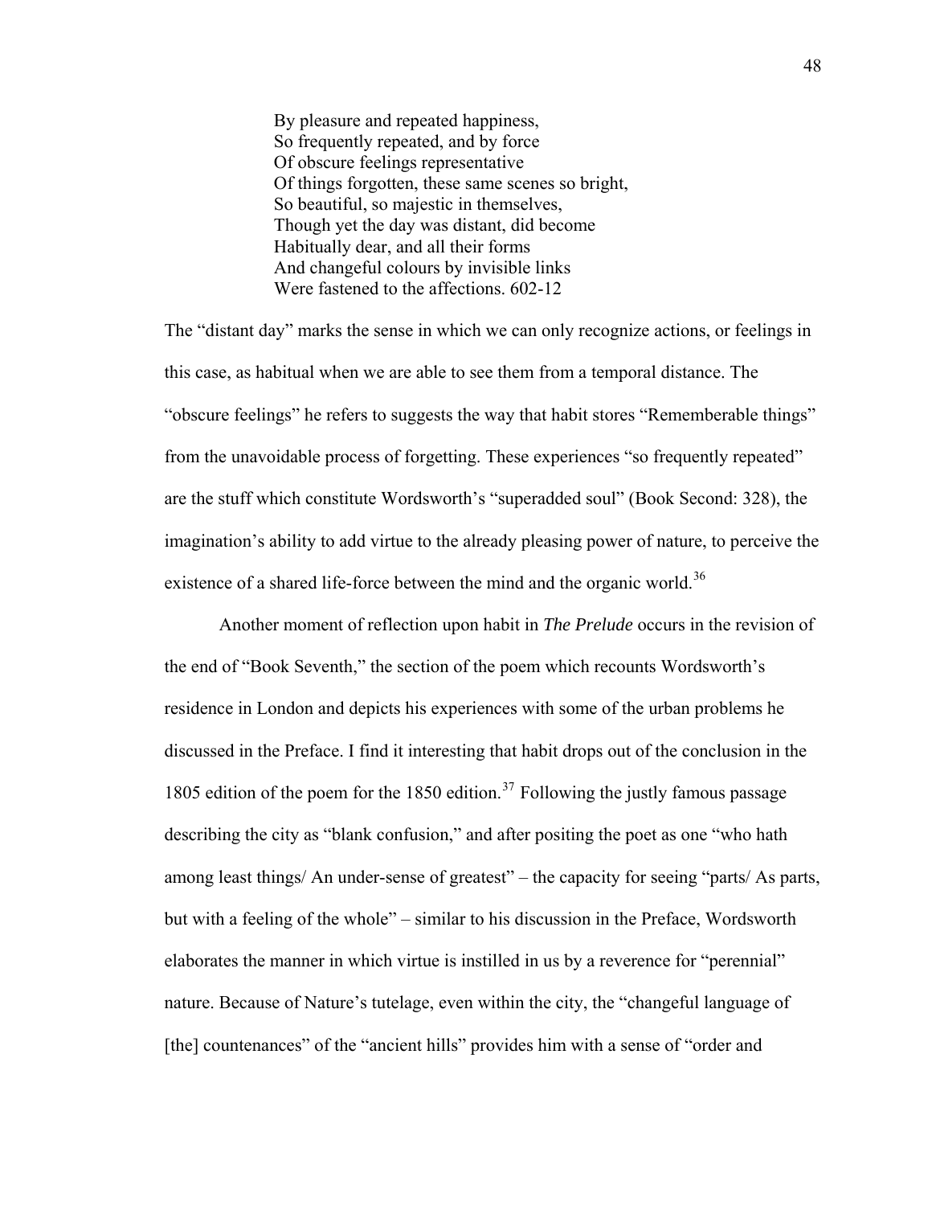> By pleasure and repeated happiness,
> So frequently repeated, and by force
> Of obscure feelings representative
> Of things forgotten, these same scenes so bright,
> So beautiful, so majestic in themselves,
> Though yet the day was distant, did become
> Habitually dear, and all their forms
> And changeful colours by invisible links
> Were fastened to the affections. 602-12

The "distant day" marks the sense in which we can only recognize actions, or feelings in this case, as habitual when we are able to see them from a temporal distance. The "obscure feelings" he refers to suggests the way that habit stores "Rememberable things" from the unavoidable process of forgetting. These experiences "so frequently repeated" are the stuff which constitute Wordsworth's "superadded soul" (Book Second: 328), the imagination's ability to add virtue to the already pleasing power of nature, to perceive the existence of a shared life-force between the mind and the organic world.[36]

Another moment of reflection upon habit in *The Prelude* occurs in the revision of the end of "Book Seventh," the section of the poem which recounts Wordsworth's residence in London and depicts his experiences with some of the urban problems he discussed in the Preface. I find it interesting that habit drops out of the conclusion in the 1805 edition of the poem for the 1850 edition.[37] Following the justly famous passage describing the city as "blank confusion," and after positing the poet as one "who hath among least things/ An under-sense of greatest" – the capacity for seeing "parts/ As parts, but with a feeling of the whole" – similar to his discussion in the Preface, Wordsworth elaborates the manner in which virtue is instilled in us by a reverence for "perennial" nature. Because of Nature's tutelage, even within the city, the "changeful language of [the] countenances" of the "ancient hills" provides him with a sense of "order and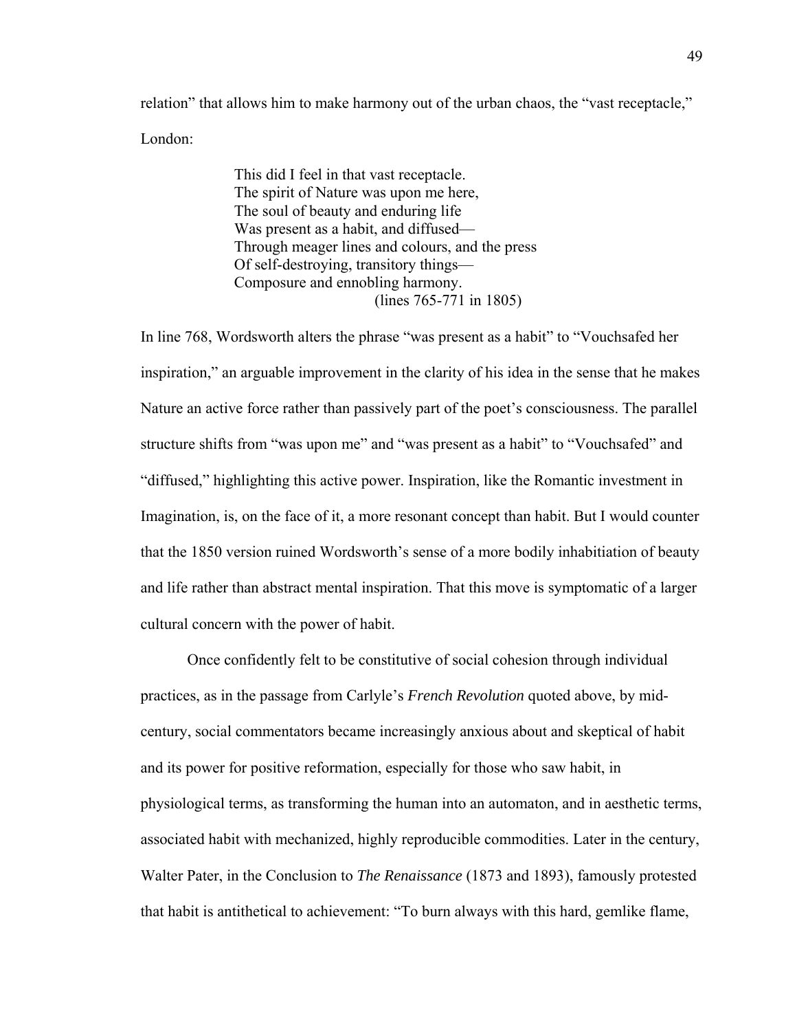relation" that allows him to make harmony out of the urban chaos, the "vast receptacle," London:

> This did I feel in that vast receptacle.  
> The spirit of Nature was upon me here,  
> The soul of beauty and enduring life  
> Was present as a habit, and diffused—  
> Through meager lines and colours, and the press  
> Of self-destroying, transitory things—  
> Composure and ennobling harmony.  
> (lines 765-771 in 1805)

In line 768, Wordsworth alters the phrase "was present as a habit" to "Vouchsafed her inspiration," an arguable improvement in the clarity of his idea in the sense that he makes Nature an active force rather than passively part of the poet's consciousness. The parallel structure shifts from "was upon me" and "was present as a habit" to "Vouchsafed" and "diffused," highlighting this active power. Inspiration, like the Romantic investment in Imagination, is, on the face of it, a more resonant concept than habit. But I would counter that the 1850 version ruined Wordsworth's sense of a more bodily inhabitiation of beauty and life rather than abstract mental inspiration. That this move is symptomatic of a larger cultural concern with the power of habit.

Once confidently felt to be constitutive of social cohesion through individual practices, as in the passage from Carlyle's *French Revolution* quoted above, by mid-century, social commentators became increasingly anxious about and skeptical of habit and its power for positive reformation, especially for those who saw habit, in physiological terms, as transforming the human into an automaton, and in aesthetic terms, associated habit with mechanized, highly reproducible commodities. Later in the century, Walter Pater, in the Conclusion to *The Renaissance* (1873 and 1893), famously protested that habit is antithetical to achievement: "To burn always with this hard, gemlike flame,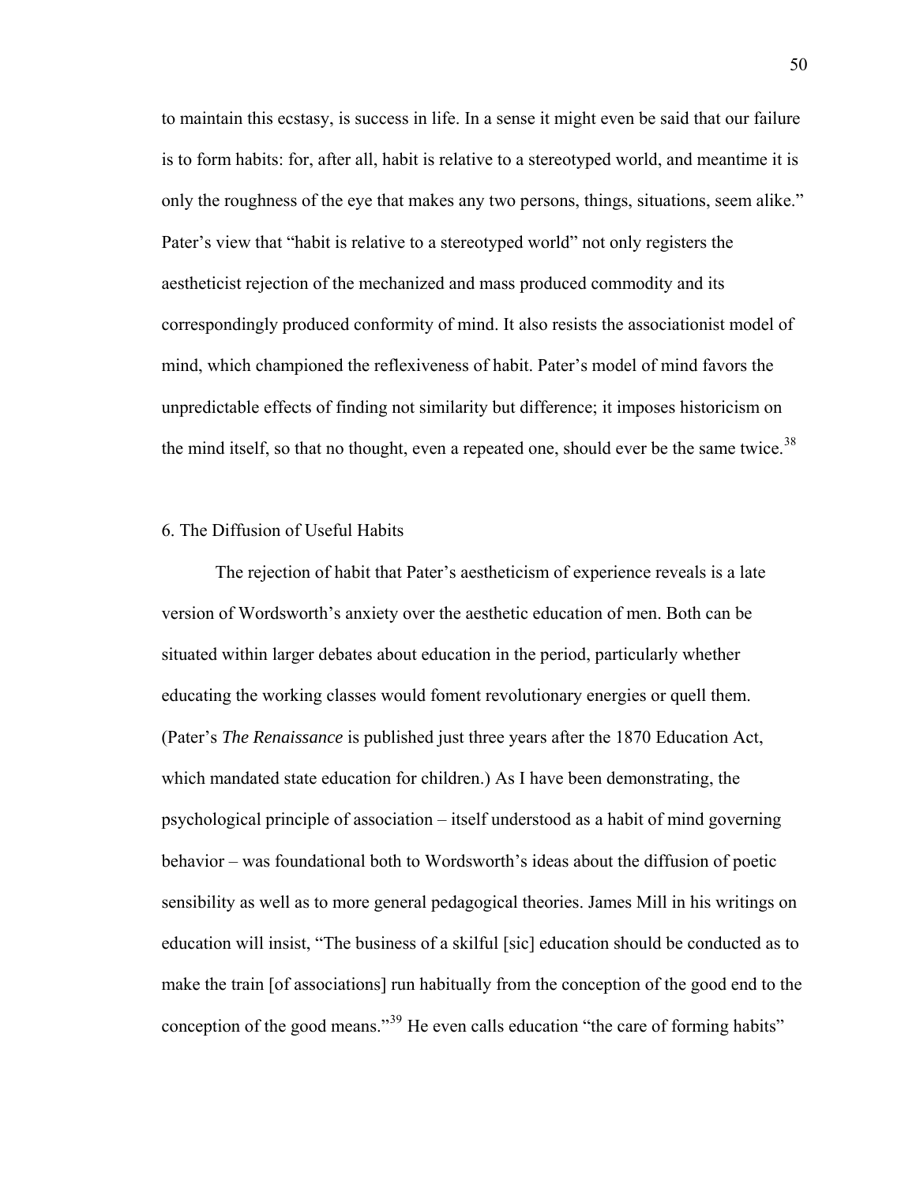to maintain this ecstasy, is success in life. In a sense it might even be said that our failure is to form habits: for, after all, habit is relative to a stereotyped world, and meantime it is only the roughness of the eye that makes any two persons, things, situations, seem alike." Pater's view that "habit is relative to a stereotyped world" not only registers the aestheticist rejection of the mechanized and mass produced commodity and its correspondingly produced conformity of mind. It also resists the associationist model of mind, which championed the reflexiveness of habit. Pater's model of mind favors the unpredictable effects of finding not similarity but difference; it imposes historicism on the mind itself, so that no thought, even a repeated one, should ever be the same twice.[38]

## 6. The Diffusion of Useful Habits

The rejection of habit that Pater's aestheticism of experience reveals is a late version of Wordsworth's anxiety over the aesthetic education of men. Both can be situated within larger debates about education in the period, particularly whether educating the working classes would foment revolutionary energies or quell them. (Pater's *The Renaissance* is published just three years after the 1870 Education Act, which mandated state education for children.) As I have been demonstrating, the psychological principle of association – itself understood as a habit of mind governing behavior – was foundational both to Wordsworth's ideas about the diffusion of poetic sensibility as well as to more general pedagogical theories. James Mill in his writings on education will insist, "The business of a skilful [sic] education should be conducted as to make the train [of associations] run habitually from the conception of the good end to the conception of the good means."[39] He even calls education "the care of forming habits"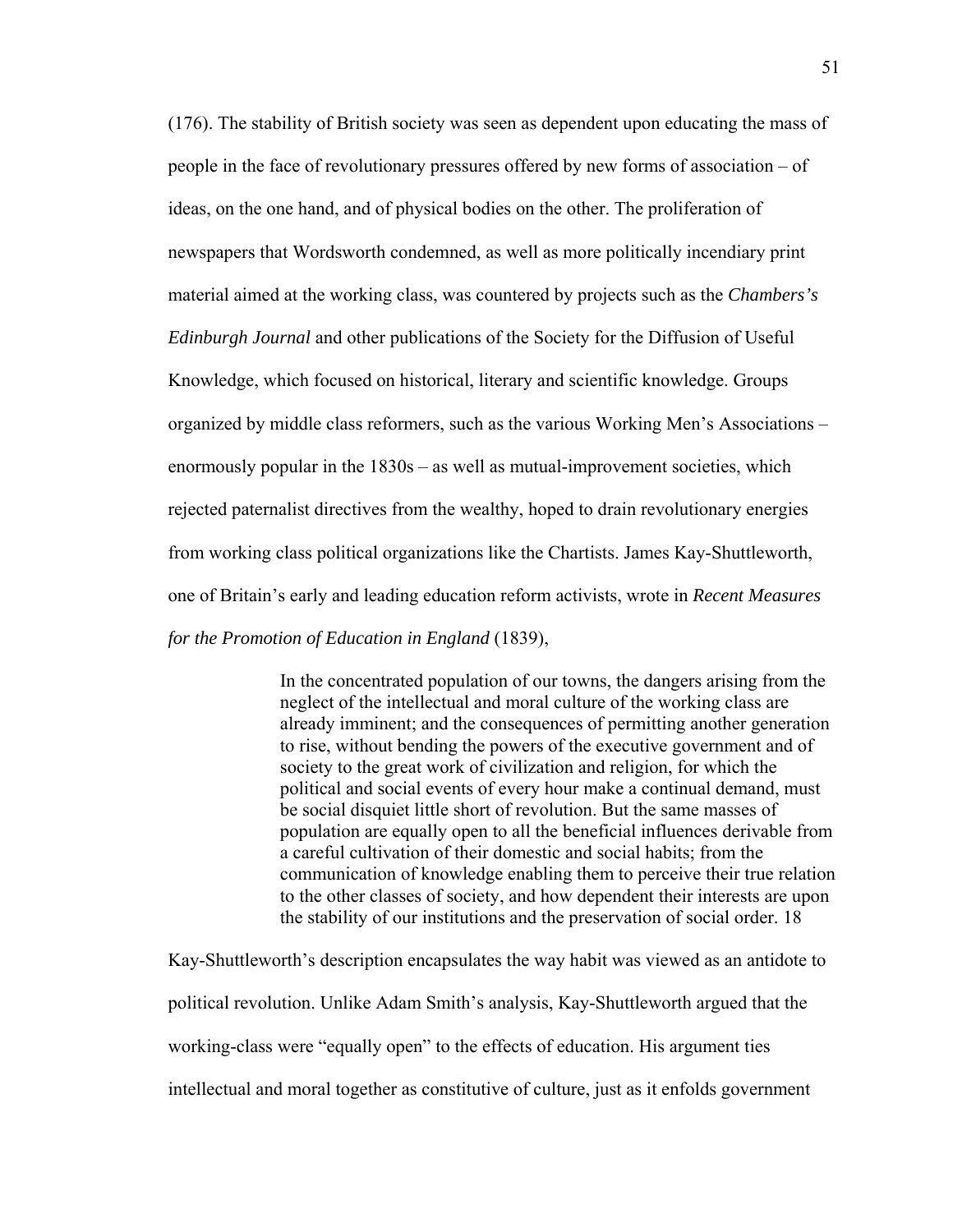(176). The stability of British society was seen as dependent upon educating the mass of people in the face of revolutionary pressures offered by new forms of association – of ideas, on the one hand, and of physical bodies on the other. The proliferation of newspapers that Wordsworth condemned, as well as more politically incendiary print material aimed at the working class, was countered by projects such as the *Chambers's Edinburgh Journal* and other publications of the Society for the Diffusion of Useful Knowledge, which focused on historical, literary and scientific knowledge. Groups organized by middle class reformers, such as the various Working Men's Associations – enormously popular in the 1830s – as well as mutual-improvement societies, which rejected paternalist directives from the wealthy, hoped to drain revolutionary energies from working class political organizations like the Chartists. James Kay-Shuttleworth, one of Britain's early and leading education reform activists, wrote in *Recent Measures for the Promotion of Education in England* (1839),

> In the concentrated population of our towns, the dangers arising from the neglect of the intellectual and moral culture of the working class are already imminent; and the consequences of permitting another generation to rise, without bending the powers of the executive government and of society to the great work of civilization and religion, for which the political and social events of every hour make a continual demand, must be social disquiet little short of revolution. But the same masses of population are equally open to all the beneficial influences derivable from a careful cultivation of their domestic and social habits; from the communication of knowledge enabling them to perceive their true relation to the other classes of society, and how dependent their interests are upon the stability of our institutions and the preservation of social order. 18

Kay-Shuttleworth's description encapsulates the way habit was viewed as an antidote to political revolution. Unlike Adam Smith's analysis, Kay-Shuttleworth argued that the working-class were "equally open" to the effects of education. His argument ties intellectual and moral together as constitutive of culture, just as it enfolds government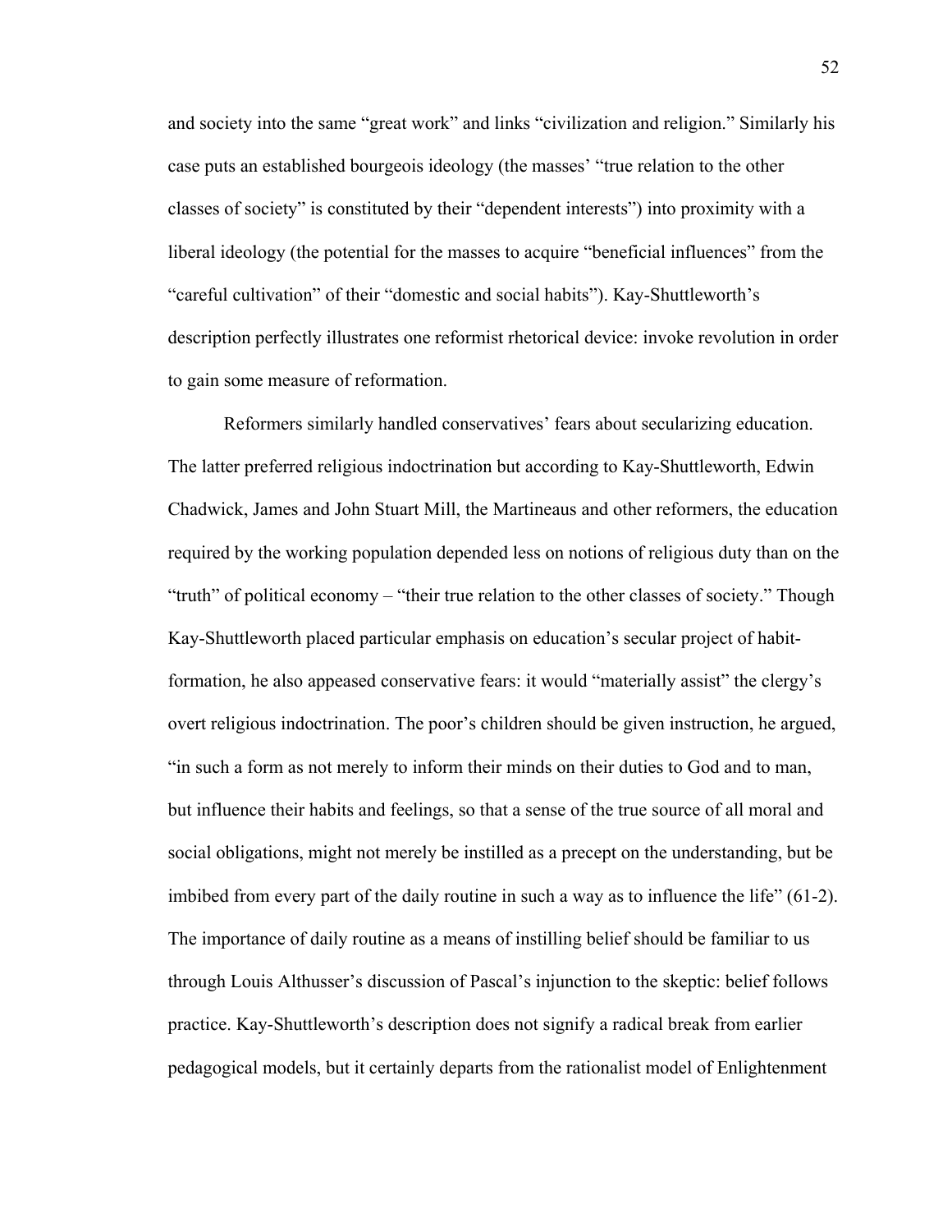and society into the same "great work" and links "civilization and religion." Similarly his case puts an established bourgeois ideology (the masses' "true relation to the other classes of society" is constituted by their "dependent interests") into proximity with a liberal ideology (the potential for the masses to acquire "beneficial influences" from the "careful cultivation" of their "domestic and social habits"). Kay-Shuttleworth's description perfectly illustrates one reformist rhetorical device: invoke revolution in order to gain some measure of reformation.

Reformers similarly handled conservatives' fears about secularizing education. The latter preferred religious indoctrination but according to Kay-Shuttleworth, Edwin Chadwick, James and John Stuart Mill, the Martineaus and other reformers, the education required by the working population depended less on notions of religious duty than on the "truth" of political economy – "their true relation to the other classes of society." Though Kay-Shuttleworth placed particular emphasis on education's secular project of habit-formation, he also appeased conservative fears: it would "materially assist" the clergy's overt religious indoctrination. The poor's children should be given instruction, he argued, "in such a form as not merely to inform their minds on their duties to God and to man, but influence their habits and feelings, so that a sense of the true source of all moral and social obligations, might not merely be instilled as a precept on the understanding, but be imbibed from every part of the daily routine in such a way as to influence the life" (61-2). The importance of daily routine as a means of instilling belief should be familiar to us through Louis Althusser's discussion of Pascal's injunction to the skeptic: belief follows practice. Kay-Shuttleworth's description does not signify a radical break from earlier pedagogical models, but it certainly departs from the rationalist model of Enlightenment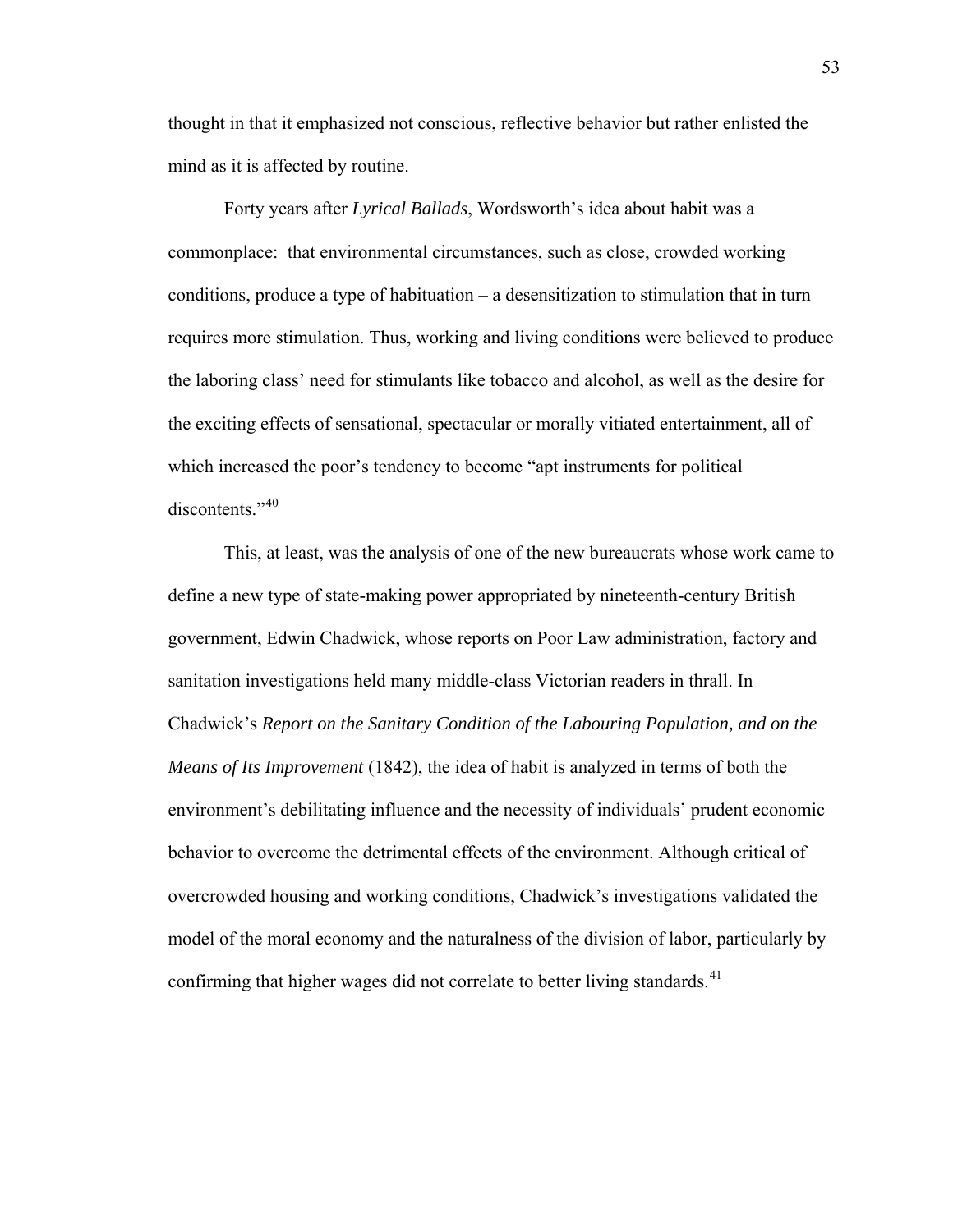thought in that it emphasized not conscious, reflective behavior but rather enlisted the mind as it is affected by routine.

Forty years after *Lyrical Ballads*, Wordsworth's idea about habit was a commonplace: that environmental circumstances, such as close, crowded working conditions, produce a type of habituation – a desensitization to stimulation that in turn requires more stimulation. Thus, working and living conditions were believed to produce the laboring class' need for stimulants like tobacco and alcohol, as well as the desire for the exciting effects of sensational, spectacular or morally vitiated entertainment, all of which increased the poor's tendency to become "apt instruments for political discontents."[40]

This, at least, was the analysis of one of the new bureaucrats whose work came to define a new type of state-making power appropriated by nineteenth-century British government, Edwin Chadwick, whose reports on Poor Law administration, factory and sanitation investigations held many middle-class Victorian readers in thrall. In Chadwick's *Report on the Sanitary Condition of the Labouring Population, and on the Means of Its Improvement* (1842), the idea of habit is analyzed in terms of both the environment's debilitating influence and the necessity of individuals' prudent economic behavior to overcome the detrimental effects of the environment. Although critical of overcrowded housing and working conditions, Chadwick's investigations validated the model of the moral economy and the naturalness of the division of labor, particularly by confirming that higher wages did not correlate to better living standards.[41]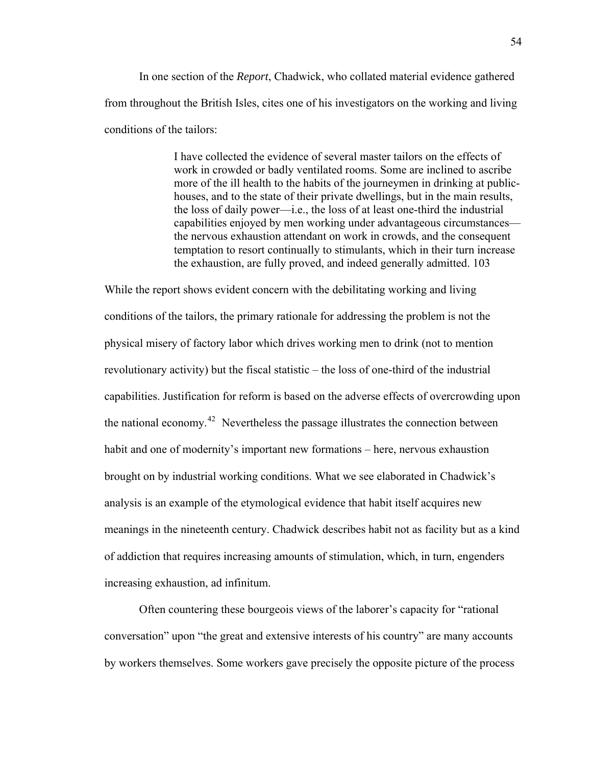In one section of the *Report*, Chadwick, who collated material evidence gathered from throughout the British Isles, cites one of his investigators on the working and living conditions of the tailors:

> I have collected the evidence of several master tailors on the effects of work in crowded or badly ventilated rooms. Some are inclined to ascribe more of the ill health to the habits of the journeymen in drinking at public-houses, and to the state of their private dwellings, but in the main results, the loss of daily power—i.e., the loss of at least one-third the industrial capabilities enjoyed by men working under advantageous circumstances—the nervous exhaustion attendant on work in crowds, and the consequent temptation to resort continually to stimulants, which in their turn increase the exhaustion, are fully proved, and indeed generally admitted. 103

While the report shows evident concern with the debilitating working and living conditions of the tailors, the primary rationale for addressing the problem is not the physical misery of factory labor which drives working men to drink (not to mention revolutionary activity) but the fiscal statistic – the loss of one-third of the industrial capabilities. Justification for reform is based on the adverse effects of overcrowding upon the national economy.[42] Nevertheless the passage illustrates the connection between habit and one of modernity's important new formations – here, nervous exhaustion brought on by industrial working conditions. What we see elaborated in Chadwick's analysis is an example of the etymological evidence that habit itself acquires new meanings in the nineteenth century. Chadwick describes habit not as facility but as a kind of addiction that requires increasing amounts of stimulation, which, in turn, engenders increasing exhaustion, ad infinitum.

Often countering these bourgeois views of the laborer's capacity for "rational conversation" upon "the great and extensive interests of his country" are many accounts by workers themselves. Some workers gave precisely the opposite picture of the process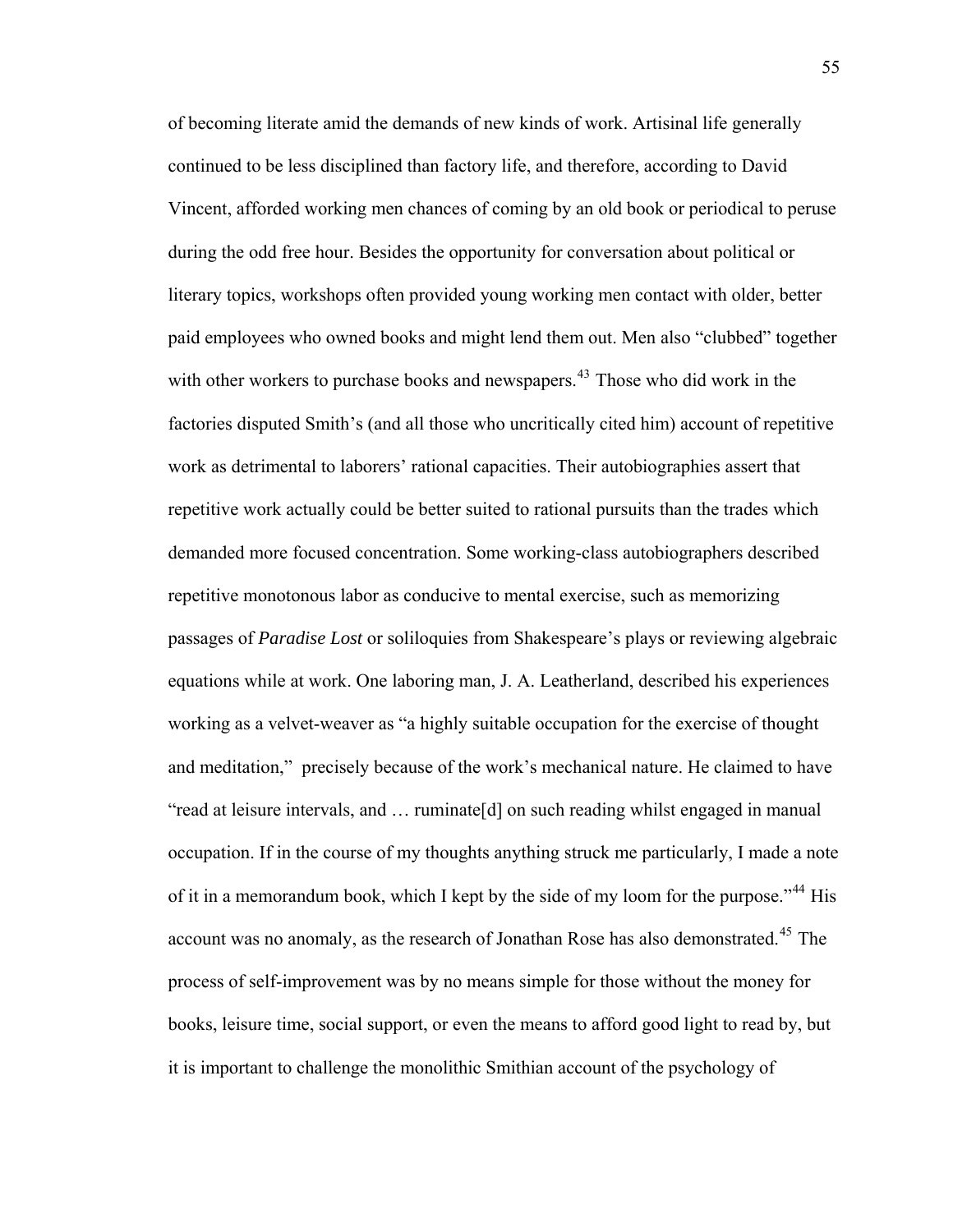of becoming literate amid the demands of new kinds of work. Artisinal life generally continued to be less disciplined than factory life, and therefore, according to David Vincent, afforded working men chances of coming by an old book or periodical to peruse during the odd free hour. Besides the opportunity for conversation about political or literary topics, workshops often provided young working men contact with older, better paid employees who owned books and might lend them out. Men also "clubbed" together with other workers to purchase books and newspapers.[43] Those who did work in the factories disputed Smith's (and all those who uncritically cited him) account of repetitive work as detrimental to laborers' rational capacities. Their autobiographies assert that repetitive work actually could be better suited to rational pursuits than the trades which demanded more focused concentration. Some working-class autobiographers described repetitive monotonous labor as conducive to mental exercise, such as memorizing passages of *Paradise Lost* or soliloquies from Shakespeare's plays or reviewing algebraic equations while at work. One laboring man, J. A. Leatherland, described his experiences working as a velvet-weaver as "a highly suitable occupation for the exercise of thought and meditation," precisely because of the work's mechanical nature. He claimed to have "read at leisure intervals, and … ruminate[d] on such reading whilst engaged in manual occupation. If in the course of my thoughts anything struck me particularly, I made a note of it in a memorandum book, which I kept by the side of my loom for the purpose."[44] His account was no anomaly, as the research of Jonathan Rose has also demonstrated.[45] The process of self-improvement was by no means simple for those without the money for books, leisure time, social support, or even the means to afford good light to read by, but it is important to challenge the monolithic Smithian account of the psychology of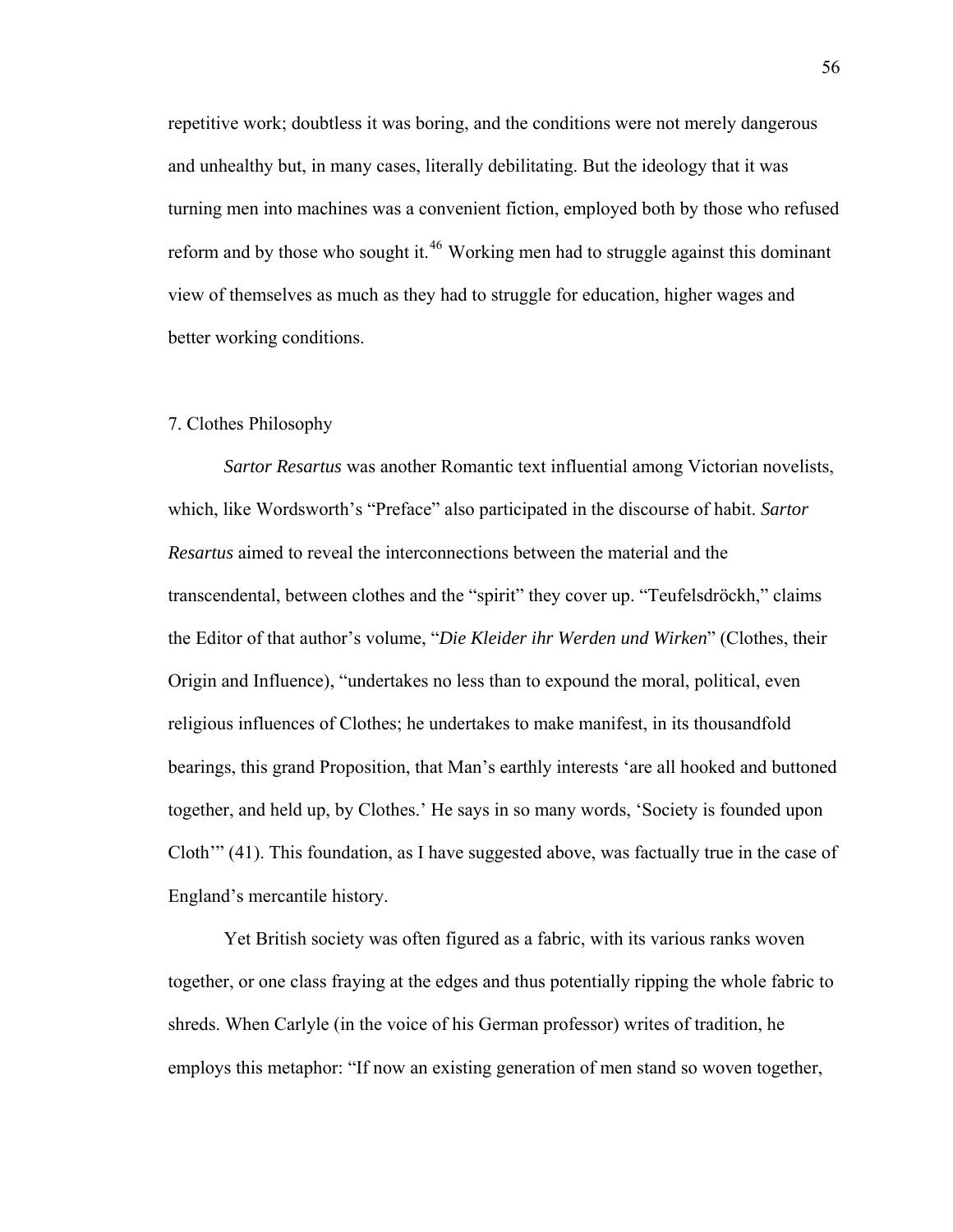repetitive work; doubtless it was boring, and the conditions were not merely dangerous and unhealthy but, in many cases, literally debilitating. But the ideology that it was turning men into machines was a convenient fiction, employed both by those who refused reform and by those who sought it.[46] Working men had to struggle against this dominant view of themselves as much as they had to struggle for education, higher wages and better working conditions.

## 7. Clothes Philosophy

*Sartor Resartus* was another Romantic text influential among Victorian novelists, which, like Wordsworth's "Preface" also participated in the discourse of habit. *Sartor Resartus* aimed to reveal the interconnections between the material and the transcendental, between clothes and the "spirit" they cover up. "Teufelsdröckh," claims the Editor of that author's volume, "*Die Kleider ihr Werden und Wirken*" (Clothes, their Origin and Influence), "undertakes no less than to expound the moral, political, even religious influences of Clothes; he undertakes to make manifest, in its thousandfold bearings, this grand Proposition, that Man's earthly interests 'are all hooked and buttoned together, and held up, by Clothes.' He says in so many words, 'Society is founded upon Cloth'" (41). This foundation, as I have suggested above, was factually true in the case of England's mercantile history.

Yet British society was often figured as a fabric, with its various ranks woven together, or one class fraying at the edges and thus potentially ripping the whole fabric to shreds. When Carlyle (in the voice of his German professor) writes of tradition, he employs this metaphor: "If now an existing generation of men stand so woven together,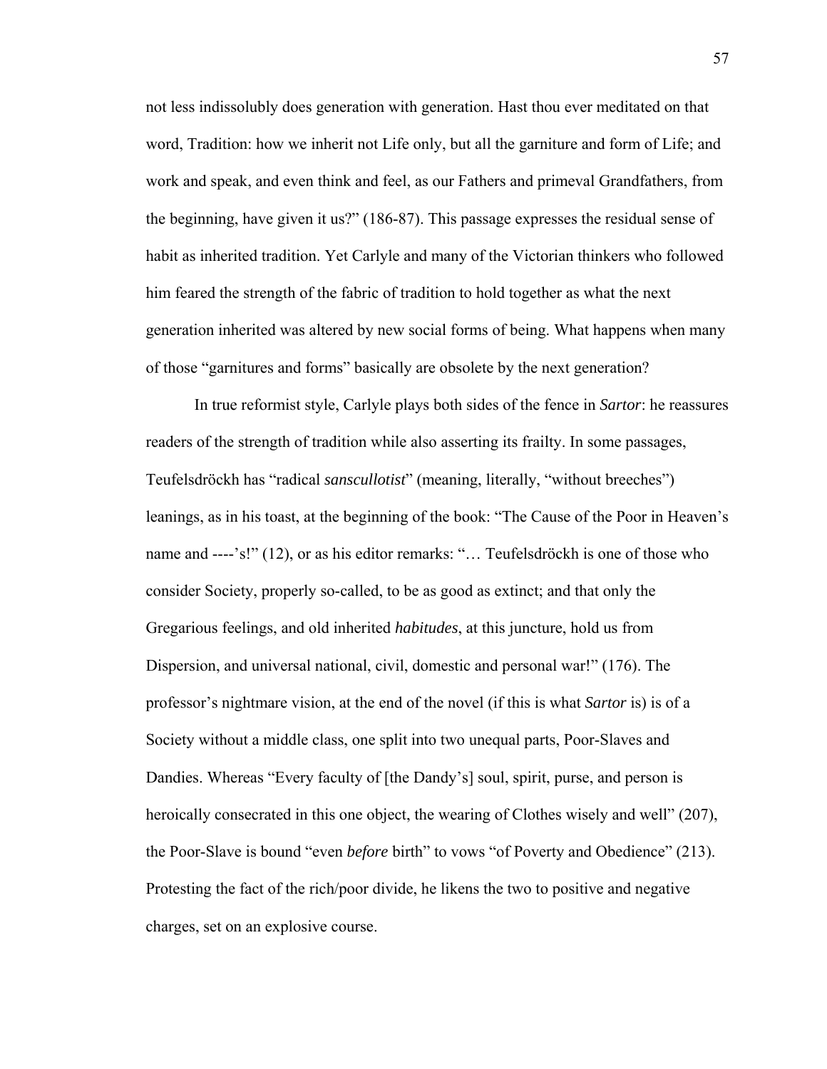not less indissolubly does generation with generation. Hast thou ever meditated on that word, Tradition: how we inherit not Life only, but all the garniture and form of Life; and work and speak, and even think and feel, as our Fathers and primeval Grandfathers, from the beginning, have given it us?" (186-87). This passage expresses the residual sense of habit as inherited tradition. Yet Carlyle and many of the Victorian thinkers who followed him feared the strength of the fabric of tradition to hold together as what the next generation inherited was altered by new social forms of being. What happens when many of those "garnitures and forms" basically are obsolete by the next generation?

In true reformist style, Carlyle plays both sides of the fence in *Sartor*: he reassures readers of the strength of tradition while also asserting its frailty. In some passages, Teufelsdröckh has "radical *sanscullotist*" (meaning, literally, "without breeches") leanings, as in his toast, at the beginning of the book: "The Cause of the Poor in Heaven's name and ----'s!" (12), or as his editor remarks: "… Teufelsdröckh is one of those who consider Society, properly so-called, to be as good as extinct; and that only the Gregarious feelings, and old inherited *habitudes*, at this juncture, hold us from Dispersion, and universal national, civil, domestic and personal war!" (176). The professor's nightmare vision, at the end of the novel (if this is what *Sartor* is) is of a Society without a middle class, one split into two unequal parts, Poor-Slaves and Dandies. Whereas "Every faculty of [the Dandy's] soul, spirit, purse, and person is heroically consecrated in this one object, the wearing of Clothes wisely and well" (207), the Poor-Slave is bound "even *before* birth" to vows "of Poverty and Obedience" (213). Protesting the fact of the rich/poor divide, he likens the two to positive and negative charges, set on an explosive course.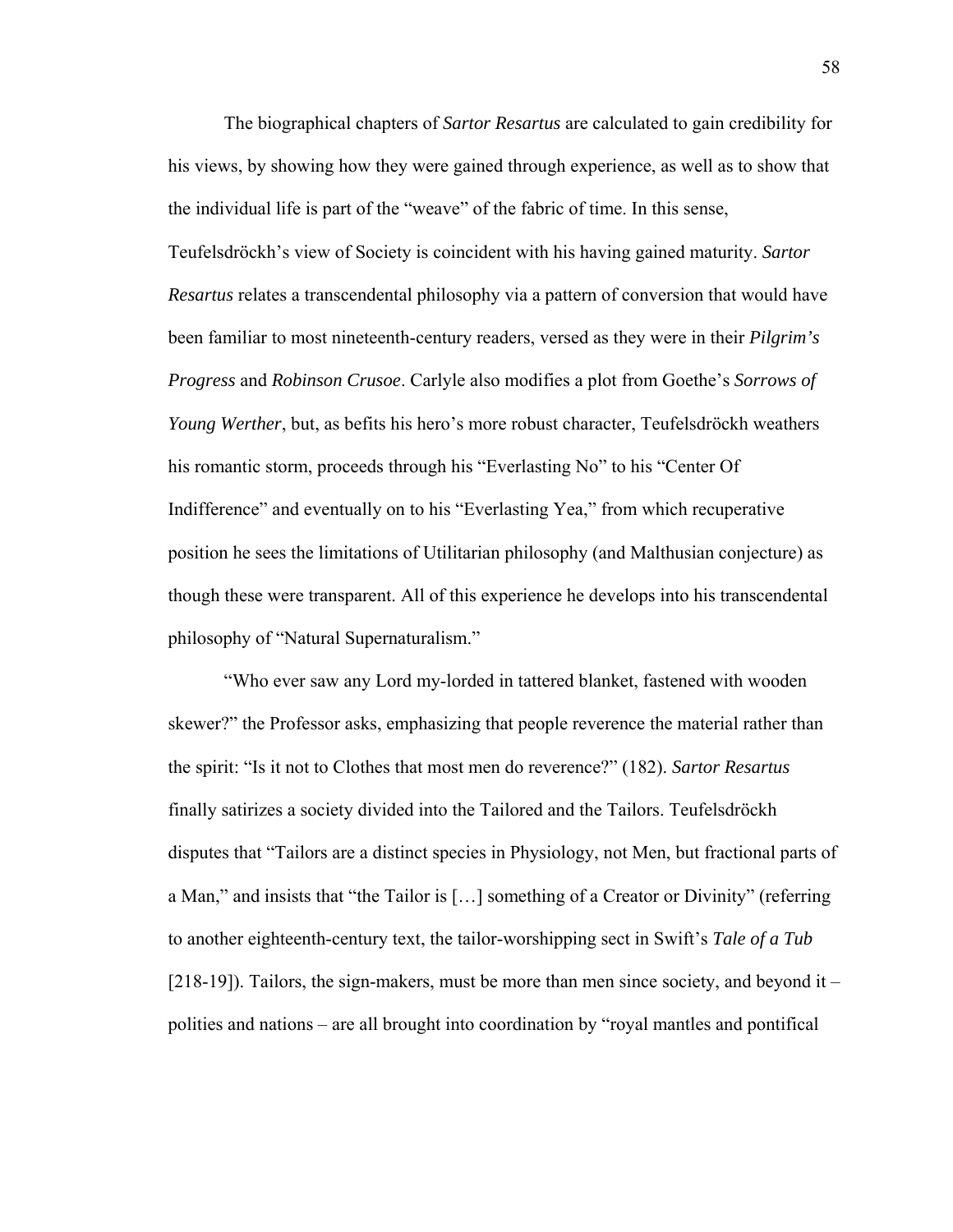The biographical chapters of *Sartor Resartus* are calculated to gain credibility for his views, by showing how they were gained through experience, as well as to show that the individual life is part of the "weave" of the fabric of time. In this sense, Teufelsdröckh's view of Society is coincident with his having gained maturity. *Sartor Resartus* relates a transcendental philosophy via a pattern of conversion that would have been familiar to most nineteenth-century readers, versed as they were in their *Pilgrim's Progress* and *Robinson Crusoe*. Carlyle also modifies a plot from Goethe's *Sorrows of Young Werther*, but, as befits his hero's more robust character, Teufelsdröckh weathers his romantic storm, proceeds through his "Everlasting No" to his "Center Of Indifference" and eventually on to his "Everlasting Yea," from which recuperative position he sees the limitations of Utilitarian philosophy (and Malthusian conjecture) as though these were transparent. All of this experience he develops into his transcendental philosophy of "Natural Supernaturalism."

"Who ever saw any Lord my-lorded in tattered blanket, fastened with wooden skewer?" the Professor asks, emphasizing that people reverence the material rather than the spirit: "Is it not to Clothes that most men do reverence?" (182). *Sartor Resartus* finally satirizes a society divided into the Tailored and the Tailors. Teufelsdröckh disputes that "Tailors are a distinct species in Physiology, not Men, but fractional parts of a Man," and insists that "the Tailor is […] something of a Creator or Divinity" (referring to another eighteenth-century text, the tailor-worshipping sect in Swift's *Tale of a Tub* [218-19]). Tailors, the sign-makers, must be more than men since society, and beyond it – polities and nations – are all brought into coordination by "royal mantles and pontifical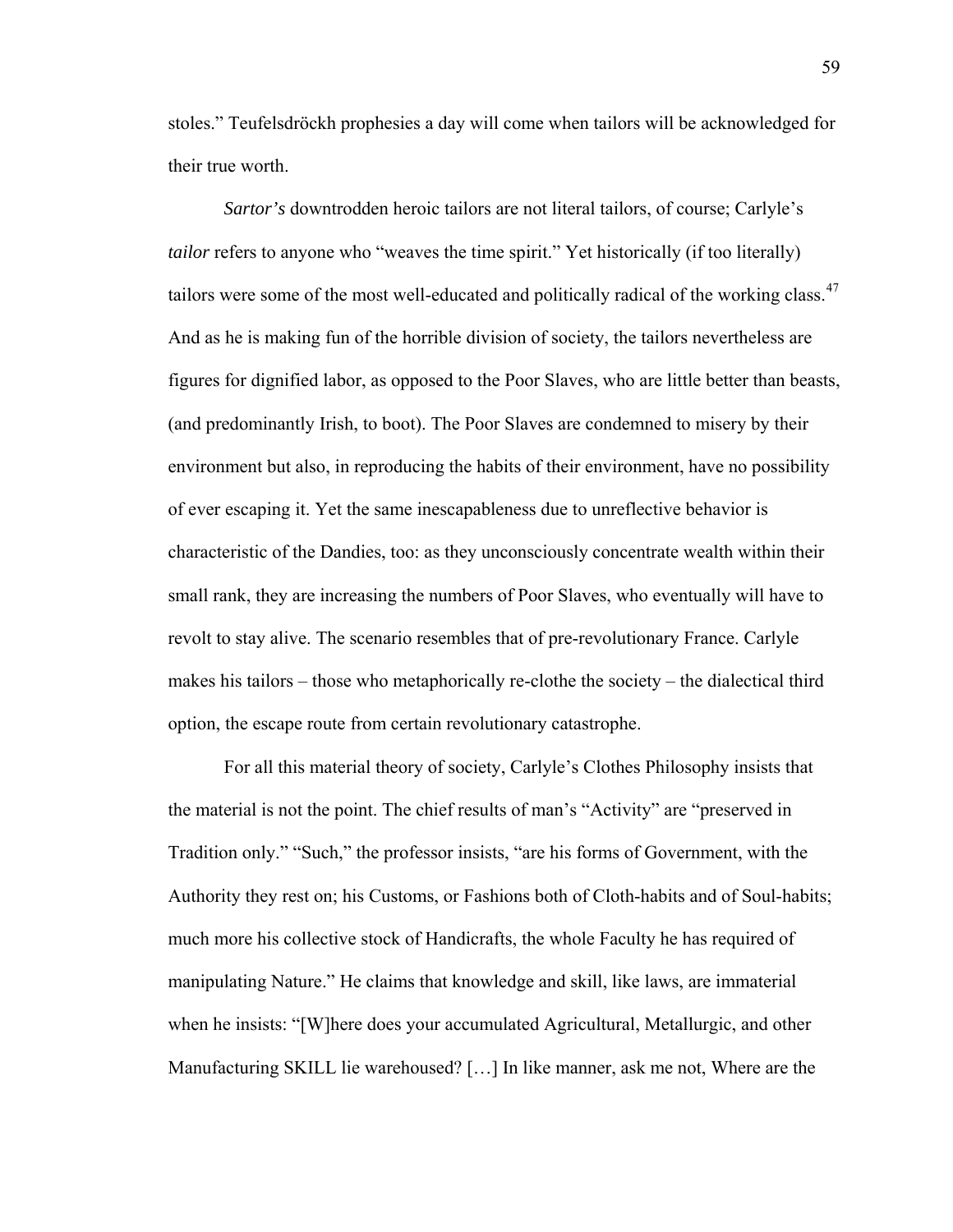stoles." Teufelsdröckh prophesies a day will come when tailors will be acknowledged for their true worth.

*Sartor's* downtrodden heroic tailors are not literal tailors, of course; Carlyle's *tailor* refers to anyone who "weaves the time spirit." Yet historically (if too literally) tailors were some of the most well-educated and politically radical of the working class.[47] And as he is making fun of the horrible division of society, the tailors nevertheless are figures for dignified labor, as opposed to the Poor Slaves, who are little better than beasts, (and predominantly Irish, to boot). The Poor Slaves are condemned to misery by their environment but also, in reproducing the habits of their environment, have no possibility of ever escaping it. Yet the same inescapableness due to unreflective behavior is characteristic of the Dandies, too: as they unconsciously concentrate wealth within their small rank, they are increasing the numbers of Poor Slaves, who eventually will have to revolt to stay alive. The scenario resembles that of pre-revolutionary France. Carlyle makes his tailors – those who metaphorically re-clothe the society – the dialectical third option, the escape route from certain revolutionary catastrophe.

For all this material theory of society, Carlyle's Clothes Philosophy insists that the material is not the point. The chief results of man's "Activity" are "preserved in Tradition only." "Such," the professor insists, "are his forms of Government, with the Authority they rest on; his Customs, or Fashions both of Cloth-habits and of Soul-habits; much more his collective stock of Handicrafts, the whole Faculty he has required of manipulating Nature." He claims that knowledge and skill, like laws, are immaterial when he insists: "[W]here does your accumulated Agricultural, Metallurgic, and other Manufacturing SKILL lie warehoused? […] In like manner, ask me not, Where are the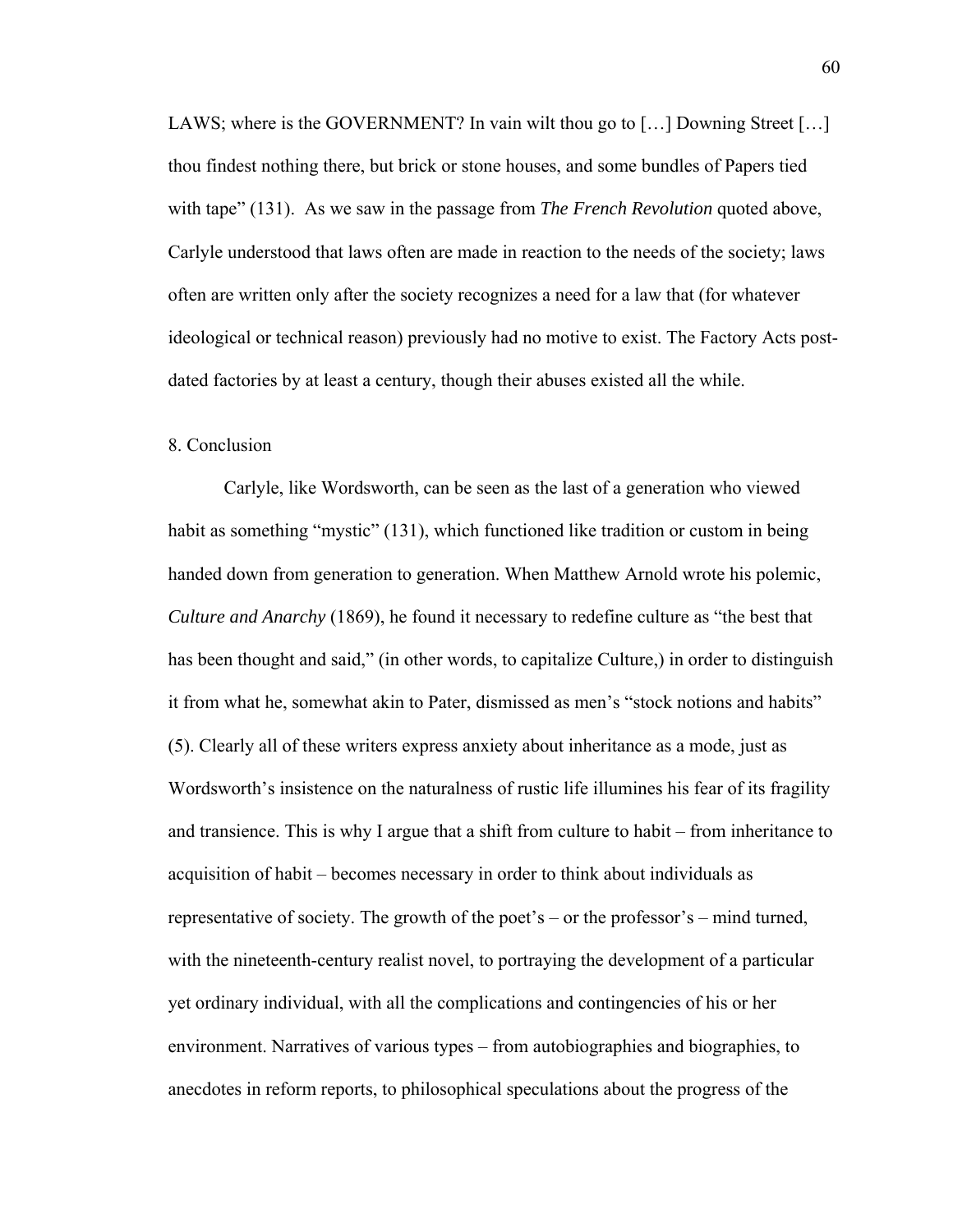LAWS; where is the GOVERNMENT? In vain wilt thou go to […] Downing Street […] thou findest nothing there, but brick or stone houses, and some bundles of Papers tied with tape" (131). As we saw in the passage from *The French Revolution* quoted above, Carlyle understood that laws often are made in reaction to the needs of the society; laws often are written only after the society recognizes a need for a law that (for whatever ideological or technical reason) previously had no motive to exist. The Factory Acts post-dated factories by at least a century, though their abuses existed all the while.

## 8. Conclusion

Carlyle, like Wordsworth, can be seen as the last of a generation who viewed habit as something "mystic" (131), which functioned like tradition or custom in being handed down from generation to generation. When Matthew Arnold wrote his polemic, *Culture and Anarchy* (1869), he found it necessary to redefine culture as "the best that has been thought and said," (in other words, to capitalize Culture,) in order to distinguish it from what he, somewhat akin to Pater, dismissed as men's "stock notions and habits" (5). Clearly all of these writers express anxiety about inheritance as a mode, just as Wordsworth's insistence on the naturalness of rustic life illumines his fear of its fragility and transience. This is why I argue that a shift from culture to habit – from inheritance to acquisition of habit – becomes necessary in order to think about individuals as representative of society. The growth of the poet's – or the professor's – mind turned, with the nineteenth-century realist novel, to portraying the development of a particular yet ordinary individual, with all the complications and contingencies of his or her environment. Narratives of various types – from autobiographies and biographies, to anecdotes in reform reports, to philosophical speculations about the progress of the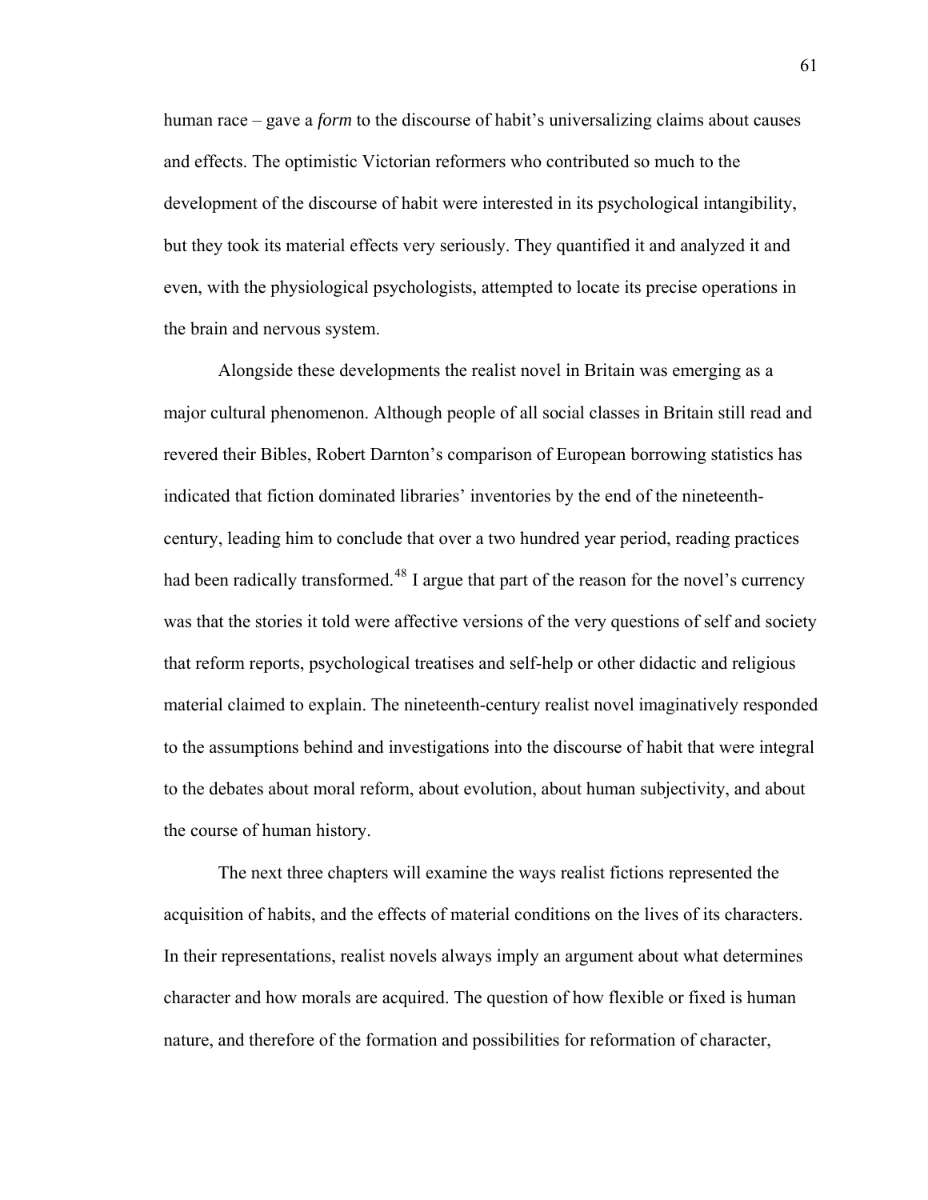human race – gave a *form* to the discourse of habit's universalizing claims about causes and effects. The optimistic Victorian reformers who contributed so much to the development of the discourse of habit were interested in its psychological intangibility, but they took its material effects very seriously. They quantified it and analyzed it and even, with the physiological psychologists, attempted to locate its precise operations in the brain and nervous system.

Alongside these developments the realist novel in Britain was emerging as a major cultural phenomenon. Although people of all social classes in Britain still read and revered their Bibles, Robert Darnton's comparison of European borrowing statistics has indicated that fiction dominated libraries' inventories by the end of the nineteenth-century, leading him to conclude that over a two hundred year period, reading practices had been radically transformed.[48] I argue that part of the reason for the novel's currency was that the stories it told were affective versions of the very questions of self and society that reform reports, psychological treatises and self-help or other didactic and religious material claimed to explain. The nineteenth-century realist novel imaginatively responded to the assumptions behind and investigations into the discourse of habit that were integral to the debates about moral reform, about evolution, about human subjectivity, and about the course of human history.

The next three chapters will examine the ways realist fictions represented the acquisition of habits, and the effects of material conditions on the lives of its characters. In their representations, realist novels always imply an argument about what determines character and how morals are acquired. The question of how flexible or fixed is human nature, and therefore of the formation and possibilities for reformation of character,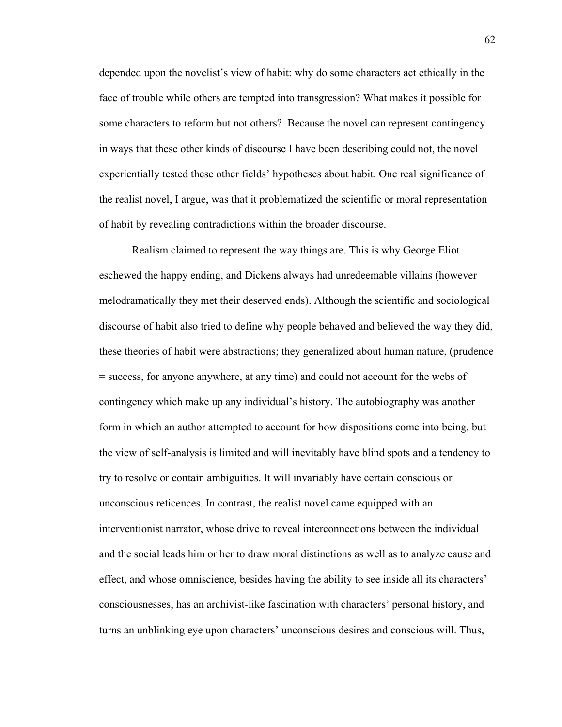depended upon the novelist's view of habit: why do some characters act ethically in the face of trouble while others are tempted into transgression? What makes it possible for some characters to reform but not others? Because the novel can represent contingency in ways that these other kinds of discourse I have been describing could not, the novel experientially tested these other fields' hypotheses about habit. One real significance of the realist novel, I argue, was that it problematized the scientific or moral representation of habit by revealing contradictions within the broader discourse.

Realism claimed to represent the way things are. This is why George Eliot eschewed the happy ending, and Dickens always had unredeemable villains (however melodramatically they met their deserved ends). Although the scientific and sociological discourse of habit also tried to define why people behaved and believed the way they did, these theories of habit were abstractions; they generalized about human nature, (prudence = success, for anyone anywhere, at any time) and could not account for the webs of contingency which make up any individual's history. The autobiography was another form in which an author attempted to account for how dispositions come into being, but the view of self-analysis is limited and will inevitably have blind spots and a tendency to try to resolve or contain ambiguities. It will invariably have certain conscious or unconscious reticences. In contrast, the realist novel came equipped with an interventionist narrator, whose drive to reveal interconnections between the individual and the social leads him or her to draw moral distinctions as well as to analyze cause and effect, and whose omniscience, besides having the ability to see inside all its characters' consciousnesses, has an archivist-like fascination with characters' personal history, and turns an unblinking eye upon characters' unconscious desires and conscious will. Thus,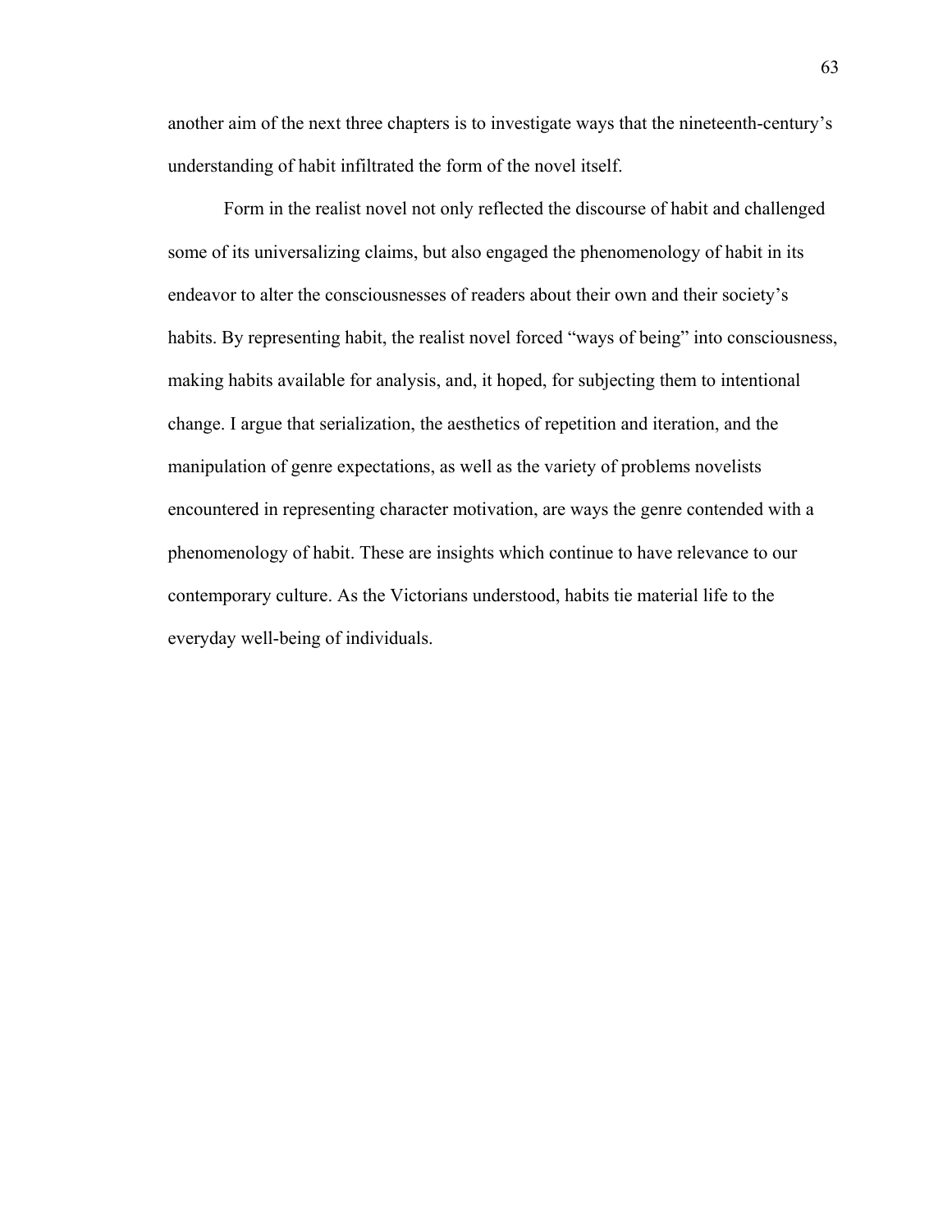another aim of the next three chapters is to investigate ways that the nineteenth-century's understanding of habit infiltrated the form of the novel itself.

Form in the realist novel not only reflected the discourse of habit and challenged some of its universalizing claims, but also engaged the phenomenology of habit in its endeavor to alter the consciousnesses of readers about their own and their society's habits. By representing habit, the realist novel forced "ways of being" into consciousness, making habits available for analysis, and, it hoped, for subjecting them to intentional change. I argue that serialization, the aesthetics of repetition and iteration, and the manipulation of genre expectations, as well as the variety of problems novelists encountered in representing character motivation, are ways the genre contended with a phenomenology of habit. These are insights which continue to have relevance to our contemporary culture. As the Victorians understood, habits tie material life to the everyday well-being of individuals.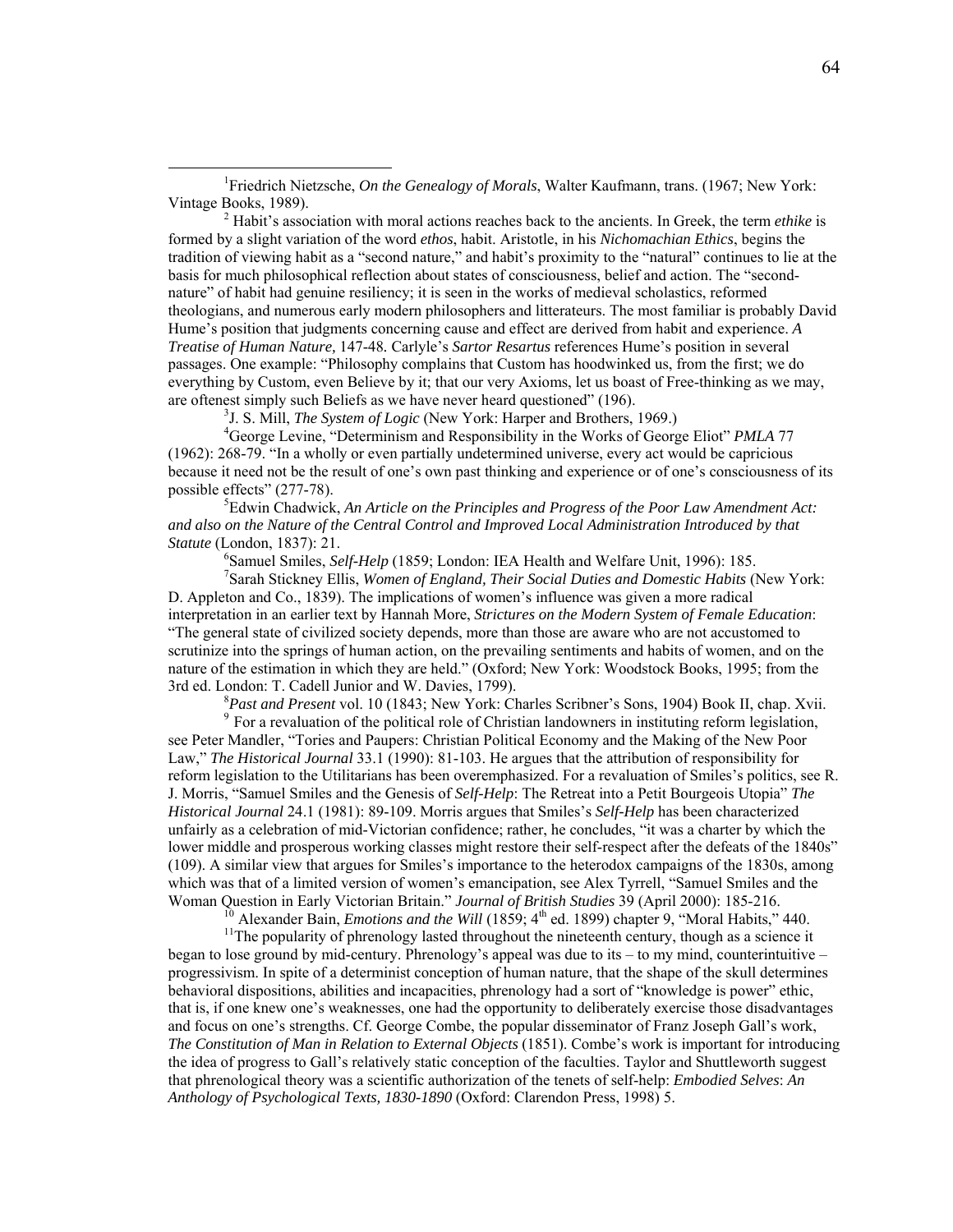[1]Friedrich Nietzsche, *On the Genealogy of Morals*, Walter Kaufmann, trans. (1967; New York: Vintage Books, 1989).

[2] Habit's association with moral actions reaches back to the ancients. In Greek, the term *ethike* is formed by a slight variation of the word *ethos*, habit. Aristotle, in his *Nichomachian Ethics*, begins the tradition of viewing habit as a "second nature," and habit's proximity to the "natural" continues to lie at the basis for much philosophical reflection about states of consciousness, belief and action. The "second-nature" of habit had genuine resiliency; it is seen in the works of medieval scholastics, reformed theologians, and numerous early modern philosophers and litterateurs. The most familiar is probably David Hume's position that judgments concerning cause and effect are derived from habit and experience. *A Treatise of Human Nature,* 147-48*.* Carlyle's *Sartor Resartus* references Hume's position in several passages. One example: "Philosophy complains that Custom has hoodwinked us, from the first; we do everything by Custom, even Believe by it; that our very Axioms, let us boast of Free-thinking as we may, are oftenest simply such Beliefs as we have never heard questioned" (196).

[3]J. S. Mill, *The System of Logic* (New York: Harper and Brothers, 1969.)

[4]George Levine, "Determinism and Responsibility in the Works of George Eliot" *PMLA* 77 (1962): 268-79. "In a wholly or even partially undetermined universe, every act would be capricious because it need not be the result of one's own past thinking and experience or of one's consciousness of its possible effects" (277-78).

[5]Edwin Chadwick, *An Article on the Principles and Progress of the Poor Law Amendment Act: and also on the Nature of the Central Control and Improved Local Administration Introduced by that Statute* (London, 1837): 21.

[6]Samuel Smiles, *Self-Help* (1859; London: IEA Health and Welfare Unit, 1996): 185.

[7]Sarah Stickney Ellis, *Women of England, Their Social Duties and Domestic Habits* (New York: D. Appleton and Co., 1839). The implications of women's influence was given a more radical interpretation in an earlier text by Hannah More, *Strictures on the Modern System of Female Education*: "The general state of civilized society depends, more than those are aware who are not accustomed to scrutinize into the springs of human action, on the prevailing sentiments and habits of women, and on the nature of the estimation in which they are held." (Oxford; New York: Woodstock Books, 1995; from the 3rd ed. London: T. Cadell Junior and W. Davies, 1799).

[8]*Past and Present* vol. 10 (1843; New York: Charles Scribner's Sons, 1904) Book II, chap. Xvii.

[9] For a revaluation of the political role of Christian landowners in instituting reform legislation, see Peter Mandler, "Tories and Paupers: Christian Political Economy and the Making of the New Poor Law," *The Historical Journal* 33.1 (1990): 81-103. He argues that the attribution of responsibility for reform legislation to the Utilitarians has been overemphasized. For a revaluation of Smiles's politics, see R. J. Morris, "Samuel Smiles and the Genesis of *Self-Help*: The Retreat into a Petit Bourgeois Utopia" *The Historical Journal* 24.1 (1981): 89-109. Morris argues that Smiles's *Self-Help* has been characterized unfairly as a celebration of mid-Victorian confidence; rather, he concludes, "it was a charter by which the lower middle and prosperous working classes might restore their self-respect after the defeats of the 1840s" (109). A similar view that argues for Smiles's importance to the heterodox campaigns of the 1830s, among which was that of a limited version of women's emancipation, see Alex Tyrrell, "Samuel Smiles and the Woman Question in Early Victorian Britain." *Journal of British Studies* 39 (April 2000): 185-216.

[10] Alexander Bain, *Emotions and the Will* (1859; 4th ed. 1899) chapter 9, "Moral Habits," 440.

[11]The popularity of phrenology lasted throughout the nineteenth century, though as a science it began to lose ground by mid-century. Phrenology's appeal was due to its – to my mind, counterintuitive – progressivism. In spite of a determinist conception of human nature, that the shape of the skull determines behavioral dispositions, abilities and incapacities, phrenology had a sort of "knowledge is power" ethic, that is, if one knew one's weaknesses, one had the opportunity to deliberately exercise those disadvantages and focus on one's strengths. Cf. George Combe, the popular disseminator of Franz Joseph Gall's work, *The Constitution of Man in Relation to External Objects* (1851). Combe's work is important for introducing the idea of progress to Gall's relatively static conception of the faculties. Taylor and Shuttleworth suggest that phrenological theory was a scientific authorization of the tenets of self-help: *Embodied Selves*: *An Anthology of Psychological Texts, 1830-1890* (Oxford: Clarendon Press, 1998) 5.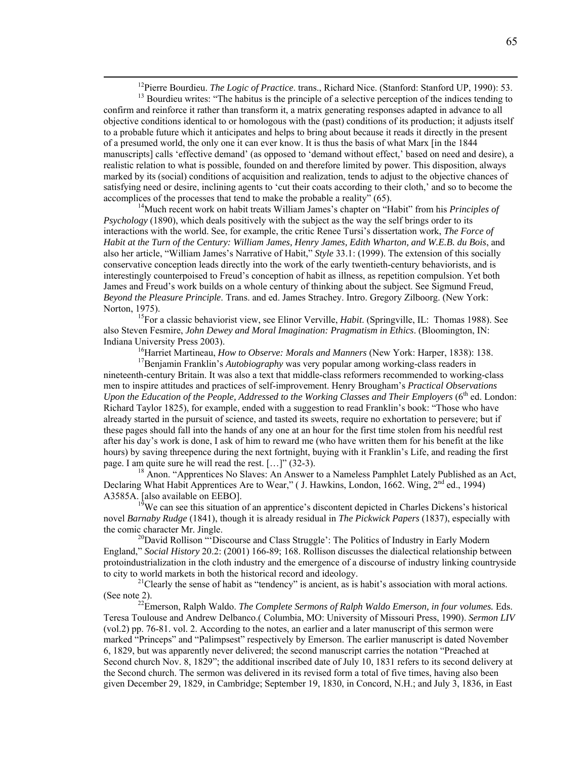[12]Pierre Bourdieu. *The Logic of Practice*. trans., Richard Nice. (Stanford: Stanford UP, 1990): 53.

[13] Bourdieu writes: "The habitus is the principle of a selective perception of the indices tending to confirm and reinforce it rather than transform it, a matrix generating responses adapted in advance to all objective conditions identical to or homologous with the (past) conditions of its production; it adjusts itself to a probable future which it anticipates and helps to bring about because it reads it directly in the present of a presumed world, the only one it can ever know. It is thus the basis of what Marx [in the 1844 manuscripts] calls 'effective demand' (as opposed to 'demand without effect,' based on need and desire), a realistic relation to what is possible, founded on and therefore limited by power. This disposition, always marked by its (social) conditions of acquisition and realization, tends to adjust to the objective chances of satisfying need or desire, inclining agents to 'cut their coats according to their cloth,' and so to become the accomplices of the processes that tend to make the probable a reality" (65).

[14]Much recent work on habit treats William James's chapter on "Habit" from his *Principles of Psychology* (1890), which deals positively with the subject as the way the self brings order to its interactions with the world. See, for example, the critic Renee Tursi's dissertation work, *The Force of Habit at the Turn of the Century: William James, Henry James, Edith Wharton, and W.E.B. du Bois*, and also her article, "William James's Narrative of Habit," *Style* 33.1: (1999). The extension of this socially conservative conception leads directly into the work of the early twentieth-century behaviorists, and is interestingly counterpoised to Freud's conception of habit as illness, as repetition compulsion. Yet both James and Freud's work builds on a whole century of thinking about the subject. See Sigmund Freud, *Beyond the Pleasure Principle*. Trans. and ed. James Strachey. Intro. Gregory Zilboorg. (New York: Norton, 1975).

[15]For a classic behaviorist view, see Elinor Verville, *Habit*. (Springville, IL: Thomas 1988). See also Steven Fesmire, *John Dewey and Moral Imagination: Pragmatism in Ethics*. (Bloomington, IN: Indiana University Press 2003).

[16]Harriet Martineau, *How to Observe: Morals and Manners* (New York: Harper, 1838): 138.

[17]Benjamin Franklin's *Autobiography* was very popular among working-class readers in nineteenth-century Britain. It was also a text that middle-class reformers recommended to working-class men to inspire attitudes and practices of self-improvement. Henry Brougham's *Practical Observations Upon the Education of the People, Addressed to the Working Classes and Their Employers* (6th ed. London: Richard Taylor 1825), for example, ended with a suggestion to read Franklin's book: "Those who have already started in the pursuit of science, and tasted its sweets, require no exhortation to persevere; but if these pages should fall into the hands of any one at an hour for the first time stolen from his needful rest after his day's work is done, I ask of him to reward me (who have written them for his benefit at the like hours) by saving threepence during the next fortnight, buying with it Franklin's Life, and reading the first page. I am quite sure he will read the rest. […]" (32-3).

[18] Anon. "Apprentices No Slaves: An Answer to a Nameless Pamphlet Lately Published as an Act, Declaring What Habit Apprentices Are to Wear," ( J. Hawkins, London, 1662. Wing, 2nd ed., 1994) A3585A. [also available on EEBO].

[19]We can see this situation of an apprentice's discontent depicted in Charles Dickens's historical novel *Barnaby Rudge* (1841), though it is already residual in *The Pickwick Papers* (1837), especially with the comic character Mr. Jingle.

[20]David Rollison "'Discourse and Class Struggle': The Politics of Industry in Early Modern England," *Social History* 20.2: (2001) 166-89; 168. Rollison discusses the dialectical relationship between protoindustrialization in the cloth industry and the emergence of a discourse of industry linking countryside to city to world markets in both the historical record and ideology.

[21]Clearly the sense of habit as "tendency" is ancient, as is habit's association with moral actions. (See note 2).

[22]Emerson, Ralph Waldo. *The Complete Sermons of Ralph Waldo Emerson, in four volumes.* Eds. Teresa Toulouse and Andrew Delbanco.( Columbia, MO: University of Missouri Press, 1990). *Sermon LIV* (vol.2) pp. 76-81. vol. 2. According to the notes, an earlier and a later manuscript of this sermon were marked "Princeps" and "Palimpsest" respectively by Emerson. The earlier manuscript is dated November 6, 1829, but was apparently never delivered; the second manuscript carries the notation "Preached at Second church Nov. 8, 1829"; the additional inscribed date of July 10, 1831 refers to its second delivery at the Second church. The sermon was delivered in its revised form a total of five times, having also been given December 29, 1829, in Cambridge; September 19, 1830, in Concord, N.H.; and July 3, 1836, in East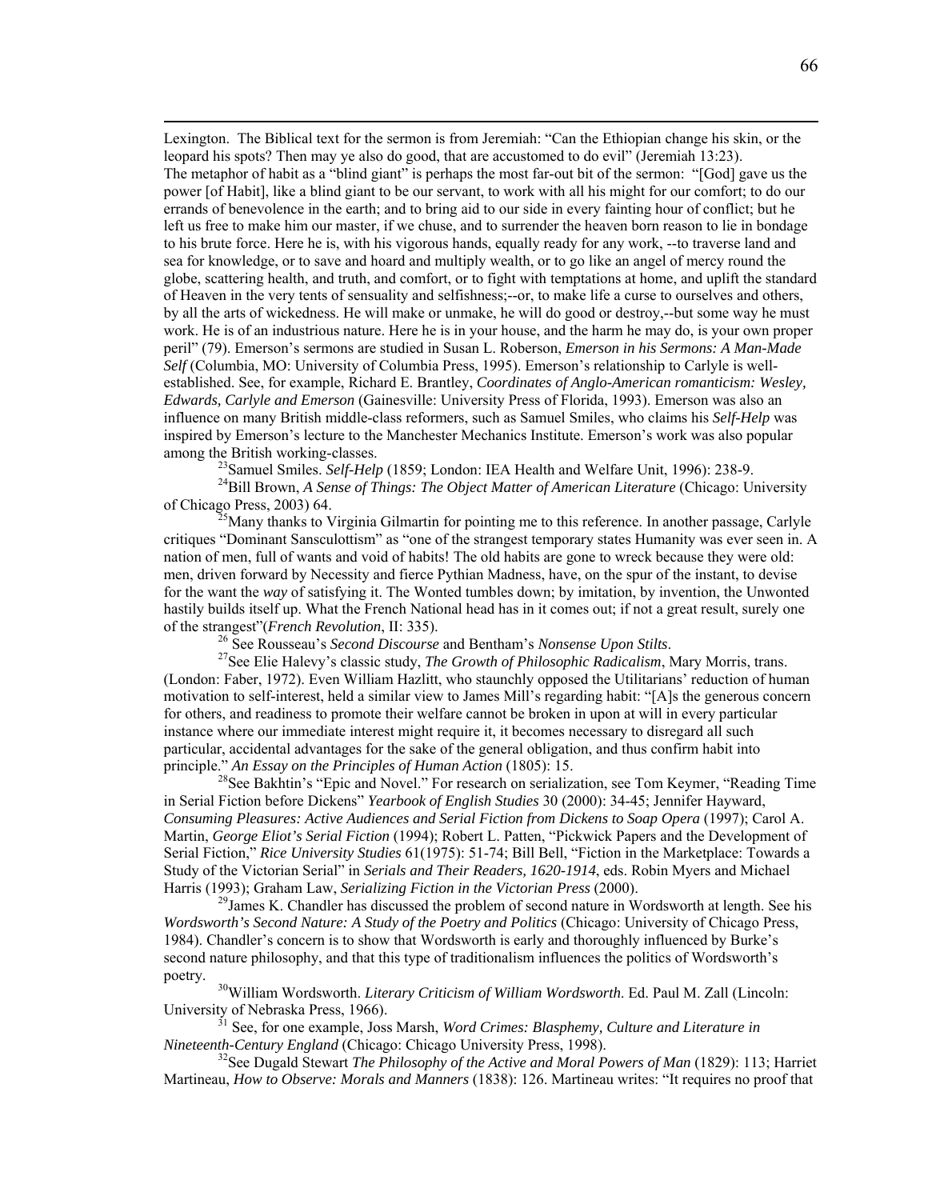Lexington. The Biblical text for the sermon is from Jeremiah: "Can the Ethiopian change his skin, or the leopard his spots? Then may ye also do good, that are accustomed to do evil" (Jeremiah 13:23). The metaphor of habit as a "blind giant" is perhaps the most far-out bit of the sermon: "[God] gave us the power [of Habit], like a blind giant to be our servant, to work with all his might for our comfort; to do our errands of benevolence in the earth; and to bring aid to our side in every fainting hour of conflict; but he left us free to make him our master, if we chuse, and to surrender the heaven born reason to lie in bondage to his brute force. Here he is, with his vigorous hands, equally ready for any work, --to traverse land and sea for knowledge, or to save and hoard and multiply wealth, or to go like an angel of mercy round the globe, scattering health, and truth, and comfort, or to fight with temptations at home, and uplift the standard of Heaven in the very tents of sensuality and selfishness;--or, to make life a curse to ourselves and others, by all the arts of wickedness. He will make or unmake, he will do good or destroy,--but some way he must work. He is of an industrious nature. Here he is in your house, and the harm he may do, is your own proper peril" (79). Emerson's sermons are studied in Susan L. Roberson, *Emerson in his Sermons: A Man-Made Self* (Columbia, MO: University of Columbia Press, 1995). Emerson's relationship to Carlyle is well-established. See, for example, Richard E. Brantley, *Coordinates of Anglo-American romanticism: Wesley, Edwards, Carlyle and Emerson* (Gainesville: University Press of Florida, 1993). Emerson was also an influence on many British middle-class reformers, such as Samuel Smiles, who claims his *Self-Help* was inspired by Emerson's lecture to the Manchester Mechanics Institute. Emerson's work was also popular among the British working-classes.

[23]Samuel Smiles. *Self-Help* (1859; London: IEA Health and Welfare Unit, 1996): 238-9.

[24]Bill Brown, *A Sense of Things: The Object Matter of American Literature* (Chicago: University of Chicago Press, 2003) 64.

[25]Many thanks to Virginia Gilmartin for pointing me to this reference. In another passage, Carlyle critiques "Dominant Sansculottism" as "one of the strangest temporary states Humanity was ever seen in. A nation of men, full of wants and void of habits! The old habits are gone to wreck because they were old: men, driven forward by Necessity and fierce Pythian Madness, have, on the spur of the instant, to devise for the want the *way* of satisfying it. The Wonted tumbles down; by imitation, by invention, the Unwonted hastily builds itself up. What the French National head has in it comes out; if not a great result, surely one of the strangest"(*French Revolution*, II: 335).

[26] See Rousseau's *Second Discourse* and Bentham's *Nonsense Upon Stilts*.

[27]See Elie Halevy's classic study, *The Growth of Philosophic Radicalism*, Mary Morris, trans. (London: Faber, 1972). Even William Hazlitt, who staunchly opposed the Utilitarians' reduction of human motivation to self-interest, held a similar view to James Mill's regarding habit: "[A]s the generous concern for others, and readiness to promote their welfare cannot be broken in upon at will in every particular instance where our immediate interest might require it, it becomes necessary to disregard all such particular, accidental advantages for the sake of the general obligation, and thus confirm habit into principle." *An Essay on the Principles of Human Action* (1805): 15.

[28]See Bakhtin's "Epic and Novel." For research on serialization, see Tom Keymer, "Reading Time in Serial Fiction before Dickens" *Yearbook of English Studies* 30 (2000): 34-45; Jennifer Hayward, *Consuming Pleasures: Active Audiences and Serial Fiction from Dickens to Soap Opera* (1997); Carol A. Martin, *George Eliot's Serial Fiction* (1994); Robert L. Patten, "Pickwick Papers and the Development of Serial Fiction," *Rice University Studies* 61(1975): 51-74; Bill Bell, "Fiction in the Marketplace: Towards a Study of the Victorian Serial" in *Serials and Their Readers, 1620-1914*, eds. Robin Myers and Michael Harris (1993); Graham Law, *Serializing Fiction in the Victorian Press* (2000).

[29]James K. Chandler has discussed the problem of second nature in Wordsworth at length. See his *Wordsworth's Second Nature: A Study of the Poetry and Politics* (Chicago: University of Chicago Press, 1984). Chandler's concern is to show that Wordsworth is early and thoroughly influenced by Burke's second nature philosophy, and that this type of traditionalism influences the politics of Wordsworth's poetry.

[30]William Wordsworth. *Literary Criticism of William Wordsworth*. Ed. Paul M. Zall (Lincoln: University of Nebraska Press, 1966).

[31] See, for one example, Joss Marsh, *Word Crimes: Blasphemy, Culture and Literature in Nineteenth-Century England* (Chicago: Chicago University Press, 1998).

[32]See Dugald Stewart *The Philosophy of the Active and Moral Powers of Man* (1829): 113; Harriet Martineau, *How to Observe: Morals and Manners* (1838): 126. Martineau writes: "It requires no proof that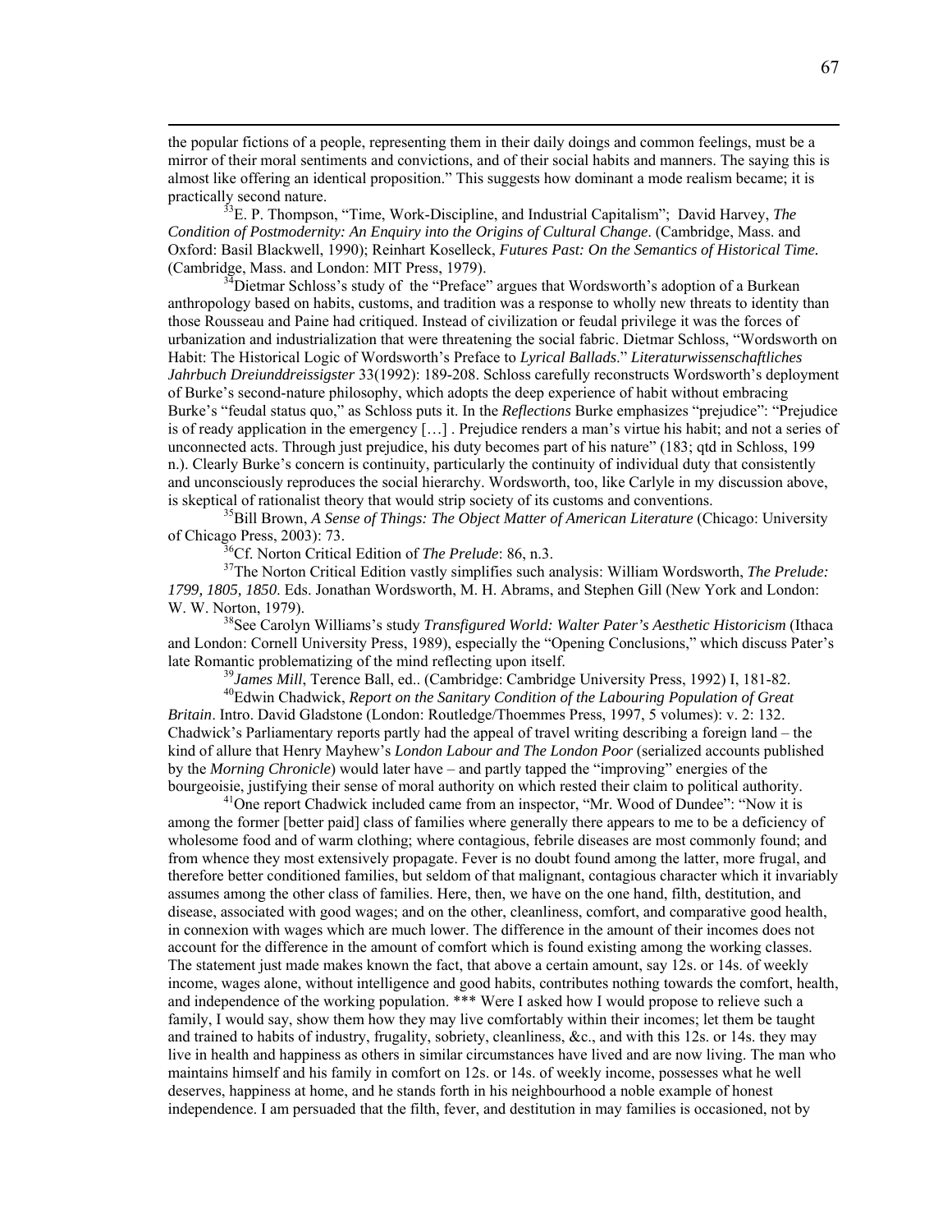the popular fictions of a people, representing them in their daily doings and common feelings, must be a mirror of their moral sentiments and convictions, and of their social habits and manners. The saying this is almost like offering an identical proposition." This suggests how dominant a mode realism became; it is practically second nature.

[33]E. P. Thompson, "Time, Work-Discipline, and Industrial Capitalism"; David Harvey, *The Condition of Postmodernity: An Enquiry into the Origins of Cultural Change*. (Cambridge, Mass. and Oxford: Basil Blackwell, 1990); Reinhart Koselleck, *Futures Past: On the Semantics of Historical Time.* (Cambridge, Mass. and London: MIT Press, 1979).

[34]Dietmar Schloss's study of the "Preface" argues that Wordsworth's adoption of a Burkean anthropology based on habits, customs, and tradition was a response to wholly new threats to identity than those Rousseau and Paine had critiqued. Instead of civilization or feudal privilege it was the forces of urbanization and industrialization that were threatening the social fabric. Dietmar Schloss, "Wordsworth on Habit: The Historical Logic of Wordsworth's Preface to *Lyrical Ballads*." *Literaturwissenschaftliches Jahrbuch Dreiunddreissigster* 33(1992): 189-208. Schloss carefully reconstructs Wordsworth's deployment of Burke's second-nature philosophy, which adopts the deep experience of habit without embracing Burke's "feudal status quo," as Schloss puts it. In the *Reflections* Burke emphasizes "prejudice": "Prejudice is of ready application in the emergency […] . Prejudice renders a man's virtue his habit; and not a series of unconnected acts. Through just prejudice, his duty becomes part of his nature" (183; qtd in Schloss, 199 n.). Clearly Burke's concern is continuity, particularly the continuity of individual duty that consistently and unconsciously reproduces the social hierarchy. Wordsworth, too, like Carlyle in my discussion above, is skeptical of rationalist theory that would strip society of its customs and conventions.

[35]Bill Brown, *A Sense of Things: The Object Matter of American Literature* (Chicago: University of Chicago Press, 2003): 73.

[36]Cf. Norton Critical Edition of *The Prelude*: 86, n.3.

[37]The Norton Critical Edition vastly simplifies such analysis: William Wordsworth, *The Prelude: 1799, 1805, 1850*. Eds. Jonathan Wordsworth, M. H. Abrams, and Stephen Gill (New York and London: W. W. Norton, 1979).

[38]See Carolyn Williams's study *Transfigured World: Walter Pater's Aesthetic Historicism* (Ithaca and London: Cornell University Press, 1989), especially the "Opening Conclusions," which discuss Pater's late Romantic problematizing of the mind reflecting upon itself.

[39]*James Mill*, Terence Ball, ed.. (Cambridge: Cambridge University Press, 1992) I, 181-82.

[40]Edwin Chadwick, *Report on the Sanitary Condition of the Labouring Population of Great Britain*. Intro. David Gladstone (London: Routledge/Thoemmes Press, 1997, 5 volumes): v. 2: 132. Chadwick's Parliamentary reports partly had the appeal of travel writing describing a foreign land – the kind of allure that Henry Mayhew's *London Labour and The London Poor* (serialized accounts published by the *Morning Chronicle*) would later have – and partly tapped the "improving" energies of the bourgeoisie, justifying their sense of moral authority on which rested their claim to political authority.

[41]One report Chadwick included came from an inspector, "Mr. Wood of Dundee": "Now it is among the former [better paid] class of families where generally there appears to me to be a deficiency of wholesome food and of warm clothing; where contagious, febrile diseases are most commonly found; and from whence they most extensively propagate. Fever is no doubt found among the latter, more frugal, and therefore better conditioned families, but seldom of that malignant, contagious character which it invariably assumes among the other class of families. Here, then, we have on the one hand, filth, destitution, and disease, associated with good wages; and on the other, cleanliness, comfort, and comparative good health, in connexion with wages which are much lower. The difference in the amount of their incomes does not account for the difference in the amount of comfort which is found existing among the working classes. The statement just made makes known the fact, that above a certain amount, say 12s. or 14s. of weekly income, wages alone, without intelligence and good habits, contributes nothing towards the comfort, health, and independence of the working population. *** Were I asked how I would propose to relieve such a family, I would say, show them how they may live comfortably within their incomes; let them be taught and trained to habits of industry, frugality, sobriety, cleanliness, &c., and with this 12s. or 14s. they may live in health and happiness as others in similar circumstances have lived and are now living. The man who maintains himself and his family in comfort on 12s. or 14s. of weekly income, possesses what he well deserves, happiness at home, and he stands forth in his neighbourhood a noble example of honest independence. I am persuaded that the filth, fever, and destitution in may families is occasioned, not by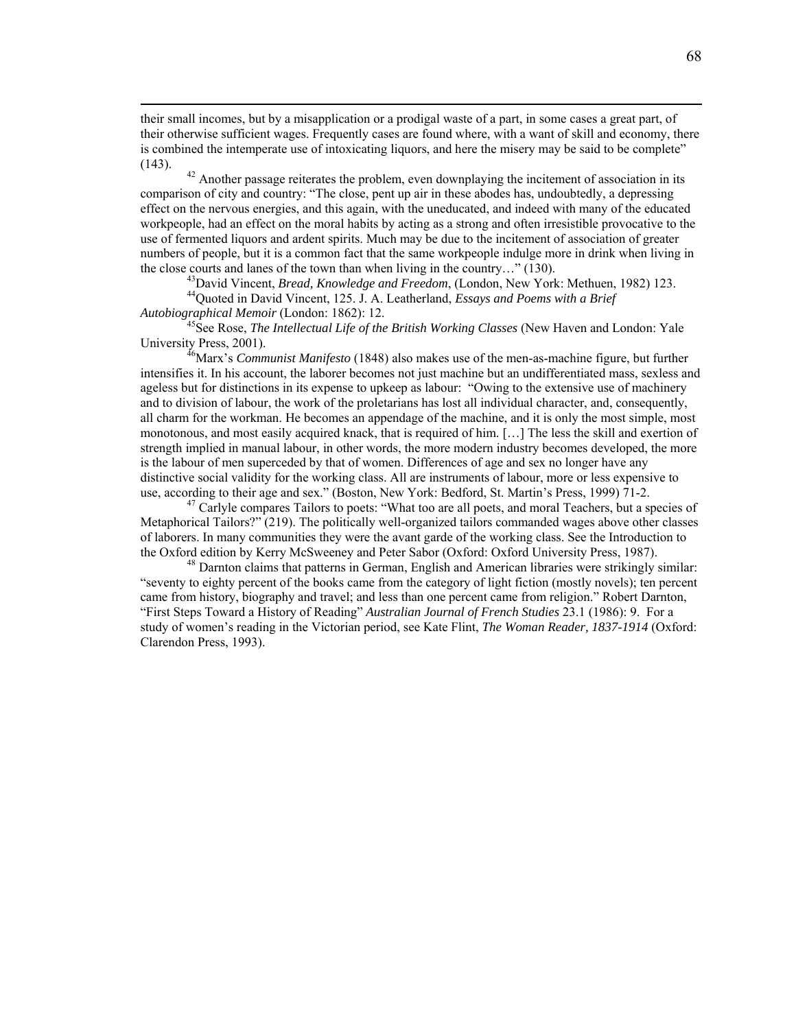their small incomes, but by a misapplication or a prodigal waste of a part, in some cases a great part, of their otherwise sufficient wages. Frequently cases are found where, with a want of skill and economy, there is combined the intemperate use of intoxicating liquors, and here the misery may be said to be complete" (143).

[42] Another passage reiterates the problem, even downplaying the incitement of association in its comparison of city and country: "The close, pent up air in these abodes has, undoubtedly, a depressing effect on the nervous energies, and this again, with the uneducated, and indeed with many of the educated workpeople, had an effect on the moral habits by acting as a strong and often irresistible provocative to the use of fermented liquors and ardent spirits. Much may be due to the incitement of association of greater numbers of people, but it is a common fact that the same workpeople indulge more in drink when living in the close courts and lanes of the town than when living in the country…" (130).

[43] David Vincent, *Bread, Knowledge and Freedom*, (London, New York: Methuen, 1982) 123.

[44] Quoted in David Vincent, 125. J. A. Leatherland, *Essays and Poems with a Brief Autobiographical Memoir* (London: 1862): 12.

[45] See Rose, *The Intellectual Life of the British Working Classes* (New Haven and London: Yale University Press, 2001).

[46] Marx's *Communist Manifesto* (1848) also makes use of the men-as-machine figure, but further intensifies it. In his account, the laborer becomes not just machine but an undifferentiated mass, sexless and ageless but for distinctions in its expense to upkeep as labour: "Owing to the extensive use of machinery and to division of labour, the work of the proletarians has lost all individual character, and, consequently, all charm for the workman. He becomes an appendage of the machine, and it is only the most simple, most monotonous, and most easily acquired knack, that is required of him. […] The less the skill and exertion of strength implied in manual labour, in other words, the more modern industry becomes developed, the more is the labour of men superceded by that of women. Differences of age and sex no longer have any distinctive social validity for the working class. All are instruments of labour, more or less expensive to use, according to their age and sex." (Boston, New York: Bedford, St. Martin's Press, 1999) 71-2.

[47] Carlyle compares Tailors to poets: "What too are all poets, and moral Teachers, but a species of Metaphorical Tailors?" (219). The politically well-organized tailors commanded wages above other classes of laborers. In many communities they were the avant garde of the working class. See the Introduction to the Oxford edition by Kerry McSweeney and Peter Sabor (Oxford: Oxford University Press, 1987).

[48] Darnton claims that patterns in German, English and American libraries were strikingly similar: "seventy to eighty percent of the books came from the category of light fiction (mostly novels); ten percent came from history, biography and travel; and less than one percent came from religion." Robert Darnton, "First Steps Toward a History of Reading" *Australian Journal of French Studies* 23.1 (1986): 9. For a study of women's reading in the Victorian period, see Kate Flint, *The Woman Reader, 1837-1914* (Oxford: Clarendon Press, 1993).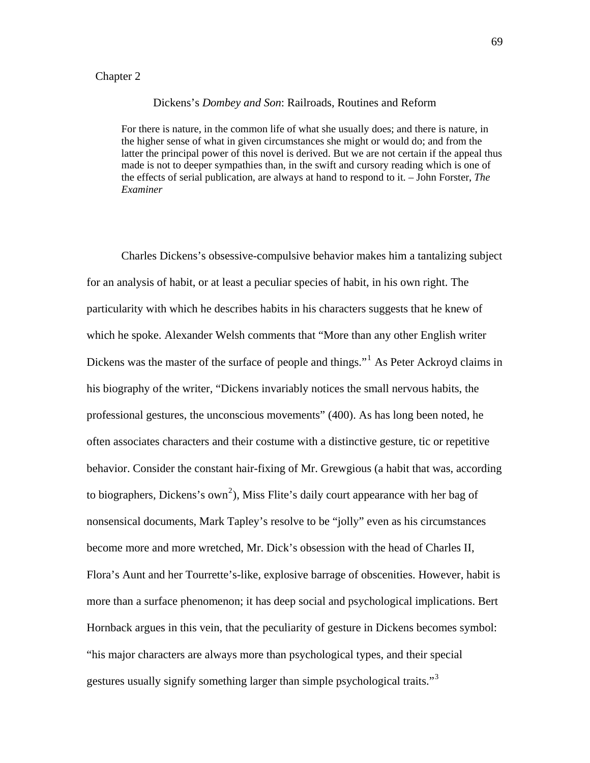Chapter 2

## Dickens's *Dombey and Son*: Railroads, Routines and Reform

> For there is nature, in the common life of what she usually does; and there is nature, in the higher sense of what in given circumstances she might or would do; and from the latter the principal power of this novel is derived. But we are not certain if the appeal thus made is not to deeper sympathies than, in the swift and cursory reading which is one of the effects of serial publication, are always at hand to respond to it. – John Forster, *The Examiner*

Charles Dickens's obsessive-compulsive behavior makes him a tantalizing subject for an analysis of habit, or at least a peculiar species of habit, in his own right. The particularity with which he describes habits in his characters suggests that he knew of which he spoke. Alexander Welsh comments that "More than any other English writer Dickens was the master of the surface of people and things."[1] As Peter Ackroyd claims in his biography of the writer, "Dickens invariably notices the small nervous habits, the professional gestures, the unconscious movements" (400). As has long been noted, he often associates characters and their costume with a distinctive gesture, tic or repetitive behavior. Consider the constant hair-fixing of Mr. Grewgious (a habit that was, according to biographers, Dickens's own[2]), Miss Flite's daily court appearance with her bag of nonsensical documents, Mark Tapley's resolve to be "jolly" even as his circumstances become more and more wretched, Mr. Dick's obsession with the head of Charles II, Flora's Aunt and her Tourrette's-like, explosive barrage of obscenities. However, habit is more than a surface phenomenon; it has deep social and psychological implications. Bert Hornback argues in this vein, that the peculiarity of gesture in Dickens becomes symbol: "his major characters are always more than psychological types, and their special gestures usually signify something larger than simple psychological traits."[3]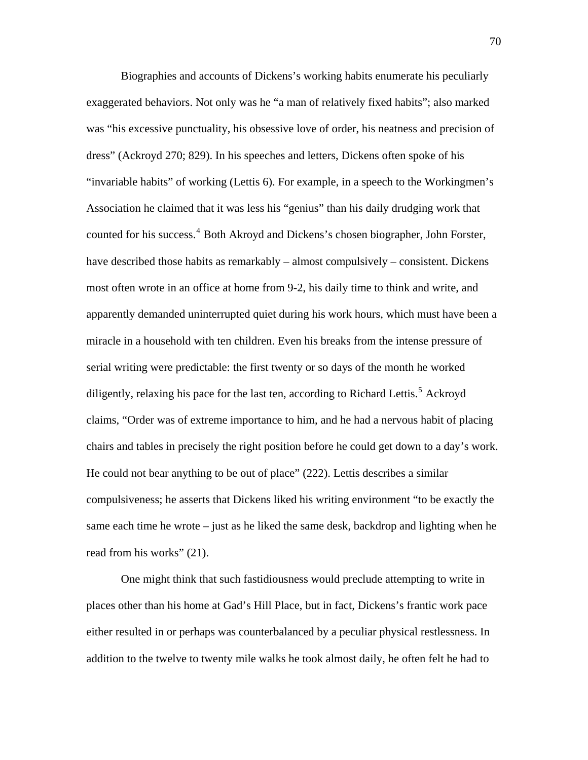Biographies and accounts of Dickens's working habits enumerate his peculiarly exaggerated behaviors. Not only was he "a man of relatively fixed habits"; also marked was "his excessive punctuality, his obsessive love of order, his neatness and precision of dress" (Ackroyd 270; 829). In his speeches and letters, Dickens often spoke of his "invariable habits" of working (Lettis 6). For example, in a speech to the Workingmen's Association he claimed that it was less his "genius" than his daily drudging work that counted for his success.[4] Both Akroyd and Dickens's chosen biographer, John Forster, have described those habits as remarkably – almost compulsively – consistent. Dickens most often wrote in an office at home from 9-2, his daily time to think and write, and apparently demanded uninterrupted quiet during his work hours, which must have been a miracle in a household with ten children. Even his breaks from the intense pressure of serial writing were predictable: the first twenty or so days of the month he worked diligently, relaxing his pace for the last ten, according to Richard Lettis.[5] Ackroyd claims, "Order was of extreme importance to him, and he had a nervous habit of placing chairs and tables in precisely the right position before he could get down to a day's work. He could not bear anything to be out of place" (222). Lettis describes a similar compulsiveness; he asserts that Dickens liked his writing environment "to be exactly the same each time he wrote – just as he liked the same desk, backdrop and lighting when he read from his works" (21).

One might think that such fastidiousness would preclude attempting to write in places other than his home at Gad's Hill Place, but in fact, Dickens's frantic work pace either resulted in or perhaps was counterbalanced by a peculiar physical restlessness. In addition to the twelve to twenty mile walks he took almost daily, he often felt he had to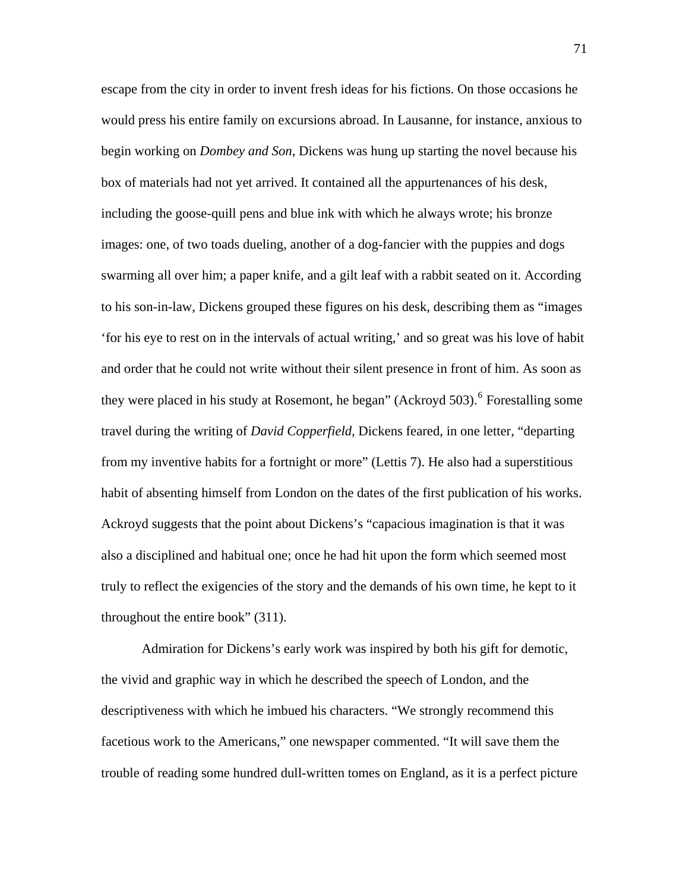escape from the city in order to invent fresh ideas for his fictions. On those occasions he would press his entire family on excursions abroad. In Lausanne, for instance, anxious to begin working on *Dombey and Son*, Dickens was hung up starting the novel because his box of materials had not yet arrived. It contained all the appurtenances of his desk, including the goose-quill pens and blue ink with which he always wrote; his bronze images: one, of two toads dueling, another of a dog-fancier with the puppies and dogs swarming all over him; a paper knife, and a gilt leaf with a rabbit seated on it. According to his son-in-law, Dickens grouped these figures on his desk, describing them as "images 'for his eye to rest on in the intervals of actual writing,' and so great was his love of habit and order that he could not write without their silent presence in front of him. As soon as they were placed in his study at Rosemont, he began" (Ackroyd 503).[6] Forestalling some travel during the writing of *David Copperfield*, Dickens feared, in one letter, "departing from my inventive habits for a fortnight or more" (Lettis 7). He also had a superstitious habit of absenting himself from London on the dates of the first publication of his works. Ackroyd suggests that the point about Dickens's "capacious imagination is that it was also a disciplined and habitual one; once he had hit upon the form which seemed most truly to reflect the exigencies of the story and the demands of his own time, he kept to it throughout the entire book" (311).

Admiration for Dickens's early work was inspired by both his gift for demotic, the vivid and graphic way in which he described the speech of London, and the descriptiveness with which he imbued his characters. "We strongly recommend this facetious work to the Americans," one newspaper commented. "It will save them the trouble of reading some hundred dull-written tomes on England, as it is a perfect picture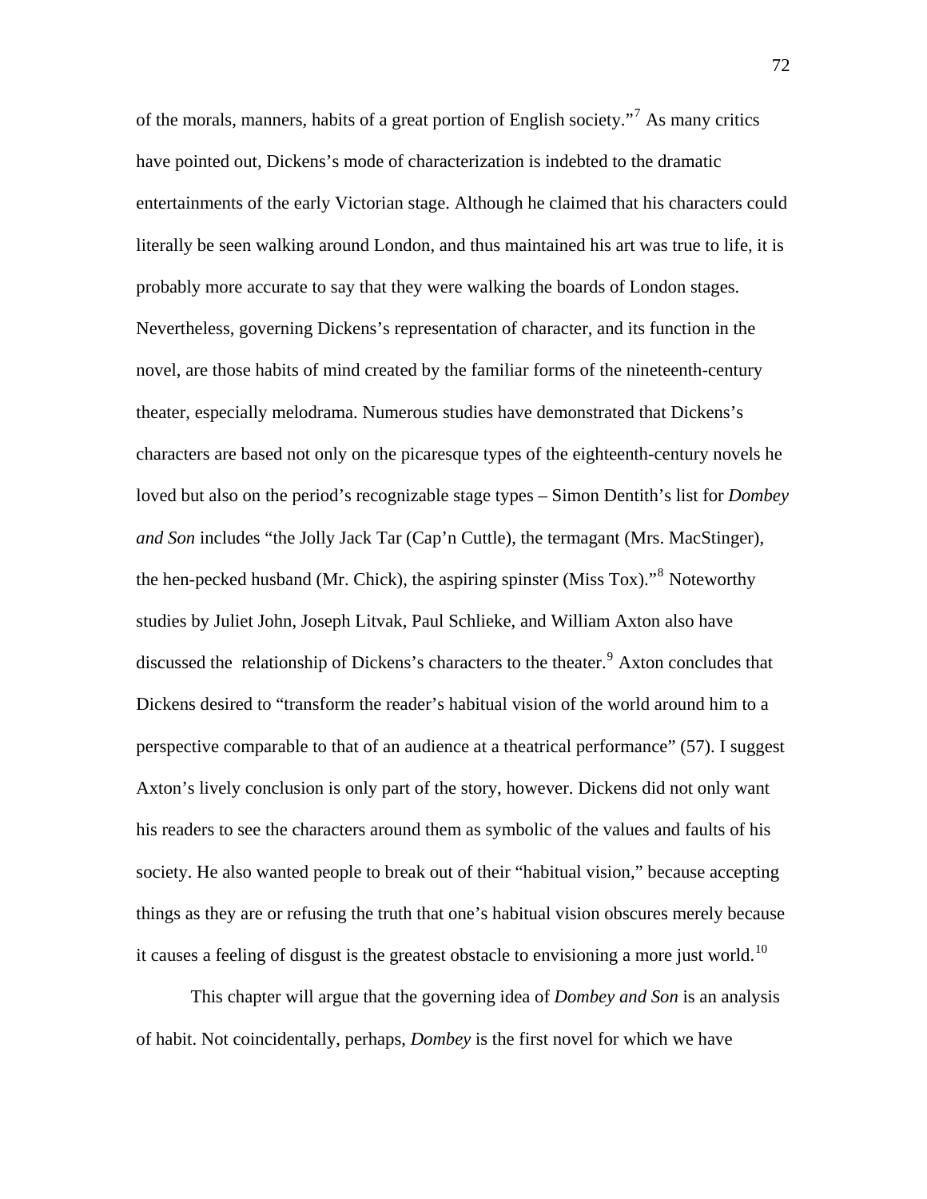of the morals, manners, habits of a great portion of English society."[7] As many critics have pointed out, Dickens's mode of characterization is indebted to the dramatic entertainments of the early Victorian stage. Although he claimed that his characters could literally be seen walking around London, and thus maintained his art was true to life, it is probably more accurate to say that they were walking the boards of London stages. Nevertheless, governing Dickens's representation of character, and its function in the novel, are those habits of mind created by the familiar forms of the nineteenth-century theater, especially melodrama. Numerous studies have demonstrated that Dickens's characters are based not only on the picaresque types of the eighteenth-century novels he loved but also on the period's recognizable stage types – Simon Dentith's list for *Dombey and Son* includes "the Jolly Jack Tar (Cap'n Cuttle), the termagant (Mrs. MacStinger), the hen-pecked husband (Mr. Chick), the aspiring spinster (Miss Tox)."[8] Noteworthy studies by Juliet John, Joseph Litvak, Paul Schlieke, and William Axton also have discussed the relationship of Dickens's characters to the theater.[9] Axton concludes that Dickens desired to "transform the reader's habitual vision of the world around him to a perspective comparable to that of an audience at a theatrical performance" (57). I suggest Axton's lively conclusion is only part of the story, however. Dickens did not only want his readers to see the characters around them as symbolic of the values and faults of his society. He also wanted people to break out of their "habitual vision," because accepting things as they are or refusing the truth that one's habitual vision obscures merely because it causes a feeling of disgust is the greatest obstacle to envisioning a more just world.[10]

This chapter will argue that the governing idea of *Dombey and Son* is an analysis of habit. Not coincidentally, perhaps, *Dombey* is the first novel for which we have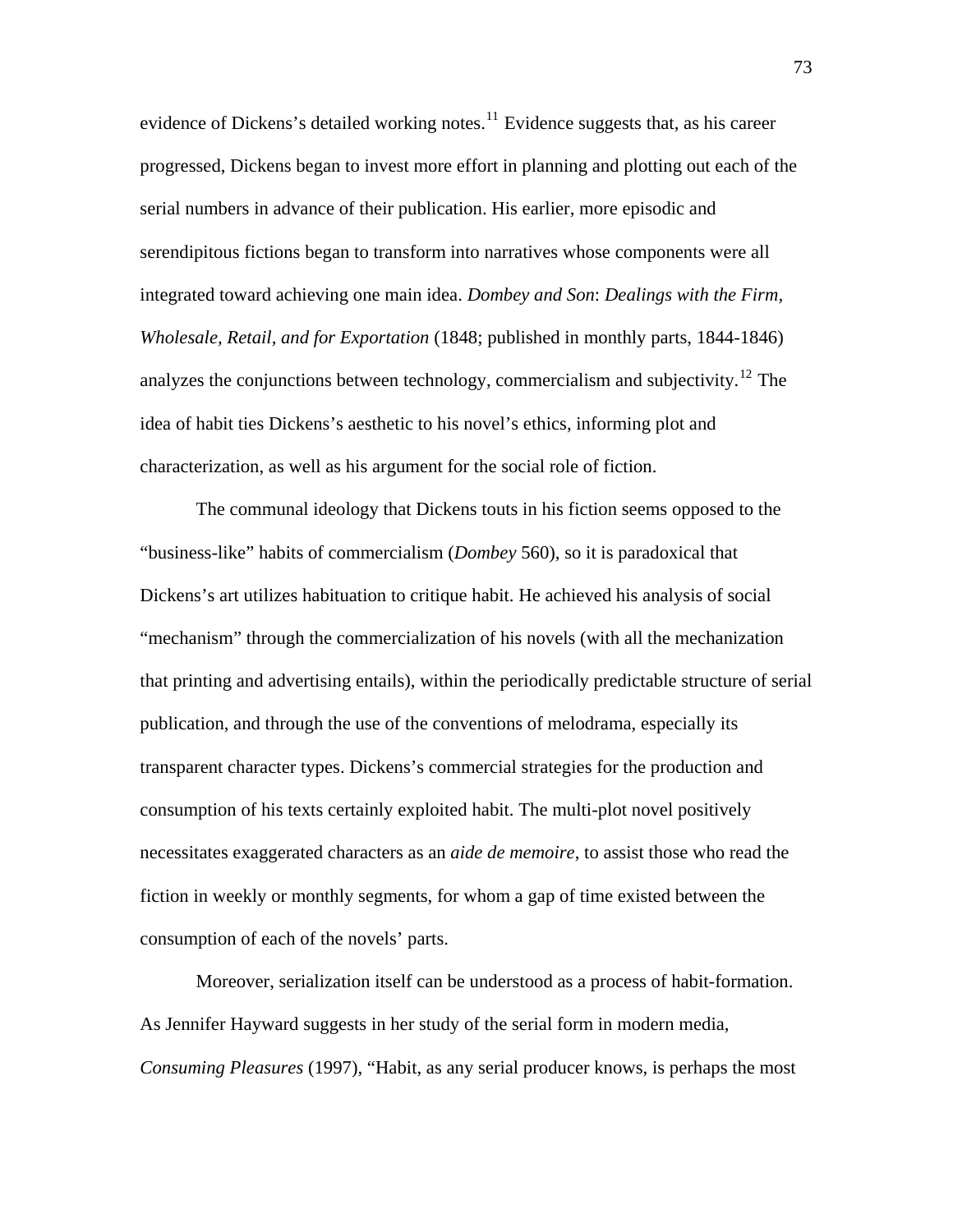evidence of Dickens's detailed working notes.[11] Evidence suggests that, as his career progressed, Dickens began to invest more effort in planning and plotting out each of the serial numbers in advance of their publication. His earlier, more episodic and serendipitous fictions began to transform into narratives whose components were all integrated toward achieving one main idea. *Dombey and Son*: *Dealings with the Firm, Wholesale, Retail, and for Exportation* (1848; published in monthly parts, 1844-1846) analyzes the conjunctions between technology, commercialism and subjectivity.[12] The idea of habit ties Dickens's aesthetic to his novel's ethics, informing plot and characterization, as well as his argument for the social role of fiction.

The communal ideology that Dickens touts in his fiction seems opposed to the "business-like" habits of commercialism (*Dombey* 560), so it is paradoxical that Dickens's art utilizes habituation to critique habit. He achieved his analysis of social "mechanism" through the commercialization of his novels (with all the mechanization that printing and advertising entails), within the periodically predictable structure of serial publication, and through the use of the conventions of melodrama, especially its transparent character types. Dickens's commercial strategies for the production and consumption of his texts certainly exploited habit. The multi-plot novel positively necessitates exaggerated characters as an *aide de memoire*, to assist those who read the fiction in weekly or monthly segments, for whom a gap of time existed between the consumption of each of the novels' parts.

Moreover, serialization itself can be understood as a process of habit-formation. As Jennifer Hayward suggests in her study of the serial form in modern media, *Consuming Pleasures* (1997), "Habit, as any serial producer knows, is perhaps the most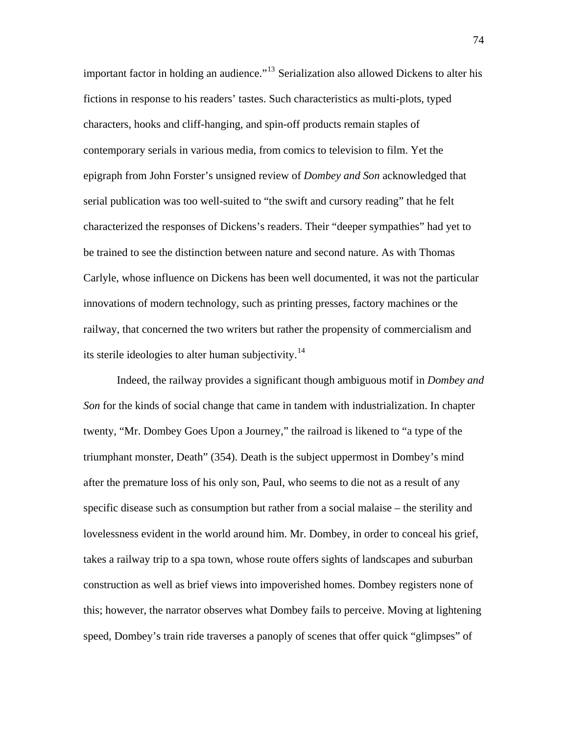important factor in holding an audience."[13] Serialization also allowed Dickens to alter his fictions in response to his readers' tastes. Such characteristics as multi-plots, typed characters, hooks and cliff-hanging, and spin-off products remain staples of contemporary serials in various media, from comics to television to film. Yet the epigraph from John Forster's unsigned review of *Dombey and Son* acknowledged that serial publication was too well-suited to "the swift and cursory reading" that he felt characterized the responses of Dickens's readers. Their "deeper sympathies" had yet to be trained to see the distinction between nature and second nature. As with Thomas Carlyle, whose influence on Dickens has been well documented, it was not the particular innovations of modern technology, such as printing presses, factory machines or the railway, that concerned the two writers but rather the propensity of commercialism and its sterile ideologies to alter human subjectivity.[14]

Indeed, the railway provides a significant though ambiguous motif in *Dombey and Son* for the kinds of social change that came in tandem with industrialization. In chapter twenty, "Mr. Dombey Goes Upon a Journey," the railroad is likened to "a type of the triumphant monster, Death" (354). Death is the subject uppermost in Dombey's mind after the premature loss of his only son, Paul, who seems to die not as a result of any specific disease such as consumption but rather from a social malaise – the sterility and lovelessness evident in the world around him. Mr. Dombey, in order to conceal his grief, takes a railway trip to a spa town, whose route offers sights of landscapes and suburban construction as well as brief views into impoverished homes. Dombey registers none of this; however, the narrator observes what Dombey fails to perceive. Moving at lightening speed, Dombey's train ride traverses a panoply of scenes that offer quick "glimpses" of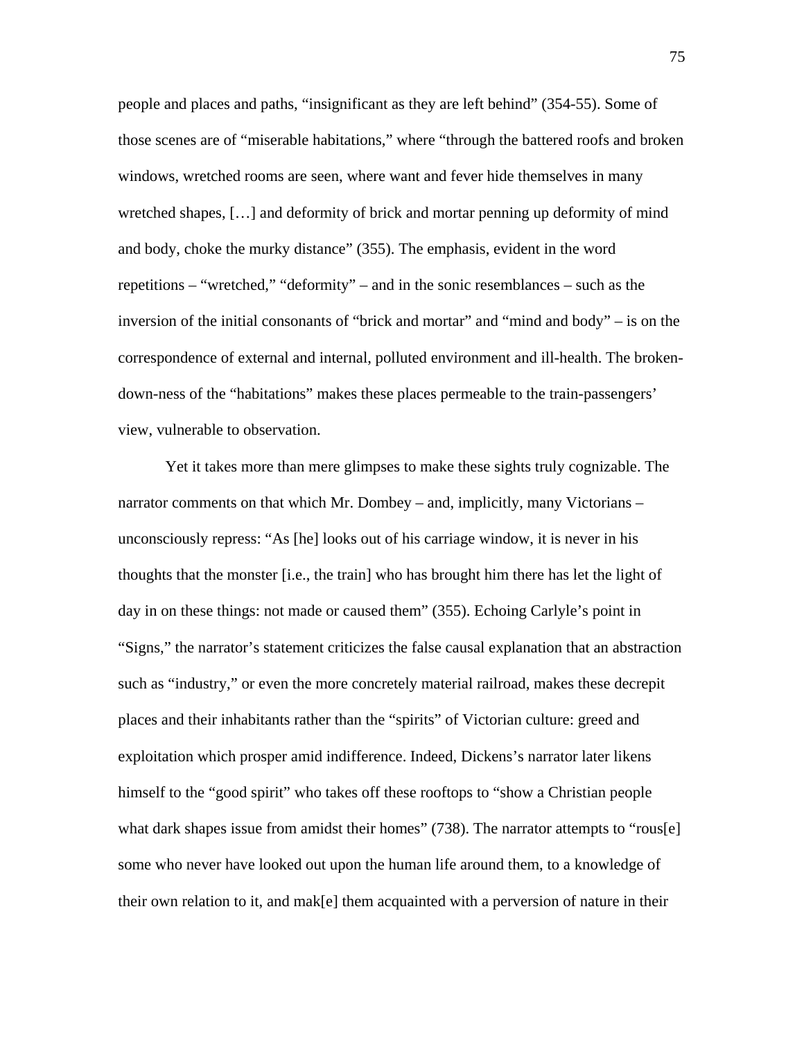people and places and paths, "insignificant as they are left behind" (354-55). Some of those scenes are of "miserable habitations," where "through the battered roofs and broken windows, wretched rooms are seen, where want and fever hide themselves in many wretched shapes, […] and deformity of brick and mortar penning up deformity of mind and body, choke the murky distance" (355). The emphasis, evident in the word repetitions – "wretched," "deformity" – and in the sonic resemblances – such as the inversion of the initial consonants of "brick and mortar" and "mind and body" – is on the correspondence of external and internal, polluted environment and ill-health. The broken-down-ness of the "habitations" makes these places permeable to the train-passengers' view, vulnerable to observation.

Yet it takes more than mere glimpses to make these sights truly cognizable. The narrator comments on that which Mr. Dombey – and, implicitly, many Victorians – unconsciously repress: "As [he] looks out of his carriage window, it is never in his thoughts that the monster [i.e., the train] who has brought him there has let the light of day in on these things: not made or caused them" (355). Echoing Carlyle's point in "Signs," the narrator's statement criticizes the false causal explanation that an abstraction such as "industry," or even the more concretely material railroad, makes these decrepit places and their inhabitants rather than the "spirits" of Victorian culture: greed and exploitation which prosper amid indifference. Indeed, Dickens's narrator later likens himself to the "good spirit" who takes off these rooftops to "show a Christian people what dark shapes issue from amidst their homes" (738). The narrator attempts to "rous[e] some who never have looked out upon the human life around them, to a knowledge of their own relation to it, and mak[e] them acquainted with a perversion of nature in their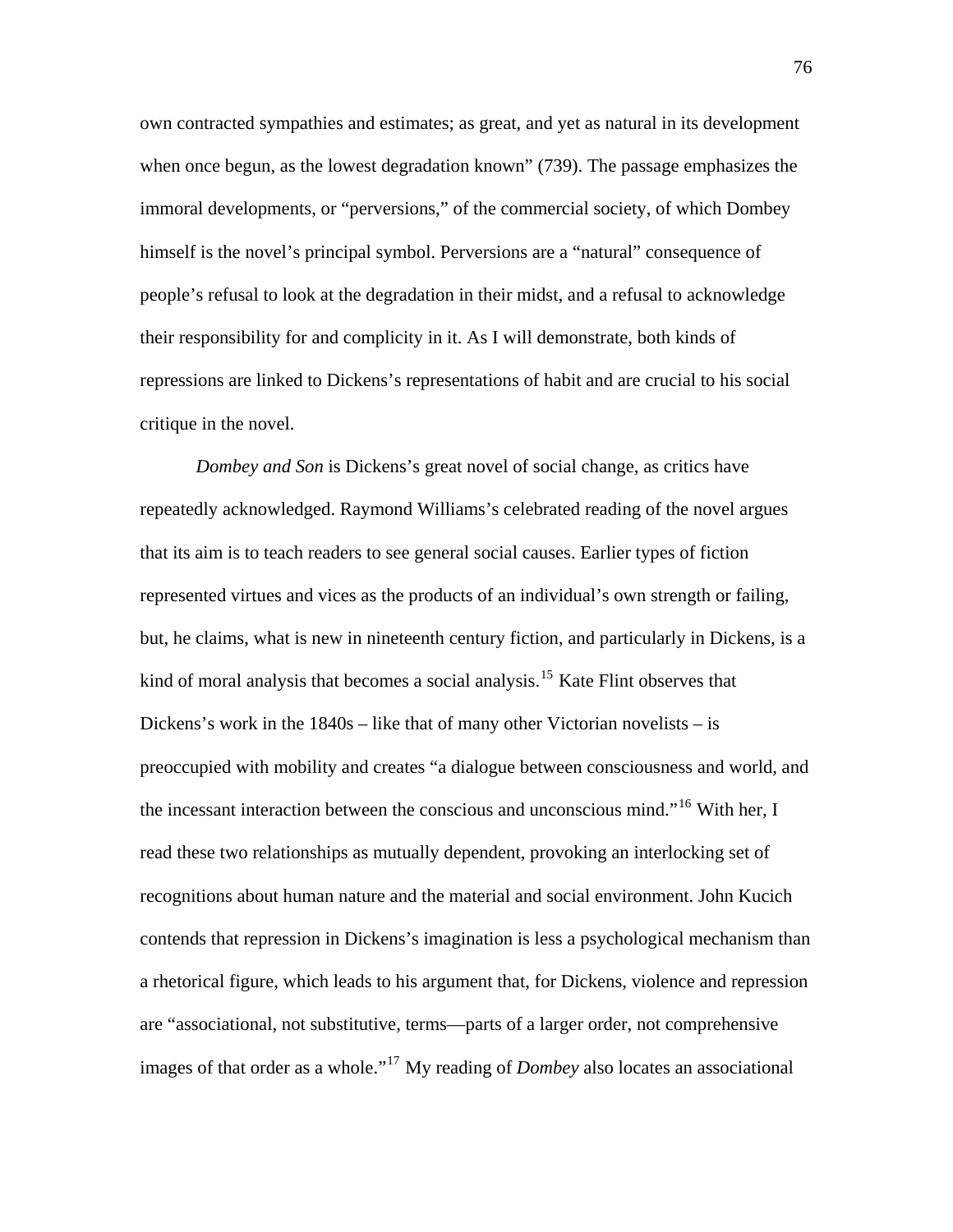own contracted sympathies and estimates; as great, and yet as natural in its development when once begun, as the lowest degradation known" (739). The passage emphasizes the immoral developments, or "perversions," of the commercial society, of which Dombey himself is the novel's principal symbol. Perversions are a "natural" consequence of people's refusal to look at the degradation in their midst, and a refusal to acknowledge their responsibility for and complicity in it. As I will demonstrate, both kinds of repressions are linked to Dickens's representations of habit and are crucial to his social critique in the novel.

*Dombey and Son* is Dickens's great novel of social change, as critics have repeatedly acknowledged. Raymond Williams's celebrated reading of the novel argues that its aim is to teach readers to see general social causes. Earlier types of fiction represented virtues and vices as the products of an individual's own strength or failing, but, he claims, what is new in nineteenth century fiction, and particularly in Dickens, is a kind of moral analysis that becomes a social analysis.[15] Kate Flint observes that Dickens's work in the 1840s – like that of many other Victorian novelists – is preoccupied with mobility and creates "a dialogue between consciousness and world, and the incessant interaction between the conscious and unconscious mind."[16] With her, I read these two relationships as mutually dependent, provoking an interlocking set of recognitions about human nature and the material and social environment. John Kucich contends that repression in Dickens's imagination is less a psychological mechanism than a rhetorical figure, which leads to his argument that, for Dickens, violence and repression are "associational, not substitutive, terms—parts of a larger order, not comprehensive images of that order as a whole."[17] My reading of *Dombey* also locates an associational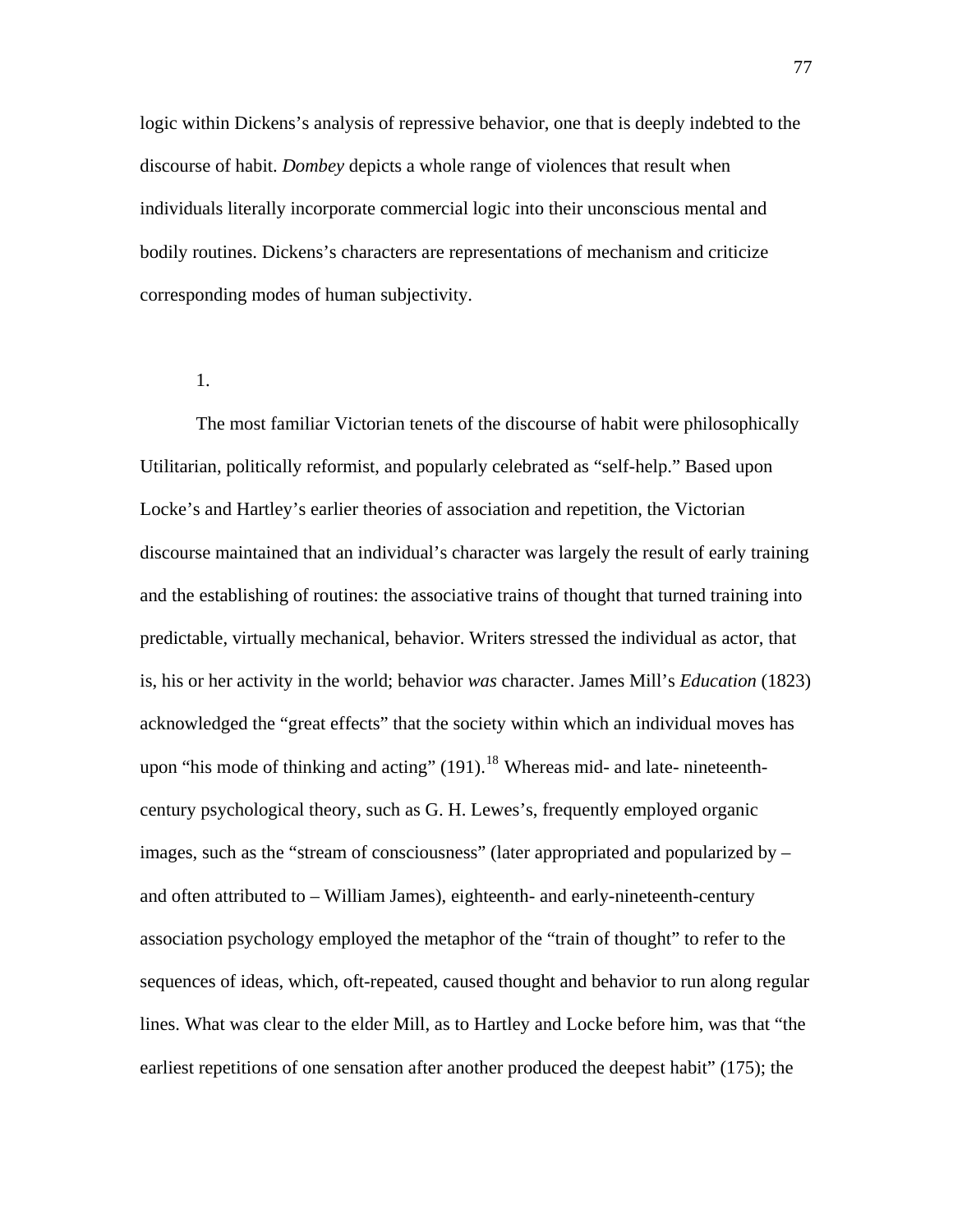logic within Dickens's analysis of repressive behavior, one that is deeply indebted to the discourse of habit. *Dombey* depicts a whole range of violences that result when individuals literally incorporate commercial logic into their unconscious mental and bodily routines. Dickens's characters are representations of mechanism and criticize corresponding modes of human subjectivity.

1.

The most familiar Victorian tenets of the discourse of habit were philosophically Utilitarian, politically reformist, and popularly celebrated as "self-help." Based upon Locke's and Hartley's earlier theories of association and repetition, the Victorian discourse maintained that an individual's character was largely the result of early training and the establishing of routines: the associative trains of thought that turned training into predictable, virtually mechanical, behavior. Writers stressed the individual as actor, that is, his or her activity in the world; behavior *was* character. James Mill's *Education* (1823) acknowledged the "great effects" that the society within which an individual moves has upon "his mode of thinking and acting" (191).[18] Whereas mid- and late- nineteenth-century psychological theory, such as G. H. Lewes's, frequently employed organic images, such as the "stream of consciousness" (later appropriated and popularized by – and often attributed to – William James), eighteenth- and early-nineteenth-century association psychology employed the metaphor of the "train of thought" to refer to the sequences of ideas, which, oft-repeated, caused thought and behavior to run along regular lines. What was clear to the elder Mill, as to Hartley and Locke before him, was that "the earliest repetitions of one sensation after another produced the deepest habit" (175); the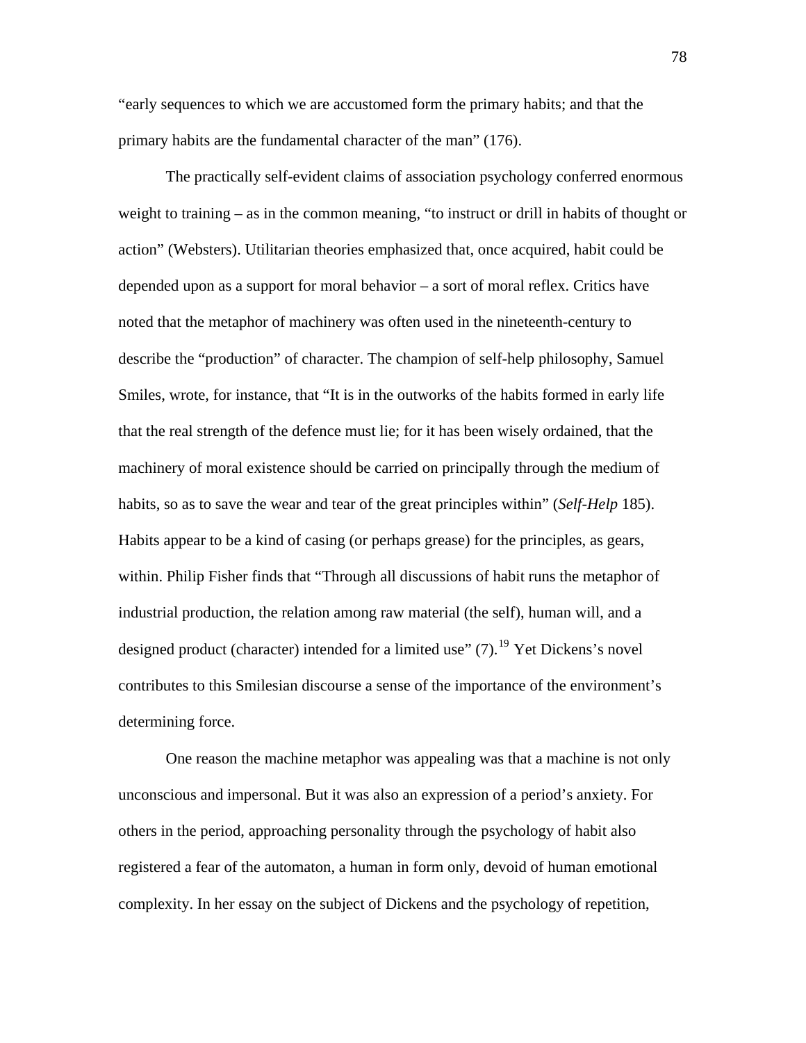"early sequences to which we are accustomed form the primary habits; and that the primary habits are the fundamental character of the man" (176).

The practically self-evident claims of association psychology conferred enormous weight to training – as in the common meaning, "to instruct or drill in habits of thought or action" (Websters). Utilitarian theories emphasized that, once acquired, habit could be depended upon as a support for moral behavior – a sort of moral reflex. Critics have noted that the metaphor of machinery was often used in the nineteenth-century to describe the "production" of character. The champion of self-help philosophy, Samuel Smiles, wrote, for instance, that "It is in the outworks of the habits formed in early life that the real strength of the defence must lie; for it has been wisely ordained, that the machinery of moral existence should be carried on principally through the medium of habits, so as to save the wear and tear of the great principles within" (*Self-Help* 185). Habits appear to be a kind of casing (or perhaps grease) for the principles, as gears, within. Philip Fisher finds that "Through all discussions of habit runs the metaphor of industrial production, the relation among raw material (the self), human will, and a designed product (character) intended for a limited use" (7).[19] Yet Dickens's novel contributes to this Smilesian discourse a sense of the importance of the environment's determining force.

One reason the machine metaphor was appealing was that a machine is not only unconscious and impersonal. But it was also an expression of a period's anxiety. For others in the period, approaching personality through the psychology of habit also registered a fear of the automaton, a human in form only, devoid of human emotional complexity. In her essay on the subject of Dickens and the psychology of repetition,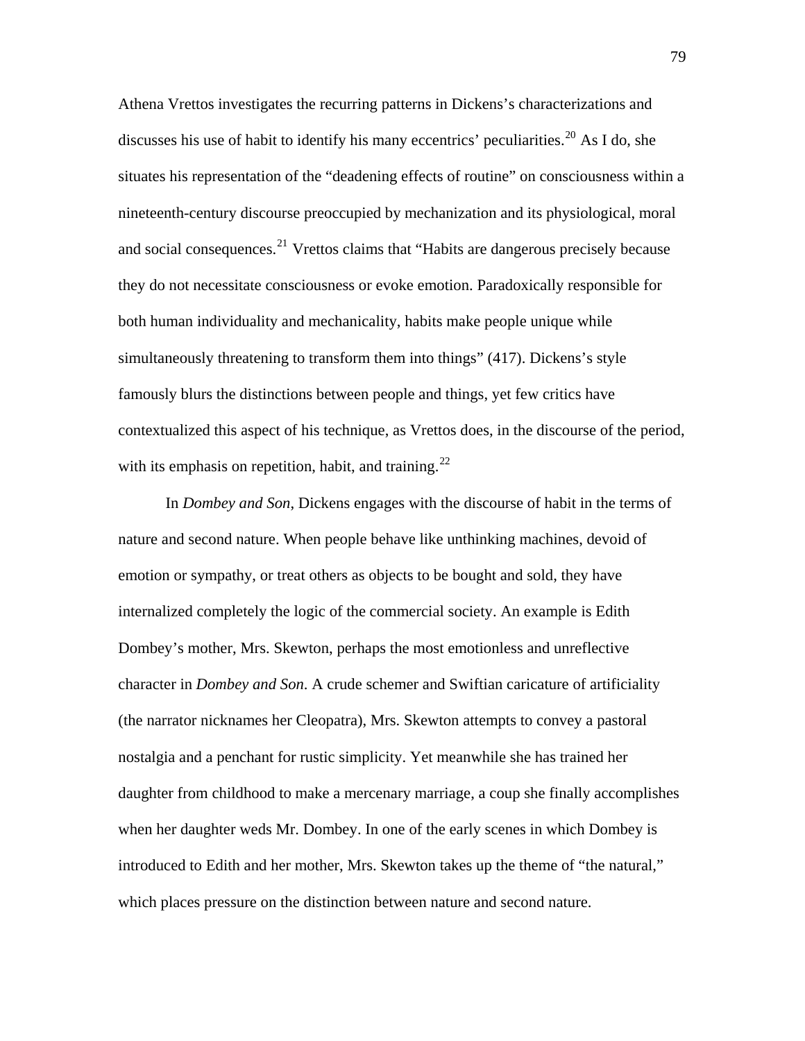Athena Vrettos investigates the recurring patterns in Dickens's characterizations and discusses his use of habit to identify his many eccentrics' peculiarities.[20] As I do, she situates his representation of the "deadening effects of routine" on consciousness within a nineteenth-century discourse preoccupied by mechanization and its physiological, moral and social consequences.[21] Vrettos claims that "Habits are dangerous precisely because they do not necessitate consciousness or evoke emotion. Paradoxically responsible for both human individuality and mechanicality, habits make people unique while simultaneously threatening to transform them into things" (417). Dickens's style famously blurs the distinctions between people and things, yet few critics have contextualized this aspect of his technique, as Vrettos does, in the discourse of the period, with its emphasis on repetition, habit, and training.[22]

In *Dombey and Son*, Dickens engages with the discourse of habit in the terms of nature and second nature. When people behave like unthinking machines, devoid of emotion or sympathy, or treat others as objects to be bought and sold, they have internalized completely the logic of the commercial society. An example is Edith Dombey's mother, Mrs. Skewton, perhaps the most emotionless and unreflective character in *Dombey and Son.* A crude schemer and Swiftian caricature of artificiality (the narrator nicknames her Cleopatra), Mrs. Skewton attempts to convey a pastoral nostalgia and a penchant for rustic simplicity. Yet meanwhile she has trained her daughter from childhood to make a mercenary marriage, a coup she finally accomplishes when her daughter weds Mr. Dombey. In one of the early scenes in which Dombey is introduced to Edith and her mother, Mrs. Skewton takes up the theme of "the natural," which places pressure on the distinction between nature and second nature.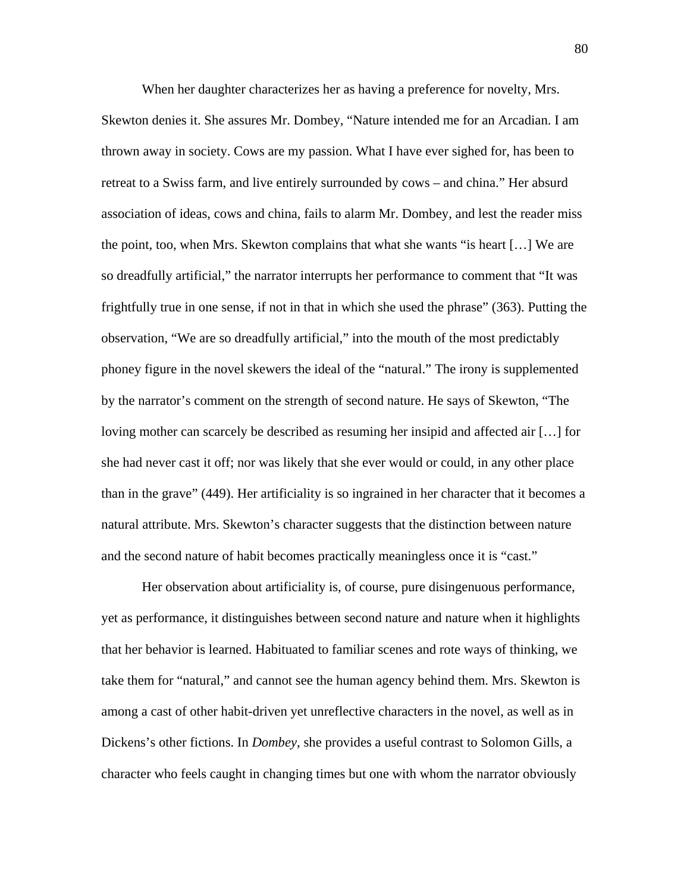When her daughter characterizes her as having a preference for novelty, Mrs. Skewton denies it. She assures Mr. Dombey, “Nature intended me for an Arcadian. I am thrown away in society. Cows are my passion. What I have ever sighed for, has been to retreat to a Swiss farm, and live entirely surrounded by cows – and china.” Her absurd association of ideas, cows and china, fails to alarm Mr. Dombey, and lest the reader miss the point, too, when Mrs. Skewton complains that what she wants “is heart […] We are so dreadfully artificial,” the narrator interrupts her performance to comment that “It was frightfully true in one sense, if not in that in which she used the phrase” (363). Putting the observation, “We are so dreadfully artificial,” into the mouth of the most predictably phoney figure in the novel skewers the ideal of the “natural.” The irony is supplemented by the narrator’s comment on the strength of second nature. He says of Skewton, “The loving mother can scarcely be described as resuming her insipid and affected air […] for she had never cast it off; nor was likely that she ever would or could, in any other place than in the grave” (449). Her artificiality is so ingrained in her character that it becomes a natural attribute. Mrs. Skewton’s character suggests that the distinction between nature and the second nature of habit becomes practically meaningless once it is “cast.”

Her observation about artificiality is, of course, pure disingenuous performance, yet as performance, it distinguishes between second nature and nature when it highlights that her behavior is learned. Habituated to familiar scenes and rote ways of thinking, we take them for “natural,” and cannot see the human agency behind them. Mrs. Skewton is among a cast of other habit-driven yet unreflective characters in the novel, as well as in Dickens’s other fictions. In *Dombey*, she provides a useful contrast to Solomon Gills, a character who feels caught in changing times but one with whom the narrator obviously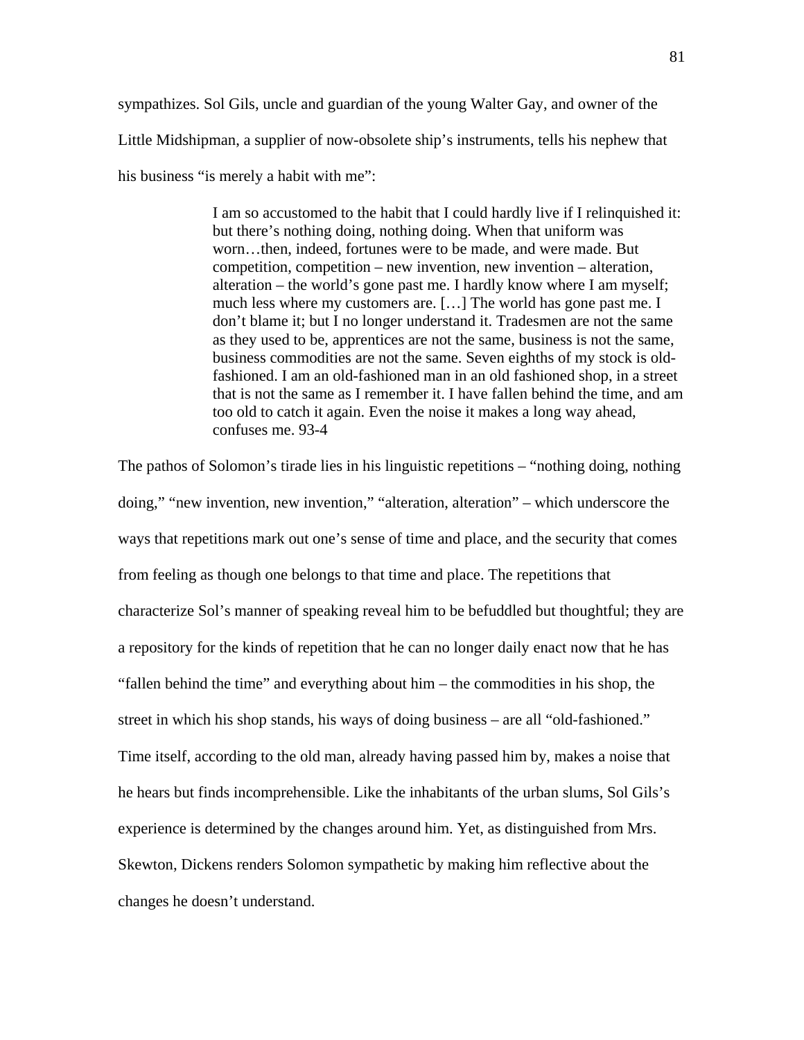sympathizes. Sol Gils, uncle and guardian of the young Walter Gay, and owner of the Little Midshipman, a supplier of now-obsolete ship's instruments, tells his nephew that his business "is merely a habit with me":

> I am so accustomed to the habit that I could hardly live if I relinquished it: but there's nothing doing, nothing doing. When that uniform was worn…then, indeed, fortunes were to be made, and were made. But competition, competition – new invention, new invention – alteration, alteration – the world's gone past me. I hardly know where I am myself; much less where my customers are. […] The world has gone past me. I don't blame it; but I no longer understand it. Tradesmen are not the same as they used to be, apprentices are not the same, business is not the same, business commodities are not the same. Seven eighths of my stock is old-fashioned. I am an old-fashioned man in an old fashioned shop, in a street that is not the same as I remember it. I have fallen behind the time, and am too old to catch it again. Even the noise it makes a long way ahead, confuses me. 93-4

The pathos of Solomon's tirade lies in his linguistic repetitions – "nothing doing, nothing doing," "new invention, new invention," "alteration, alteration" – which underscore the ways that repetitions mark out one's sense of time and place, and the security that comes from feeling as though one belongs to that time and place. The repetitions that characterize Sol's manner of speaking reveal him to be befuddled but thoughtful; they are a repository for the kinds of repetition that he can no longer daily enact now that he has "fallen behind the time" and everything about him – the commodities in his shop, the street in which his shop stands, his ways of doing business – are all "old-fashioned." Time itself, according to the old man, already having passed him by, makes a noise that he hears but finds incomprehensible. Like the inhabitants of the urban slums, Sol Gils's experience is determined by the changes around him. Yet, as distinguished from Mrs. Skewton, Dickens renders Solomon sympathetic by making him reflective about the changes he doesn't understand.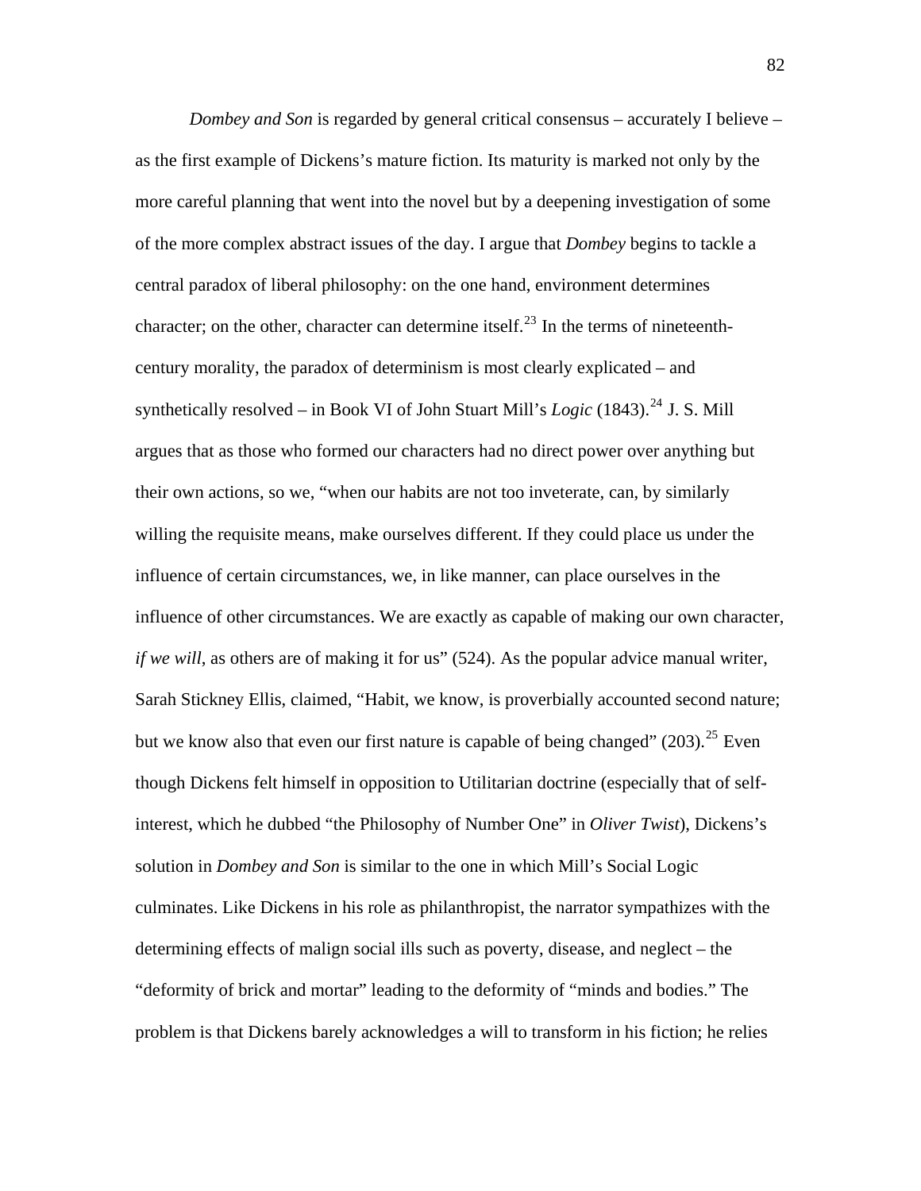*Dombey and Son* is regarded by general critical consensus – accurately I believe – as the first example of Dickens's mature fiction. Its maturity is marked not only by the more careful planning that went into the novel but by a deepening investigation of some of the more complex abstract issues of the day. I argue that *Dombey* begins to tackle a central paradox of liberal philosophy: on the one hand, environment determines character; on the other, character can determine itself.[23] In the terms of nineteenth-century morality, the paradox of determinism is most clearly explicated – and synthetically resolved – in Book VI of John Stuart Mill's *Logic* (1843).[24] J. S. Mill argues that as those who formed our characters had no direct power over anything but their own actions, so we, "when our habits are not too inveterate, can, by similarly willing the requisite means, make ourselves different. If they could place us under the influence of certain circumstances, we, in like manner, can place ourselves in the influence of other circumstances. We are exactly as capable of making our own character, *if we will*, as others are of making it for us" (524). As the popular advice manual writer, Sarah Stickney Ellis, claimed, "Habit, we know, is proverbially accounted second nature; but we know also that even our first nature is capable of being changed" (203).[25] Even though Dickens felt himself in opposition to Utilitarian doctrine (especially that of self-interest, which he dubbed "the Philosophy of Number One" in *Oliver Twist*), Dickens's solution in *Dombey and Son* is similar to the one in which Mill's Social Logic culminates. Like Dickens in his role as philanthropist, the narrator sympathizes with the determining effects of malign social ills such as poverty, disease, and neglect – the "deformity of brick and mortar" leading to the deformity of "minds and bodies." The problem is that Dickens barely acknowledges a will to transform in his fiction; he relies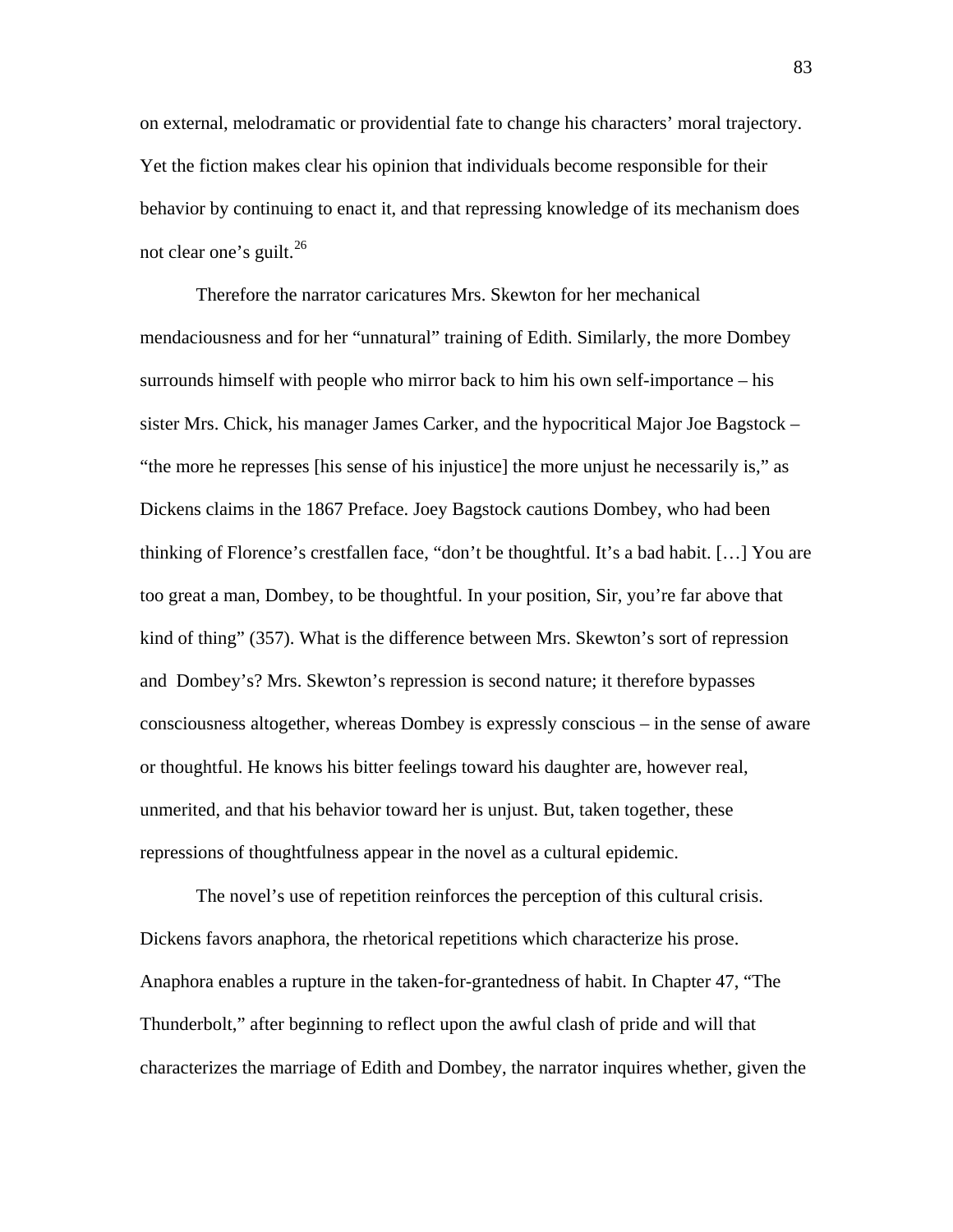on external, melodramatic or providential fate to change his characters' moral trajectory. Yet the fiction makes clear his opinion that individuals become responsible for their behavior by continuing to enact it, and that repressing knowledge of its mechanism does not clear one's guilt.[26]

Therefore the narrator caricatures Mrs. Skewton for her mechanical mendaciousness and for her "unnatural" training of Edith. Similarly, the more Dombey surrounds himself with people who mirror back to him his own self-importance – his sister Mrs. Chick, his manager James Carker, and the hypocritical Major Joe Bagstock – "the more he represses [his sense of his injustice] the more unjust he necessarily is," as Dickens claims in the 1867 Preface. Joey Bagstock cautions Dombey, who had been thinking of Florence's crestfallen face, "don't be thoughtful. It's a bad habit. […] You are too great a man, Dombey, to be thoughtful. In your position, Sir, you're far above that kind of thing" (357). What is the difference between Mrs. Skewton's sort of repression and Dombey's? Mrs. Skewton's repression is second nature; it therefore bypasses consciousness altogether, whereas Dombey is expressly conscious – in the sense of aware or thoughtful. He knows his bitter feelings toward his daughter are, however real, unmerited, and that his behavior toward her is unjust. But, taken together, these repressions of thoughtfulness appear in the novel as a cultural epidemic.

The novel's use of repetition reinforces the perception of this cultural crisis. Dickens favors anaphora, the rhetorical repetitions which characterize his prose. Anaphora enables a rupture in the taken-for-grantedness of habit. In Chapter 47, "The Thunderbolt," after beginning to reflect upon the awful clash of pride and will that characterizes the marriage of Edith and Dombey, the narrator inquires whether, given the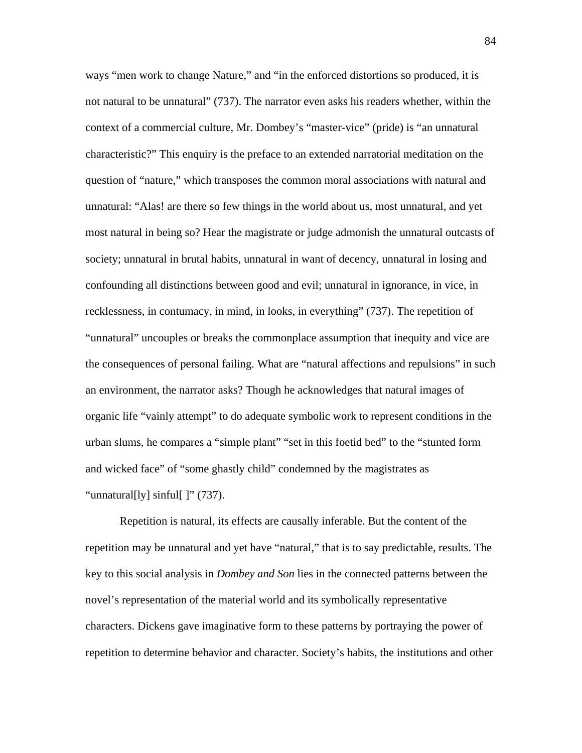ways “men work to change Nature,” and “in the enforced distortions so produced, it is not natural to be unnatural” (737). The narrator even asks his readers whether, within the context of a commercial culture, Mr. Dombey’s “master-vice” (pride) is “an unnatural characteristic?” This enquiry is the preface to an extended narratorial meditation on the question of “nature,” which transposes the common moral associations with natural and unnatural: “Alas! are there so few things in the world about us, most unnatural, and yet most natural in being so? Hear the magistrate or judge admonish the unnatural outcasts of society; unnatural in brutal habits, unnatural in want of decency, unnatural in losing and confounding all distinctions between good and evil; unnatural in ignorance, in vice, in recklessness, in contumacy, in mind, in looks, in everything” (737). The repetition of “unnatural” uncouples or breaks the commonplace assumption that inequity and vice are the consequences of personal failing. What are “natural affections and repulsions” in such an environment, the narrator asks? Though he acknowledges that natural images of organic life “vainly attempt” to do adequate symbolic work to represent conditions in the urban slums, he compares a “simple plant” “set in this foetid bed” to the “stunted form and wicked face” of “some ghastly child” condemned by the magistrates as “unnatural[ly] sinful[ ]” (737).

Repetition is natural, its effects are causally inferable. But the content of the repetition may be unnatural and yet have “natural,” that is to say predictable, results. The key to this social analysis in *Dombey and Son* lies in the connected patterns between the novel’s representation of the material world and its symbolically representative characters. Dickens gave imaginative form to these patterns by portraying the power of repetition to determine behavior and character. Society’s habits, the institutions and other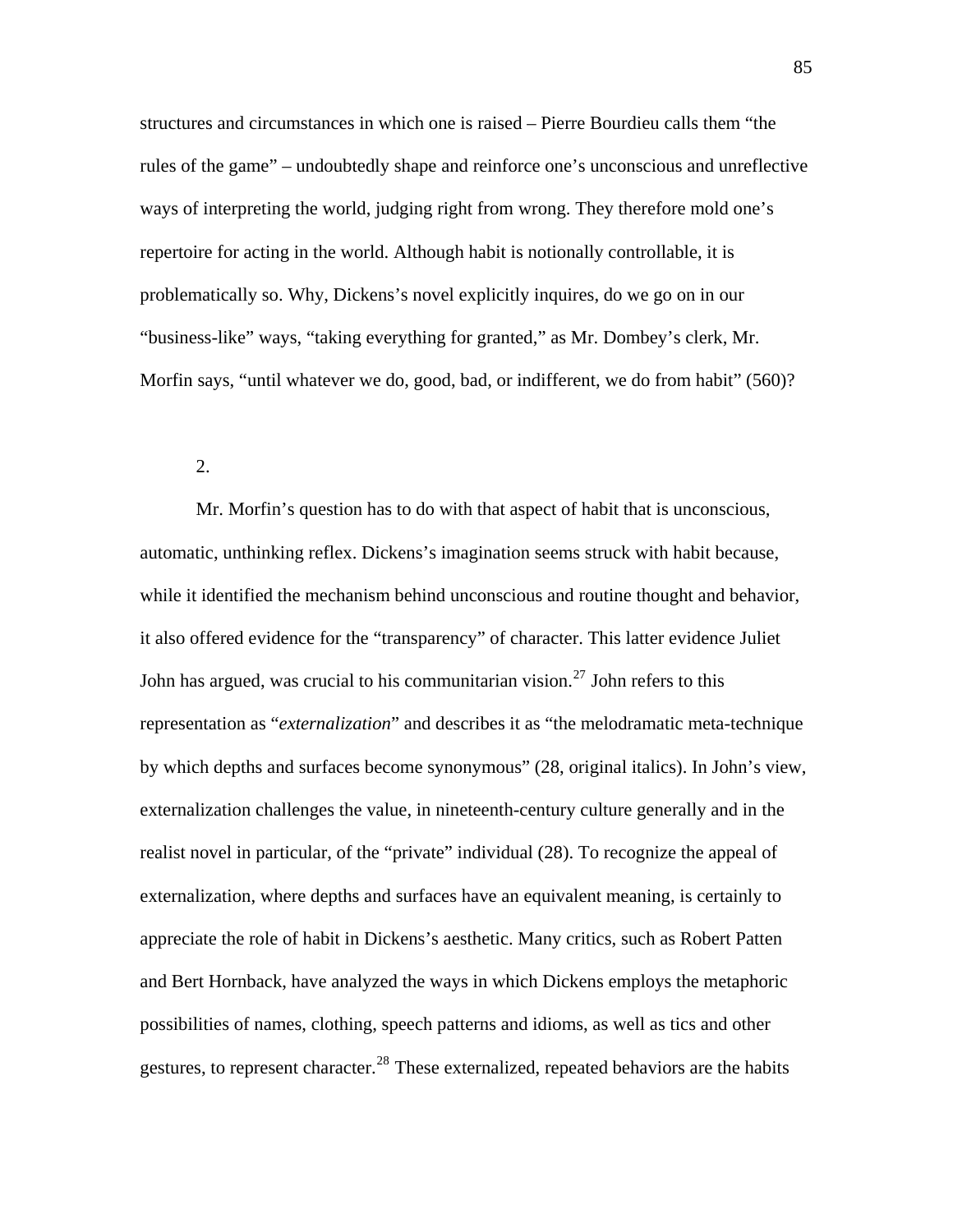structures and circumstances in which one is raised – Pierre Bourdieu calls them "the rules of the game" – undoubtedly shape and reinforce one's unconscious and unreflective ways of interpreting the world, judging right from wrong. They therefore mold one's repertoire for acting in the world. Although habit is notionally controllable, it is problematically so. Why, Dickens's novel explicitly inquires, do we go on in our "business-like" ways, "taking everything for granted," as Mr. Dombey's clerk, Mr. Morfin says, "until whatever we do, good, bad, or indifferent, we do from habit" (560)?

2.

Mr. Morfin's question has to do with that aspect of habit that is unconscious, automatic, unthinking reflex. Dickens's imagination seems struck with habit because, while it identified the mechanism behind unconscious and routine thought and behavior, it also offered evidence for the "transparency" of character. This latter evidence Juliet John has argued, was crucial to his communitarian vision.[27] John refers to this representation as "*externalization*" and describes it as "the melodramatic meta-technique by which depths and surfaces become synonymous" (28, original italics). In John's view, externalization challenges the value, in nineteenth-century culture generally and in the realist novel in particular, of the "private" individual (28). To recognize the appeal of externalization, where depths and surfaces have an equivalent meaning, is certainly to appreciate the role of habit in Dickens's aesthetic. Many critics, such as Robert Patten and Bert Hornback, have analyzed the ways in which Dickens employs the metaphoric possibilities of names, clothing, speech patterns and idioms, as well as tics and other gestures, to represent character.[28] These externalized, repeated behaviors are the habits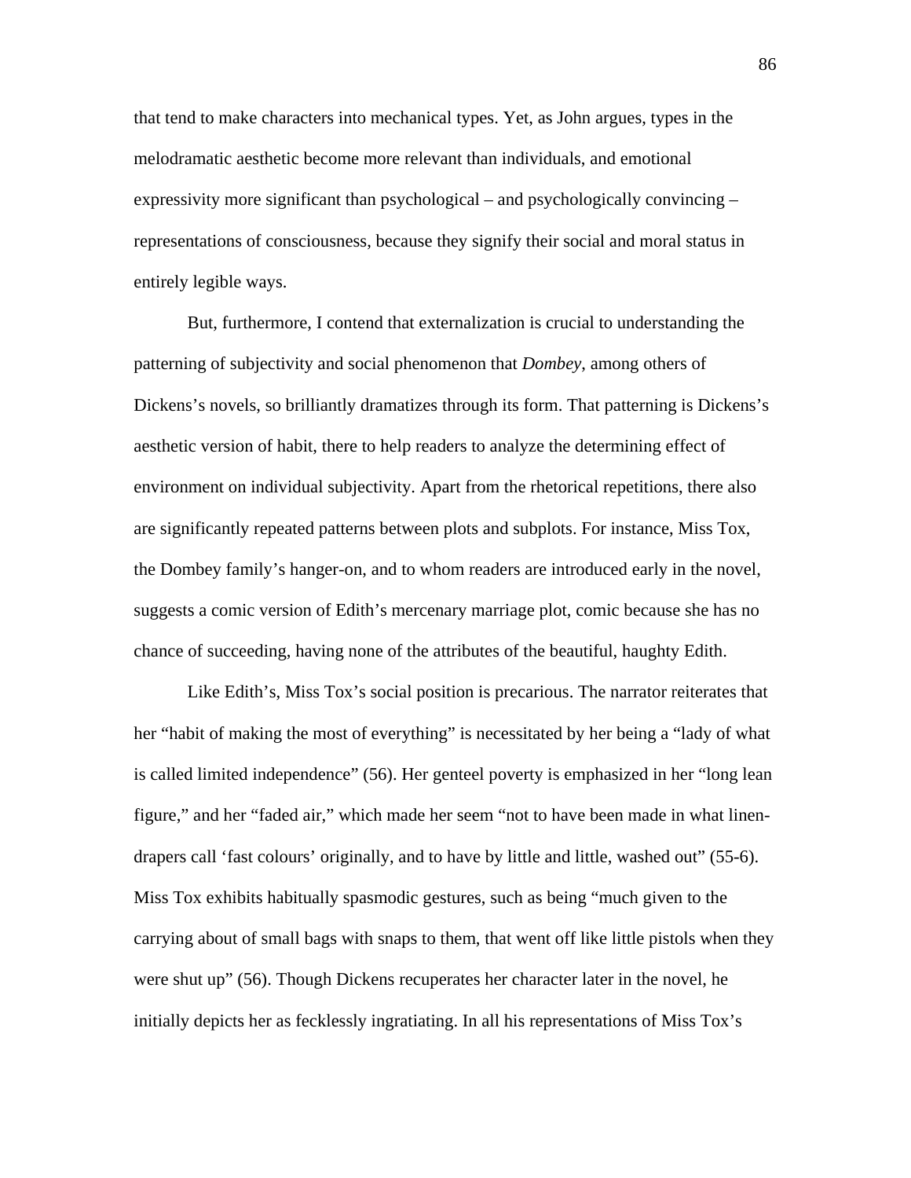that tend to make characters into mechanical types. Yet, as John argues, types in the melodramatic aesthetic become more relevant than individuals, and emotional expressivity more significant than psychological – and psychologically convincing – representations of consciousness, because they signify their social and moral status in entirely legible ways.

But, furthermore, I contend that externalization is crucial to understanding the patterning of subjectivity and social phenomenon that *Dombey*, among others of Dickens's novels, so brilliantly dramatizes through its form. That patterning is Dickens's aesthetic version of habit, there to help readers to analyze the determining effect of environment on individual subjectivity. Apart from the rhetorical repetitions, there also are significantly repeated patterns between plots and subplots. For instance, Miss Tox, the Dombey family's hanger-on, and to whom readers are introduced early in the novel, suggests a comic version of Edith's mercenary marriage plot, comic because she has no chance of succeeding, having none of the attributes of the beautiful, haughty Edith.

Like Edith's, Miss Tox's social position is precarious. The narrator reiterates that her "habit of making the most of everything" is necessitated by her being a "lady of what is called limited independence" (56). Her genteel poverty is emphasized in her "long lean figure," and her "faded air," which made her seem "not to have been made in what linen-drapers call 'fast colours' originally, and to have by little and little, washed out" (55-6). Miss Tox exhibits habitually spasmodic gestures, such as being "much given to the carrying about of small bags with snaps to them, that went off like little pistols when they were shut up" (56). Though Dickens recuperates her character later in the novel, he initially depicts her as fecklessly ingratiating. In all his representations of Miss Tox's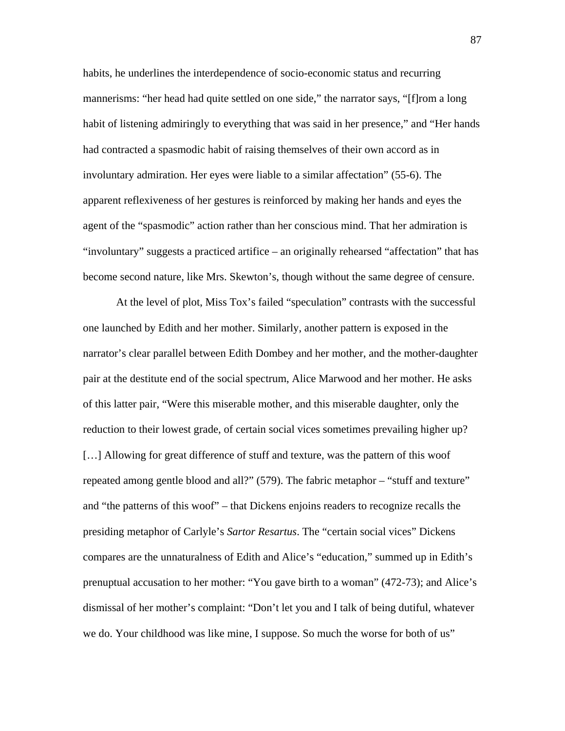habits, he underlines the interdependence of socio-economic status and recurring mannerisms: “her head had quite settled on one side,” the narrator says, “[f]rom a long habit of listening admiringly to everything that was said in her presence,” and “Her hands had contracted a spasmodic habit of raising themselves of their own accord as in involuntary admiration. Her eyes were liable to a similar affectation” (55-6). The apparent reflexiveness of her gestures is reinforced by making her hands and eyes the agent of the “spasmodic” action rather than her conscious mind. That her admiration is “involuntary” suggests a practiced artifice – an originally rehearsed “affectation” that has become second nature, like Mrs. Skewton’s, though without the same degree of censure.

At the level of plot, Miss Tox’s failed “speculation” contrasts with the successful one launched by Edith and her mother. Similarly, another pattern is exposed in the narrator’s clear parallel between Edith Dombey and her mother, and the mother-daughter pair at the destitute end of the social spectrum, Alice Marwood and her mother. He asks of this latter pair, “Were this miserable mother, and this miserable daughter, only the reduction to their lowest grade, of certain social vices sometimes prevailing higher up? […] Allowing for great difference of stuff and texture, was the pattern of this woof repeated among gentle blood and all?” (579). The fabric metaphor – “stuff and texture” and “the patterns of this woof” – that Dickens enjoins readers to recognize recalls the presiding metaphor of Carlyle’s *Sartor Resartus*. The “certain social vices” Dickens compares are the unnaturalness of Edith and Alice’s “education,” summed up in Edith’s prenuptual accusation to her mother: “You gave birth to a woman” (472-73); and Alice’s dismissal of her mother’s complaint: “Don’t let you and I talk of being dutiful, whatever we do. Your childhood was like mine, I suppose. So much the worse for both of us”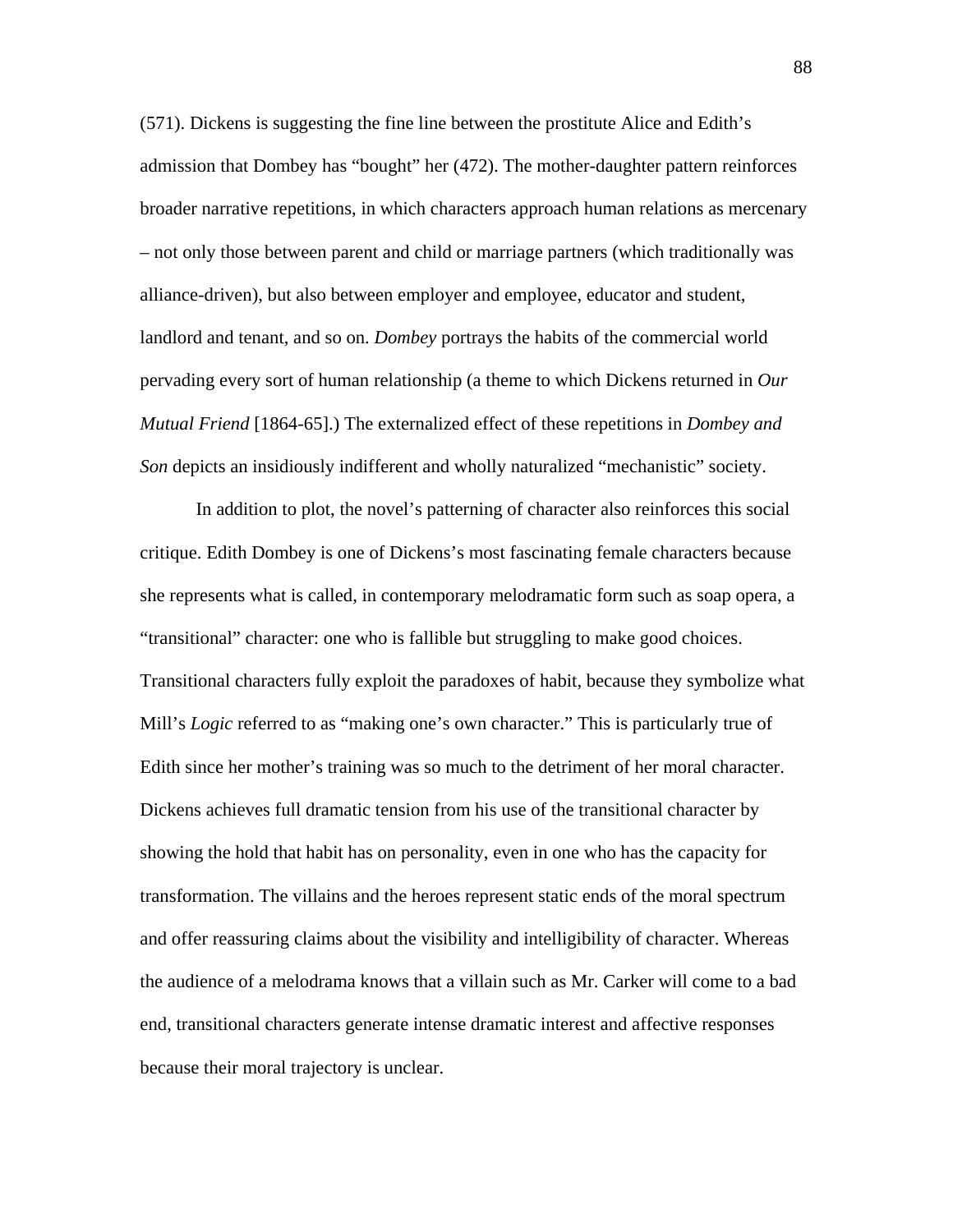(571). Dickens is suggesting the fine line between the prostitute Alice and Edith's admission that Dombey has "bought" her (472). The mother-daughter pattern reinforces broader narrative repetitions, in which characters approach human relations as mercenary – not only those between parent and child or marriage partners (which traditionally was alliance-driven), but also between employer and employee, educator and student, landlord and tenant, and so on. *Dombey* portrays the habits of the commercial world pervading every sort of human relationship (a theme to which Dickens returned in *Our Mutual Friend* [1864-65].) The externalized effect of these repetitions in *Dombey and Son* depicts an insidiously indifferent and wholly naturalized "mechanistic" society.

In addition to plot, the novel's patterning of character also reinforces this social critique. Edith Dombey is one of Dickens's most fascinating female characters because she represents what is called, in contemporary melodramatic form such as soap opera, a "transitional" character: one who is fallible but struggling to make good choices. Transitional characters fully exploit the paradoxes of habit, because they symbolize what Mill's *Logic* referred to as "making one's own character." This is particularly true of Edith since her mother's training was so much to the detriment of her moral character. Dickens achieves full dramatic tension from his use of the transitional character by showing the hold that habit has on personality, even in one who has the capacity for transformation. The villains and the heroes represent static ends of the moral spectrum and offer reassuring claims about the visibility and intelligibility of character. Whereas the audience of a melodrama knows that a villain such as Mr. Carker will come to a bad end, transitional characters generate intense dramatic interest and affective responses because their moral trajectory is unclear.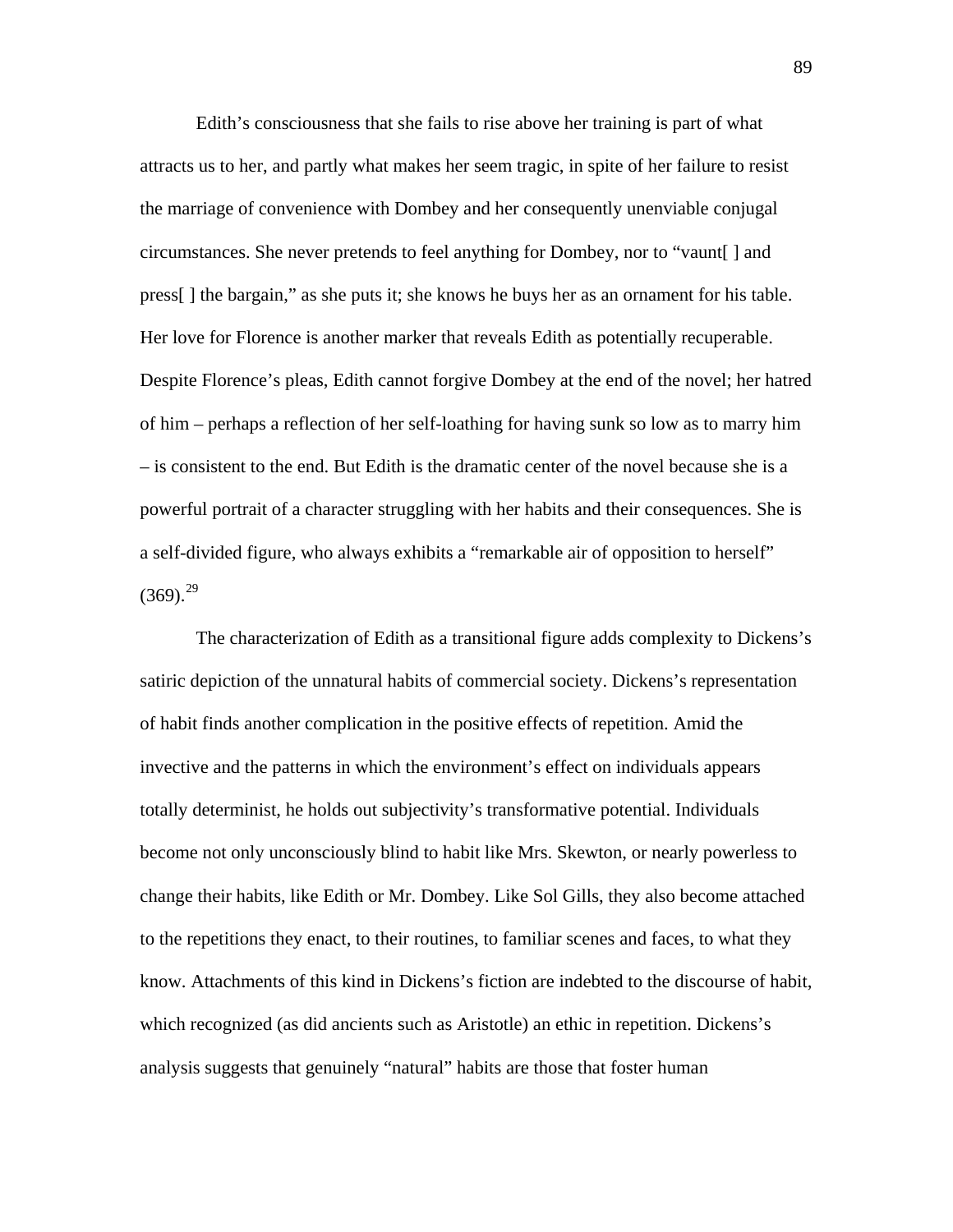Edith's consciousness that she fails to rise above her training is part of what attracts us to her, and partly what makes her seem tragic, in spite of her failure to resist the marriage of convenience with Dombey and her consequently unenviable conjugal circumstances. She never pretends to feel anything for Dombey, nor to "vaunt[ ] and press[ ] the bargain," as she puts it; she knows he buys her as an ornament for his table. Her love for Florence is another marker that reveals Edith as potentially recuperable. Despite Florence's pleas, Edith cannot forgive Dombey at the end of the novel; her hatred of him – perhaps a reflection of her self-loathing for having sunk so low as to marry him – is consistent to the end. But Edith is the dramatic center of the novel because she is a powerful portrait of a character struggling with her habits and their consequences. She is a self-divided figure, who always exhibits a "remarkable air of opposition to herself" (369).[29]

The characterization of Edith as a transitional figure adds complexity to Dickens's satiric depiction of the unnatural habits of commercial society. Dickens's representation of habit finds another complication in the positive effects of repetition. Amid the invective and the patterns in which the environment's effect on individuals appears totally determinist, he holds out subjectivity's transformative potential. Individuals become not only unconsciously blind to habit like Mrs. Skewton, or nearly powerless to change their habits, like Edith or Mr. Dombey. Like Sol Gills, they also become attached to the repetitions they enact, to their routines, to familiar scenes and faces, to what they know. Attachments of this kind in Dickens's fiction are indebted to the discourse of habit, which recognized (as did ancients such as Aristotle) an ethic in repetition. Dickens's analysis suggests that genuinely "natural" habits are those that foster human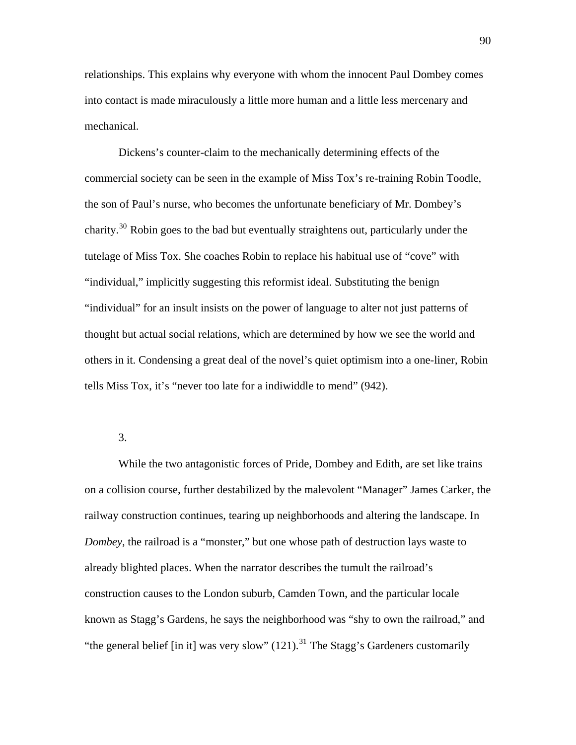relationships. This explains why everyone with whom the innocent Paul Dombey comes into contact is made miraculously a little more human and a little less mercenary and mechanical.

Dickens's counter-claim to the mechanically determining effects of the commercial society can be seen in the example of Miss Tox's re-training Robin Toodle, the son of Paul's nurse, who becomes the unfortunate beneficiary of Mr. Dombey's charity.[30] Robin goes to the bad but eventually straightens out, particularly under the tutelage of Miss Tox. She coaches Robin to replace his habitual use of "cove" with "individual," implicitly suggesting this reformist ideal. Substituting the benign "individual" for an insult insists on the power of language to alter not just patterns of thought but actual social relations, which are determined by how we see the world and others in it. Condensing a great deal of the novel's quiet optimism into a one-liner, Robin tells Miss Tox, it's "never too late for a indiwiddle to mend" (942).

3.

While the two antagonistic forces of Pride, Dombey and Edith, are set like trains on a collision course, further destabilized by the malevolent "Manager" James Carker, the railway construction continues, tearing up neighborhoods and altering the landscape. In *Dombey*, the railroad is a "monster," but one whose path of destruction lays waste to already blighted places. When the narrator describes the tumult the railroad's construction causes to the London suburb, Camden Town, and the particular locale known as Stagg's Gardens, he says the neighborhood was "shy to own the railroad," and "the general belief [in it] was very slow" (121).[31] The Stagg's Gardeners customarily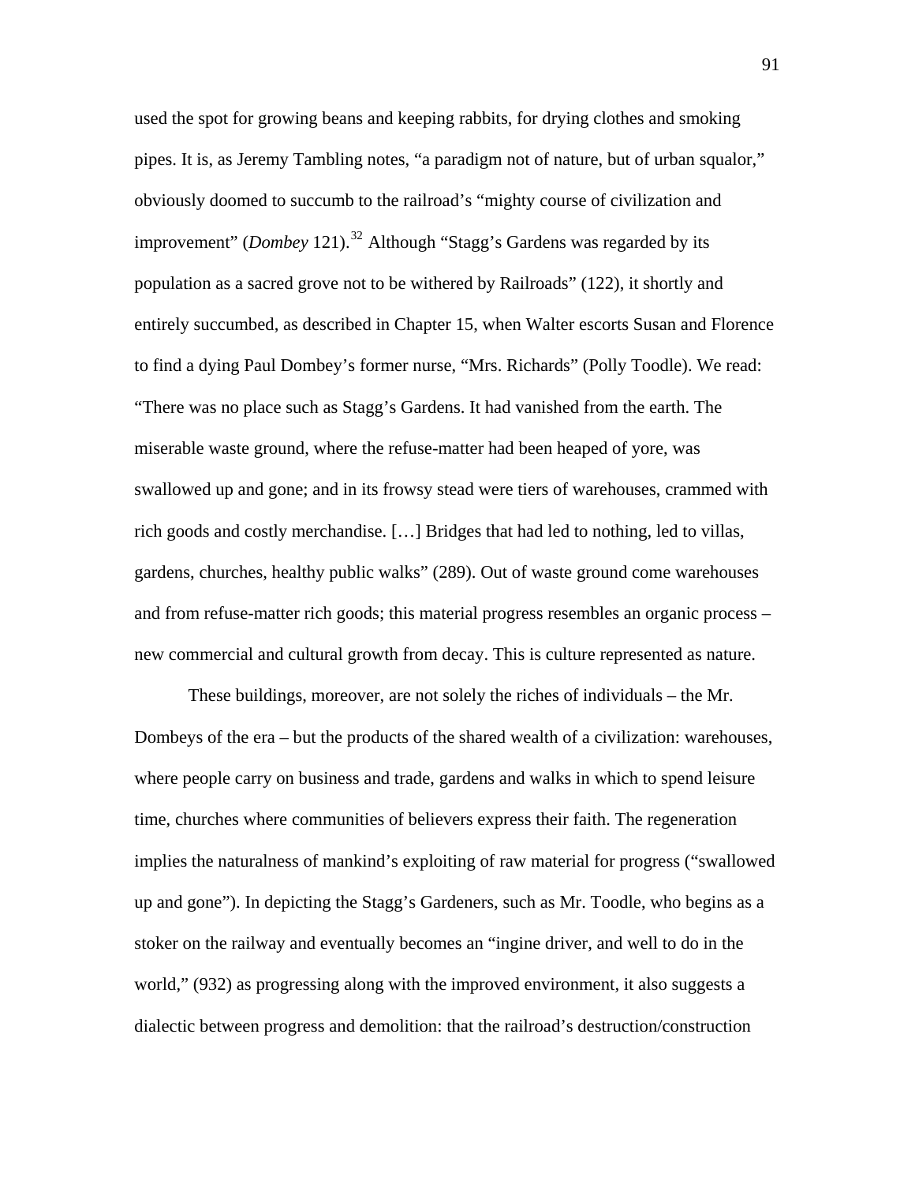used the spot for growing beans and keeping rabbits, for drying clothes and smoking pipes. It is, as Jeremy Tambling notes, "a paradigm not of nature, but of urban squalor," obviously doomed to succumb to the railroad's "mighty course of civilization and improvement" (*Dombey* 121).[32] Although "Stagg's Gardens was regarded by its population as a sacred grove not to be withered by Railroads" (122), it shortly and entirely succumbed, as described in Chapter 15, when Walter escorts Susan and Florence to find a dying Paul Dombey's former nurse, "Mrs. Richards" (Polly Toodle). We read: "There was no place such as Stagg's Gardens. It had vanished from the earth. The miserable waste ground, where the refuse-matter had been heaped of yore, was swallowed up and gone; and in its frowsy stead were tiers of warehouses, crammed with rich goods and costly merchandise. […] Bridges that had led to nothing, led to villas, gardens, churches, healthy public walks" (289). Out of waste ground come warehouses and from refuse-matter rich goods; this material progress resembles an organic process – new commercial and cultural growth from decay. This is culture represented as nature.

These buildings, moreover, are not solely the riches of individuals – the Mr. Dombeys of the era – but the products of the shared wealth of a civilization: warehouses, where people carry on business and trade, gardens and walks in which to spend leisure time, churches where communities of believers express their faith. The regeneration implies the naturalness of mankind's exploiting of raw material for progress ("swallowed up and gone"). In depicting the Stagg's Gardeners, such as Mr. Toodle, who begins as a stoker on the railway and eventually becomes an "ingine driver, and well to do in the world," (932) as progressing along with the improved environment, it also suggests a dialectic between progress and demolition: that the railroad's destruction/construction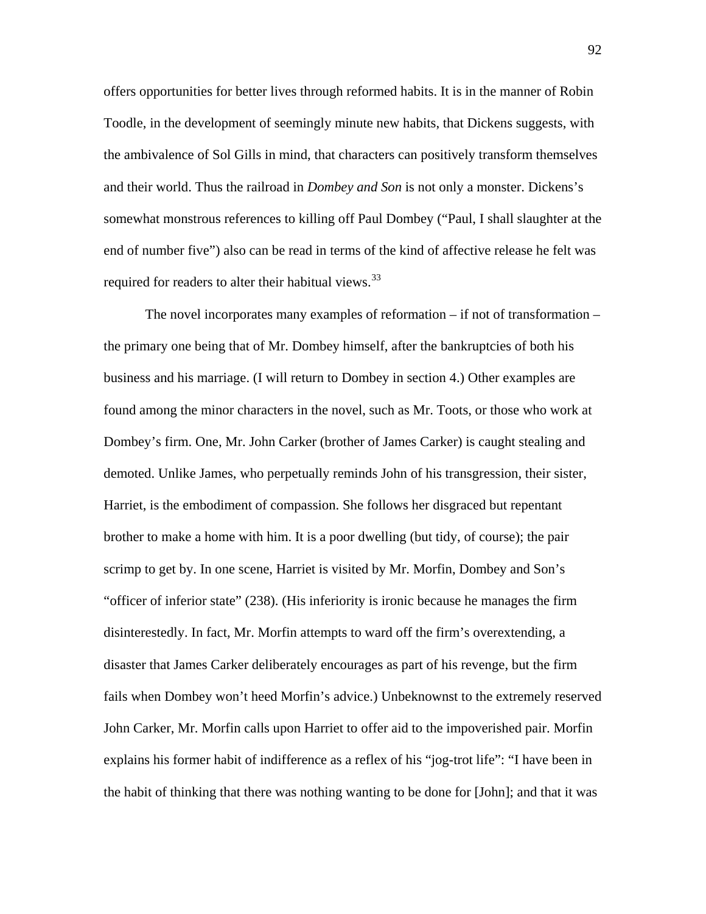offers opportunities for better lives through reformed habits. It is in the manner of Robin Toodle, in the development of seemingly minute new habits, that Dickens suggests, with the ambivalence of Sol Gills in mind, that characters can positively transform themselves and their world. Thus the railroad in *Dombey and Son* is not only a monster. Dickens's somewhat monstrous references to killing off Paul Dombey ("Paul, I shall slaughter at the end of number five") also can be read in terms of the kind of affective release he felt was required for readers to alter their habitual views.[33]

The novel incorporates many examples of reformation – if not of transformation – the primary one being that of Mr. Dombey himself, after the bankruptcies of both his business and his marriage. (I will return to Dombey in section 4.) Other examples are found among the minor characters in the novel, such as Mr. Toots, or those who work at Dombey's firm. One, Mr. John Carker (brother of James Carker) is caught stealing and demoted. Unlike James, who perpetually reminds John of his transgression, their sister, Harriet, is the embodiment of compassion. She follows her disgraced but repentant brother to make a home with him. It is a poor dwelling (but tidy, of course); the pair scrimp to get by. In one scene, Harriet is visited by Mr. Morfin, Dombey and Son's "officer of inferior state" (238). (His inferiority is ironic because he manages the firm disinterestedly. In fact, Mr. Morfin attempts to ward off the firm's overextending, a disaster that James Carker deliberately encourages as part of his revenge, but the firm fails when Dombey won't heed Morfin's advice.) Unbeknownst to the extremely reserved John Carker, Mr. Morfin calls upon Harriet to offer aid to the impoverished pair. Morfin explains his former habit of indifference as a reflex of his "jog-trot life": "I have been in the habit of thinking that there was nothing wanting to be done for [John]; and that it was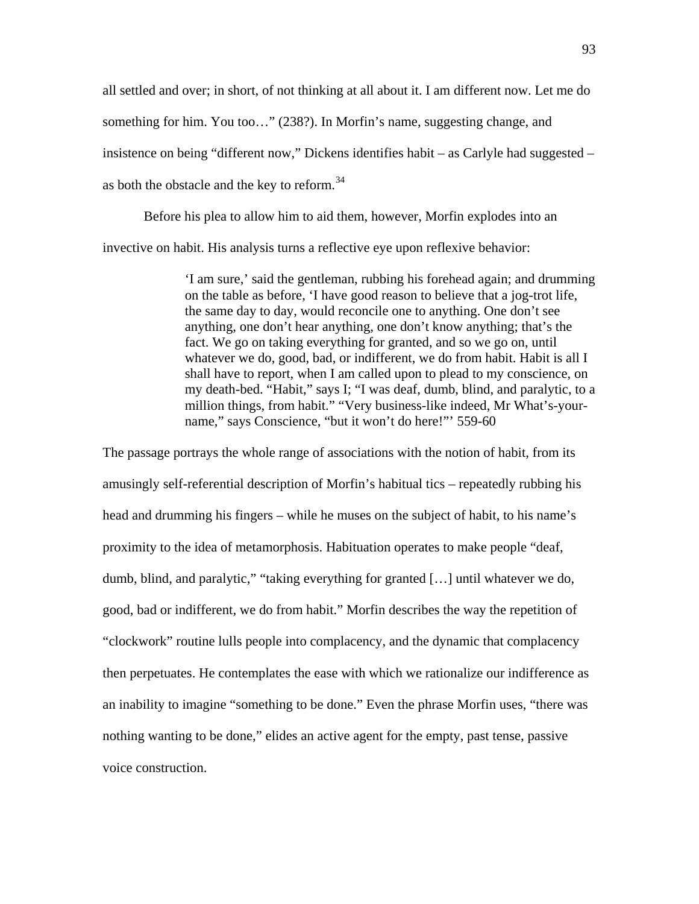all settled and over; in short, of not thinking at all about it. I am different now. Let me do something for him. You too…" (238?). In Morfin's name, suggesting change, and insistence on being "different now," Dickens identifies habit – as Carlyle had suggested – as both the obstacle and the key to reform.[34]

Before his plea to allow him to aid them, however, Morfin explodes into an invective on habit. His analysis turns a reflective eye upon reflexive behavior:

> 'I am sure,' said the gentleman, rubbing his forehead again; and drumming on the table as before, 'I have good reason to believe that a jog-trot life, the same day to day, would reconcile one to anything. One don't see anything, one don't hear anything, one don't know anything; that's the fact. We go on taking everything for granted, and so we go on, until whatever we do, good, bad, or indifferent, we do from habit. Habit is all I shall have to report, when I am called upon to plead to my conscience, on my death-bed. "Habit," says I; "I was deaf, dumb, blind, and paralytic, to a million things, from habit." "Very business-like indeed, Mr What's-your-name," says Conscience, "but it won't do here!"' 559-60

The passage portrays the whole range of associations with the notion of habit, from its amusingly self-referential description of Morfin's habitual tics – repeatedly rubbing his head and drumming his fingers – while he muses on the subject of habit, to his name's proximity to the idea of metamorphosis. Habituation operates to make people "deaf, dumb, blind, and paralytic," "taking everything for granted […] until whatever we do, good, bad or indifferent, we do from habit." Morfin describes the way the repetition of "clockwork" routine lulls people into complacency, and the dynamic that complacency then perpetuates. He contemplates the ease with which we rationalize our indifference as an inability to imagine "something to be done." Even the phrase Morfin uses, "there was nothing wanting to be done," elides an active agent for the empty, past tense, passive voice construction.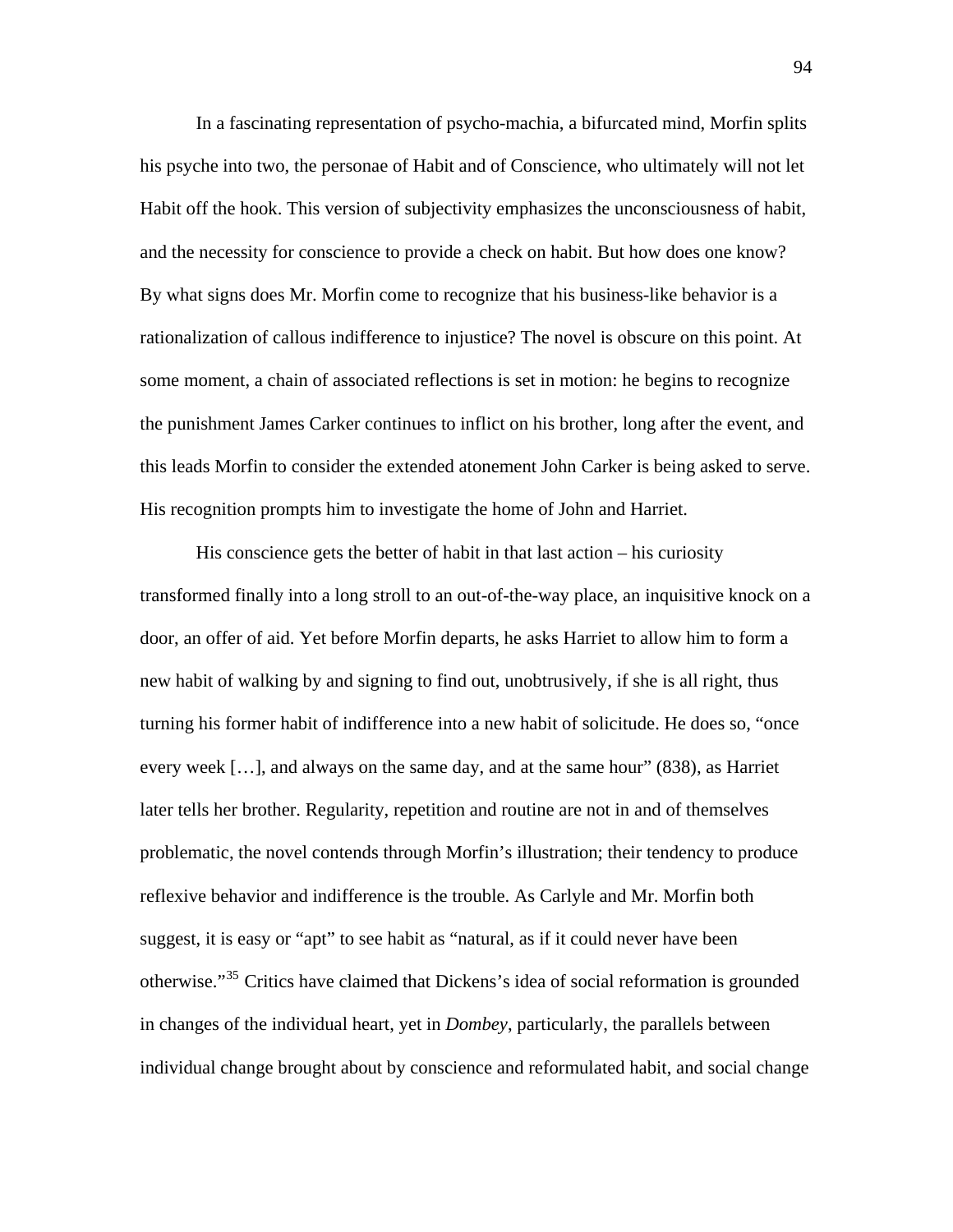In a fascinating representation of psycho-machia, a bifurcated mind, Morfin splits his psyche into two, the personae of Habit and of Conscience, who ultimately will not let Habit off the hook. This version of subjectivity emphasizes the unconsciousness of habit, and the necessity for conscience to provide a check on habit. But how does one know? By what signs does Mr. Morfin come to recognize that his business-like behavior is a rationalization of callous indifference to injustice? The novel is obscure on this point. At some moment, a chain of associated reflections is set in motion: he begins to recognize the punishment James Carker continues to inflict on his brother, long after the event, and this leads Morfin to consider the extended atonement John Carker is being asked to serve. His recognition prompts him to investigate the home of John and Harriet.

His conscience gets the better of habit in that last action – his curiosity transformed finally into a long stroll to an out-of-the-way place, an inquisitive knock on a door, an offer of aid. Yet before Morfin departs, he asks Harriet to allow him to form a new habit of walking by and signing to find out, unobtrusively, if she is all right, thus turning his former habit of indifference into a new habit of solicitude. He does so, "once every week […], and always on the same day, and at the same hour" (838), as Harriet later tells her brother. Regularity, repetition and routine are not in and of themselves problematic, the novel contends through Morfin's illustration; their tendency to produce reflexive behavior and indifference is the trouble. As Carlyle and Mr. Morfin both suggest, it is easy or "apt" to see habit as "natural, as if it could never have been otherwise."[35] Critics have claimed that Dickens's idea of social reformation is grounded in changes of the individual heart, yet in *Dombey*, particularly, the parallels between individual change brought about by conscience and reformulated habit, and social change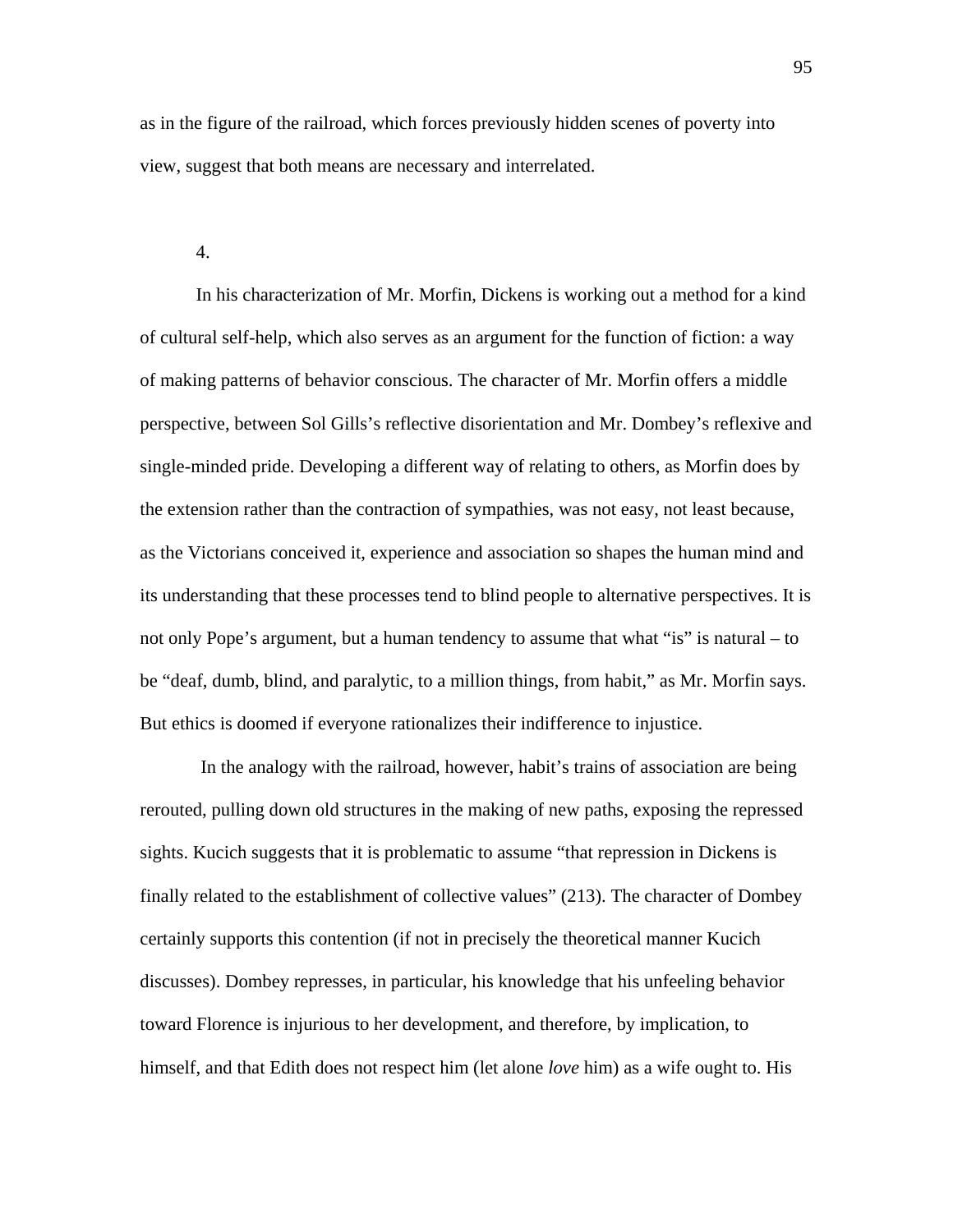as in the figure of the railroad, which forces previously hidden scenes of poverty into view, suggest that both means are necessary and interrelated.

4.

In his characterization of Mr. Morfin, Dickens is working out a method for a kind of cultural self-help, which also serves as an argument for the function of fiction: a way of making patterns of behavior conscious. The character of Mr. Morfin offers a middle perspective, between Sol Gills's reflective disorientation and Mr. Dombey's reflexive and single-minded pride. Developing a different way of relating to others, as Morfin does by the extension rather than the contraction of sympathies, was not easy, not least because, as the Victorians conceived it, experience and association so shapes the human mind and its understanding that these processes tend to blind people to alternative perspectives. It is not only Pope's argument, but a human tendency to assume that what "is" is natural – to be "deaf, dumb, blind, and paralytic, to a million things, from habit," as Mr. Morfin says. But ethics is doomed if everyone rationalizes their indifference to injustice.

In the analogy with the railroad, however, habit's trains of association are being rerouted, pulling down old structures in the making of new paths, exposing the repressed sights. Kucich suggests that it is problematic to assume "that repression in Dickens is finally related to the establishment of collective values" (213). The character of Dombey certainly supports this contention (if not in precisely the theoretical manner Kucich discusses). Dombey represses, in particular, his knowledge that his unfeeling behavior toward Florence is injurious to her development, and therefore, by implication, to himself, and that Edith does not respect him (let alone *love* him) as a wife ought to. His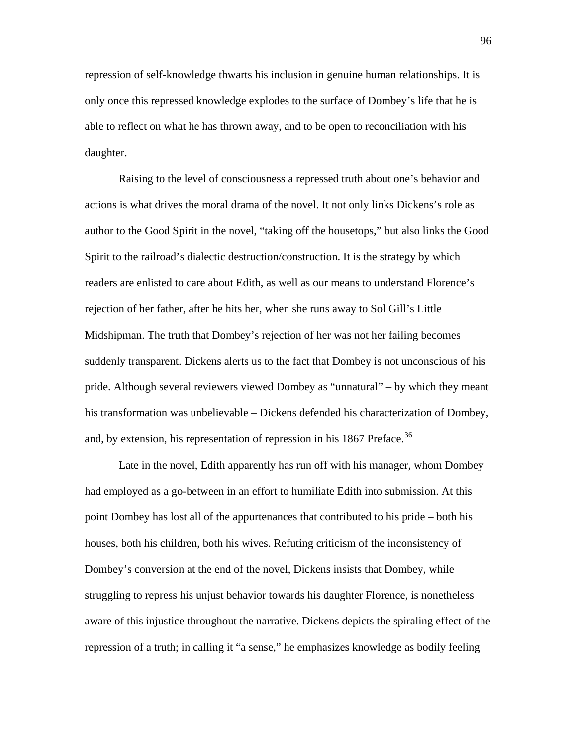repression of self-knowledge thwarts his inclusion in genuine human relationships. It is only once this repressed knowledge explodes to the surface of Dombey's life that he is able to reflect on what he has thrown away, and to be open to reconciliation with his daughter.

Raising to the level of consciousness a repressed truth about one's behavior and actions is what drives the moral drama of the novel. It not only links Dickens's role as author to the Good Spirit in the novel, "taking off the housetops," but also links the Good Spirit to the railroad's dialectic destruction/construction. It is the strategy by which readers are enlisted to care about Edith, as well as our means to understand Florence's rejection of her father, after he hits her, when she runs away to Sol Gill's Little Midshipman. The truth that Dombey's rejection of her was not her failing becomes suddenly transparent. Dickens alerts us to the fact that Dombey is not unconscious of his pride. Although several reviewers viewed Dombey as "unnatural" – by which they meant his transformation was unbelievable – Dickens defended his characterization of Dombey, and, by extension, his representation of repression in his 1867 Preface.[36]

Late in the novel, Edith apparently has run off with his manager, whom Dombey had employed as a go-between in an effort to humiliate Edith into submission. At this point Dombey has lost all of the appurtenances that contributed to his pride – both his houses, both his children, both his wives. Refuting criticism of the inconsistency of Dombey's conversion at the end of the novel, Dickens insists that Dombey, while struggling to repress his unjust behavior towards his daughter Florence, is nonetheless aware of this injustice throughout the narrative. Dickens depicts the spiraling effect of the repression of a truth; in calling it "a sense," he emphasizes knowledge as bodily feeling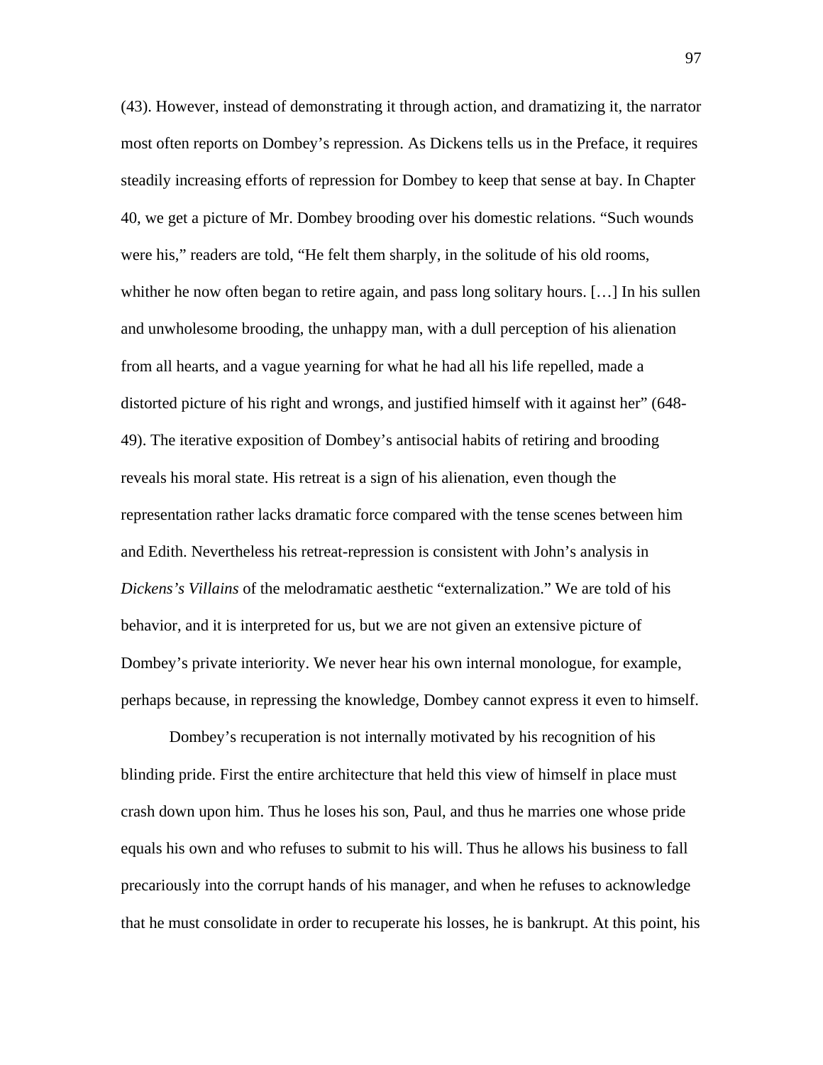(43). However, instead of demonstrating it through action, and dramatizing it, the narrator most often reports on Dombey's repression. As Dickens tells us in the Preface, it requires steadily increasing efforts of repression for Dombey to keep that sense at bay. In Chapter 40, we get a picture of Mr. Dombey brooding over his domestic relations. "Such wounds were his," readers are told, "He felt them sharply, in the solitude of his old rooms, whither he now often began to retire again, and pass long solitary hours. […] In his sullen and unwholesome brooding, the unhappy man, with a dull perception of his alienation from all hearts, and a vague yearning for what he had all his life repelled, made a distorted picture of his right and wrongs, and justified himself with it against her" (648-49). The iterative exposition of Dombey's antisocial habits of retiring and brooding reveals his moral state. His retreat is a sign of his alienation, even though the representation rather lacks dramatic force compared with the tense scenes between him and Edith. Nevertheless his retreat-repression is consistent with John's analysis in *Dickens's Villains* of the melodramatic aesthetic "externalization." We are told of his behavior, and it is interpreted for us, but we are not given an extensive picture of Dombey's private interiority. We never hear his own internal monologue, for example, perhaps because, in repressing the knowledge, Dombey cannot express it even to himself.

Dombey's recuperation is not internally motivated by his recognition of his blinding pride. First the entire architecture that held this view of himself in place must crash down upon him. Thus he loses his son, Paul, and thus he marries one whose pride equals his own and who refuses to submit to his will. Thus he allows his business to fall precariously into the corrupt hands of his manager, and when he refuses to acknowledge that he must consolidate in order to recuperate his losses, he is bankrupt. At this point, his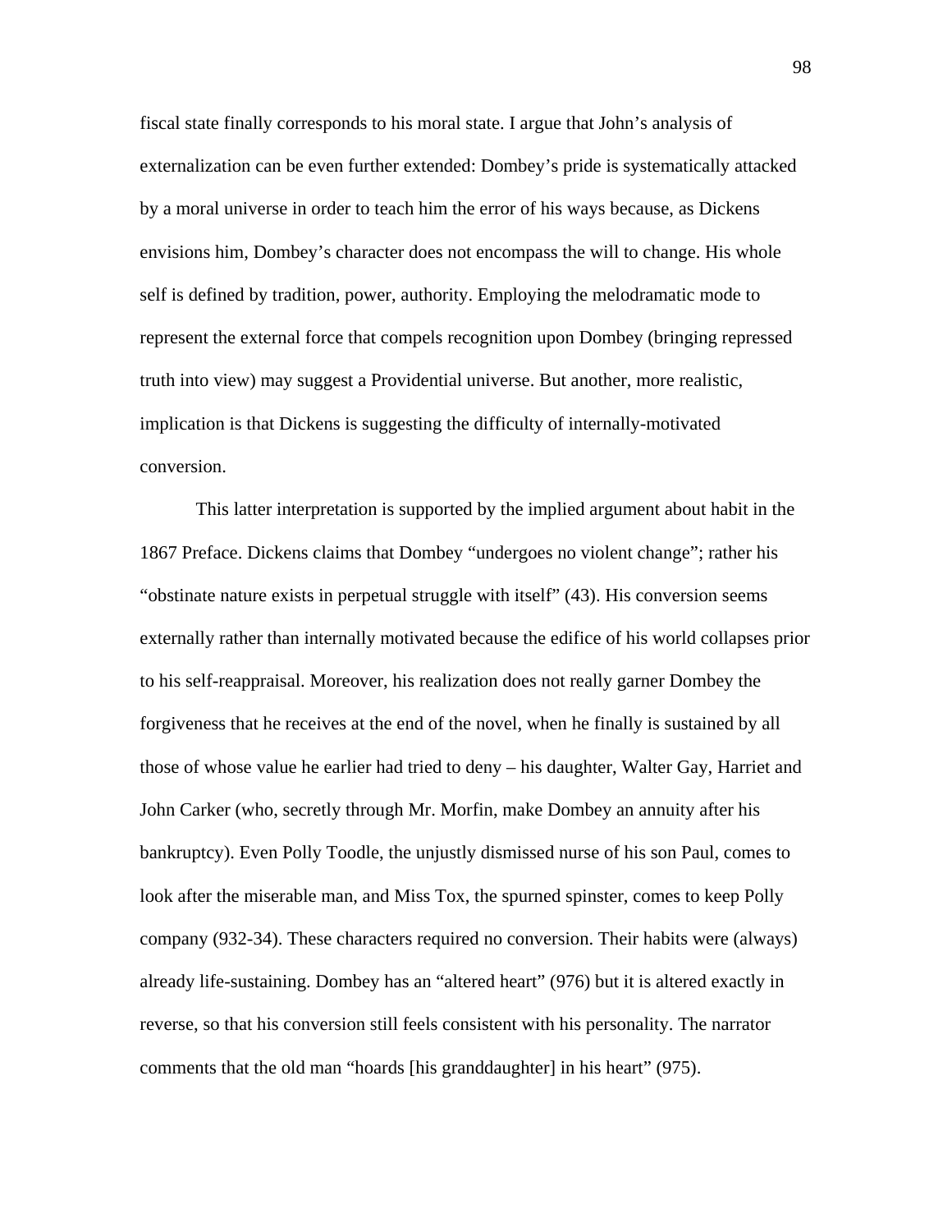fiscal state finally corresponds to his moral state. I argue that John's analysis of externalization can be even further extended: Dombey's pride is systematically attacked by a moral universe in order to teach him the error of his ways because, as Dickens envisions him, Dombey's character does not encompass the will to change. His whole self is defined by tradition, power, authority. Employing the melodramatic mode to represent the external force that compels recognition upon Dombey (bringing repressed truth into view) may suggest a Providential universe. But another, more realistic, implication is that Dickens is suggesting the difficulty of internally-motivated conversion.

This latter interpretation is supported by the implied argument about habit in the 1867 Preface. Dickens claims that Dombey "undergoes no violent change"; rather his "obstinate nature exists in perpetual struggle with itself" (43). His conversion seems externally rather than internally motivated because the edifice of his world collapses prior to his self-reappraisal. Moreover, his realization does not really garner Dombey the forgiveness that he receives at the end of the novel, when he finally is sustained by all those of whose value he earlier had tried to deny – his daughter, Walter Gay, Harriet and John Carker (who, secretly through Mr. Morfin, make Dombey an annuity after his bankruptcy). Even Polly Toodle, the unjustly dismissed nurse of his son Paul, comes to look after the miserable man, and Miss Tox, the spurned spinster, comes to keep Polly company (932-34). These characters required no conversion. Their habits were (always) already life-sustaining. Dombey has an "altered heart" (976) but it is altered exactly in reverse, so that his conversion still feels consistent with his personality. The narrator comments that the old man "hoards [his granddaughter] in his heart" (975).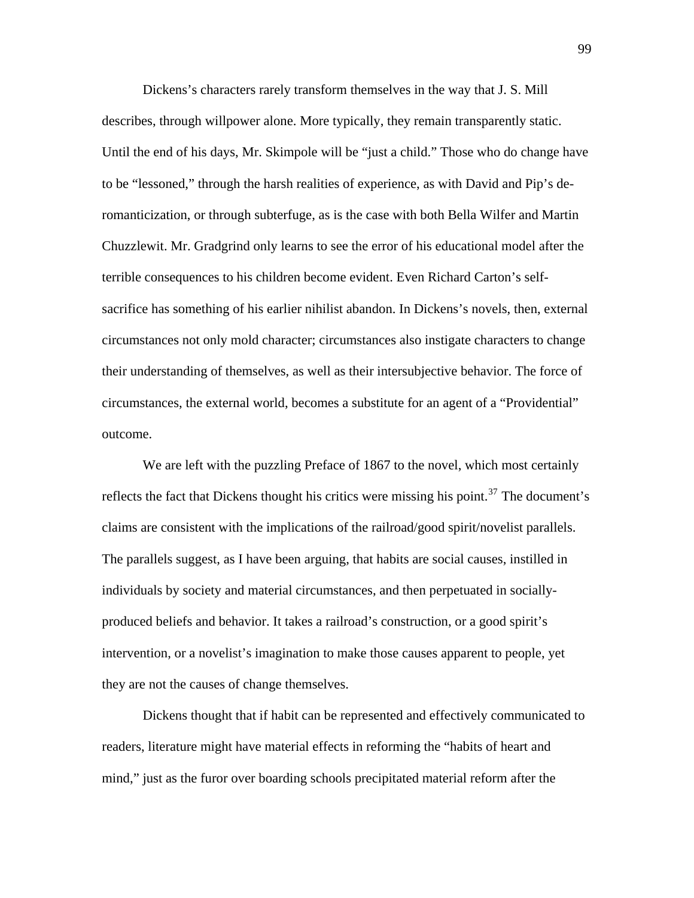Dickens's characters rarely transform themselves in the way that J. S. Mill describes, through willpower alone. More typically, they remain transparently static. Until the end of his days, Mr. Skimpole will be "just a child." Those who do change have to be "lessoned," through the harsh realities of experience, as with David and Pip's de-romanticization, or through subterfuge, as is the case with both Bella Wilfer and Martin Chuzzlewit. Mr. Gradgrind only learns to see the error of his educational model after the terrible consequences to his children become evident. Even Richard Carton's self-sacrifice has something of his earlier nihilist abandon. In Dickens's novels, then, external circumstances not only mold character; circumstances also instigate characters to change their understanding of themselves, as well as their intersubjective behavior. The force of circumstances, the external world, becomes a substitute for an agent of a "Providential" outcome.

We are left with the puzzling Preface of 1867 to the novel, which most certainly reflects the fact that Dickens thought his critics were missing his point.[37] The document's claims are consistent with the implications of the railroad/good spirit/novelist parallels. The parallels suggest, as I have been arguing, that habits are social causes, instilled in individuals by society and material circumstances, and then perpetuated in socially-produced beliefs and behavior. It takes a railroad's construction, or a good spirit's intervention, or a novelist's imagination to make those causes apparent to people, yet they are not the causes of change themselves.

Dickens thought that if habit can be represented and effectively communicated to readers, literature might have material effects in reforming the "habits of heart and mind," just as the furor over boarding schools precipitated material reform after the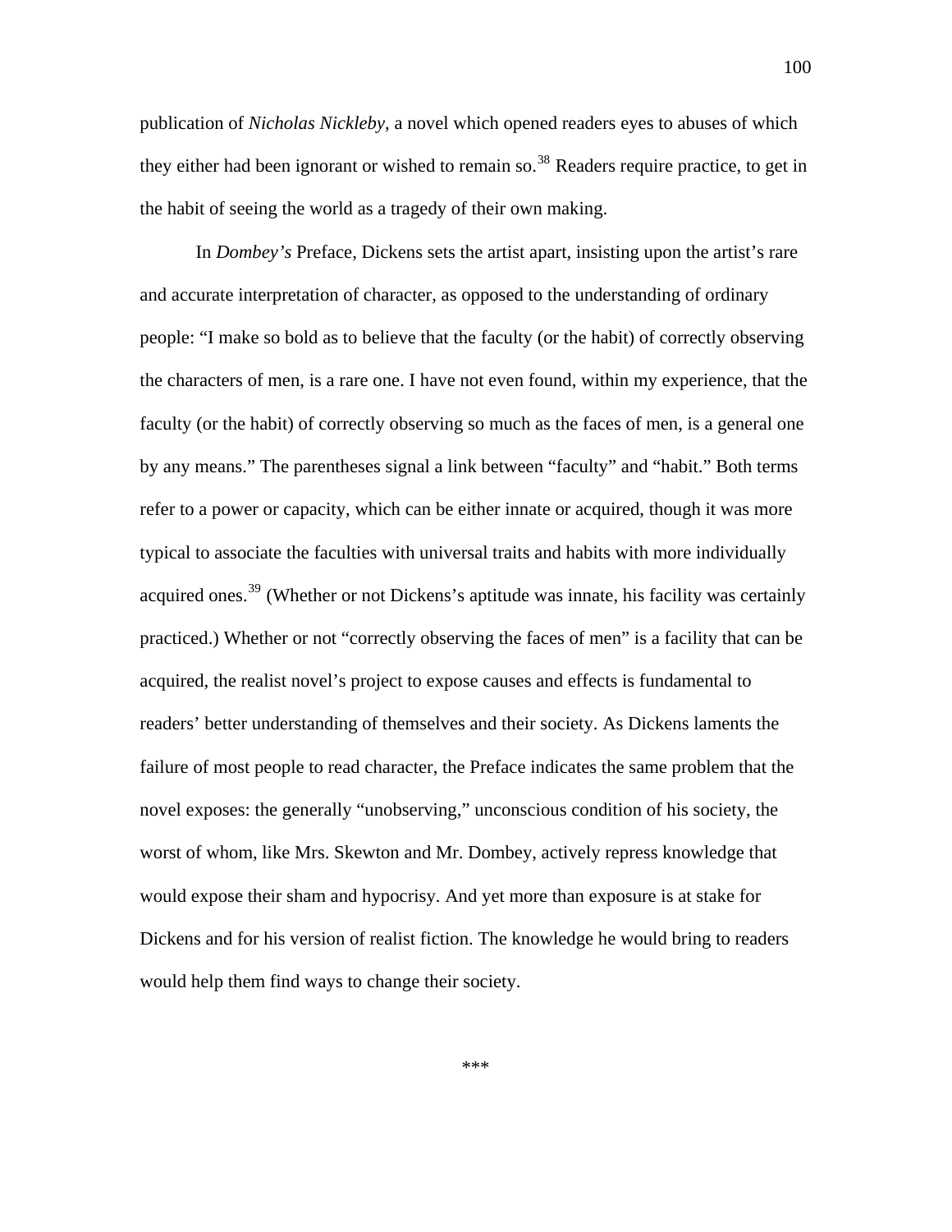publication of *Nicholas Nickleby*, a novel which opened readers eyes to abuses of which they either had been ignorant or wished to remain so.[38] Readers require practice, to get in the habit of seeing the world as a tragedy of their own making.

In *Dombey's* Preface, Dickens sets the artist apart, insisting upon the artist's rare and accurate interpretation of character, as opposed to the understanding of ordinary people: "I make so bold as to believe that the faculty (or the habit) of correctly observing the characters of men, is a rare one. I have not even found, within my experience, that the faculty (or the habit) of correctly observing so much as the faces of men, is a general one by any means." The parentheses signal a link between "faculty" and "habit." Both terms refer to a power or capacity, which can be either innate or acquired, though it was more typical to associate the faculties with universal traits and habits with more individually acquired ones.[39] (Whether or not Dickens's aptitude was innate, his facility was certainly practiced.) Whether or not "correctly observing the faces of men" is a facility that can be acquired, the realist novel's project to expose causes and effects is fundamental to readers' better understanding of themselves and their society. As Dickens laments the failure of most people to read character, the Preface indicates the same problem that the novel exposes: the generally "unobserving," unconscious condition of his society, the worst of whom, like Mrs. Skewton and Mr. Dombey, actively repress knowledge that would expose their sham and hypocrisy. And yet more than exposure is at stake for Dickens and for his version of realist fiction. The knowledge he would bring to readers would help them find ways to change their society.

***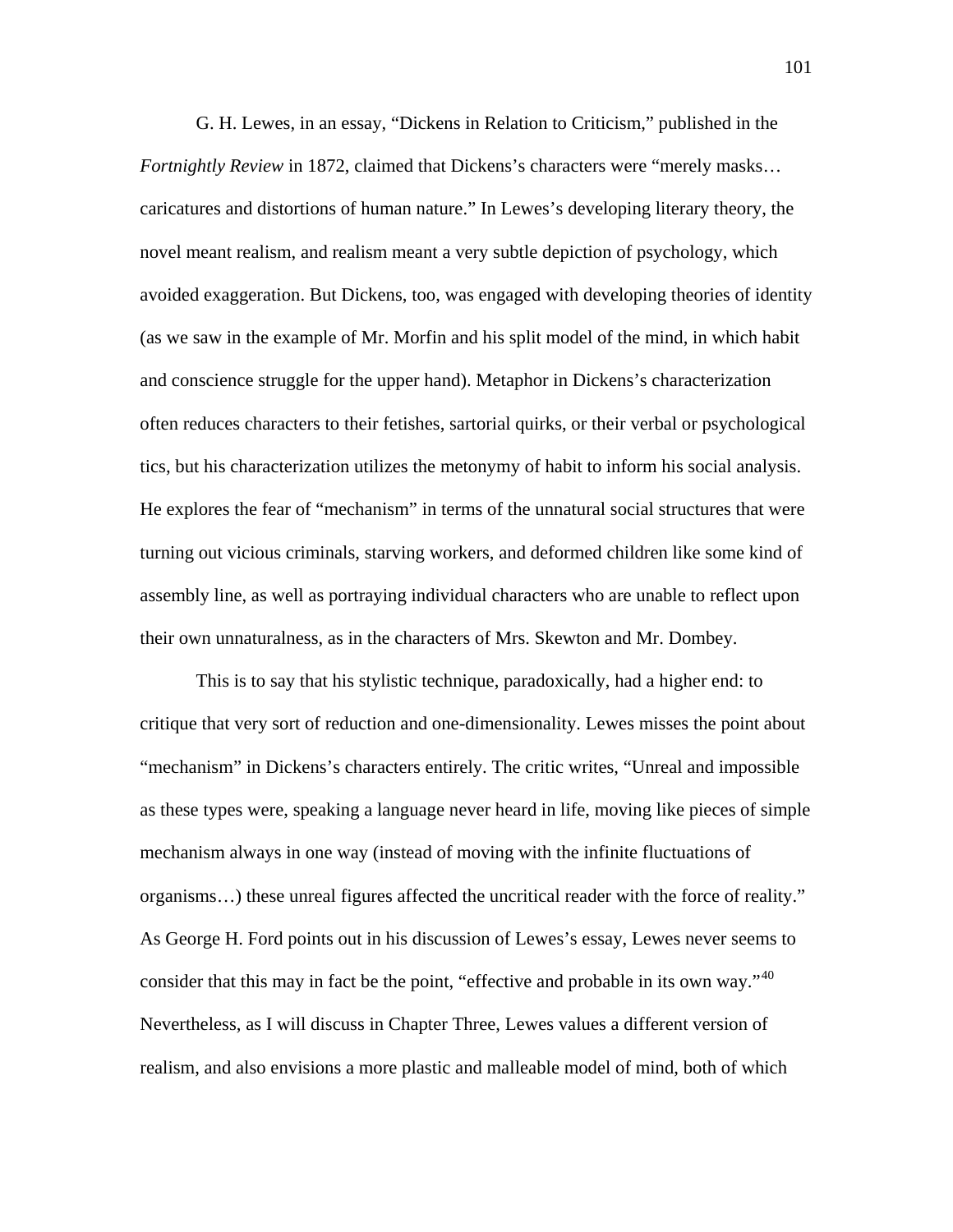G. H. Lewes, in an essay, "Dickens in Relation to Criticism," published in the *Fortnightly Review* in 1872, claimed that Dickens's characters were "merely masks… caricatures and distortions of human nature." In Lewes's developing literary theory, the novel meant realism, and realism meant a very subtle depiction of psychology, which avoided exaggeration. But Dickens, too, was engaged with developing theories of identity (as we saw in the example of Mr. Morfin and his split model of the mind, in which habit and conscience struggle for the upper hand). Metaphor in Dickens's characterization often reduces characters to their fetishes, sartorial quirks, or their verbal or psychological tics, but his characterization utilizes the metonymy of habit to inform his social analysis. He explores the fear of "mechanism" in terms of the unnatural social structures that were turning out vicious criminals, starving workers, and deformed children like some kind of assembly line, as well as portraying individual characters who are unable to reflect upon their own unnaturalness, as in the characters of Mrs. Skewton and Mr. Dombey.

This is to say that his stylistic technique, paradoxically, had a higher end: to critique that very sort of reduction and one-dimensionality. Lewes misses the point about "mechanism" in Dickens's characters entirely. The critic writes, "Unreal and impossible as these types were, speaking a language never heard in life, moving like pieces of simple mechanism always in one way (instead of moving with the infinite fluctuations of organisms…) these unreal figures affected the uncritical reader with the force of reality." As George H. Ford points out in his discussion of Lewes's essay, Lewes never seems to consider that this may in fact be the point, "effective and probable in its own way."[40] Nevertheless, as I will discuss in Chapter Three, Lewes values a different version of realism, and also envisions a more plastic and malleable model of mind, both of which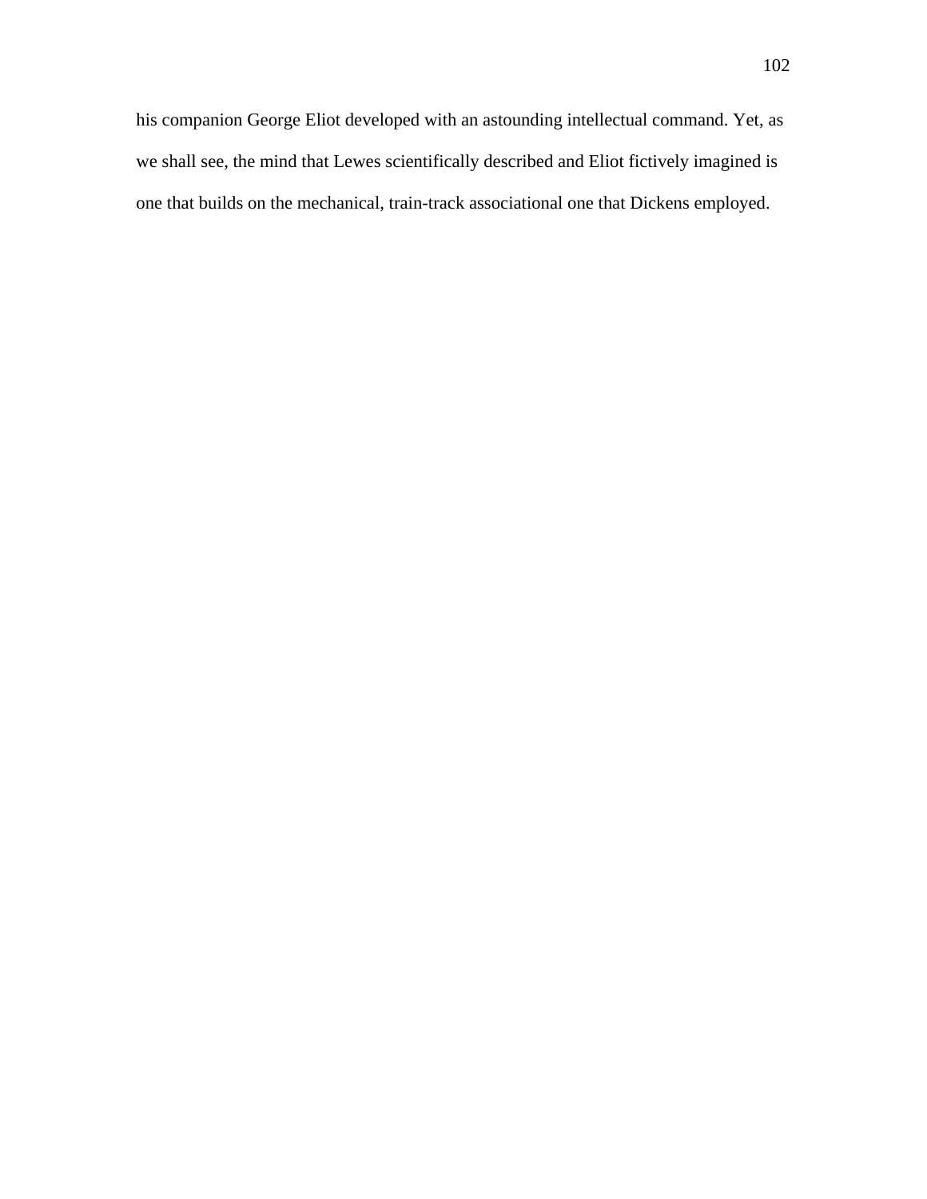his companion George Eliot developed with an astounding intellectual command. Yet, as we shall see, the mind that Lewes scientifically described and Eliot fictively imagined is one that builds on the mechanical, train-track associational one that Dickens employed.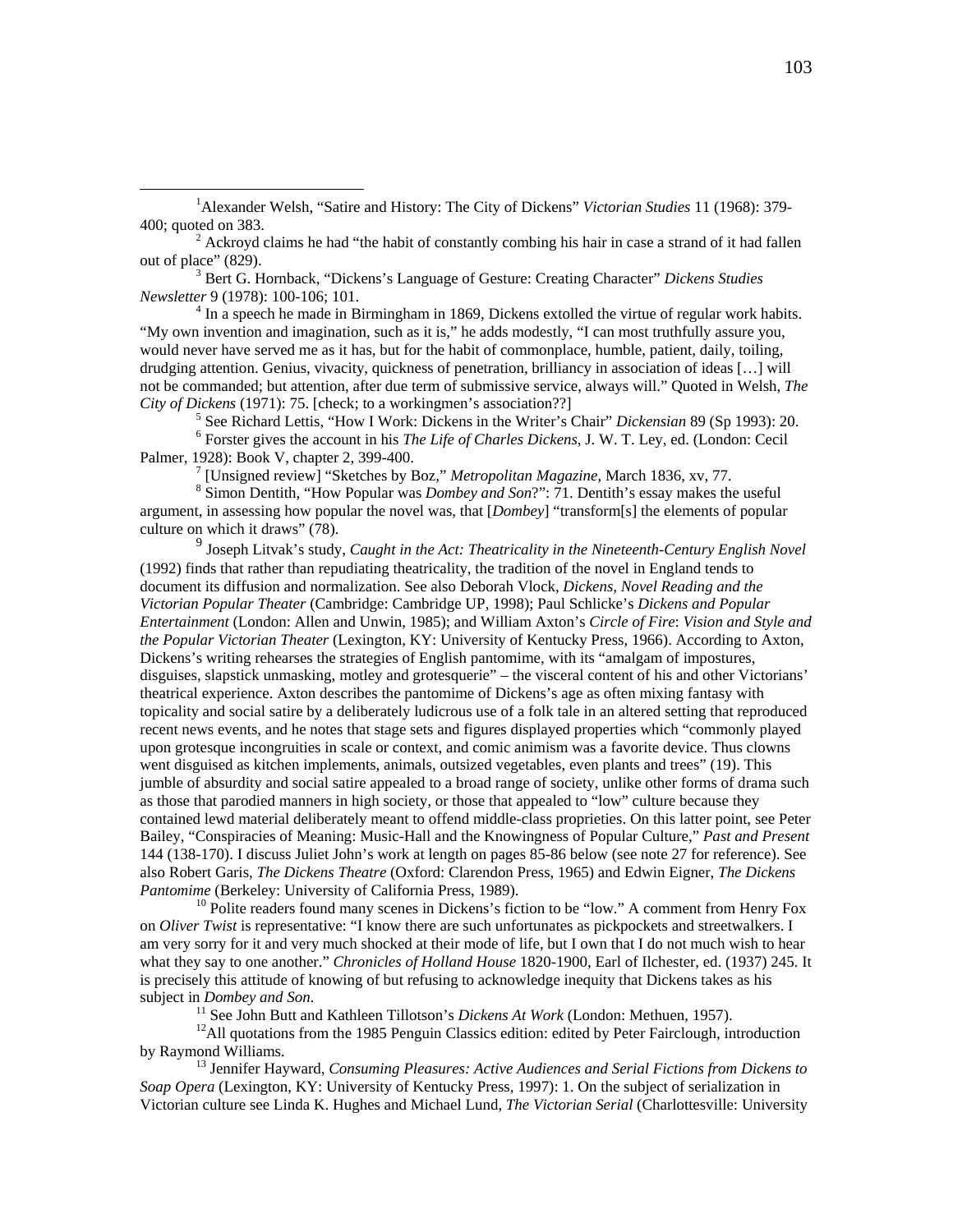[1]Alexander Welsh, "Satire and History: The City of Dickens" *Victorian Studies* 11 (1968): 379-400; quoted on 383.

[2] Ackroyd claims he had "the habit of constantly combing his hair in case a strand of it had fallen out of place" (829).

[3] Bert G. Hornback, "Dickens's Language of Gesture: Creating Character" *Dickens Studies Newsletter* 9 (1978): 100-106; 101.

[4] In a speech he made in Birmingham in 1869, Dickens extolled the virtue of regular work habits. "My own invention and imagination, such as it is," he adds modestly, "I can most truthfully assure you, would never have served me as it has, but for the habit of commonplace, humble, patient, daily, toiling, drudging attention. Genius, vivacity, quickness of penetration, brilliancy in association of ideas […] will not be commanded; but attention, after due term of submissive service, always will." Quoted in Welsh, *The City of Dickens* (1971): 75. [check; to a workingmen's association??]

[5] See Richard Lettis, "How I Work: Dickens in the Writer's Chair" *Dickensian* 89 (Sp 1993): 20.

[6] Forster gives the account in his *The Life of Charles Dickens*, J. W. T. Ley, ed. (London: Cecil Palmer, 1928): Book V, chapter 2, 399-400.

[7] [Unsigned review] "Sketches by Boz," *Metropolitan Magazine*, March 1836, xv, 77.

[8] Simon Dentith, "How Popular was *Dombey and Son*?": 71. Dentith's essay makes the useful argument, in assessing how popular the novel was, that [*Dombey*] "transform[s] the elements of popular culture on which it draws" (78).

[9] Joseph Litvak's study, *Caught in the Act: Theatricality in the Nineteenth-Century English Novel* (1992) finds that rather than repudiating theatricality, the tradition of the novel in England tends to document its diffusion and normalization. See also Deborah Vlock, *Dickens, Novel Reading and the Victorian Popular Theater* (Cambridge: Cambridge UP, 1998); Paul Schlicke's *Dickens and Popular Entertainment* (London: Allen and Unwin, 1985); and William Axton's *Circle of Fire*: *Vision and Style and the Popular Victorian Theater* (Lexington, KY: University of Kentucky Press, 1966). According to Axton, Dickens's writing rehearses the strategies of English pantomime, with its "amalgam of impostures, disguises, slapstick unmasking, motley and grotesquerie" – the visceral content of his and other Victorians' theatrical experience. Axton describes the pantomime of Dickens's age as often mixing fantasy with topicality and social satire by a deliberately ludicrous use of a folk tale in an altered setting that reproduced recent news events, and he notes that stage sets and figures displayed properties which "commonly played upon grotesque incongruities in scale or context, and comic animism was a favorite device. Thus clowns went disguised as kitchen implements, animals, outsized vegetables, even plants and trees" (19). This jumble of absurdity and social satire appealed to a broad range of society, unlike other forms of drama such as those that parodied manners in high society, or those that appealed to "low" culture because they contained lewd material deliberately meant to offend middle-class proprieties. On this latter point, see Peter Bailey, "Conspiracies of Meaning: Music-Hall and the Knowingness of Popular Culture," *Past and Present* 144 (138-170). I discuss Juliet John's work at length on pages 85-86 below (see note 27 for reference). See also Robert Garis, *The Dickens Theatre* (Oxford: Clarendon Press, 1965) and Edwin Eigner, *The Dickens Pantomime* (Berkeley: University of California Press, 1989).

[10] Polite readers found many scenes in Dickens's fiction to be "low." A comment from Henry Fox on *Oliver Twist* is representative: "I know there are such unfortunates as pickpockets and streetwalkers. I am very sorry for it and very much shocked at their mode of life, but I own that I do not much wish to hear what they say to one another." *Chronicles of Holland House* 1820-1900, Earl of Ilchester, ed. (1937) 245. It is precisely this attitude of knowing of but refusing to acknowledge inequity that Dickens takes as his subject in *Dombey and Son*.

[11] See John Butt and Kathleen Tillotson's *Dickens At Work* (London: Methuen, 1957).

[12]All quotations from the 1985 Penguin Classics edition: edited by Peter Fairclough, introduction by Raymond Williams.

[13] Jennifer Hayward, *Consuming Pleasures: Active Audiences and Serial Fictions from Dickens to Soap Opera* (Lexington, KY: University of Kentucky Press, 1997): 1. On the subject of serialization in Victorian culture see Linda K. Hughes and Michael Lund, *The Victorian Serial* (Charlottesville: University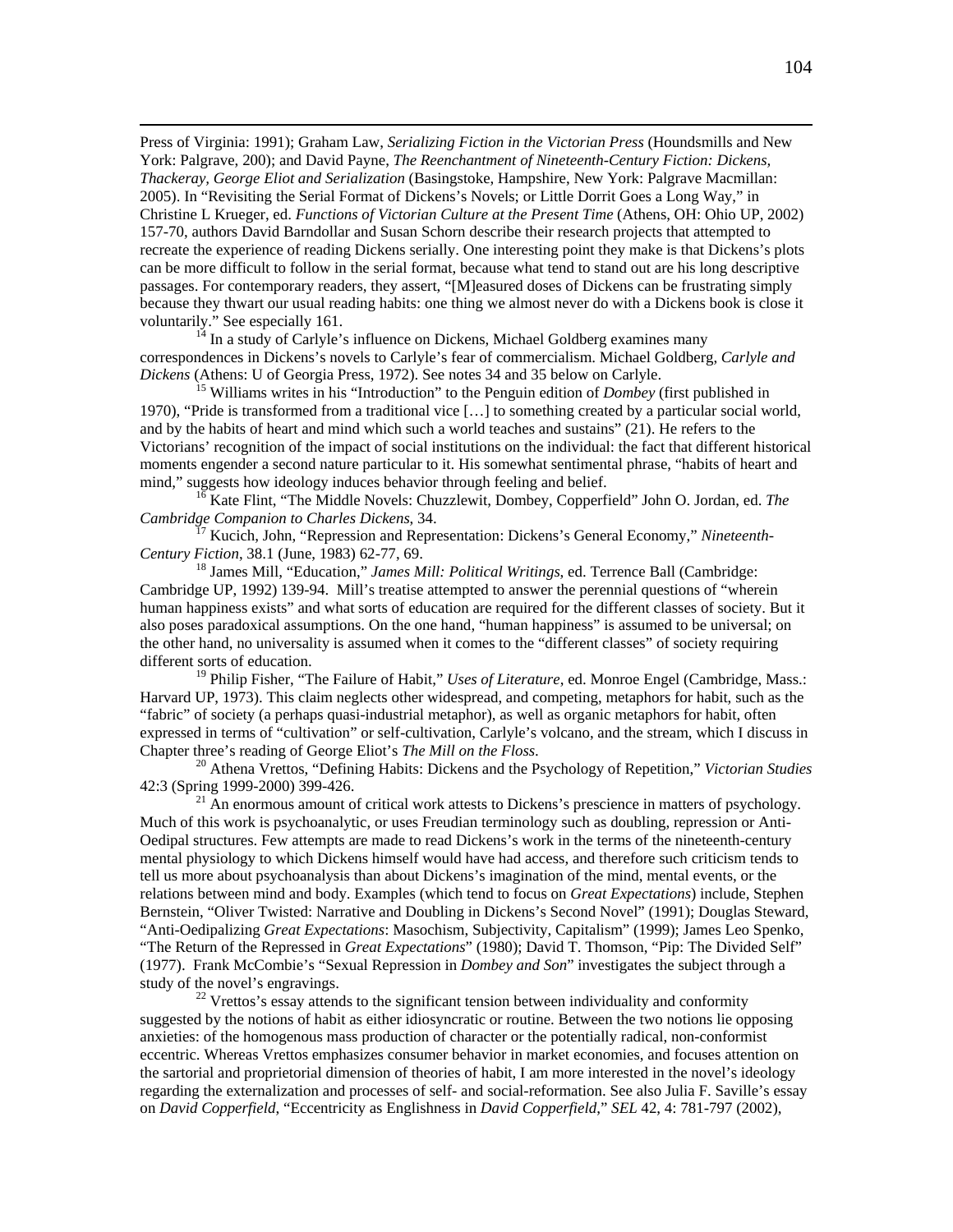Press of Virginia: 1991); Graham Law, *Serializing Fiction in the Victorian Press* (Houndsmills and New York: Palgrave, 200); and David Payne, *The Reenchantment of Nineteenth-Century Fiction: Dickens, Thackeray, George Eliot and Serialization* (Basingstoke, Hampshire, New York: Palgrave Macmillan: 2005). In "Revisiting the Serial Format of Dickens's Novels; or Little Dorrit Goes a Long Way," in Christine L Krueger, ed. *Functions of Victorian Culture at the Present Time* (Athens, OH: Ohio UP, 2002) 157-70, authors David Barndollar and Susan Schorn describe their research projects that attempted to recreate the experience of reading Dickens serially. One interesting point they make is that Dickens's plots can be more difficult to follow in the serial format, because what tend to stand out are his long descriptive passages. For contemporary readers, they assert, "[M]easured doses of Dickens can be frustrating simply because they thwart our usual reading habits: one thing we almost never do with a Dickens book is close it voluntarily." See especially 161.

[14] In a study of Carlyle's influence on Dickens, Michael Goldberg examines many correspondences in Dickens's novels to Carlyle's fear of commercialism. Michael Goldberg, *Carlyle and Dickens* (Athens: U of Georgia Press, 1972). See notes 34 and 35 below on Carlyle.

[15] Williams writes in his "Introduction" to the Penguin edition of *Dombey* (first published in 1970), "Pride is transformed from a traditional vice […] to something created by a particular social world, and by the habits of heart and mind which such a world teaches and sustains" (21). He refers to the Victorians' recognition of the impact of social institutions on the individual: the fact that different historical moments engender a second nature particular to it. His somewhat sentimental phrase, "habits of heart and mind," suggests how ideology induces behavior through feeling and belief.

[16] Kate Flint, "The Middle Novels: Chuzzlewit, Dombey, Copperfield" John O. Jordan, ed. *The Cambridge Companion to Charles Dickens*, 34.

[17] Kucich, John, "Repression and Representation: Dickens's General Economy," *Nineteenth-Century Fiction*, 38.1 (June, 1983) 62-77, 69.

[18] James Mill, "Education," *James Mill: Political Writings*, ed. Terrence Ball (Cambridge: Cambridge UP, 1992) 139-94. Mill's treatise attempted to answer the perennial questions of "wherein human happiness exists" and what sorts of education are required for the different classes of society. But it also poses paradoxical assumptions. On the one hand, "human happiness" is assumed to be universal; on the other hand, no universality is assumed when it comes to the "different classes" of society requiring different sorts of education.

[19] Philip Fisher, "The Failure of Habit," *Uses of Literature*, ed. Monroe Engel (Cambridge, Mass.: Harvard UP, 1973). This claim neglects other widespread, and competing, metaphors for habit, such as the "fabric" of society (a perhaps quasi-industrial metaphor), as well as organic metaphors for habit, often expressed in terms of "cultivation" or self-cultivation, Carlyle's volcano, and the stream, which I discuss in Chapter three's reading of George Eliot's *The Mill on the Floss*.

[20] Athena Vrettos, "Defining Habits: Dickens and the Psychology of Repetition," *Victorian Studies* 42:3 (Spring 1999-2000) 399-426.

[21] An enormous amount of critical work attests to Dickens's prescience in matters of psychology. Much of this work is psychoanalytic, or uses Freudian terminology such as doubling, repression or Anti-Oedipal structures. Few attempts are made to read Dickens's work in the terms of the nineteenth-century mental physiology to which Dickens himself would have had access, and therefore such criticism tends to tell us more about psychoanalysis than about Dickens's imagination of the mind, mental events, or the relations between mind and body. Examples (which tend to focus on *Great Expectations*) include, Stephen Bernstein, "Oliver Twisted: Narrative and Doubling in Dickens's Second Novel" (1991); Douglas Steward, "Anti-Oedipalizing *Great Expectations*: Masochism, Subjectivity, Capitalism" (1999); James Leo Spenko, "The Return of the Repressed in *Great Expectations*" (1980); David T. Thomson, "Pip: The Divided Self" (1977). Frank McCombie's "Sexual Repression in *Dombey and Son*" investigates the subject through a study of the novel's engravings.

[22] Vrettos's essay attends to the significant tension between individuality and conformity suggested by the notions of habit as either idiosyncratic or routine. Between the two notions lie opposing anxieties: of the homogenous mass production of character or the potentially radical, non-conformist eccentric. Whereas Vrettos emphasizes consumer behavior in market economies, and focuses attention on the sartorial and proprietorial dimension of theories of habit, I am more interested in the novel's ideology regarding the externalization and processes of self- and social-reformation. See also Julia F. Saville's essay on *David Copperfield*, "Eccentricity as Englishness in *David Copperfield*," *SEL* 42, 4: 781-797 (2002),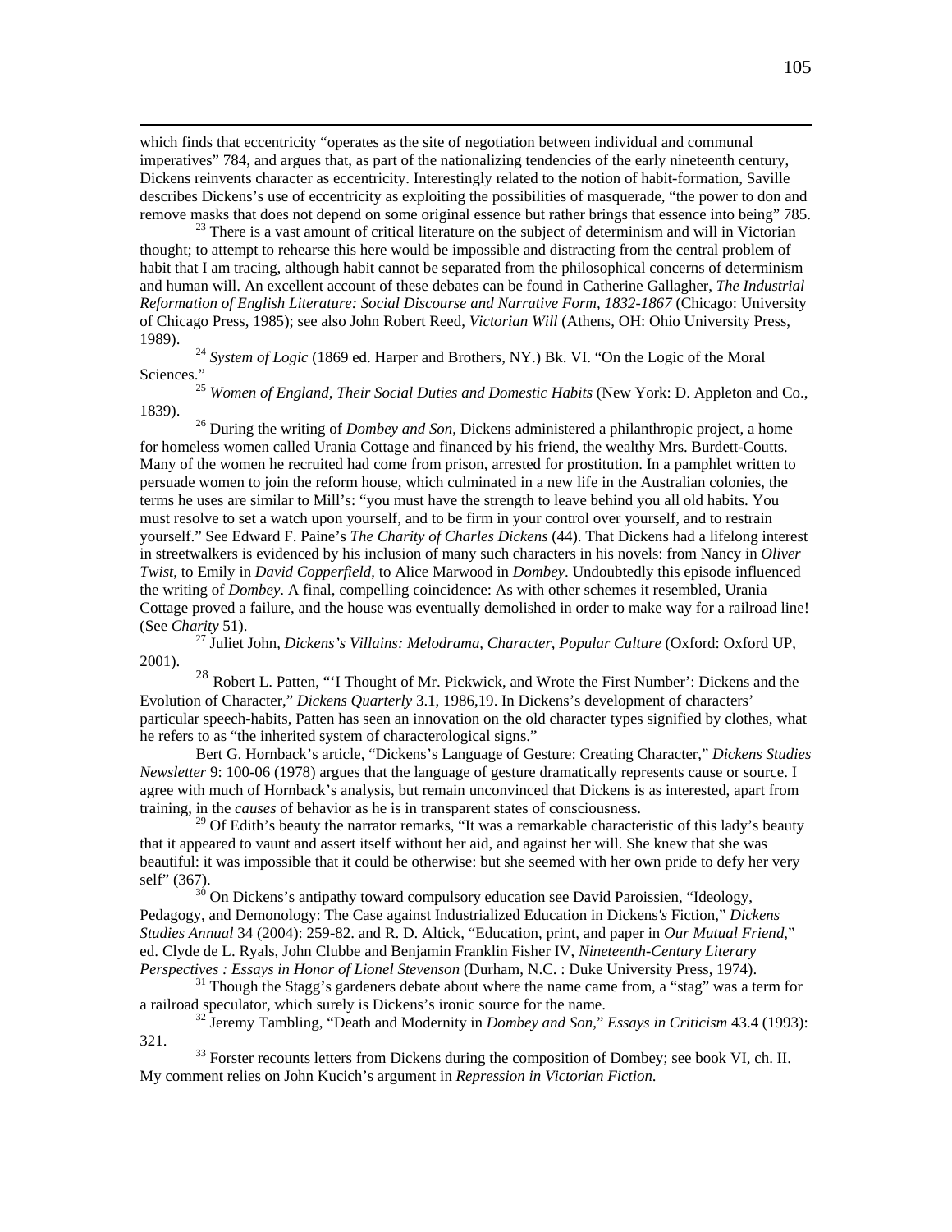which finds that eccentricity "operates as the site of negotiation between individual and communal imperatives" 784, and argues that, as part of the nationalizing tendencies of the early nineteenth century, Dickens reinvents character as eccentricity. Interestingly related to the notion of habit-formation, Saville describes Dickens's use of eccentricity as exploiting the possibilities of masquerade, "the power to don and remove masks that does not depend on some original essence but rather brings that essence into being" 785.

[23] There is a vast amount of critical literature on the subject of determinism and will in Victorian thought; to attempt to rehearse this here would be impossible and distracting from the central problem of habit that I am tracing, although habit cannot be separated from the philosophical concerns of determinism and human will. An excellent account of these debates can be found in Catherine Gallagher, *The Industrial Reformation of English Literature: Social Discourse and Narrative Form, 1832-1867* (Chicago: University of Chicago Press, 1985); see also John Robert Reed, *Victorian Will* (Athens, OH: Ohio University Press, 1989).

[24] *System of Logic* (1869 ed. Harper and Brothers, NY.) Bk. VI. "On the Logic of the Moral Sciences."

[25] *Women of England, Their Social Duties and Domestic Habits* (New York: D. Appleton and Co., 1839).

[26] During the writing of *Dombey and Son*, Dickens administered a philanthropic project, a home for homeless women called Urania Cottage and financed by his friend, the wealthy Mrs. Burdett-Coutts. Many of the women he recruited had come from prison, arrested for prostitution. In a pamphlet written to persuade women to join the reform house, which culminated in a new life in the Australian colonies, the terms he uses are similar to Mill's: "you must have the strength to leave behind you all old habits. You must resolve to set a watch upon yourself, and to be firm in your control over yourself, and to restrain yourself." See Edward F. Paine's *The Charity of Charles Dickens* (44). That Dickens had a lifelong interest in streetwalkers is evidenced by his inclusion of many such characters in his novels: from Nancy in *Oliver Twist*, to Emily in *David Copperfield*, to Alice Marwood in *Dombey*. Undoubtedly this episode influenced the writing of *Dombey*. A final, compelling coincidence: As with other schemes it resembled, Urania Cottage proved a failure, and the house was eventually demolished in order to make way for a railroad line! (See *Charity* 51).

[27] Juliet John, *Dickens's Villains: Melodrama, Character, Popular Culture* (Oxford: Oxford UP, 2001).

[28] Robert L. Patten, "'I Thought of Mr. Pickwick, and Wrote the First Number': Dickens and the Evolution of Character," *Dickens Quarterly* 3.1, 1986,19. In Dickens's development of characters' particular speech-habits, Patten has seen an innovation on the old character types signified by clothes, what he refers to as "the inherited system of characterological signs."

Bert G. Hornback's article, "Dickens's Language of Gesture: Creating Character," *Dickens Studies Newsletter* 9: 100-06 (1978) argues that the language of gesture dramatically represents cause or source. I agree with much of Hornback's analysis, but remain unconvinced that Dickens is as interested, apart from training, in the *causes* of behavior as he is in transparent states of consciousness.

[29] Of Edith's beauty the narrator remarks, "It was a remarkable characteristic of this lady's beauty that it appeared to vaunt and assert itself without her aid, and against her will. She knew that she was beautiful: it was impossible that it could be otherwise: but she seemed with her own pride to defy her very self" (367).

[30] On Dickens's antipathy toward compulsory education see David Paroissien, "Ideology, Pedagogy, and Demonology: The Case against Industrialized Education in Dickens's Fiction," *Dickens Studies Annual* 34 (2004): 259-82. and R. D. Altick, "Education, print, and paper in *Our Mutual Friend*," ed. Clyde de L. Ryals, John Clubbe and Benjamin Franklin Fisher IV, *Nineteenth-Century Literary Perspectives : Essays in Honor of Lionel Stevenson* (Durham, N.C. : Duke University Press, 1974).

[31] Though the Stagg's gardeners debate about where the name came from, a "stag" was a term for a railroad speculator, which surely is Dickens's ironic source for the name.

[32] Jeremy Tambling, "Death and Modernity in *Dombey and Son*," *Essays in Criticism* 43.4 (1993): 321.

[33] Forster recounts letters from Dickens during the composition of Dombey; see book VI, ch. II. My comment relies on John Kucich's argument in *Repression in Victorian Fiction.*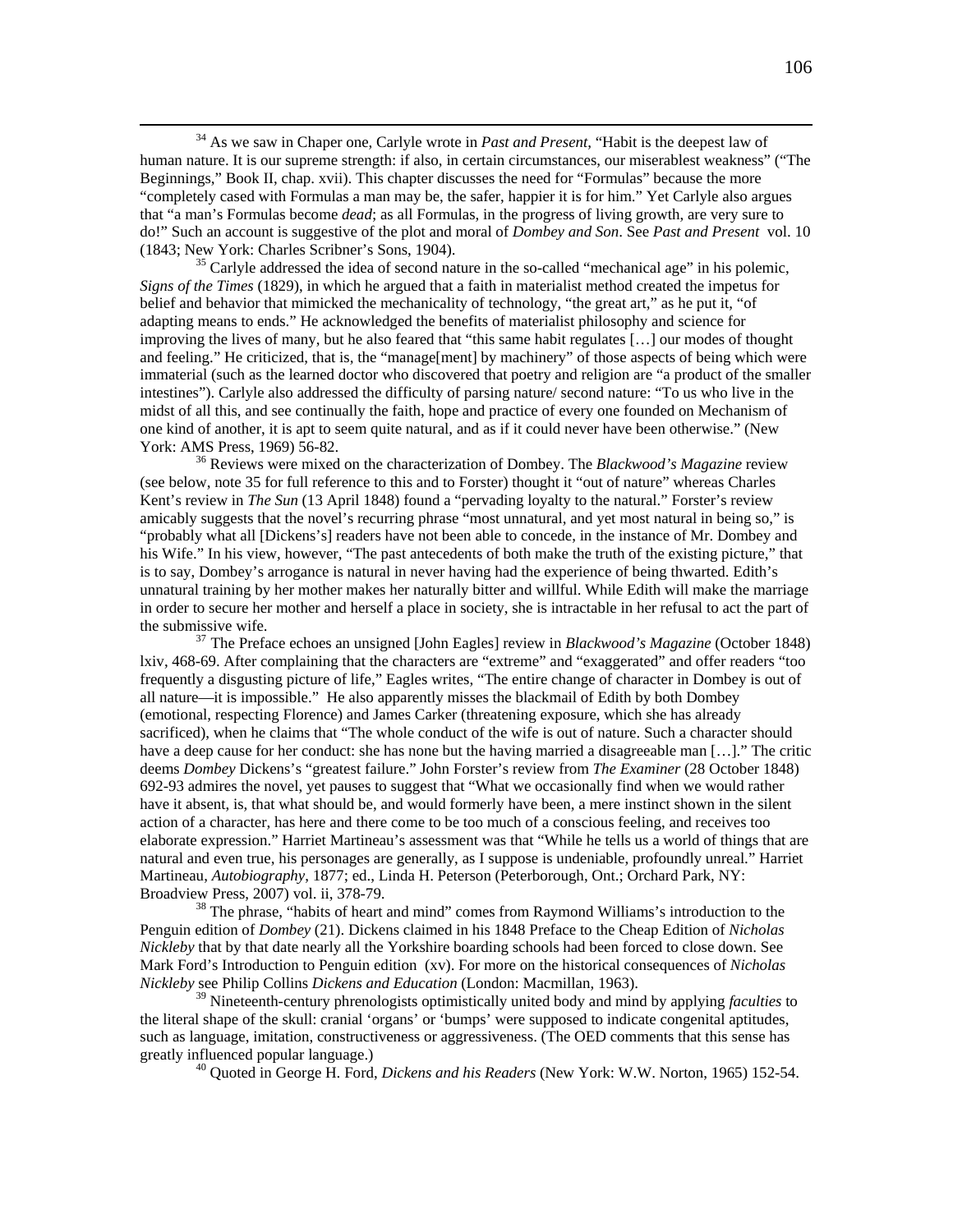[34] As we saw in Chaper one, Carlyle wrote in *Past and Present*, "Habit is the deepest law of human nature. It is our supreme strength: if also, in certain circumstances, our miserablest weakness" ("The Beginnings," Book II, chap. xvii). This chapter discusses the need for "Formulas" because the more "completely cased with Formulas a man may be, the safer, happier it is for him." Yet Carlyle also argues that "a man's Formulas become *dead*; as all Formulas, in the progress of living growth, are very sure to do!" Such an account is suggestive of the plot and moral of *Dombey and Son*. See *Past and Present* vol. 10 (1843; New York: Charles Scribner's Sons, 1904).

[35] Carlyle addressed the idea of second nature in the so-called "mechanical age" in his polemic, *Signs of the Times* (1829), in which he argued that a faith in materialist method created the impetus for belief and behavior that mimicked the mechanicality of technology, "the great art," as he put it, "of adapting means to ends." He acknowledged the benefits of materialist philosophy and science for improving the lives of many, but he also feared that "this same habit regulates […] our modes of thought and feeling." He criticized, that is, the "manage[ment] by machinery" of those aspects of being which were immaterial (such as the learned doctor who discovered that poetry and religion are "a product of the smaller intestines"). Carlyle also addressed the difficulty of parsing nature/ second nature: "To us who live in the midst of all this, and see continually the faith, hope and practice of every one founded on Mechanism of one kind of another, it is apt to seem quite natural, and as if it could never have been otherwise." (New York: AMS Press, 1969) 56-82.

[36] Reviews were mixed on the characterization of Dombey. The *Blackwood's Magazine* review (see below, note 35 for full reference to this and to Forster) thought it "out of nature" whereas Charles Kent's review in *The Sun* (13 April 1848) found a "pervading loyalty to the natural." Forster's review amicably suggests that the novel's recurring phrase "most unnatural, and yet most natural in being so," is "probably what all [Dickens's] readers have not been able to concede, in the instance of Mr. Dombey and his Wife." In his view, however, "The past antecedents of both make the truth of the existing picture," that is to say, Dombey's arrogance is natural in never having had the experience of being thwarted. Edith's unnatural training by her mother makes her naturally bitter and willful. While Edith will make the marriage in order to secure her mother and herself a place in society, she is intractable in her refusal to act the part of the submissive wife.

[37] The Preface echoes an unsigned [John Eagles] review in *Blackwood's Magazine* (October 1848) lxiv, 468-69. After complaining that the characters are "extreme" and "exaggerated" and offer readers "too frequently a disgusting picture of life," Eagles writes, "The entire change of character in Dombey is out of all nature—it is impossible." He also apparently misses the blackmail of Edith by both Dombey (emotional, respecting Florence) and James Carker (threatening exposure, which she has already sacrificed), when he claims that "The whole conduct of the wife is out of nature. Such a character should have a deep cause for her conduct: she has none but the having married a disagreeable man […]." The critic deems *Dombey* Dickens's "greatest failure." John Forster's review from *The Examiner* (28 October 1848) 692-93 admires the novel, yet pauses to suggest that "What we occasionally find when we would rather have it absent, is, that what should be, and would formerly have been, a mere instinct shown in the silent action of a character, has here and there come to be too much of a conscious feeling, and receives too elaborate expression." Harriet Martineau's assessment was that "While he tells us a world of things that are natural and even true, his personages are generally, as I suppose is undeniable, profoundly unreal." Harriet Martineau, *Autobiography*, 1877; ed., Linda H. Peterson (Peterborough, Ont.; Orchard Park, NY: Broadview Press, 2007) vol. ii, 378-79.

[38] The phrase, "habits of heart and mind" comes from Raymond Williams's introduction to the Penguin edition of *Dombey* (21). Dickens claimed in his 1848 Preface to the Cheap Edition of *Nicholas Nickleby* that by that date nearly all the Yorkshire boarding schools had been forced to close down. See Mark Ford's Introduction to Penguin edition (xv). For more on the historical consequences of *Nicholas Nickleby* see Philip Collins *Dickens and Education* (London: Macmillan, 1963).

[39] Nineteenth-century phrenologists optimistically united body and mind by applying *faculties* to the literal shape of the skull: cranial 'organs' or 'bumps' were supposed to indicate congenital aptitudes, such as language, imitation, constructiveness or aggressiveness. (The OED comments that this sense has greatly influenced popular language.)

[40] Quoted in George H. Ford, *Dickens and his Readers* (New York: W.W. Norton, 1965) 152-54.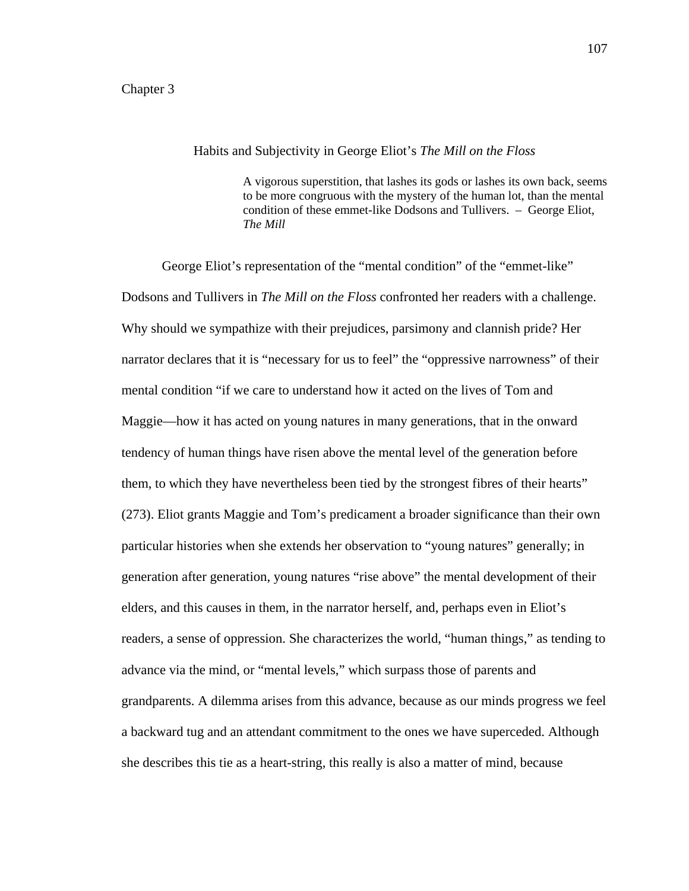Chapter 3

# Habits and Subjectivity in George Eliot's *The Mill on the Floss*

> A vigorous superstition, that lashes its gods or lashes its own back, seems to be more congruous with the mystery of the human lot, than the mental condition of these emmet-like Dodsons and Tullivers. – George Eliot, *The Mill*

George Eliot's representation of the "mental condition" of the "emmet-like" Dodsons and Tullivers in *The Mill on the Floss* confronted her readers with a challenge. Why should we sympathize with their prejudices, parsimony and clannish pride? Her narrator declares that it is "necessary for us to feel" the "oppressive narrowness" of their mental condition "if we care to understand how it acted on the lives of Tom and Maggie—how it has acted on young natures in many generations, that in the onward tendency of human things have risen above the mental level of the generation before them, to which they have nevertheless been tied by the strongest fibres of their hearts" (273). Eliot grants Maggie and Tom's predicament a broader significance than their own particular histories when she extends her observation to "young natures" generally; in generation after generation, young natures "rise above" the mental development of their elders, and this causes in them, in the narrator herself, and, perhaps even in Eliot's readers, a sense of oppression. She characterizes the world, "human things," as tending to advance via the mind, or "mental levels," which surpass those of parents and grandparents. A dilemma arises from this advance, because as our minds progress we feel a backward tug and an attendant commitment to the ones we have superceded. Although she describes this tie as a heart-string, this really is also a matter of mind, because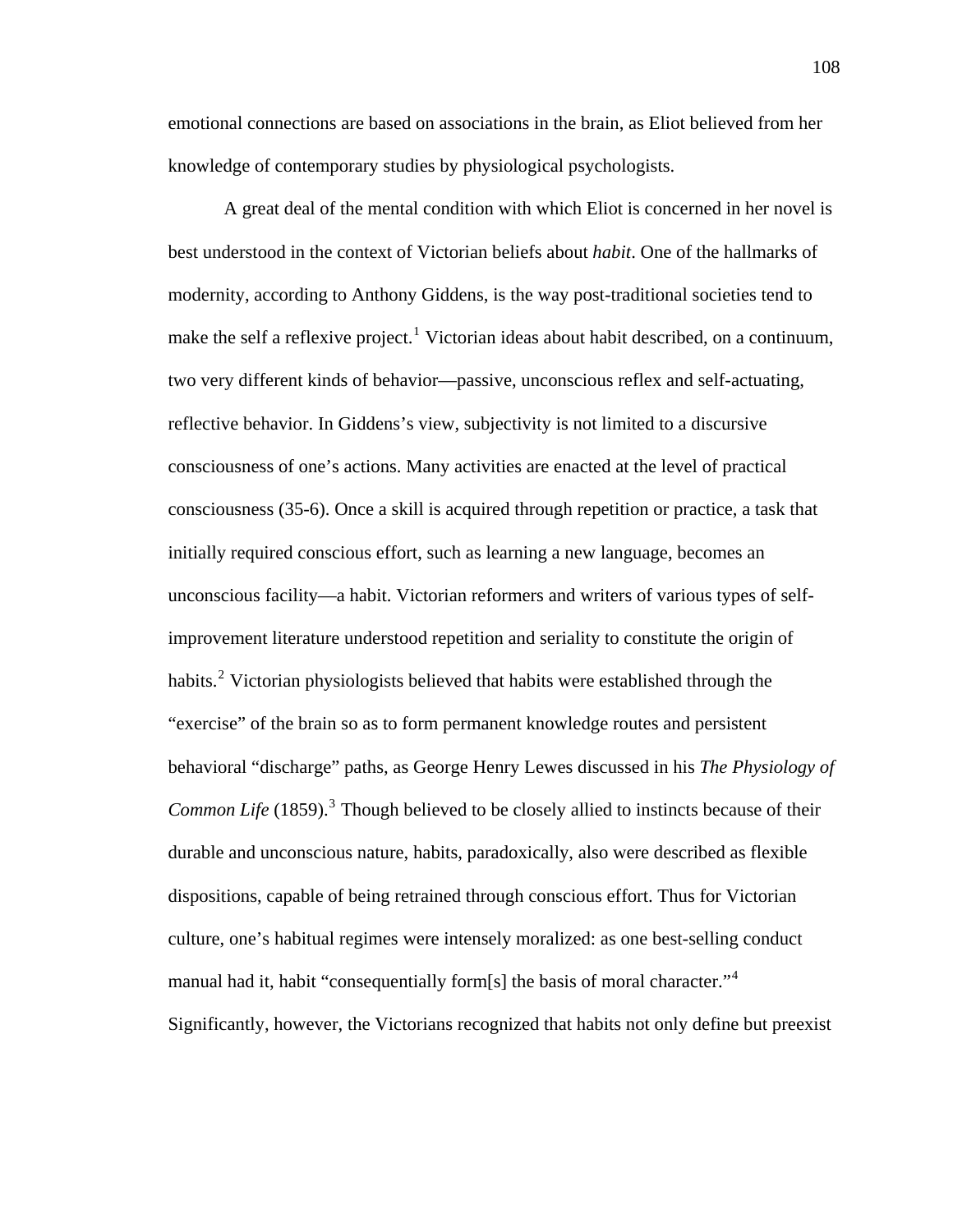emotional connections are based on associations in the brain, as Eliot believed from her knowledge of contemporary studies by physiological psychologists.

A great deal of the mental condition with which Eliot is concerned in her novel is best understood in the context of Victorian beliefs about *habit*. One of the hallmarks of modernity, according to Anthony Giddens, is the way post-traditional societies tend to make the self a reflexive project.[1] Victorian ideas about habit described, on a continuum, two very different kinds of behavior—passive, unconscious reflex and self-actuating, reflective behavior. In Giddens's view, subjectivity is not limited to a discursive consciousness of one's actions. Many activities are enacted at the level of practical consciousness (35-6). Once a skill is acquired through repetition or practice, a task that initially required conscious effort, such as learning a new language, becomes an unconscious facility—a habit. Victorian reformers and writers of various types of self-improvement literature understood repetition and seriality to constitute the origin of habits.[2] Victorian physiologists believed that habits were established through the "exercise" of the brain so as to form permanent knowledge routes and persistent behavioral "discharge" paths, as George Henry Lewes discussed in his *The Physiology of Common Life* (1859).[3] Though believed to be closely allied to instincts because of their durable and unconscious nature, habits, paradoxically, also were described as flexible dispositions, capable of being retrained through conscious effort. Thus for Victorian culture, one's habitual regimes were intensely moralized: as one best-selling conduct manual had it, habit "consequentially form[s] the basis of moral character."[4] Significantly, however, the Victorians recognized that habits not only define but preexist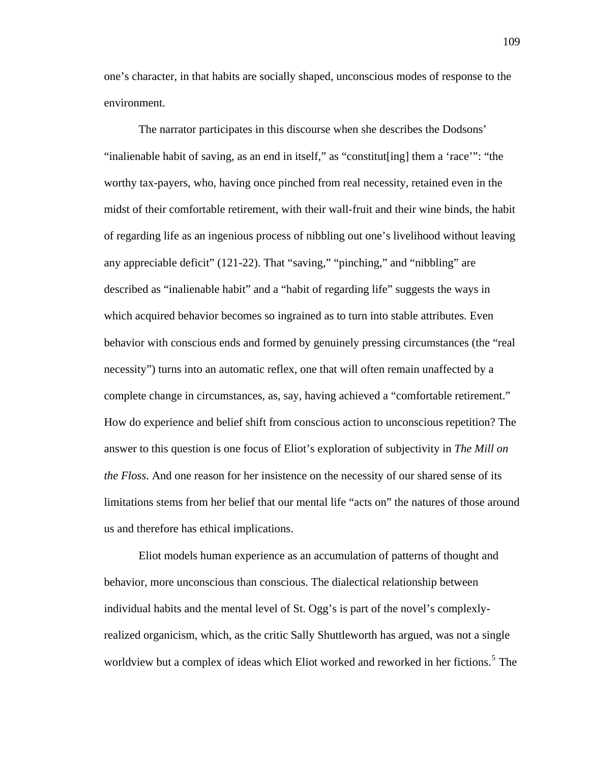one's character, in that habits are socially shaped, unconscious modes of response to the environment.

The narrator participates in this discourse when she describes the Dodsons' "inalienable habit of saving, as an end in itself," as "constitut[ing] them a 'race'": "the worthy tax-payers, who, having once pinched from real necessity, retained even in the midst of their comfortable retirement, with their wall-fruit and their wine binds, the habit of regarding life as an ingenious process of nibbling out one's livelihood without leaving any appreciable deficit" (121-22). That "saving," "pinching," and "nibbling" are described as "inalienable habit" and a "habit of regarding life" suggests the ways in which acquired behavior becomes so ingrained as to turn into stable attributes. Even behavior with conscious ends and formed by genuinely pressing circumstances (the "real necessity") turns into an automatic reflex, one that will often remain unaffected by a complete change in circumstances, as, say, having achieved a "comfortable retirement." How do experience and belief shift from conscious action to unconscious repetition? The answer to this question is one focus of Eliot's exploration of subjectivity in *The Mill on the Floss*. And one reason for her insistence on the necessity of our shared sense of its limitations stems from her belief that our mental life "acts on" the natures of those around us and therefore has ethical implications.

Eliot models human experience as an accumulation of patterns of thought and behavior, more unconscious than conscious. The dialectical relationship between individual habits and the mental level of St. Ogg's is part of the novel's complexly-realized organicism, which, as the critic Sally Shuttleworth has argued, was not a single worldview but a complex of ideas which Eliot worked and reworked in her fictions.[5] The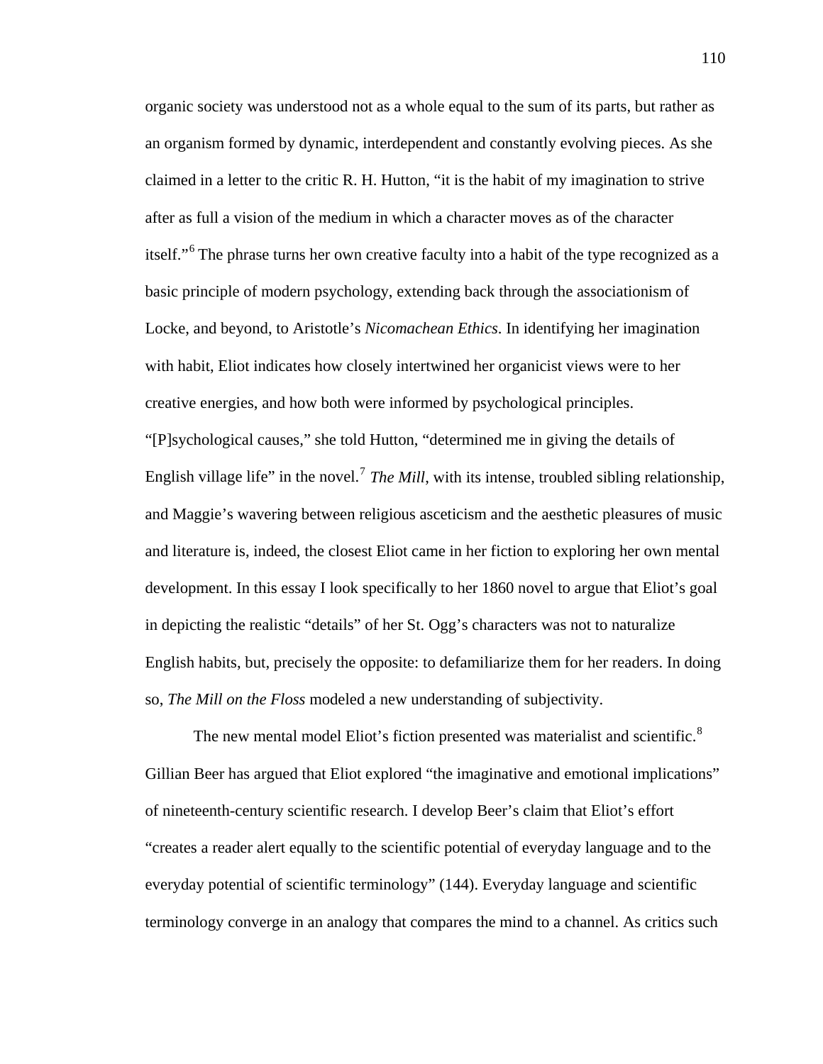organic society was understood not as a whole equal to the sum of its parts, but rather as an organism formed by dynamic, interdependent and constantly evolving pieces. As she claimed in a letter to the critic R. H. Hutton, "it is the habit of my imagination to strive after as full a vision of the medium in which a character moves as of the character itself."[6] The phrase turns her own creative faculty into a habit of the type recognized as a basic principle of modern psychology, extending back through the associationism of Locke, and beyond, to Aristotle's *Nicomachean Ethics*. In identifying her imagination with habit, Eliot indicates how closely intertwined her organicist views were to her creative energies, and how both were informed by psychological principles. "[P]sychological causes," she told Hutton, "determined me in giving the details of English village life" in the novel.[7] *The Mill*, with its intense, troubled sibling relationship, and Maggie's wavering between religious asceticism and the aesthetic pleasures of music and literature is, indeed, the closest Eliot came in her fiction to exploring her own mental development. In this essay I look specifically to her 1860 novel to argue that Eliot's goal in depicting the realistic "details" of her St. Ogg's characters was not to naturalize English habits, but, precisely the opposite: to defamiliarize them for her readers. In doing so, *The Mill on the Floss* modeled a new understanding of subjectivity.

The new mental model Eliot's fiction presented was materialist and scientific.[8] Gillian Beer has argued that Eliot explored "the imaginative and emotional implications" of nineteenth-century scientific research. I develop Beer's claim that Eliot's effort "creates a reader alert equally to the scientific potential of everyday language and to the everyday potential of scientific terminology" (144). Everyday language and scientific terminology converge in an analogy that compares the mind to a channel. As critics such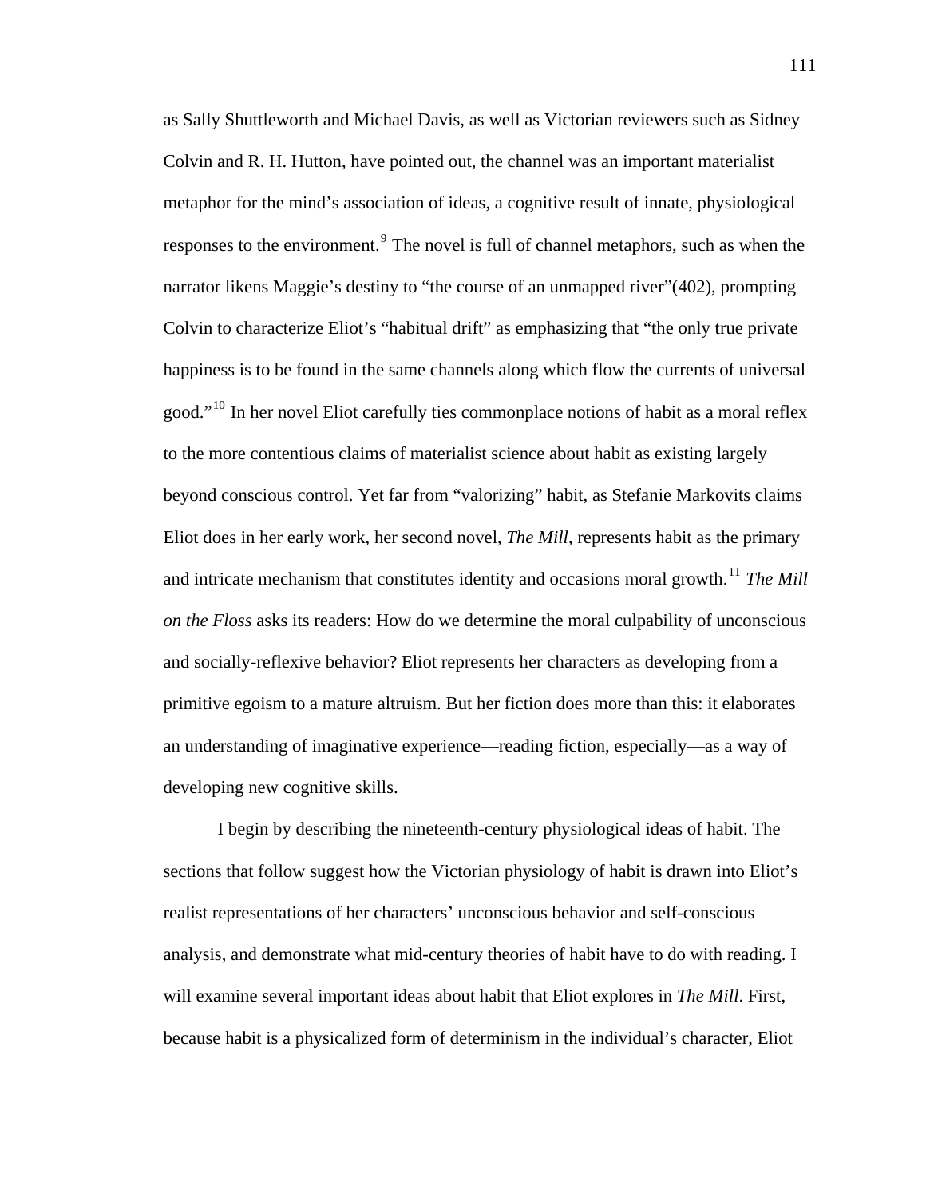as Sally Shuttleworth and Michael Davis, as well as Victorian reviewers such as Sidney Colvin and R. H. Hutton, have pointed out, the channel was an important materialist metaphor for the mind's association of ideas, a cognitive result of innate, physiological responses to the environment.[9] The novel is full of channel metaphors, such as when the narrator likens Maggie's destiny to "the course of an unmapped river"(402), prompting Colvin to characterize Eliot's "habitual drift" as emphasizing that "the only true private happiness is to be found in the same channels along which flow the currents of universal good."[10] In her novel Eliot carefully ties commonplace notions of habit as a moral reflex to the more contentious claims of materialist science about habit as existing largely beyond conscious control. Yet far from "valorizing" habit, as Stefanie Markovits claims Eliot does in her early work, her second novel, *The Mill*, represents habit as the primary and intricate mechanism that constitutes identity and occasions moral growth.[11] *The Mill on the Floss* asks its readers: How do we determine the moral culpability of unconscious and socially-reflexive behavior? Eliot represents her characters as developing from a primitive egoism to a mature altruism. But her fiction does more than this: it elaborates an understanding of imaginative experience—reading fiction, especially—as a way of developing new cognitive skills.

I begin by describing the nineteenth-century physiological ideas of habit. The sections that follow suggest how the Victorian physiology of habit is drawn into Eliot's realist representations of her characters' unconscious behavior and self-conscious analysis, and demonstrate what mid-century theories of habit have to do with reading. I will examine several important ideas about habit that Eliot explores in *The Mill*. First, because habit is a physicalized form of determinism in the individual's character, Eliot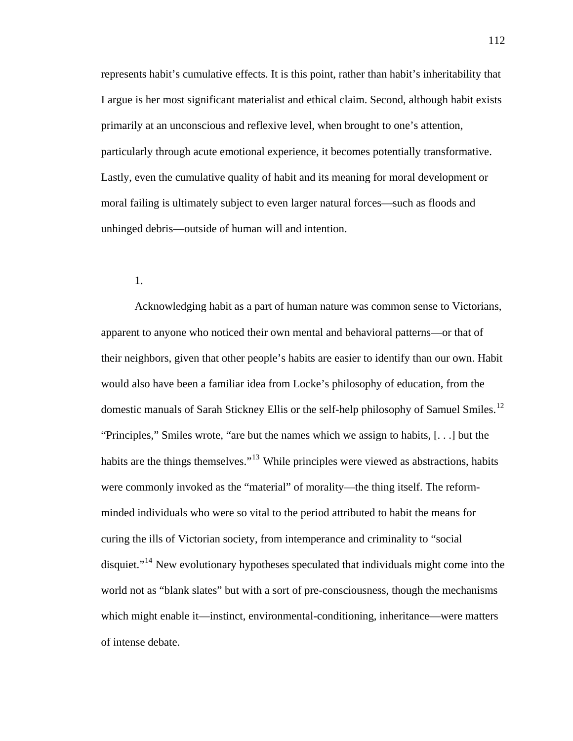represents habit's cumulative effects. It is this point, rather than habit's inheritability that I argue is her most significant materialist and ethical claim. Second, although habit exists primarily at an unconscious and reflexive level, when brought to one's attention, particularly through acute emotional experience, it becomes potentially transformative. Lastly, even the cumulative quality of habit and its meaning for moral development or moral failing is ultimately subject to even larger natural forces—such as floods and unhinged debris—outside of human will and intention.

1.

Acknowledging habit as a part of human nature was common sense to Victorians, apparent to anyone who noticed their own mental and behavioral patterns—or that of their neighbors, given that other people's habits are easier to identify than our own. Habit would also have been a familiar idea from Locke's philosophy of education, from the domestic manuals of Sarah Stickney Ellis or the self-help philosophy of Samuel Smiles.[12] "Principles," Smiles wrote, "are but the names which we assign to habits, [. . .] but the habits are the things themselves."[13] While principles were viewed as abstractions, habits were commonly invoked as the "material" of morality—the thing itself. The reform-minded individuals who were so vital to the period attributed to habit the means for curing the ills of Victorian society, from intemperance and criminality to "social disquiet."[14] New evolutionary hypotheses speculated that individuals might come into the world not as "blank slates" but with a sort of pre-consciousness, though the mechanisms which might enable it—instinct, environmental-conditioning, inheritance—were matters of intense debate.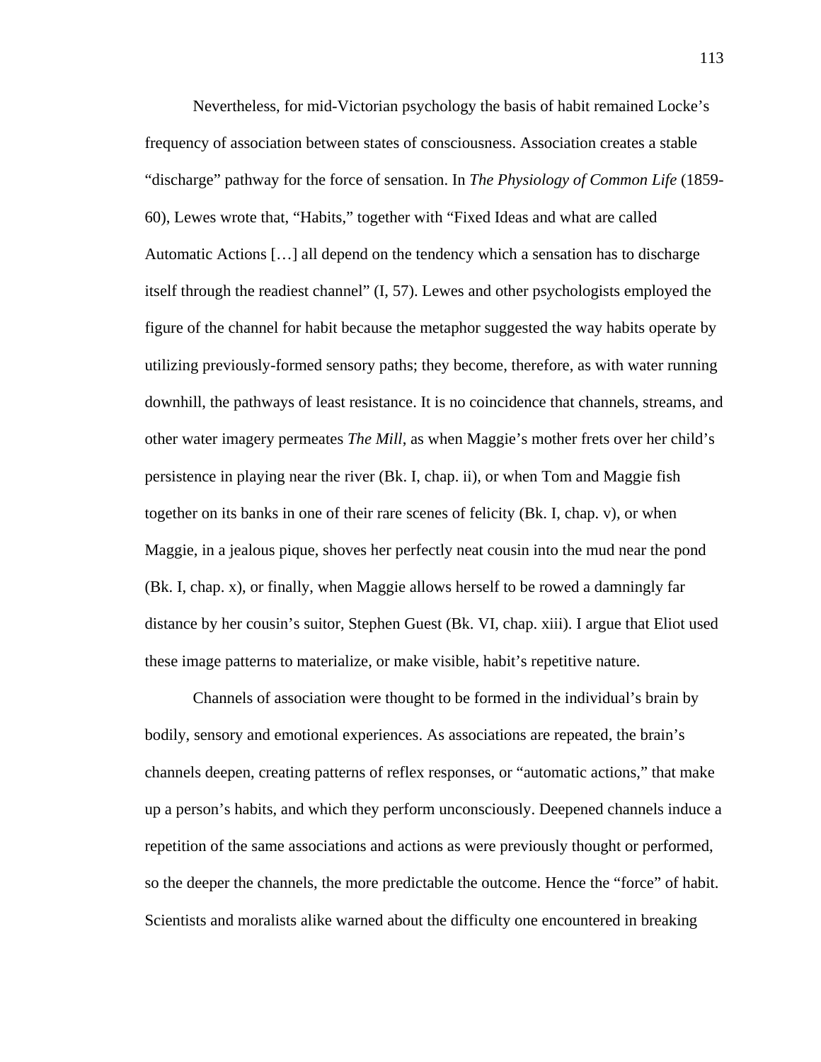Nevertheless, for mid-Victorian psychology the basis of habit remained Locke's frequency of association between states of consciousness. Association creates a stable "discharge" pathway for the force of sensation. In *The Physiology of Common Life* (1859-60), Lewes wrote that, "Habits," together with "Fixed Ideas and what are called Automatic Actions […] all depend on the tendency which a sensation has to discharge itself through the readiest channel" (I, 57). Lewes and other psychologists employed the figure of the channel for habit because the metaphor suggested the way habits operate by utilizing previously-formed sensory paths; they become, therefore, as with water running downhill, the pathways of least resistance. It is no coincidence that channels, streams, and other water imagery permeates *The Mill*, as when Maggie's mother frets over her child's persistence in playing near the river (Bk. I, chap. ii), or when Tom and Maggie fish together on its banks in one of their rare scenes of felicity (Bk. I, chap. v), or when Maggie, in a jealous pique, shoves her perfectly neat cousin into the mud near the pond (Bk. I, chap. x), or finally, when Maggie allows herself to be rowed a damningly far distance by her cousin's suitor, Stephen Guest (Bk. VI, chap. xiii). I argue that Eliot used these image patterns to materialize, or make visible, habit's repetitive nature.

Channels of association were thought to be formed in the individual's brain by bodily, sensory and emotional experiences. As associations are repeated, the brain's channels deepen, creating patterns of reflex responses, or "automatic actions," that make up a person's habits, and which they perform unconsciously. Deepened channels induce a repetition of the same associations and actions as were previously thought or performed, so the deeper the channels, the more predictable the outcome. Hence the "force" of habit. Scientists and moralists alike warned about the difficulty one encountered in breaking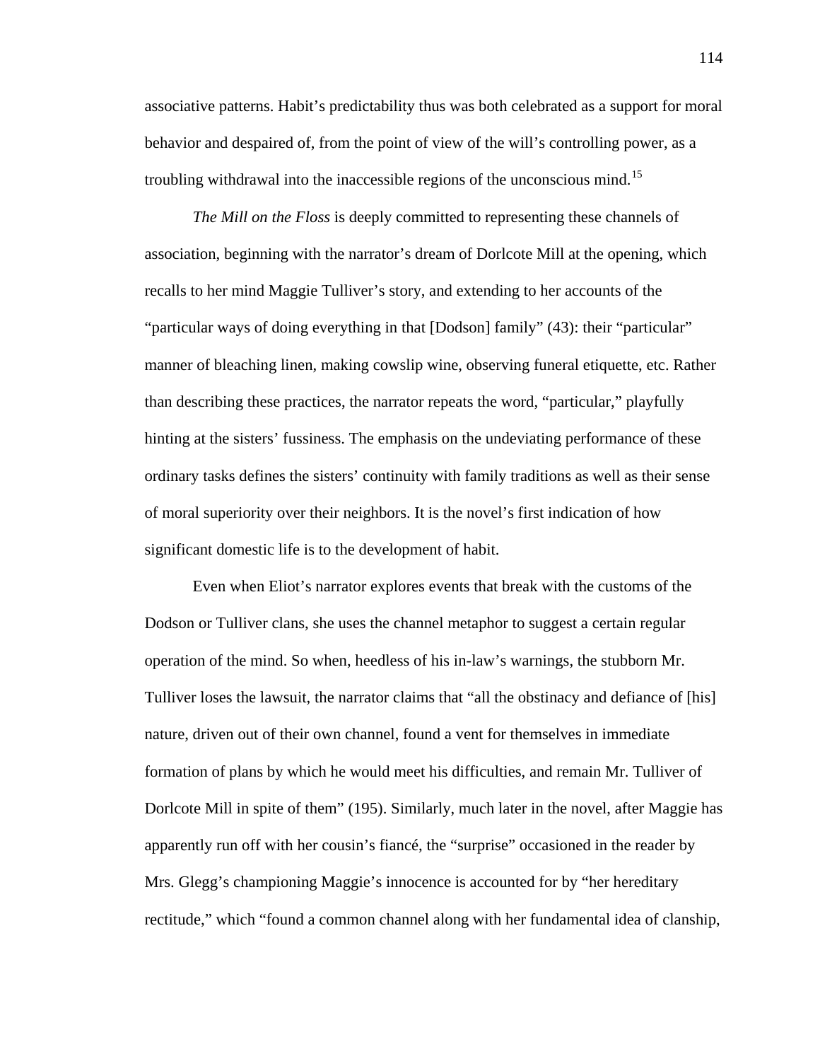associative patterns. Habit's predictability thus was both celebrated as a support for moral behavior and despaired of, from the point of view of the will's controlling power, as a troubling withdrawal into the inaccessible regions of the unconscious mind.[15]

*The Mill on the Floss* is deeply committed to representing these channels of association, beginning with the narrator's dream of Dorlcote Mill at the opening, which recalls to her mind Maggie Tulliver's story, and extending to her accounts of the "particular ways of doing everything in that [Dodson] family" (43): their "particular" manner of bleaching linen, making cowslip wine, observing funeral etiquette, etc. Rather than describing these practices, the narrator repeats the word, "particular," playfully hinting at the sisters' fussiness. The emphasis on the undeviating performance of these ordinary tasks defines the sisters' continuity with family traditions as well as their sense of moral superiority over their neighbors. It is the novel's first indication of how significant domestic life is to the development of habit.

Even when Eliot's narrator explores events that break with the customs of the Dodson or Tulliver clans, she uses the channel metaphor to suggest a certain regular operation of the mind. So when, heedless of his in-law's warnings, the stubborn Mr. Tulliver loses the lawsuit, the narrator claims that "all the obstinacy and defiance of [his] nature, driven out of their own channel, found a vent for themselves in immediate formation of plans by which he would meet his difficulties, and remain Mr. Tulliver of Dorlcote Mill in spite of them" (195). Similarly, much later in the novel, after Maggie has apparently run off with her cousin's fiancé, the "surprise" occasioned in the reader by Mrs. Glegg's championing Maggie's innocence is accounted for by "her hereditary rectitude," which "found a common channel along with her fundamental idea of clanship,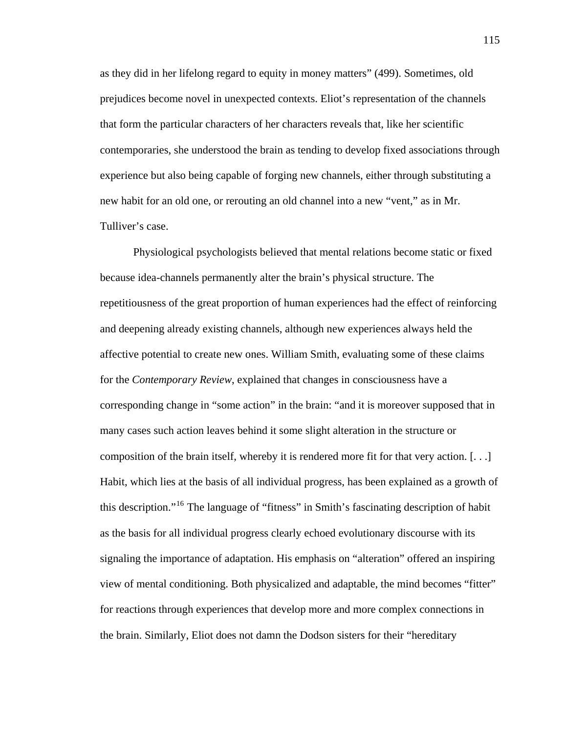as they did in her lifelong regard to equity in money matters" (499). Sometimes, old prejudices become novel in unexpected contexts. Eliot's representation of the channels that form the particular characters of her characters reveals that, like her scientific contemporaries, she understood the brain as tending to develop fixed associations through experience but also being capable of forging new channels, either through substituting a new habit for an old one, or rerouting an old channel into a new "vent," as in Mr. Tulliver's case.

Physiological psychologists believed that mental relations become static or fixed because idea-channels permanently alter the brain's physical structure. The repetitiousness of the great proportion of human experiences had the effect of reinforcing and deepening already existing channels, although new experiences always held the affective potential to create new ones. William Smith, evaluating some of these claims for the *Contemporary Review,* explained that changes in consciousness have a corresponding change in "some action" in the brain: "and it is moreover supposed that in many cases such action leaves behind it some slight alteration in the structure or composition of the brain itself, whereby it is rendered more fit for that very action. [. . .] Habit, which lies at the basis of all individual progress, has been explained as a growth of this description."[16] The language of "fitness" in Smith's fascinating description of habit as the basis for all individual progress clearly echoed evolutionary discourse with its signaling the importance of adaptation. His emphasis on "alteration" offered an inspiring view of mental conditioning. Both physicalized and adaptable, the mind becomes "fitter" for reactions through experiences that develop more and more complex connections in the brain. Similarly, Eliot does not damn the Dodson sisters for their "hereditary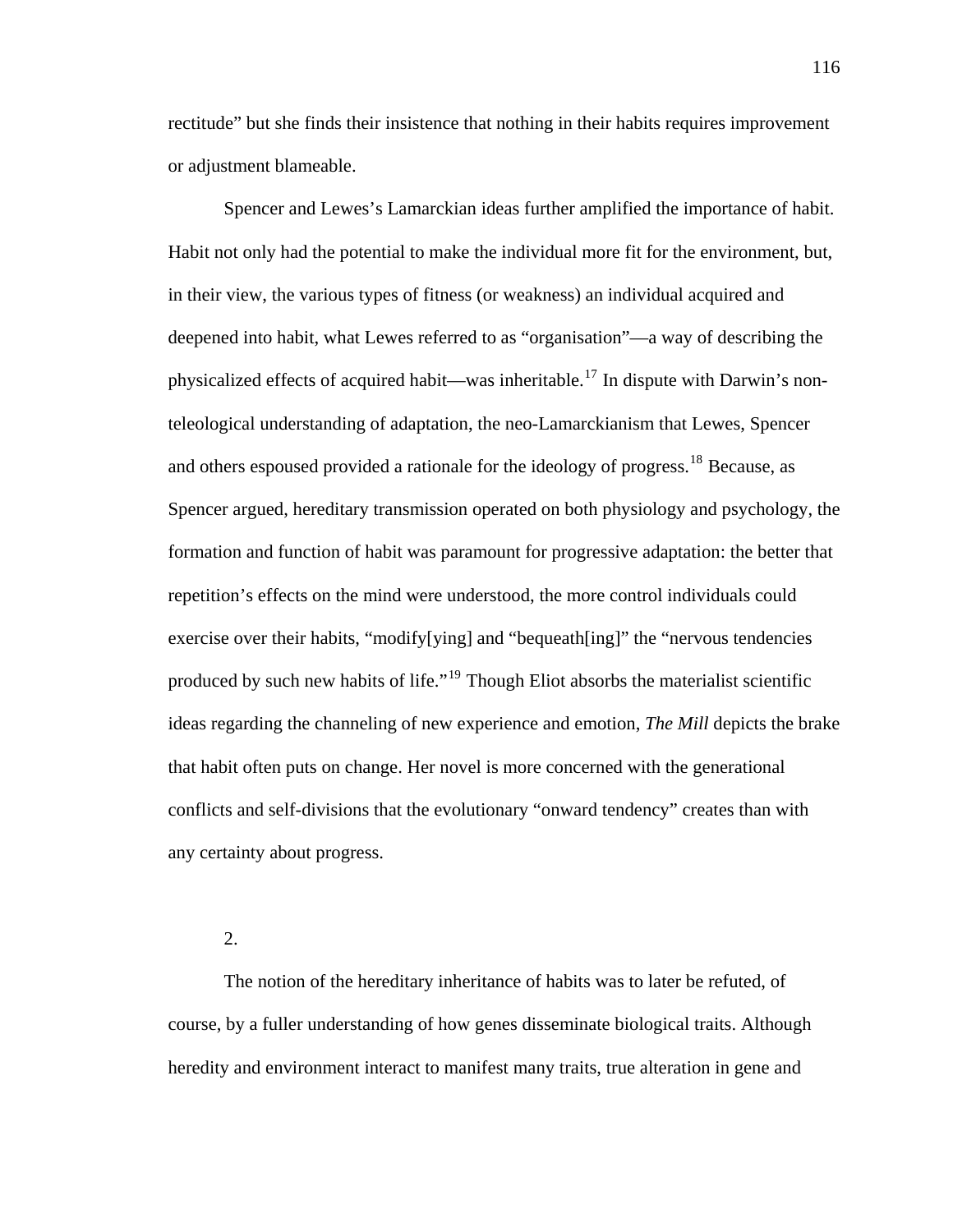rectitude" but she finds their insistence that nothing in their habits requires improvement or adjustment blameable.

Spencer and Lewes's Lamarckian ideas further amplified the importance of habit. Habit not only had the potential to make the individual more fit for the environment, but, in their view, the various types of fitness (or weakness) an individual acquired and deepened into habit, what Lewes referred to as "organisation"—a way of describing the physicalized effects of acquired habit—was inheritable.[17] In dispute with Darwin's non-teleological understanding of adaptation, the neo-Lamarckianism that Lewes, Spencer and others espoused provided a rationale for the ideology of progress.[18] Because, as Spencer argued, hereditary transmission operated on both physiology and psychology, the formation and function of habit was paramount for progressive adaptation: the better that repetition's effects on the mind were understood, the more control individuals could exercise over their habits, "modify[ying] and "bequeath[ing]" the "nervous tendencies produced by such new habits of life."[19] Though Eliot absorbs the materialist scientific ideas regarding the channeling of new experience and emotion, *The Mill* depicts the brake that habit often puts on change. Her novel is more concerned with the generational conflicts and self-divisions that the evolutionary "onward tendency" creates than with any certainty about progress.

2.

The notion of the hereditary inheritance of habits was to later be refuted, of course, by a fuller understanding of how genes disseminate biological traits. Although heredity and environment interact to manifest many traits, true alteration in gene and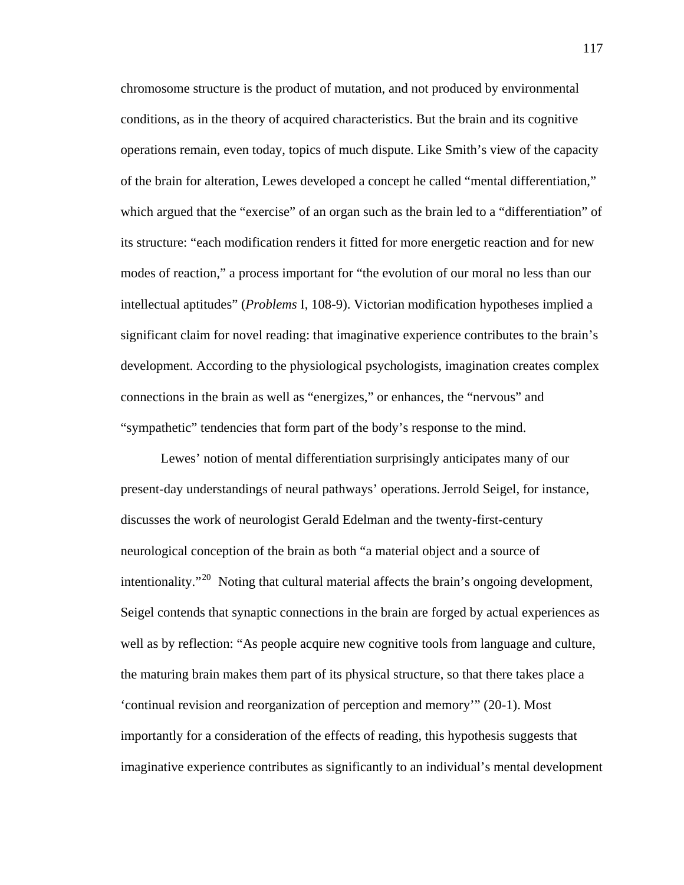chromosome structure is the product of mutation, and not produced by environmental conditions, as in the theory of acquired characteristics. But the brain and its cognitive operations remain, even today, topics of much dispute. Like Smith's view of the capacity of the brain for alteration, Lewes developed a concept he called "mental differentiation," which argued that the "exercise" of an organ such as the brain led to a "differentiation" of its structure: "each modification renders it fitted for more energetic reaction and for new modes of reaction," a process important for "the evolution of our moral no less than our intellectual aptitudes" (*Problems* I, 108-9). Victorian modification hypotheses implied a significant claim for novel reading: that imaginative experience contributes to the brain's development. According to the physiological psychologists, imagination creates complex connections in the brain as well as "energizes," or enhances, the "nervous" and "sympathetic" tendencies that form part of the body's response to the mind.

Lewes' notion of mental differentiation surprisingly anticipates many of our present-day understandings of neural pathways' operations. Jerrold Seigel, for instance, discusses the work of neurologist Gerald Edelman and the twenty-first-century neurological conception of the brain as both "a material object and a source of intentionality."[20] Noting that cultural material affects the brain's ongoing development, Seigel contends that synaptic connections in the brain are forged by actual experiences as well as by reflection: "As people acquire new cognitive tools from language and culture, the maturing brain makes them part of its physical structure, so that there takes place a 'continual revision and reorganization of perception and memory'" (20-1). Most importantly for a consideration of the effects of reading, this hypothesis suggests that imaginative experience contributes as significantly to an individual's mental development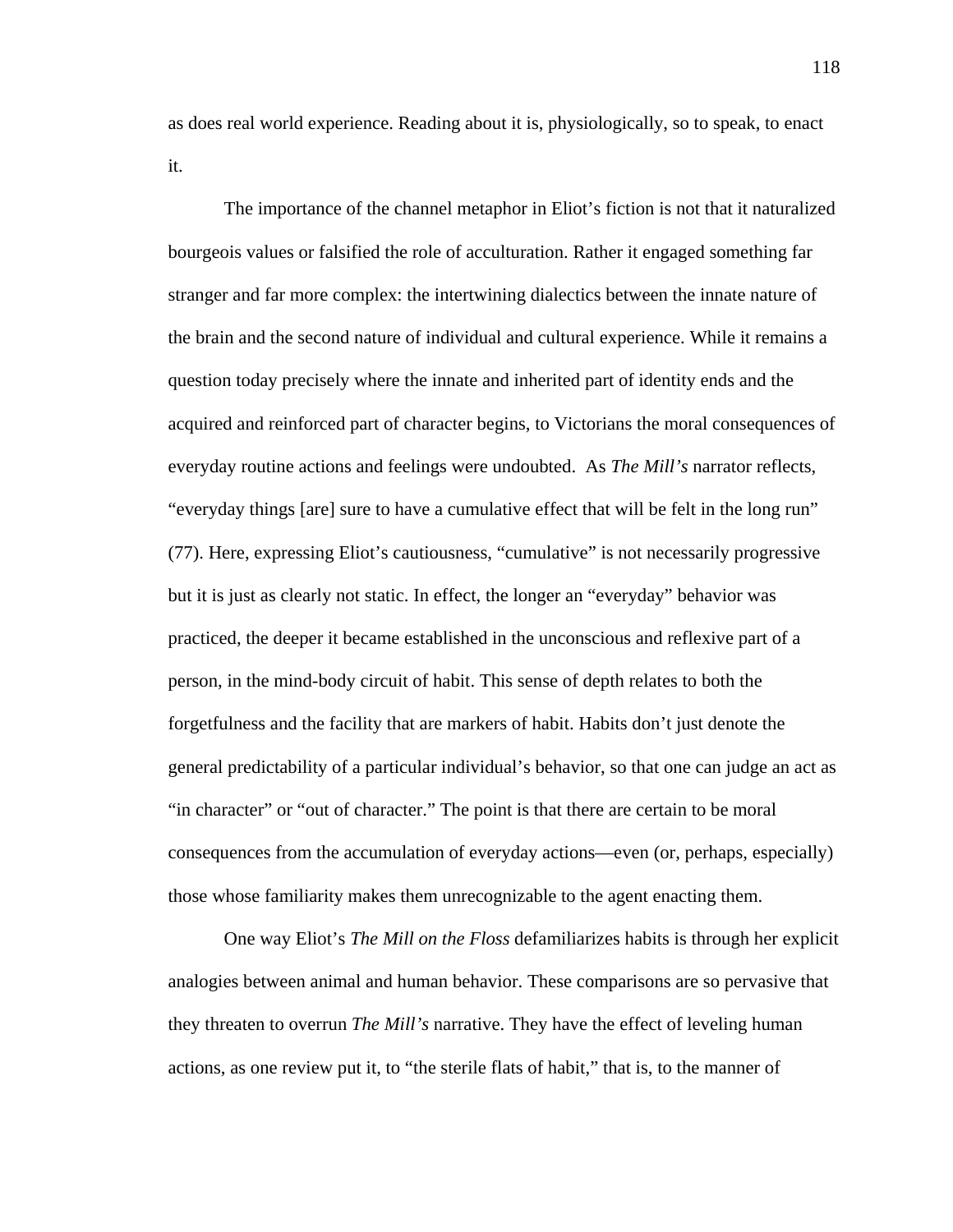as does real world experience. Reading about it is, physiologically, so to speak, to enact it.

The importance of the channel metaphor in Eliot's fiction is not that it naturalized bourgeois values or falsified the role of acculturation. Rather it engaged something far stranger and far more complex: the intertwining dialectics between the innate nature of the brain and the second nature of individual and cultural experience. While it remains a question today precisely where the innate and inherited part of identity ends and the acquired and reinforced part of character begins, to Victorians the moral consequences of everyday routine actions and feelings were undoubted. As *The Mill's* narrator reflects, "everyday things [are] sure to have a cumulative effect that will be felt in the long run" (77). Here, expressing Eliot's cautiousness, "cumulative" is not necessarily progressive but it is just as clearly not static. In effect, the longer an "everyday" behavior was practiced, the deeper it became established in the unconscious and reflexive part of a person, in the mind-body circuit of habit. This sense of depth relates to both the forgetfulness and the facility that are markers of habit. Habits don't just denote the general predictability of a particular individual's behavior, so that one can judge an act as "in character" or "out of character." The point is that there are certain to be moral consequences from the accumulation of everyday actions—even (or, perhaps, especially) those whose familiarity makes them unrecognizable to the agent enacting them.

One way Eliot's *The Mill on the Floss* defamiliarizes habits is through her explicit analogies between animal and human behavior. These comparisons are so pervasive that they threaten to overrun *The Mill's* narrative. They have the effect of leveling human actions, as one review put it, to "the sterile flats of habit," that is, to the manner of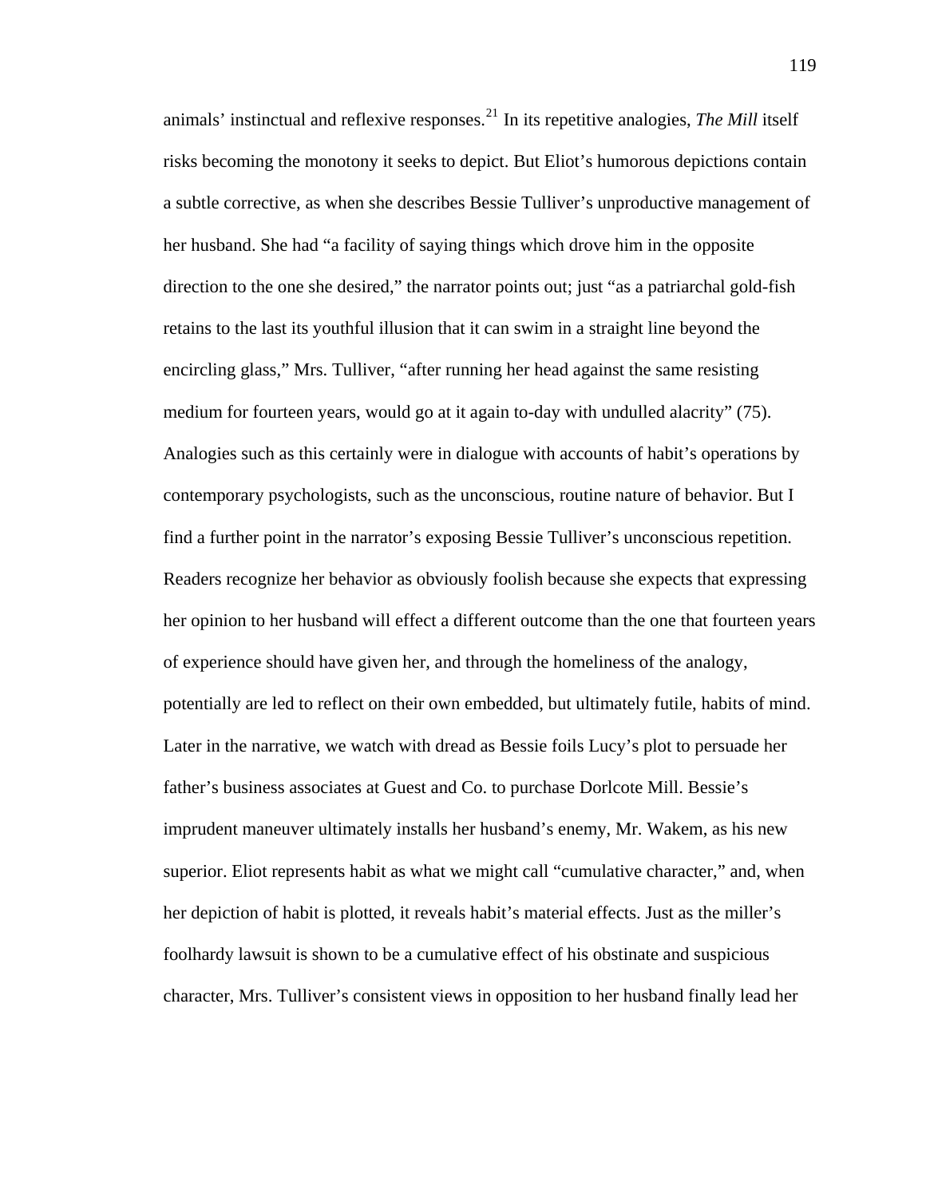animals' instinctual and reflexive responses.[21] In its repetitive analogies, *The Mill* itself risks becoming the monotony it seeks to depict. But Eliot's humorous depictions contain a subtle corrective, as when she describes Bessie Tulliver's unproductive management of her husband. She had "a facility of saying things which drove him in the opposite direction to the one she desired," the narrator points out; just "as a patriarchal gold-fish retains to the last its youthful illusion that it can swim in a straight line beyond the encircling glass," Mrs. Tulliver, "after running her head against the same resisting medium for fourteen years, would go at it again to-day with undulled alacrity" (75). Analogies such as this certainly were in dialogue with accounts of habit's operations by contemporary psychologists, such as the unconscious, routine nature of behavior. But I find a further point in the narrator's exposing Bessie Tulliver's unconscious repetition. Readers recognize her behavior as obviously foolish because she expects that expressing her opinion to her husband will effect a different outcome than the one that fourteen years of experience should have given her, and through the homeliness of the analogy, potentially are led to reflect on their own embedded, but ultimately futile, habits of mind. Later in the narrative, we watch with dread as Bessie foils Lucy's plot to persuade her father's business associates at Guest and Co. to purchase Dorlcote Mill. Bessie's imprudent maneuver ultimately installs her husband's enemy, Mr. Wakem, as his new superior. Eliot represents habit as what we might call "cumulative character," and, when her depiction of habit is plotted, it reveals habit's material effects. Just as the miller's foolhardy lawsuit is shown to be a cumulative effect of his obstinate and suspicious character, Mrs. Tulliver's consistent views in opposition to her husband finally lead her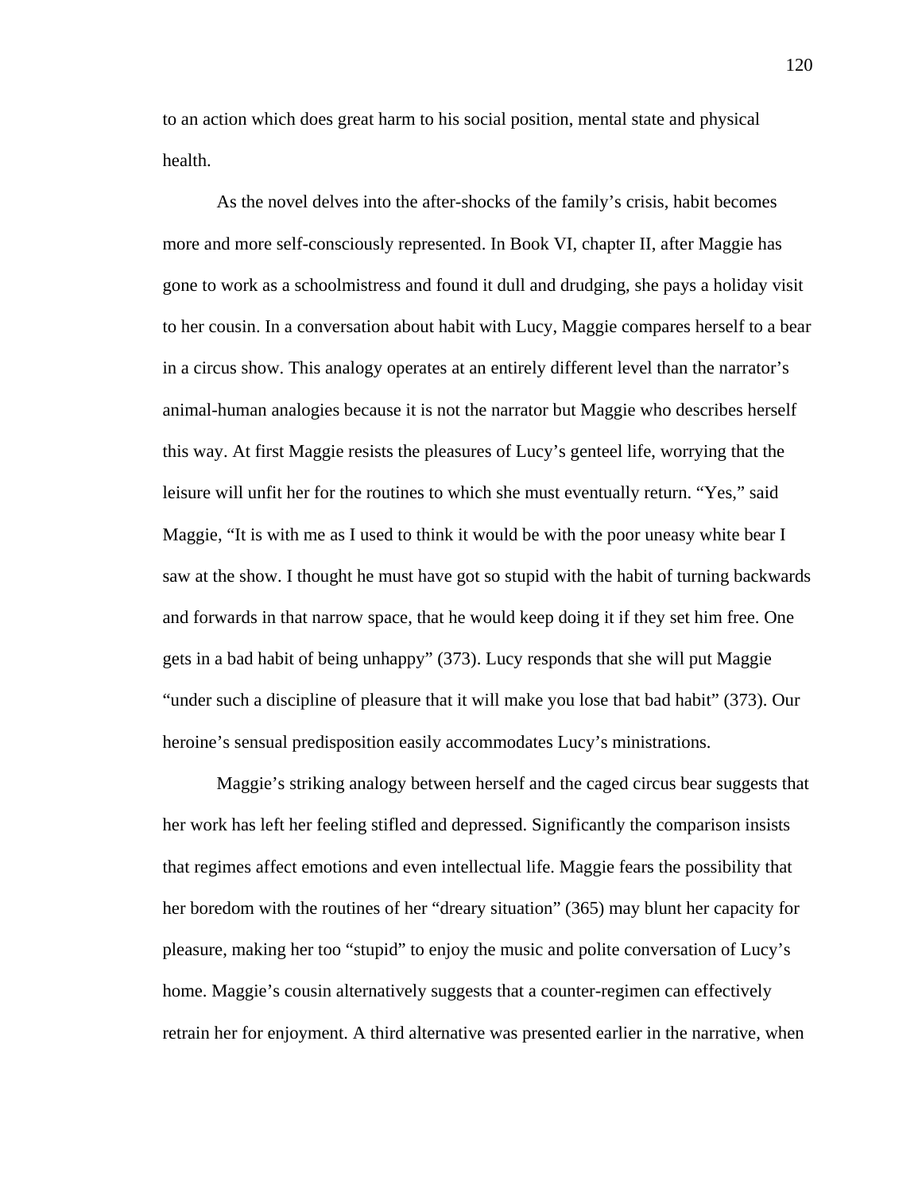to an action which does great harm to his social position, mental state and physical health.

As the novel delves into the after-shocks of the family's crisis, habit becomes more and more self-consciously represented. In Book VI, chapter II, after Maggie has gone to work as a schoolmistress and found it dull and drudging, she pays a holiday visit to her cousin. In a conversation about habit with Lucy, Maggie compares herself to a bear in a circus show. This analogy operates at an entirely different level than the narrator's animal-human analogies because it is not the narrator but Maggie who describes herself this way. At first Maggie resists the pleasures of Lucy's genteel life, worrying that the leisure will unfit her for the routines to which she must eventually return. "Yes," said Maggie, "It is with me as I used to think it would be with the poor uneasy white bear I saw at the show. I thought he must have got so stupid with the habit of turning backwards and forwards in that narrow space, that he would keep doing it if they set him free. One gets in a bad habit of being unhappy" (373). Lucy responds that she will put Maggie "under such a discipline of pleasure that it will make you lose that bad habit" (373). Our heroine's sensual predisposition easily accommodates Lucy's ministrations.

Maggie's striking analogy between herself and the caged circus bear suggests that her work has left her feeling stifled and depressed. Significantly the comparison insists that regimes affect emotions and even intellectual life. Maggie fears the possibility that her boredom with the routines of her "dreary situation" (365) may blunt her capacity for pleasure, making her too "stupid" to enjoy the music and polite conversation of Lucy's home. Maggie's cousin alternatively suggests that a counter-regimen can effectively retrain her for enjoyment. A third alternative was presented earlier in the narrative, when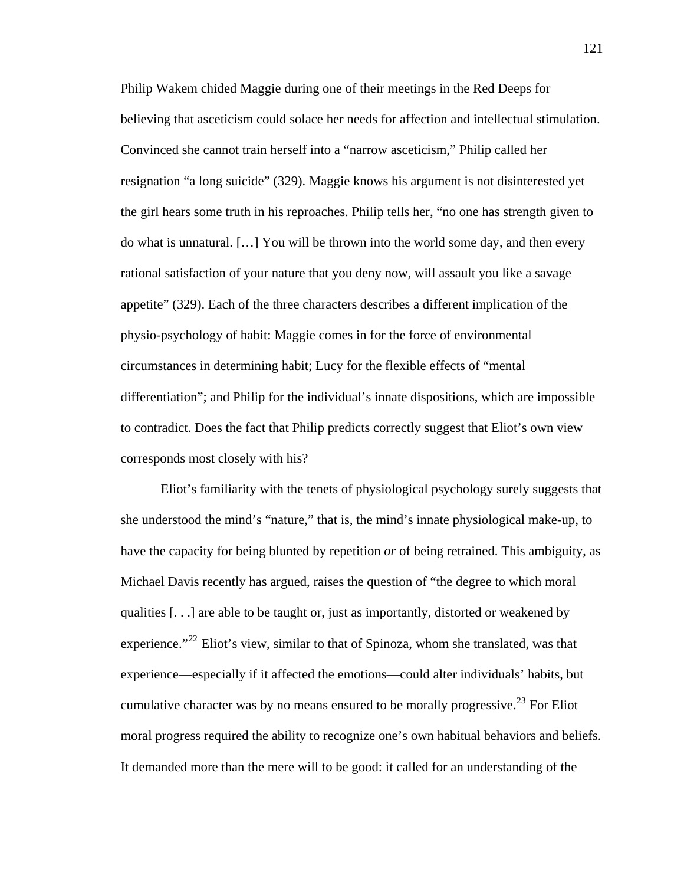Philip Wakem chided Maggie during one of their meetings in the Red Deeps for believing that asceticism could solace her needs for affection and intellectual stimulation. Convinced she cannot train herself into a "narrow asceticism," Philip called her resignation "a long suicide" (329). Maggie knows his argument is not disinterested yet the girl hears some truth in his reproaches. Philip tells her, "no one has strength given to do what is unnatural. […] You will be thrown into the world some day, and then every rational satisfaction of your nature that you deny now, will assault you like a savage appetite" (329). Each of the three characters describes a different implication of the physio-psychology of habit: Maggie comes in for the force of environmental circumstances in determining habit; Lucy for the flexible effects of "mental differentiation"; and Philip for the individual's innate dispositions, which are impossible to contradict. Does the fact that Philip predicts correctly suggest that Eliot's own view corresponds most closely with his?

Eliot's familiarity with the tenets of physiological psychology surely suggests that she understood the mind's "nature," that is, the mind's innate physiological make-up, to have the capacity for being blunted by repetition *or* of being retrained. This ambiguity, as Michael Davis recently has argued, raises the question of "the degree to which moral qualities [. . .] are able to be taught or, just as importantly, distorted or weakened by experience."[22] Eliot's view, similar to that of Spinoza, whom she translated, was that experience—especially if it affected the emotions—could alter individuals' habits, but cumulative character was by no means ensured to be morally progressive.[23] For Eliot moral progress required the ability to recognize one's own habitual behaviors and beliefs. It demanded more than the mere will to be good: it called for an understanding of the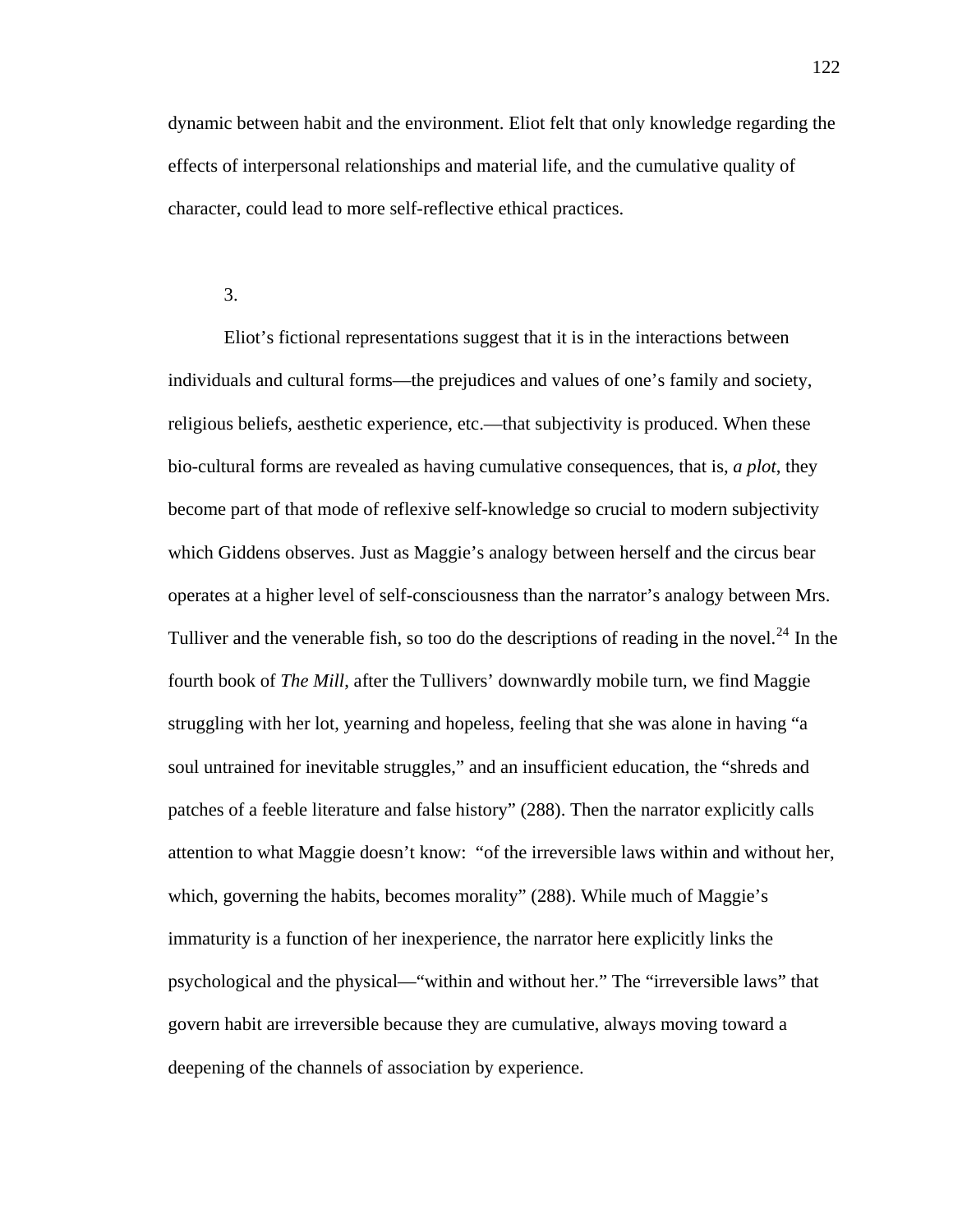dynamic between habit and the environment. Eliot felt that only knowledge regarding the effects of interpersonal relationships and material life, and the cumulative quality of character, could lead to more self-reflective ethical practices.

3.

Eliot's fictional representations suggest that it is in the interactions between individuals and cultural forms—the prejudices and values of one's family and society, religious beliefs, aesthetic experience, etc.—that subjectivity is produced. When these bio-cultural forms are revealed as having cumulative consequences, that is, *a plot*, they become part of that mode of reflexive self-knowledge so crucial to modern subjectivity which Giddens observes. Just as Maggie's analogy between herself and the circus bear operates at a higher level of self-consciousness than the narrator's analogy between Mrs. Tulliver and the venerable fish, so too do the descriptions of reading in the novel.[24] In the fourth book of *The Mill*, after the Tullivers' downwardly mobile turn, we find Maggie struggling with her lot, yearning and hopeless, feeling that she was alone in having "a soul untrained for inevitable struggles," and an insufficient education, the "shreds and patches of a feeble literature and false history" (288). Then the narrator explicitly calls attention to what Maggie doesn't know: "of the irreversible laws within and without her, which, governing the habits, becomes morality" (288). While much of Maggie's immaturity is a function of her inexperience, the narrator here explicitly links the psychological and the physical—"within and without her." The "irreversible laws" that govern habit are irreversible because they are cumulative, always moving toward a deepening of the channels of association by experience.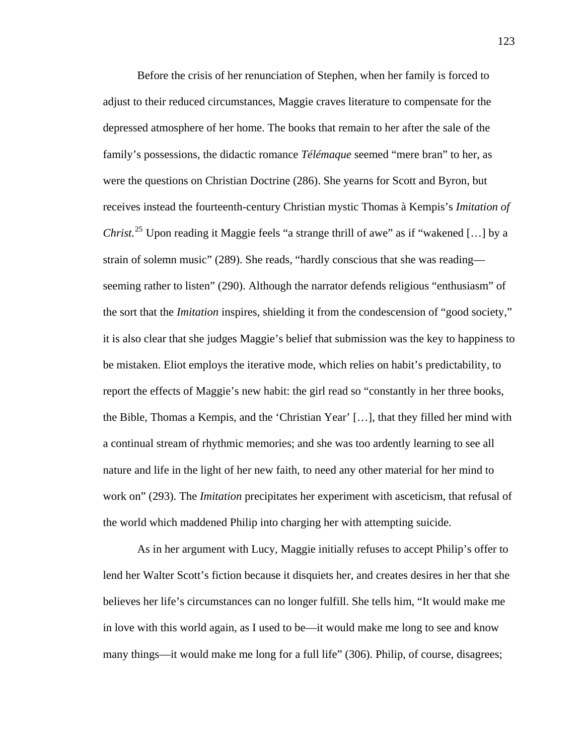Before the crisis of her renunciation of Stephen, when her family is forced to adjust to their reduced circumstances, Maggie craves literature to compensate for the depressed atmosphere of her home. The books that remain to her after the sale of the family's possessions, the didactic romance *Télémaque* seemed "mere bran" to her, as were the questions on Christian Doctrine (286). She yearns for Scott and Byron, but receives instead the fourteenth-century Christian mystic Thomas à Kempis's *Imitation of Christ.*[25] Upon reading it Maggie feels "a strange thrill of awe" as if "wakened […] by a strain of solemn music" (289). She reads, "hardly conscious that she was reading—seeming rather to listen" (290). Although the narrator defends religious "enthusiasm" of the sort that the *Imitation* inspires, shielding it from the condescension of "good society," it is also clear that she judges Maggie's belief that submission was the key to happiness to be mistaken. Eliot employs the iterative mode, which relies on habit's predictability, to report the effects of Maggie's new habit: the girl read so "constantly in her three books, the Bible, Thomas a Kempis, and the 'Christian Year' […], that they filled her mind with a continual stream of rhythmic memories; and she was too ardently learning to see all nature and life in the light of her new faith, to need any other material for her mind to work on" (293). The *Imitation* precipitates her experiment with asceticism, that refusal of the world which maddened Philip into charging her with attempting suicide.

As in her argument with Lucy, Maggie initially refuses to accept Philip's offer to lend her Walter Scott's fiction because it disquiets her, and creates desires in her that she believes her life's circumstances can no longer fulfill. She tells him, "It would make me in love with this world again, as I used to be—it would make me long to see and know many things—it would make me long for a full life" (306). Philip, of course, disagrees;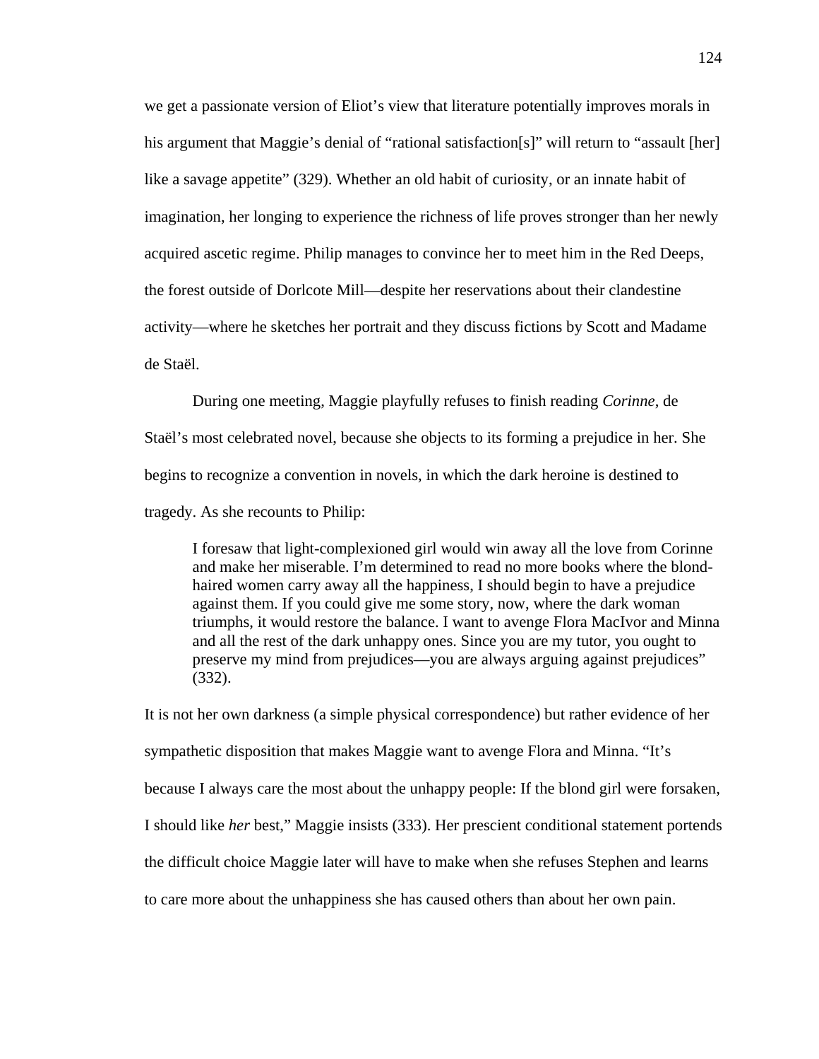we get a passionate version of Eliot's view that literature potentially improves morals in his argument that Maggie's denial of "rational satisfaction[s]" will return to "assault [her] like a savage appetite" (329). Whether an old habit of curiosity, or an innate habit of imagination, her longing to experience the richness of life proves stronger than her newly acquired ascetic regime. Philip manages to convince her to meet him in the Red Deeps, the forest outside of Dorlcote Mill—despite her reservations about their clandestine activity—where he sketches her portrait and they discuss fictions by Scott and Madame de Staël.

During one meeting, Maggie playfully refuses to finish reading *Corinne*, de Staël's most celebrated novel, because she objects to its forming a prejudice in her. She begins to recognize a convention in novels, in which the dark heroine is destined to tragedy. As she recounts to Philip:

> I foresaw that light-complexioned girl would win away all the love from Corinne and make her miserable. I'm determined to read no more books where the blond-haired women carry away all the happiness, I should begin to have a prejudice against them. If you could give me some story, now, where the dark woman triumphs, it would restore the balance. I want to avenge Flora MacIvor and Minna and all the rest of the dark unhappy ones. Since you are my tutor, you ought to preserve my mind from prejudices—you are always arguing against prejudices" (332).

It is not her own darkness (a simple physical correspondence) but rather evidence of her sympathetic disposition that makes Maggie want to avenge Flora and Minna. "It's because I always care the most about the unhappy people: If the blond girl were forsaken, I should like *her* best," Maggie insists (333). Her prescient conditional statement portends the difficult choice Maggie later will have to make when she refuses Stephen and learns to care more about the unhappiness she has caused others than about her own pain.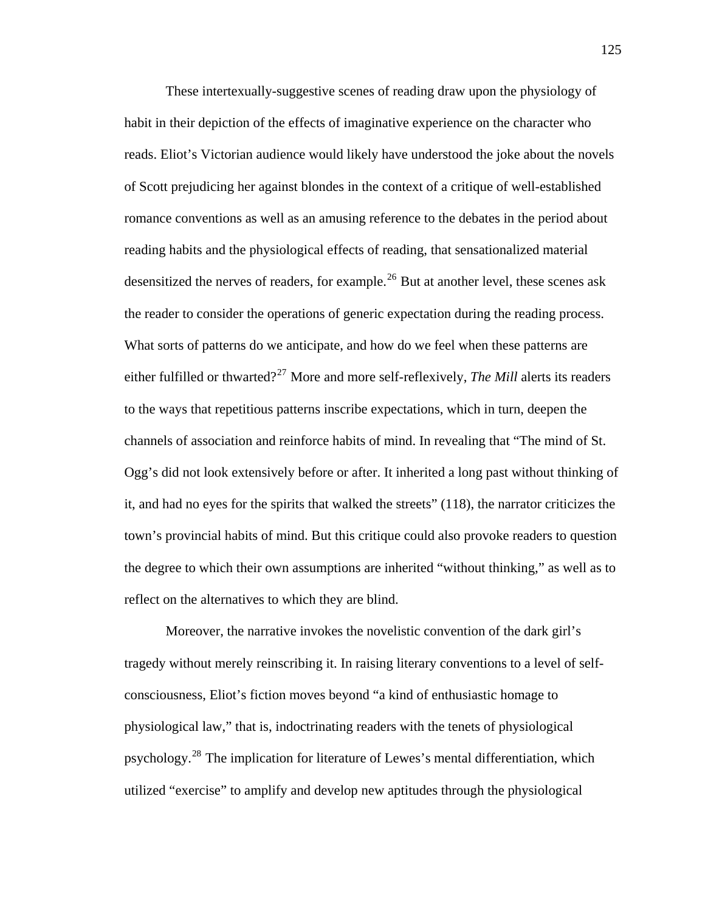These intertexually-suggestive scenes of reading draw upon the physiology of habit in their depiction of the effects of imaginative experience on the character who reads. Eliot's Victorian audience would likely have understood the joke about the novels of Scott prejudicing her against blondes in the context of a critique of well-established romance conventions as well as an amusing reference to the debates in the period about reading habits and the physiological effects of reading, that sensationalized material desensitized the nerves of readers, for example.[26] But at another level, these scenes ask the reader to consider the operations of generic expectation during the reading process. What sorts of patterns do we anticipate, and how do we feel when these patterns are either fulfilled or thwarted?[27] More and more self-reflexively, *The Mill* alerts its readers to the ways that repetitious patterns inscribe expectations, which in turn, deepen the channels of association and reinforce habits of mind. In revealing that "The mind of St. Ogg's did not look extensively before or after. It inherited a long past without thinking of it, and had no eyes for the spirits that walked the streets" (118), the narrator criticizes the town's provincial habits of mind. But this critique could also provoke readers to question the degree to which their own assumptions are inherited "without thinking," as well as to reflect on the alternatives to which they are blind.

Moreover, the narrative invokes the novelistic convention of the dark girl's tragedy without merely reinscribing it. In raising literary conventions to a level of self-consciousness, Eliot's fiction moves beyond "a kind of enthusiastic homage to physiological law," that is, indoctrinating readers with the tenets of physiological psychology.[28] The implication for literature of Lewes's mental differentiation, which utilized "exercise" to amplify and develop new aptitudes through the physiological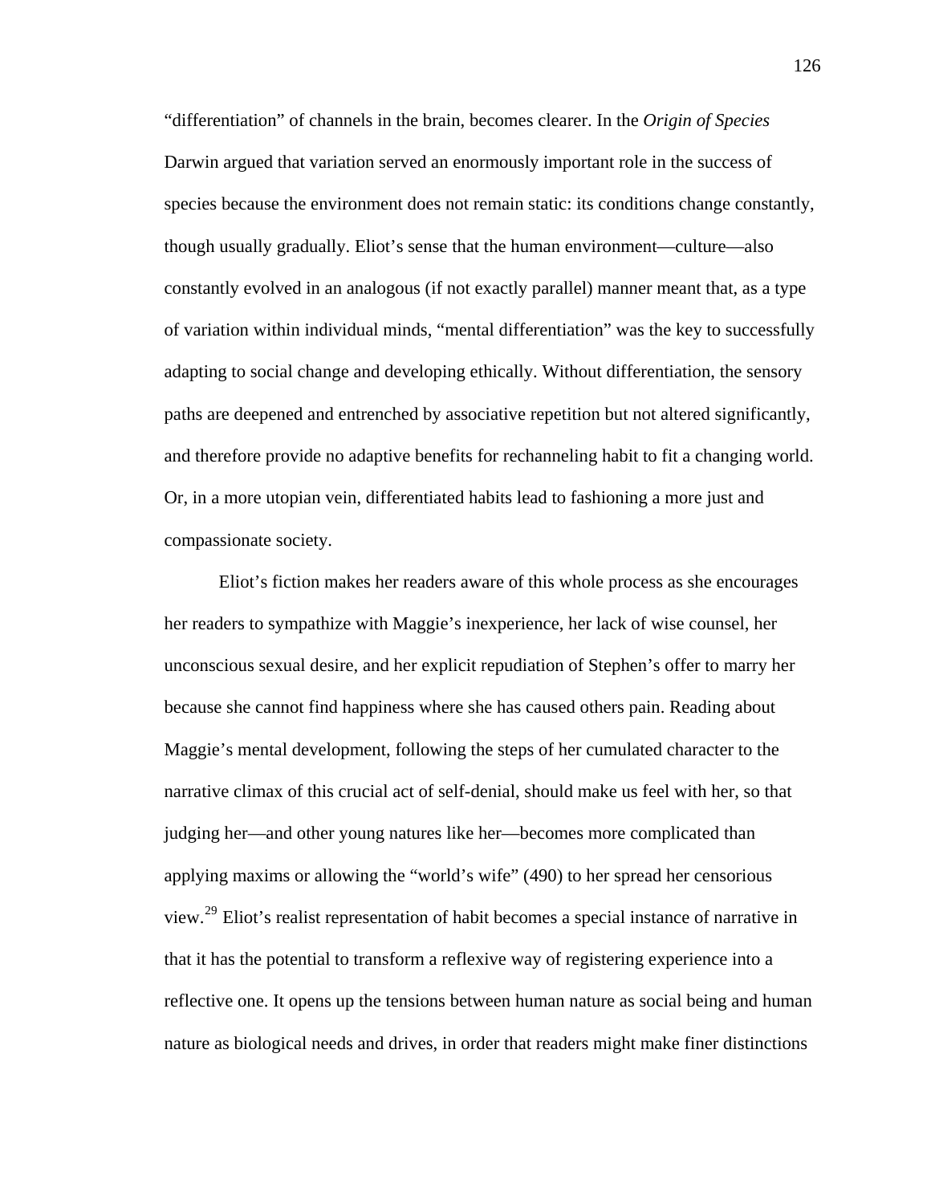"differentiation" of channels in the brain, becomes clearer. In the *Origin of Species* Darwin argued that variation served an enormously important role in the success of species because the environment does not remain static: its conditions change constantly, though usually gradually. Eliot's sense that the human environment—culture—also constantly evolved in an analogous (if not exactly parallel) manner meant that, as a type of variation within individual minds, "mental differentiation" was the key to successfully adapting to social change and developing ethically. Without differentiation, the sensory paths are deepened and entrenched by associative repetition but not altered significantly, and therefore provide no adaptive benefits for rechanneling habit to fit a changing world. Or, in a more utopian vein, differentiated habits lead to fashioning a more just and compassionate society.

Eliot's fiction makes her readers aware of this whole process as she encourages her readers to sympathize with Maggie's inexperience, her lack of wise counsel, her unconscious sexual desire, and her explicit repudiation of Stephen's offer to marry her because she cannot find happiness where she has caused others pain. Reading about Maggie's mental development, following the steps of her cumulated character to the narrative climax of this crucial act of self-denial, should make us feel with her, so that judging her—and other young natures like her—becomes more complicated than applying maxims or allowing the "world's wife" (490) to her spread her censorious view.[29] Eliot's realist representation of habit becomes a special instance of narrative in that it has the potential to transform a reflexive way of registering experience into a reflective one. It opens up the tensions between human nature as social being and human nature as biological needs and drives, in order that readers might make finer distinctions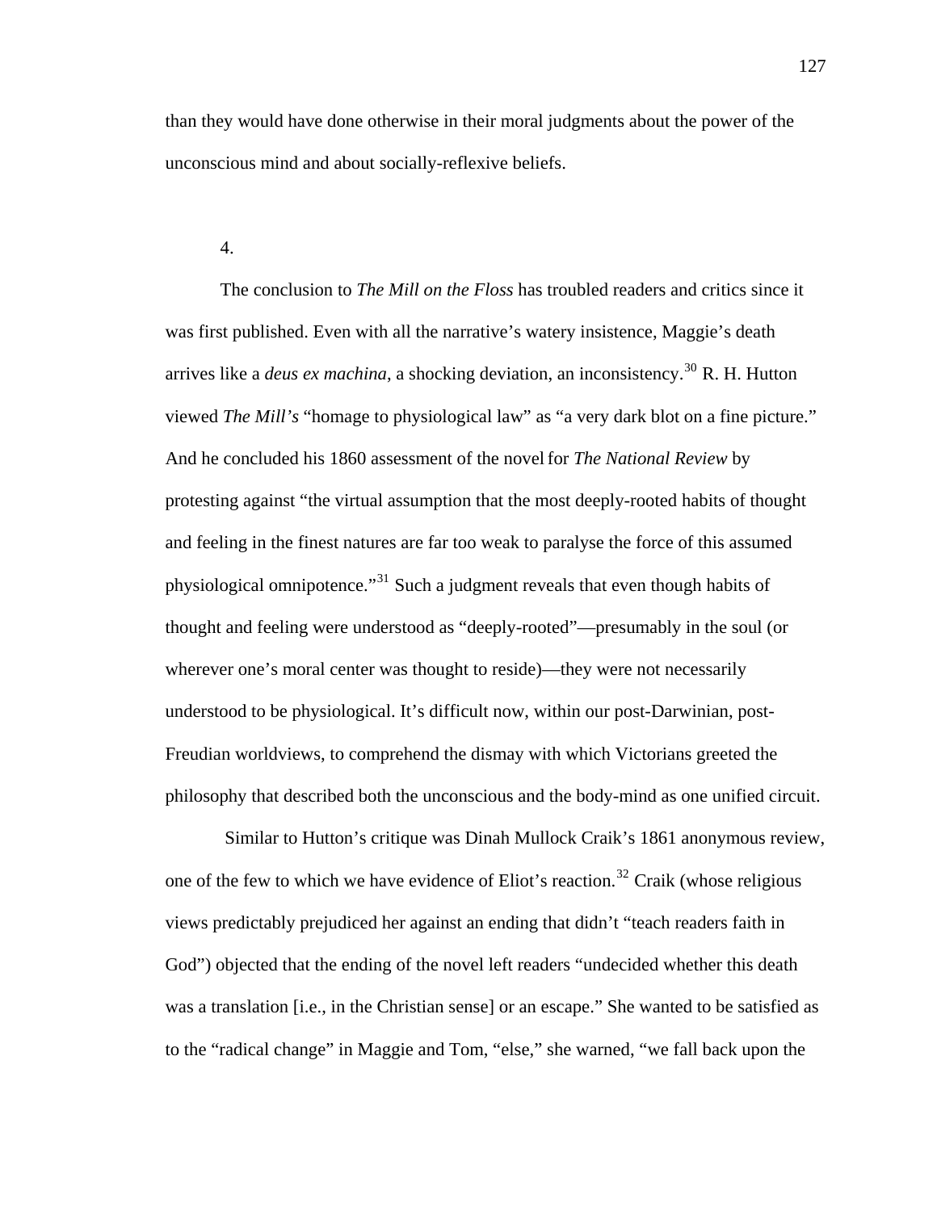than they would have done otherwise in their moral judgments about the power of the unconscious mind and about socially-reflexive beliefs.

4.

The conclusion to *The Mill on the Floss* has troubled readers and critics since it was first published. Even with all the narrative's watery insistence, Maggie's death arrives like a *deus ex machina*, a shocking deviation, an inconsistency.[30] R. H. Hutton viewed *The Mill's* "homage to physiological law" as "a very dark blot on a fine picture." And he concluded his 1860 assessment of the novel for *The National Review* by protesting against "the virtual assumption that the most deeply-rooted habits of thought and feeling in the finest natures are far too weak to paralyse the force of this assumed physiological omnipotence."[31] Such a judgment reveals that even though habits of thought and feeling were understood as "deeply-rooted"—presumably in the soul (or wherever one's moral center was thought to reside)—they were not necessarily understood to be physiological. It's difficult now, within our post-Darwinian, post-Freudian worldviews, to comprehend the dismay with which Victorians greeted the philosophy that described both the unconscious and the body-mind as one unified circuit.

Similar to Hutton's critique was Dinah Mullock Craik's 1861 anonymous review, one of the few to which we have evidence of Eliot's reaction.[32] Craik (whose religious views predictably prejudiced her against an ending that didn't "teach readers faith in God") objected that the ending of the novel left readers "undecided whether this death was a translation [i.e., in the Christian sense] or an escape." She wanted to be satisfied as to the "radical change" in Maggie and Tom, "else," she warned, "we fall back upon the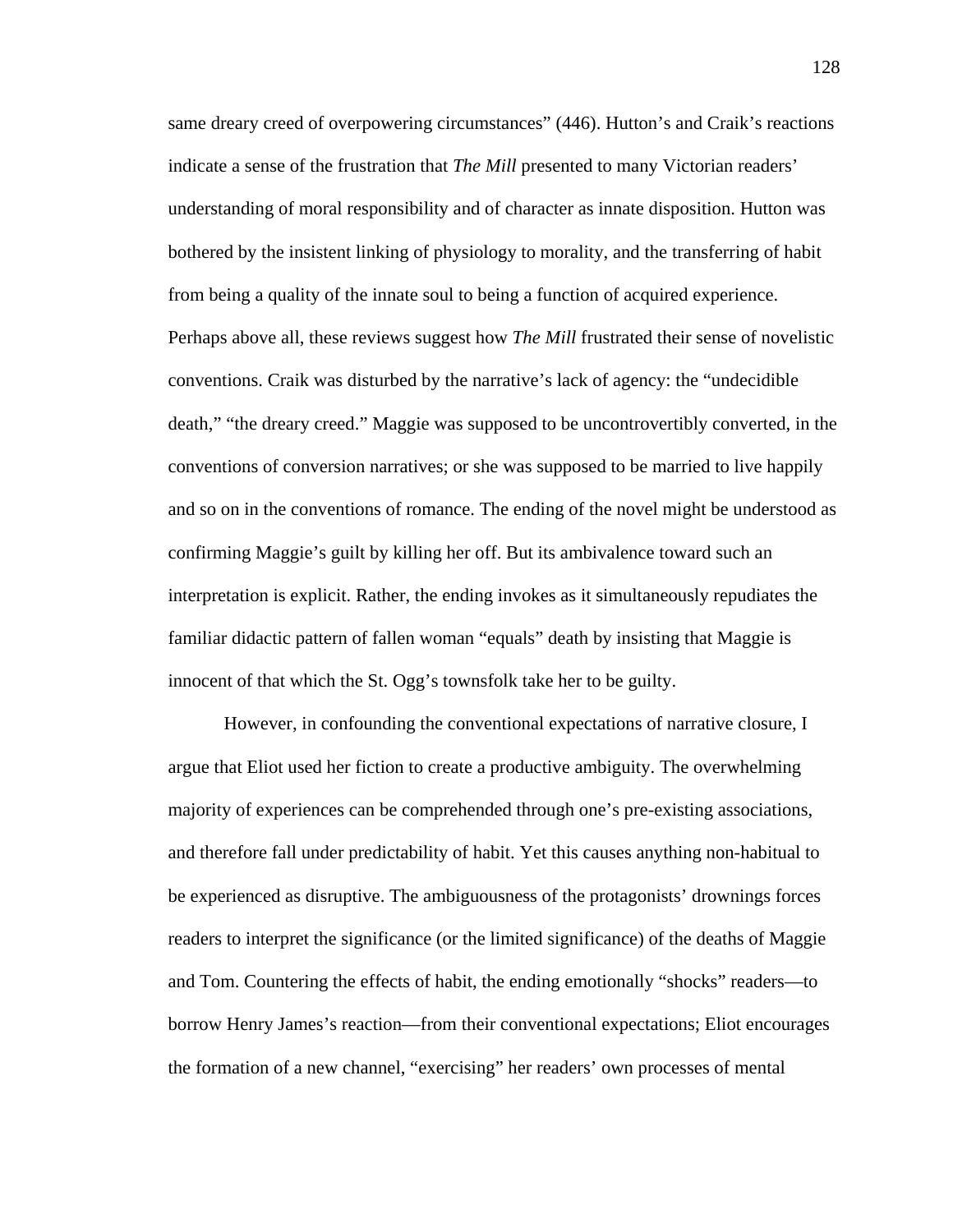same dreary creed of overpowering circumstances" (446). Hutton's and Craik's reactions indicate a sense of the frustration that *The Mill* presented to many Victorian readers' understanding of moral responsibility and of character as innate disposition. Hutton was bothered by the insistent linking of physiology to morality, and the transferring of habit from being a quality of the innate soul to being a function of acquired experience. Perhaps above all, these reviews suggest how *The Mill* frustrated their sense of novelistic conventions. Craik was disturbed by the narrative's lack of agency: the "undecidible death," "the dreary creed." Maggie was supposed to be uncontrovertibly converted, in the conventions of conversion narratives; or she was supposed to be married to live happily and so on in the conventions of romance. The ending of the novel might be understood as confirming Maggie's guilt by killing her off. But its ambivalence toward such an interpretation is explicit. Rather, the ending invokes as it simultaneously repudiates the familiar didactic pattern of fallen woman "equals" death by insisting that Maggie is innocent of that which the St. Ogg's townsfolk take her to be guilty.

However, in confounding the conventional expectations of narrative closure, I argue that Eliot used her fiction to create a productive ambiguity. The overwhelming majority of experiences can be comprehended through one's pre-existing associations, and therefore fall under predictability of habit. Yet this causes anything non-habitual to be experienced as disruptive. The ambiguousness of the protagonists' drownings forces readers to interpret the significance (or the limited significance) of the deaths of Maggie and Tom. Countering the effects of habit, the ending emotionally "shocks" readers—to borrow Henry James's reaction—from their conventional expectations; Eliot encourages the formation of a new channel, "exercising" her readers' own processes of mental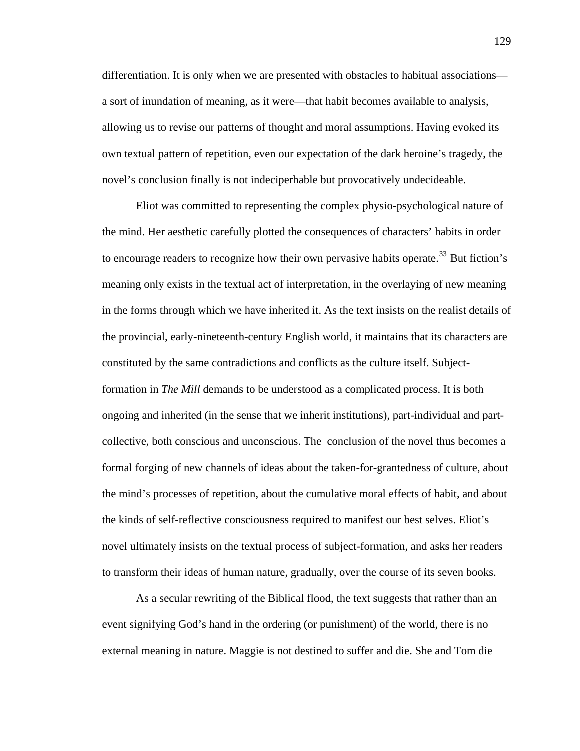differentiation. It is only when we are presented with obstacles to habitual associations—a sort of inundation of meaning, as it were—that habit becomes available to analysis, allowing us to revise our patterns of thought and moral assumptions. Having evoked its own textual pattern of repetition, even our expectation of the dark heroine's tragedy, the novel's conclusion finally is not indeciperhable but provocatively undecideable.

Eliot was committed to representing the complex physio-psychological nature of the mind. Her aesthetic carefully plotted the consequences of characters' habits in order to encourage readers to recognize how their own pervasive habits operate.[33] But fiction's meaning only exists in the textual act of interpretation, in the overlaying of new meaning in the forms through which we have inherited it. As the text insists on the realist details of the provincial, early-nineteenth-century English world, it maintains that its characters are constituted by the same contradictions and conflicts as the culture itself. Subject-formation in *The Mill* demands to be understood as a complicated process. It is both ongoing and inherited (in the sense that we inherit institutions), part-individual and part-collective, both conscious and unconscious. The conclusion of the novel thus becomes a formal forging of new channels of ideas about the taken-for-grantedness of culture, about the mind's processes of repetition, about the cumulative moral effects of habit, and about the kinds of self-reflective consciousness required to manifest our best selves. Eliot's novel ultimately insists on the textual process of subject-formation, and asks her readers to transform their ideas of human nature, gradually, over the course of its seven books.

As a secular rewriting of the Biblical flood, the text suggests that rather than an event signifying God's hand in the ordering (or punishment) of the world, there is no external meaning in nature. Maggie is not destined to suffer and die. She and Tom die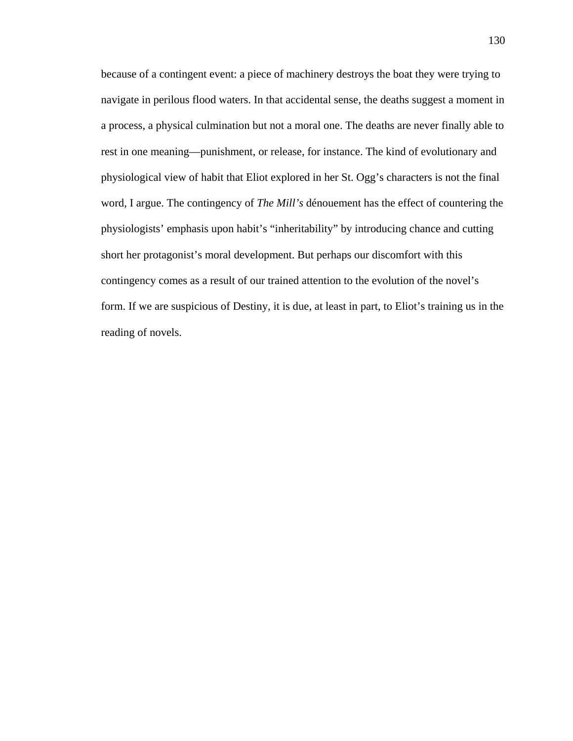because of a contingent event: a piece of machinery destroys the boat they were trying to navigate in perilous flood waters. In that accidental sense, the deaths suggest a moment in a process, a physical culmination but not a moral one. The deaths are never finally able to rest in one meaning—punishment, or release, for instance. The kind of evolutionary and physiological view of habit that Eliot explored in her St. Ogg's characters is not the final word, I argue. The contingency of *The Mill's* dénouement has the effect of countering the physiologists' emphasis upon habit's "inheritability" by introducing chance and cutting short her protagonist's moral development. But perhaps our discomfort with this contingency comes as a result of our trained attention to the evolution of the novel's form. If we are suspicious of Destiny, it is due, at least in part, to Eliot's training us in the reading of novels.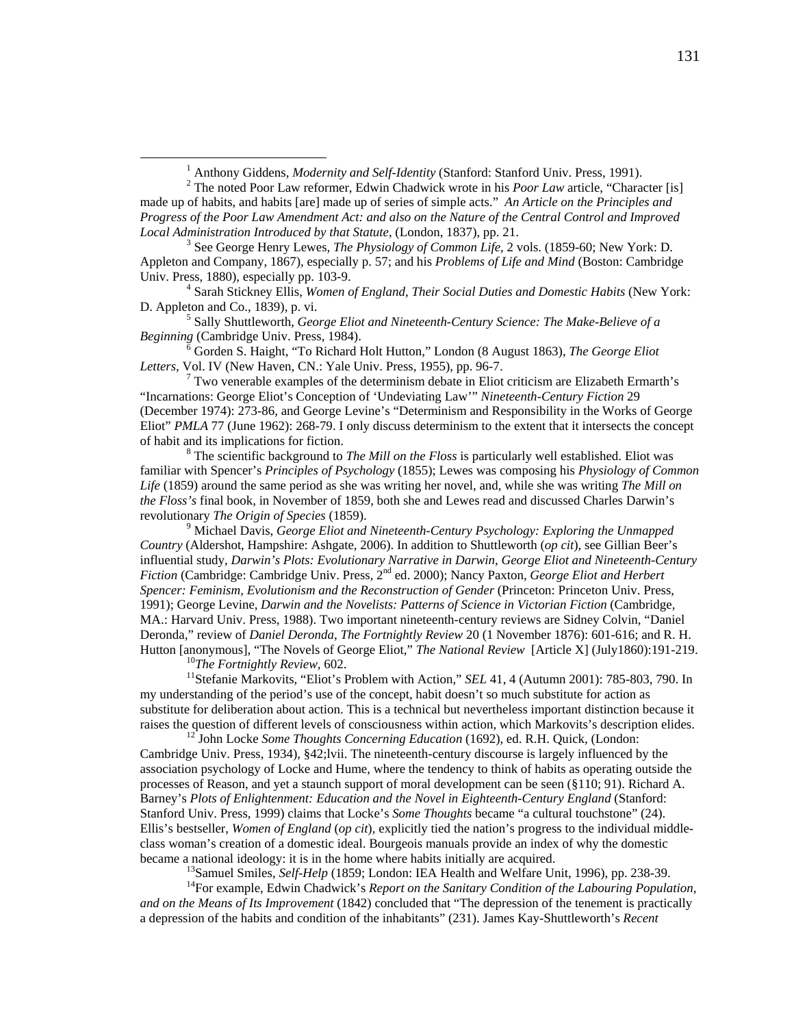[1] Anthony Giddens, *Modernity and Self-Identity* (Stanford: Stanford Univ. Press, 1991).

[2] The noted Poor Law reformer, Edwin Chadwick wrote in his *Poor Law* article, "Character [is] made up of habits, and habits [are] made up of series of simple acts." *An Article on the Principles and Progress of the Poor Law Amendment Act: and also on the Nature of the Central Control and Improved Local Administration Introduced by that Statute*, (London, 1837), pp. 21.

[3] See George Henry Lewes, *The Physiology of Common Life*, 2 vols. (1859-60; New York: D. Appleton and Company, 1867), especially p. 57; and his *Problems of Life and Mind* (Boston: Cambridge Univ. Press, 1880), especially pp. 103-9.

[4] Sarah Stickney Ellis, *Women of England, Their Social Duties and Domestic Habits* (New York: D. Appleton and Co., 1839), p. vi.

[5] Sally Shuttleworth, *George Eliot and Nineteenth-Century Science: The Make-Believe of a Beginning* (Cambridge Univ. Press, 1984).

[6] Gorden S. Haight, "To Richard Holt Hutton," London (8 August 1863), *The George Eliot Letters*, Vol. IV (New Haven, CN.: Yale Univ. Press, 1955), pp. 96-7.

[7] Two venerable examples of the determinism debate in Eliot criticism are Elizabeth Ermarth's "Incarnations: George Eliot's Conception of 'Undeviating Law'" *Nineteenth-Century Fiction* 29 (December 1974): 273-86, and George Levine's "Determinism and Responsibility in the Works of George Eliot" *PMLA* 77 (June 1962): 268-79. I only discuss determinism to the extent that it intersects the concept of habit and its implications for fiction.

[8] The scientific background to *The Mill on the Floss* is particularly well established. Eliot was familiar with Spencer's *Principles of Psychology* (1855); Lewes was composing his *Physiology of Common Life* (1859) around the same period as she was writing her novel, and, while she was writing *The Mill on the Floss's* final book, in November of 1859, both she and Lewes read and discussed Charles Darwin's revolutionary *The Origin of Species* (1859).

[9] Michael Davis, *George Eliot and Nineteenth-Century Psychology: Exploring the Unmapped Country* (Aldershot, Hampshire: Ashgate, 2006). In addition to Shuttleworth (*op cit*), see Gillian Beer's influential study, *Darwin's Plots: Evolutionary Narrative in Darwin, George Eliot and Nineteenth-Century Fiction* (Cambridge: Cambridge Univ. Press, 2nd ed. 2000); Nancy Paxton, *George Eliot and Herbert Spencer: Feminism, Evolutionism and the Reconstruction of Gender* (Princeton: Princeton Univ. Press, 1991); George Levine, *Darwin and the Novelists: Patterns of Science in Victorian Fiction* (Cambridge, MA.: Harvard Univ. Press, 1988). Two important nineteenth-century reviews are Sidney Colvin, "Daniel Deronda," review of *Daniel Deronda*, *The Fortnightly Review* 20 (1 November 1876): 601-616; and R. H. Hutton [anonymous], "The Novels of George Eliot," *The National Review* [Article X] (July1860):191-219.

[10] *The Fortnightly Review*, 602.

[11] Stefanie Markovits, "Eliot's Problem with Action," *SEL* 41, 4 (Autumn 2001): 785-803, 790. In my understanding of the period's use of the concept, habit doesn't so much substitute for action as substitute for deliberation about action. This is a technical but nevertheless important distinction because it raises the question of different levels of consciousness within action, which Markovits's description elides.

[12] John Locke *Some Thoughts Concerning Education* (1692), ed. R.H. Quick, (London: Cambridge Univ. Press, 1934), §42;lvii. The nineteenth-century discourse is largely influenced by the association psychology of Locke and Hume, where the tendency to think of habits as operating outside the processes of Reason, and yet a staunch support of moral development can be seen (§110; 91). Richard A. Barney's *Plots of Enlightenment: Education and the Novel in Eighteenth-Century England* (Stanford: Stanford Univ. Press, 1999) claims that Locke's *Some Thoughts* became "a cultural touchstone" (24). Ellis's bestseller, *Women of England* (*op cit*), explicitly tied the nation's progress to the individual middle-class woman's creation of a domestic ideal. Bourgeois manuals provide an index of why the domestic became a national ideology: it is in the home where habits initially are acquired.

[13] Samuel Smiles, *Self-Help* (1859; London: IEA Health and Welfare Unit, 1996), pp. 238-39.

[14] For example, Edwin Chadwick's *Report on the Sanitary Condition of the Labouring Population, and on the Means of Its Improvement* (1842) concluded that "The depression of the tenement is practically a depression of the habits and condition of the inhabitants" (231). James Kay-Shuttleworth's *Recent*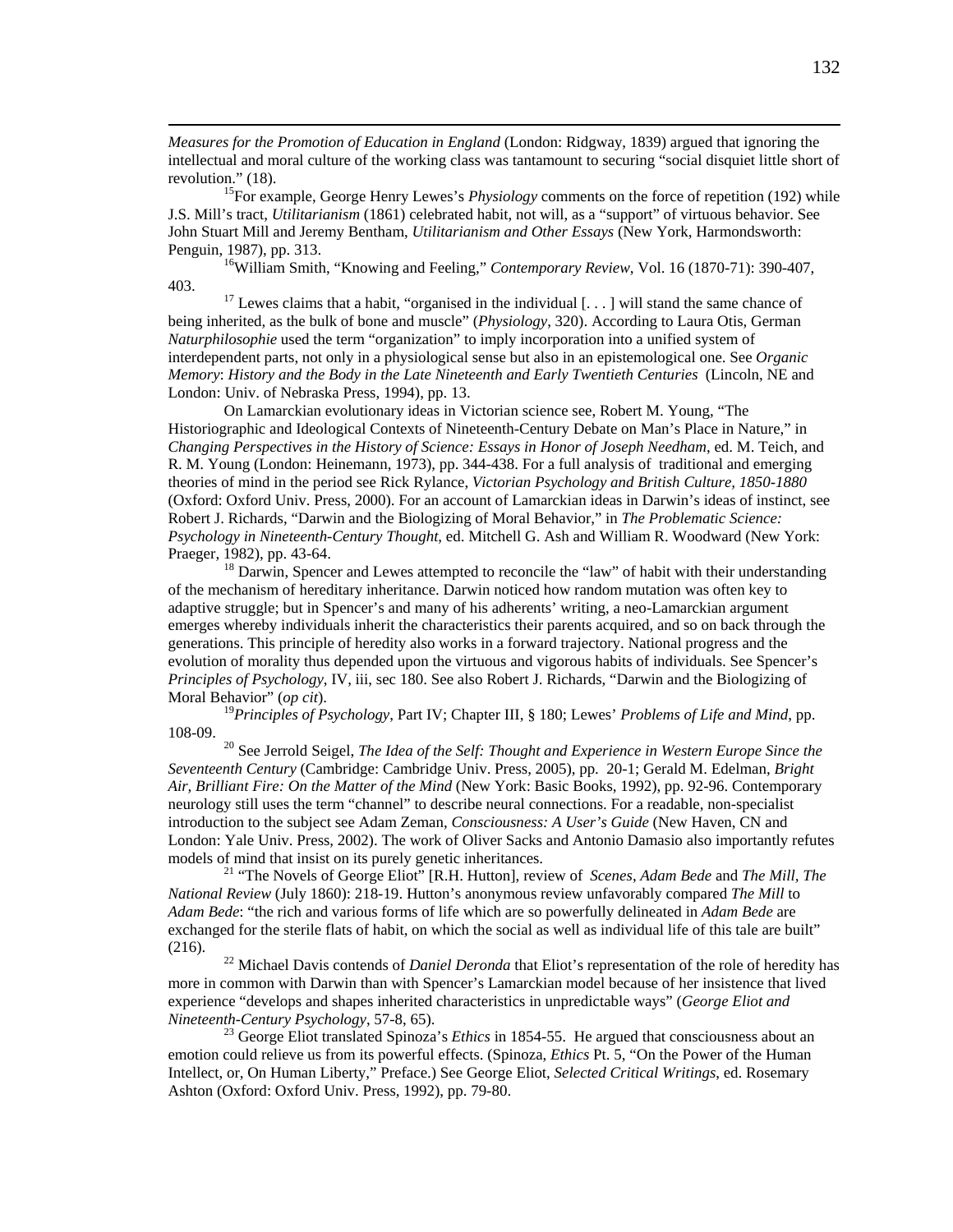*Measures for the Promotion of Education in England* (London: Ridgway, 1839) argued that ignoring the intellectual and moral culture of the working class was tantamount to securing "social disquiet little short of revolution." (18).

[15]For example, George Henry Lewes's *Physiology* comments on the force of repetition (192) while J.S. Mill's tract, *Utilitarianism* (1861) celebrated habit, not will, as a "support" of virtuous behavior. See John Stuart Mill and Jeremy Bentham, *Utilitarianism and Other Essays* (New York, Harmondsworth: Penguin, 1987), pp. 313.

[16]William Smith, "Knowing and Feeling," *Contemporary Review*, Vol. 16 (1870-71): 390-407, 403.

[17] Lewes claims that a habit, "organised in the individual [. . . ] will stand the same chance of being inherited, as the bulk of bone and muscle" (*Physiology*, 320). According to Laura Otis, German *Naturphilosophie* used the term "organization" to imply incorporation into a unified system of interdependent parts, not only in a physiological sense but also in an epistemological one. See *Organic Memory*: *History and the Body in the Late Nineteenth and Early Twentieth Centuries* (Lincoln, NE and London: Univ. of Nebraska Press, 1994), pp. 13.

On Lamarckian evolutionary ideas in Victorian science see, Robert M. Young, "The Historiographic and Ideological Contexts of Nineteenth-Century Debate on Man's Place in Nature," in *Changing Perspectives in the History of Science: Essays in Honor of Joseph Needham*, ed. M. Teich, and R. M. Young (London: Heinemann, 1973), pp. 344-438. For a full analysis of traditional and emerging theories of mind in the period see Rick Rylance, *Victorian Psychology and British Culture, 1850-1880* (Oxford: Oxford Univ. Press, 2000). For an account of Lamarckian ideas in Darwin's ideas of instinct, see Robert J. Richards, "Darwin and the Biologizing of Moral Behavior," in *The Problematic Science: Psychology in Nineteenth-Century Thought*, ed. Mitchell G. Ash and William R. Woodward (New York: Praeger, 1982), pp. 43-64.

[18] Darwin, Spencer and Lewes attempted to reconcile the "law" of habit with their understanding of the mechanism of hereditary inheritance. Darwin noticed how random mutation was often key to adaptive struggle; but in Spencer's and many of his adherents' writing, a neo-Lamarckian argument emerges whereby individuals inherit the characteristics their parents acquired, and so on back through the generations. This principle of heredity also works in a forward trajectory. National progress and the evolution of morality thus depended upon the virtuous and vigorous habits of individuals. See Spencer's *Principles of Psychology*, IV, iii, sec 180. See also Robert J. Richards, "Darwin and the Biologizing of Moral Behavior" (*op cit*).

[19]*Principles of Psychology*, Part IV; Chapter III, § 180; Lewes' *Problems of Life and Mind*, pp. 108-09.

[20] See Jerrold Seigel, *The Idea of the Self: Thought and Experience in Western Europe Since the Seventeenth Century* (Cambridge: Cambridge Univ. Press, 2005), pp. 20-1; Gerald M. Edelman, *Bright Air, Brilliant Fire: On the Matter of the Mind* (New York: Basic Books, 1992), pp. 92-96. Contemporary neurology still uses the term "channel" to describe neural connections. For a readable, non-specialist introduction to the subject see Adam Zeman, *Consciousness: A User's Guide* (New Haven, CN and London: Yale Univ. Press, 2002). The work of Oliver Sacks and Antonio Damasio also importantly refutes models of mind that insist on its purely genetic inheritances.

[21] "The Novels of George Eliot" [R.H. Hutton], review of *Scenes*, *Adam Bede* and *The Mill, The National Review* (July 1860): 218-19. Hutton's anonymous review unfavorably compared *The Mill* to *Adam Bede*: "the rich and various forms of life which are so powerfully delineated in *Adam Bede* are exchanged for the sterile flats of habit, on which the social as well as individual life of this tale are built" (216).

[22] Michael Davis contends of *Daniel Deronda* that Eliot's representation of the role of heredity has more in common with Darwin than with Spencer's Lamarckian model because of her insistence that lived experience "develops and shapes inherited characteristics in unpredictable ways" (*George Eliot and Nineteenth-Century Psychology*, 57-8, 65).

[23] George Eliot translated Spinoza's *Ethics* in 1854-55. He argued that consciousness about an emotion could relieve us from its powerful effects. (Spinoza, *Ethics* Pt. 5, "On the Power of the Human Intellect, or, On Human Liberty," Preface.) See George Eliot, *Selected Critical Writings*, ed. Rosemary Ashton (Oxford: Oxford Univ. Press, 1992), pp. 79-80.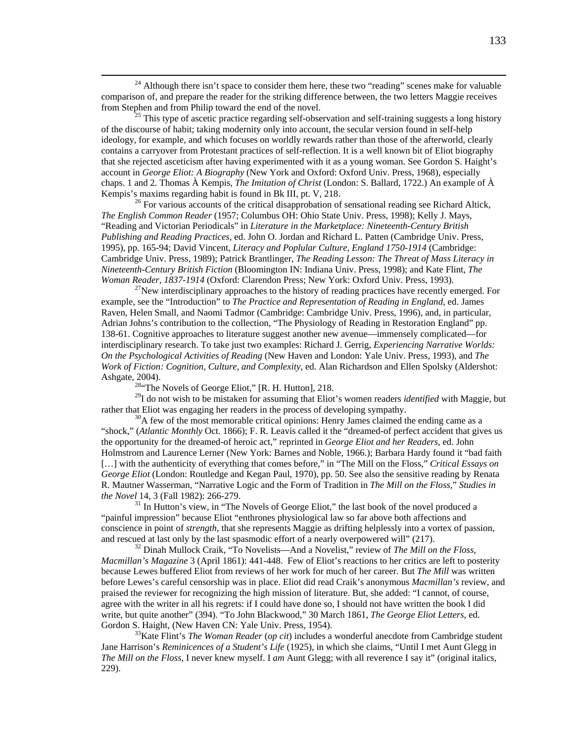[24] Although there isn't space to consider them here, these two "reading" scenes make for valuable comparison of, and prepare the reader for the striking difference between, the two letters Maggie receives from Stephen and from Philip toward the end of the novel.

[25] This type of ascetic practice regarding self-observation and self-training suggests a long history of the discourse of habit; taking modernity only into account, the secular version found in self-help ideology, for example, and which focuses on worldly rewards rather than those of the afterworld, clearly contains a carryover from Protestant practices of self-reflection. It is a well known bit of Eliot biography that she rejected asceticism after having experimented with it as a young woman. See Gordon S. Haight's account in *George Eliot: A Biography* (New York and Oxford: Oxford Univ. Press, 1968), especially chaps. 1 and 2. Thomas À Kempis, *The Imitation of Christ* (London: S. Ballard, 1722.) An example of À Kempis's maxims regarding habit is found in Bk III, pt. V, 218.

[26] For various accounts of the critical disapprobation of sensational reading see Richard Altick, *The English Common Reader* (1957; Columbus OH: Ohio State Univ. Press, 1998); Kelly J. Mays, "Reading and Victorian Periodicals" in *Literature in the Marketplace: Nineteenth-Century British Publishing and Reading Practices*, ed. John O. Jordan and Richard L. Patten (Cambridge Univ. Press, 1995), pp. 165-94; David Vincent, *Literacy and Poplular Culture, England 1750-1914* (Cambridge: Cambridge Univ. Press, 1989); Patrick Brantlinger, *The Reading Lesson: The Threat of Mass Literacy in Nineteenth-Century British Fiction* (Bloomington IN: Indiana Univ. Press, 1998); and Kate Flint, *The Woman Reader, 1837-1914* (Oxford: Clarendon Press; New York: Oxford Univ. Press, 1993).

[27] New interdisciplinary approaches to the history of reading practices have recently emerged. For example, see the "Introduction" to *The Practice and Representation of Reading in England*, ed. James Raven, Helen Small, and Naomi Tadmor (Cambridge: Cambridge Univ. Press, 1996), and, in particular, Adrian Johns's contribution to the collection, "The Physiology of Reading in Restoration England" pp. 138-61. Cognitive approaches to literature suggest another new avenue—immensely complicated—for interdisciplinary research. To take just two examples: Richard J. Gerrig, *Experiencing Narrative Worlds: On the Psychological Activities of Reading* (New Haven and London: Yale Univ. Press, 1993), and *The Work of Fiction: Cognition, Culture, and Complexity*, ed. Alan Richardson and Ellen Spolsky (Aldershot: Ashgate, 2004).

[28] "The Novels of George Eliot," [R. H. Hutton], 218.

[29] I do not wish to be mistaken for assuming that Eliot's women readers *identified* with Maggie, but rather that Eliot was engaging her readers in the process of developing sympathy.

[30] A few of the most memorable critical opinions: Henry James claimed the ending came as a "shock," (*Atlantic Monthly* Oct. 1866); F. R. Leavis called it the "dreamed-of perfect accident that gives us the opportunity for the dreamed-of heroic act," reprinted in *George Eliot and her Readers*, ed. John Holmstrom and Laurence Lerner (New York: Barnes and Noble, 1966.); Barbara Hardy found it "bad faith [...] with the authenticity of everything that comes before," in "The Mill on the Floss," *Critical Essays on George Eliot* (London: Routledge and Kegan Paul, 1970), pp. 50. See also the sensitive reading by Renata R. Mautner Wasserman, "Narrative Logic and the Form of Tradition in *The Mill on the Floss*," *Studies in the Novel* 14, 3 (Fall 1982): 266-279.

[31] In Hutton's view, in "The Novels of George Eliot," the last book of the novel produced a "painful impression" because Eliot "enthrones physiological law so far above both affections and conscience in point of *strength*, that she represents Maggie as drifting helplessly into a vortex of passion, and rescued at last only by the last spasmodic effort of a nearly overpowered will" (217).

[32] Dinah Mullock Craik, "To Novelists—And a Novelist," review of *The Mill on the Floss*, *Macmillan's Magazine* 3 (April 1861): 441-448. Few of Eliot's reactions to her critics are left to posterity because Lewes buffered Eliot from reviews of her work for much of her career. But *The Mill* was written before Lewes's careful censorship was in place. Eliot did read Craik's anonymous *Macmillan's* review, and praised the reviewer for recognizing the high mission of literature. But, she added: "I cannot, of course, agree with the writer in all his regrets: if I could have done so, I should not have written the book I did write, but quite another" (394). "To John Blackwood," 30 March 1861, *The George Eliot Letters*, ed. Gordon S. Haight, (New Haven CN: Yale Univ. Press, 1954).

[33] Kate Flint's *The Woman Reader* (*op cit*) includes a wonderful anecdote from Cambridge student Jane Harrison's *Reminicences of a Student's Life* (1925), in which she claims, "Until I met Aunt Glegg in *The Mill on the Floss*, I never knew myself. I *am* Aunt Glegg; with all reverence I say it" (original italics, 229).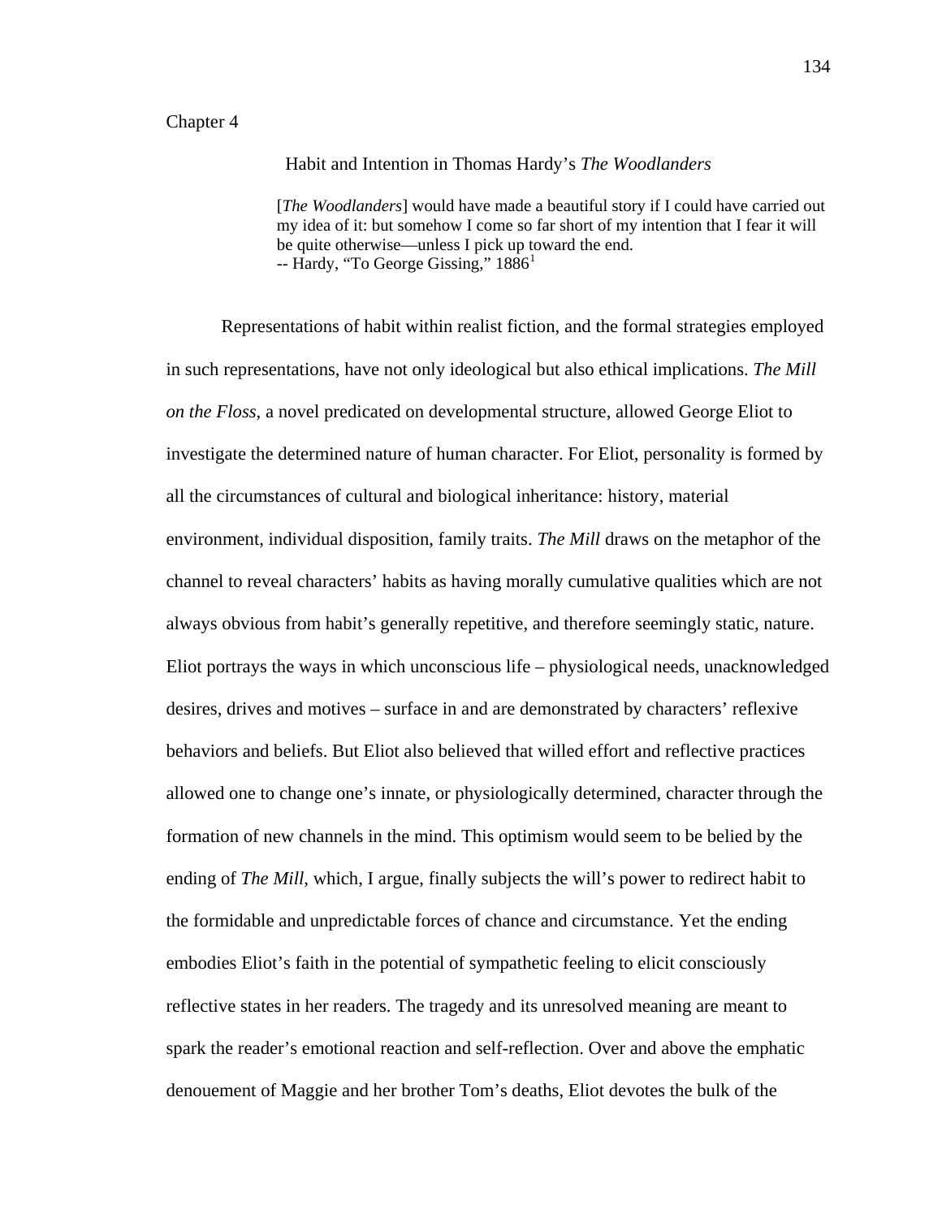Chapter 4

## Habit and Intention in Thomas Hardy's *The Woodlanders*

> [*The Woodlanders*] would have made a beautiful story if I could have carried out my idea of it: but somehow I come so far short of my intention that I fear it will be quite otherwise—unless I pick up toward the end.
> -- Hardy, "To George Gissing," 1886[1]

Representations of habit within realist fiction, and the formal strategies employed in such representations, have not only ideological but also ethical implications. *The Mill on the Floss*, a novel predicated on developmental structure, allowed George Eliot to investigate the determined nature of human character. For Eliot, personality is formed by all the circumstances of cultural and biological inheritance: history, material environment, individual disposition, family traits. *The Mill* draws on the metaphor of the channel to reveal characters' habits as having morally cumulative qualities which are not always obvious from habit's generally repetitive, and therefore seemingly static, nature. Eliot portrays the ways in which unconscious life – physiological needs, unacknowledged desires, drives and motives – surface in and are demonstrated by characters' reflexive behaviors and beliefs. But Eliot also believed that willed effort and reflective practices allowed one to change one's innate, or physiologically determined, character through the formation of new channels in the mind. This optimism would seem to be belied by the ending of *The Mill*, which, I argue, finally subjects the will's power to redirect habit to the formidable and unpredictable forces of chance and circumstance. Yet the ending embodies Eliot's faith in the potential of sympathetic feeling to elicit consciously reflective states in her readers. The tragedy and its unresolved meaning are meant to spark the reader's emotional reaction and self-reflection. Over and above the emphatic denouement of Maggie and her brother Tom's deaths, Eliot devotes the bulk of the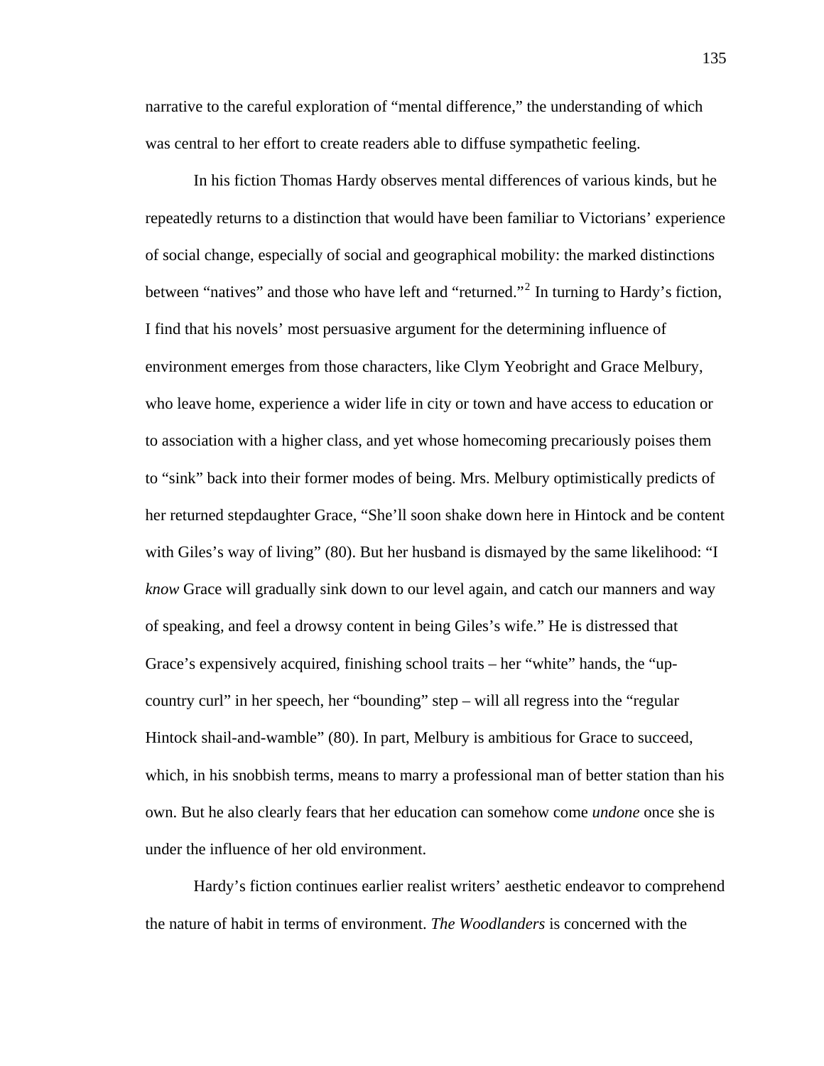narrative to the careful exploration of “mental difference,” the understanding of which was central to her effort to create readers able to diffuse sympathetic feeling.

In his fiction Thomas Hardy observes mental differences of various kinds, but he repeatedly returns to a distinction that would have been familiar to Victorians’ experience of social change, especially of social and geographical mobility: the marked distinctions between “natives” and those who have left and “returned.”[2] In turning to Hardy’s fiction, I find that his novels’ most persuasive argument for the determining influence of environment emerges from those characters, like Clym Yeobright and Grace Melbury, who leave home, experience a wider life in city or town and have access to education or to association with a higher class, and yet whose homecoming precariously poises them to “sink” back into their former modes of being. Mrs. Melbury optimistically predicts of her returned stepdaughter Grace, “She’ll soon shake down here in Hintock and be content with Giles’s way of living” (80). But her husband is dismayed by the same likelihood: “I *know* Grace will gradually sink down to our level again, and catch our manners and way of speaking, and feel a drowsy content in being Giles’s wife.” He is distressed that Grace’s expensively acquired, finishing school traits – her “white” hands, the “up-country curl” in her speech, her “bounding” step – will all regress into the “regular Hintock shail-and-wamble” (80). In part, Melbury is ambitious for Grace to succeed, which, in his snobbish terms, means to marry a professional man of better station than his own. But he also clearly fears that her education can somehow come *undone* once she is under the influence of her old environment.

Hardy’s fiction continues earlier realist writers’ aesthetic endeavor to comprehend the nature of habit in terms of environment. *The Woodlanders* is concerned with the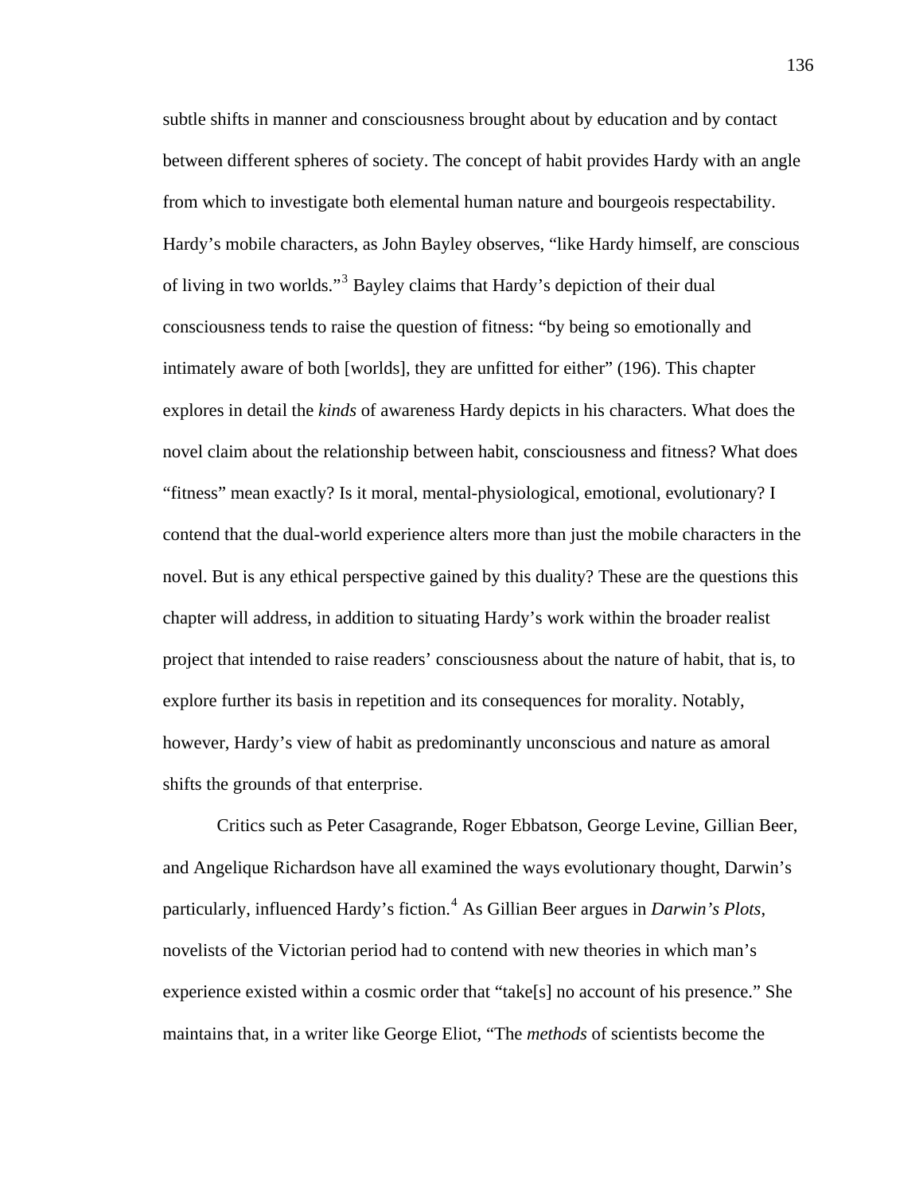subtle shifts in manner and consciousness brought about by education and by contact between different spheres of society. The concept of habit provides Hardy with an angle from which to investigate both elemental human nature and bourgeois respectability. Hardy's mobile characters, as John Bayley observes, "like Hardy himself, are conscious of living in two worlds."[3] Bayley claims that Hardy's depiction of their dual consciousness tends to raise the question of fitness: "by being so emotionally and intimately aware of both [worlds], they are unfitted for either" (196). This chapter explores in detail the *kinds* of awareness Hardy depicts in his characters. What does the novel claim about the relationship between habit, consciousness and fitness? What does "fitness" mean exactly? Is it moral, mental-physiological, emotional, evolutionary? I contend that the dual-world experience alters more than just the mobile characters in the novel. But is any ethical perspective gained by this duality? These are the questions this chapter will address, in addition to situating Hardy's work within the broader realist project that intended to raise readers' consciousness about the nature of habit, that is, to explore further its basis in repetition and its consequences for morality. Notably, however, Hardy's view of habit as predominantly unconscious and nature as amoral shifts the grounds of that enterprise.

Critics such as Peter Casagrande, Roger Ebbatson, George Levine, Gillian Beer, and Angelique Richardson have all examined the ways evolutionary thought, Darwin's particularly, influenced Hardy's fiction.[4] As Gillian Beer argues in *Darwin's Plots*, novelists of the Victorian period had to contend with new theories in which man's experience existed within a cosmic order that "take[s] no account of his presence." She maintains that, in a writer like George Eliot, "The *methods* of scientists become the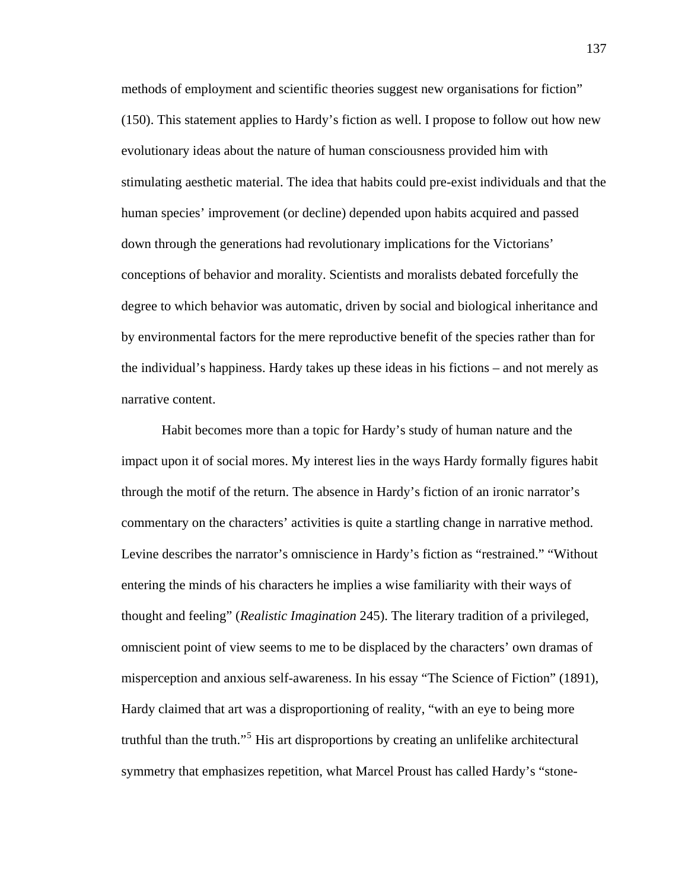methods of employment and scientific theories suggest new organisations for fiction" (150). This statement applies to Hardy's fiction as well. I propose to follow out how new evolutionary ideas about the nature of human consciousness provided him with stimulating aesthetic material. The idea that habits could pre-exist individuals and that the human species' improvement (or decline) depended upon habits acquired and passed down through the generations had revolutionary implications for the Victorians' conceptions of behavior and morality. Scientists and moralists debated forcefully the degree to which behavior was automatic, driven by social and biological inheritance and by environmental factors for the mere reproductive benefit of the species rather than for the individual's happiness. Hardy takes up these ideas in his fictions – and not merely as narrative content.

Habit becomes more than a topic for Hardy's study of human nature and the impact upon it of social mores. My interest lies in the ways Hardy formally figures habit through the motif of the return. The absence in Hardy's fiction of an ironic narrator's commentary on the characters' activities is quite a startling change in narrative method. Levine describes the narrator's omniscience in Hardy's fiction as "restrained." "Without entering the minds of his characters he implies a wise familiarity with their ways of thought and feeling" (*Realistic Imagination* 245). The literary tradition of a privileged, omniscient point of view seems to me to be displaced by the characters' own dramas of misperception and anxious self-awareness. In his essay "The Science of Fiction" (1891), Hardy claimed that art was a disproportioning of reality, "with an eye to being more truthful than the truth."[5] His art disproportions by creating an unlifelike architectural symmetry that emphasizes repetition, what Marcel Proust has called Hardy's "stone-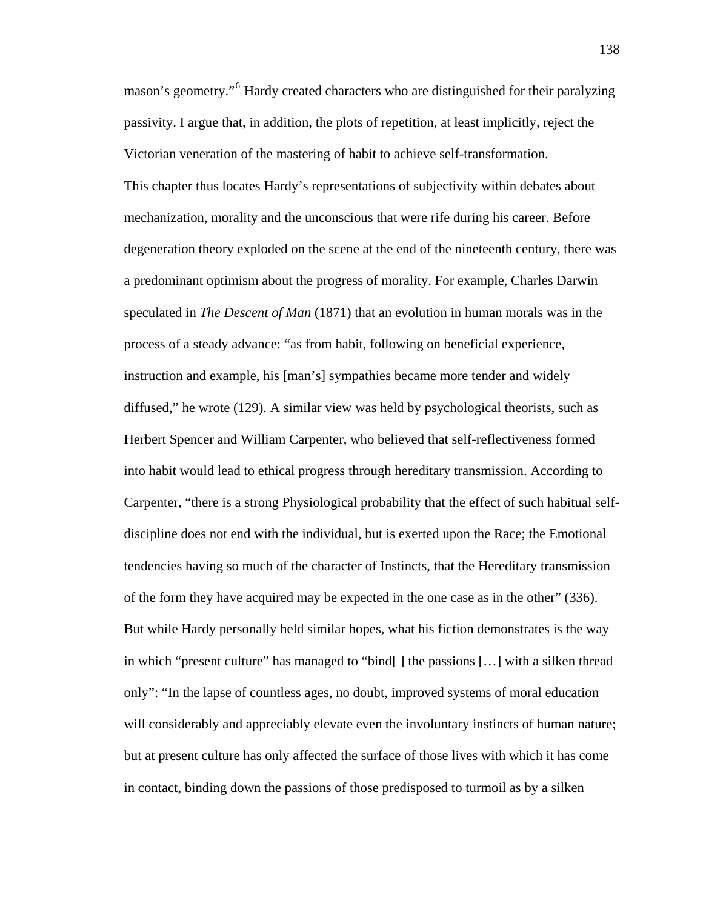mason's geometry."[6] Hardy created characters who are distinguished for their paralyzing passivity. I argue that, in addition, the plots of repetition, at least implicitly, reject the Victorian veneration of the mastering of habit to achieve self-transformation.

This chapter thus locates Hardy's representations of subjectivity within debates about mechanization, morality and the unconscious that were rife during his career. Before degeneration theory exploded on the scene at the end of the nineteenth century, there was a predominant optimism about the progress of morality. For example, Charles Darwin speculated in *The Descent of Man* (1871) that an evolution in human morals was in the process of a steady advance: "as from habit, following on beneficial experience, instruction and example, his [man's] sympathies became more tender and widely diffused," he wrote (129). A similar view was held by psychological theorists, such as Herbert Spencer and William Carpenter, who believed that self-reflectiveness formed into habit would lead to ethical progress through hereditary transmission. According to Carpenter, "there is a strong Physiological probability that the effect of such habitual self-discipline does not end with the individual, but is exerted upon the Race; the Emotional tendencies having so much of the character of Instincts, that the Hereditary transmission of the form they have acquired may be expected in the one case as in the other" (336). But while Hardy personally held similar hopes, what his fiction demonstrates is the way in which "present culture" has managed to "bind[ ] the passions […] with a silken thread only": "In the lapse of countless ages, no doubt, improved systems of moral education will considerably and appreciably elevate even the involuntary instincts of human nature; but at present culture has only affected the surface of those lives with which it has come in contact, binding down the passions of those predisposed to turmoil as by a silken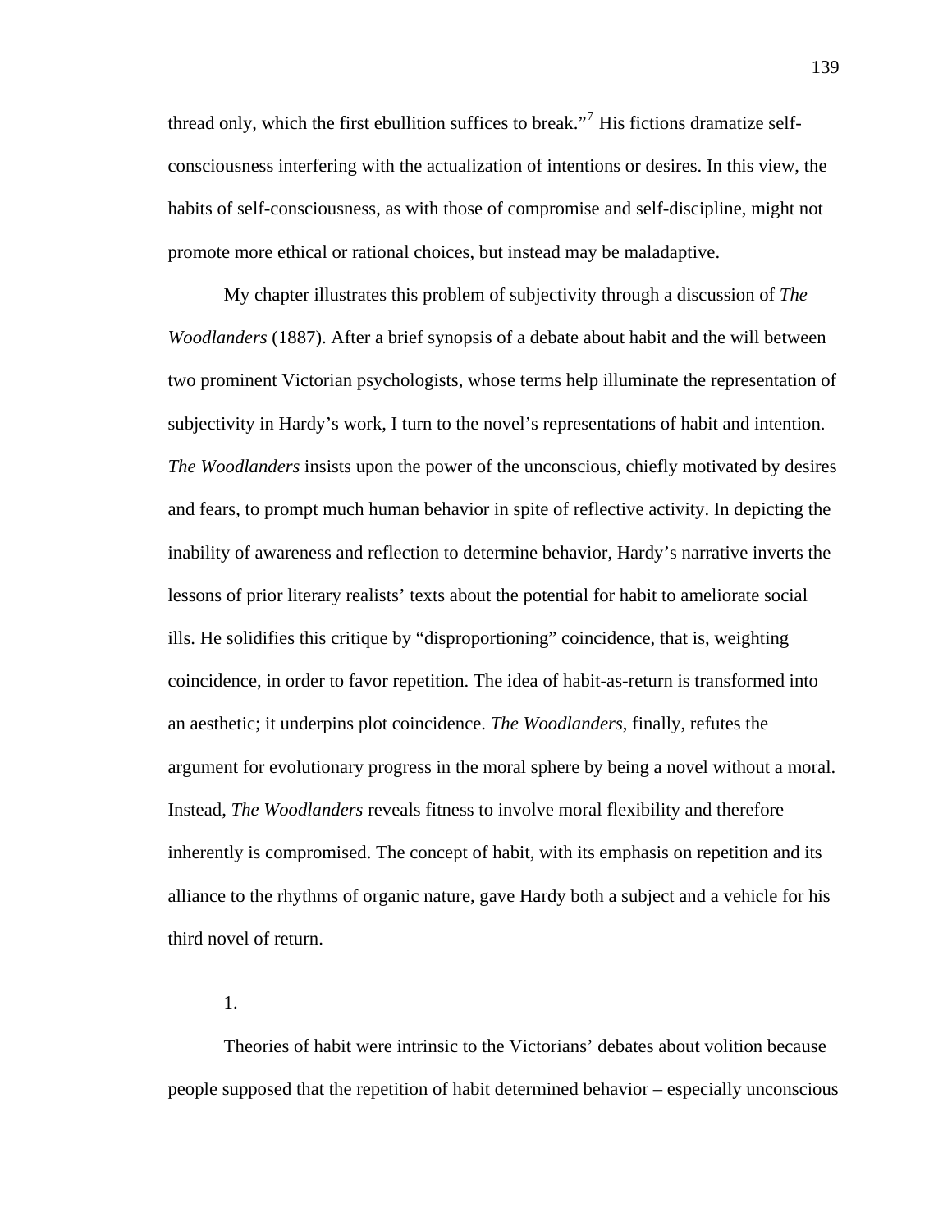thread only, which the first ebullition suffices to break."[7] His fictions dramatize self-consciousness interfering with the actualization of intentions or desires. In this view, the habits of self-consciousness, as with those of compromise and self-discipline, might not promote more ethical or rational choices, but instead may be maladaptive.

My chapter illustrates this problem of subjectivity through a discussion of *The Woodlanders* (1887). After a brief synopsis of a debate about habit and the will between two prominent Victorian psychologists, whose terms help illuminate the representation of subjectivity in Hardy's work, I turn to the novel's representations of habit and intention. *The Woodlanders* insists upon the power of the unconscious, chiefly motivated by desires and fears, to prompt much human behavior in spite of reflective activity. In depicting the inability of awareness and reflection to determine behavior, Hardy's narrative inverts the lessons of prior literary realists' texts about the potential for habit to ameliorate social ills. He solidifies this critique by "disproportioning" coincidence, that is, weighting coincidence, in order to favor repetition. The idea of habit-as-return is transformed into an aesthetic; it underpins plot coincidence. *The Woodlanders*, finally, refutes the argument for evolutionary progress in the moral sphere by being a novel without a moral. Instead, *The Woodlanders* reveals fitness to involve moral flexibility and therefore inherently is compromised. The concept of habit, with its emphasis on repetition and its alliance to the rhythms of organic nature, gave Hardy both a subject and a vehicle for his third novel of return.

1.

Theories of habit were intrinsic to the Victorians' debates about volition because people supposed that the repetition of habit determined behavior – especially unconscious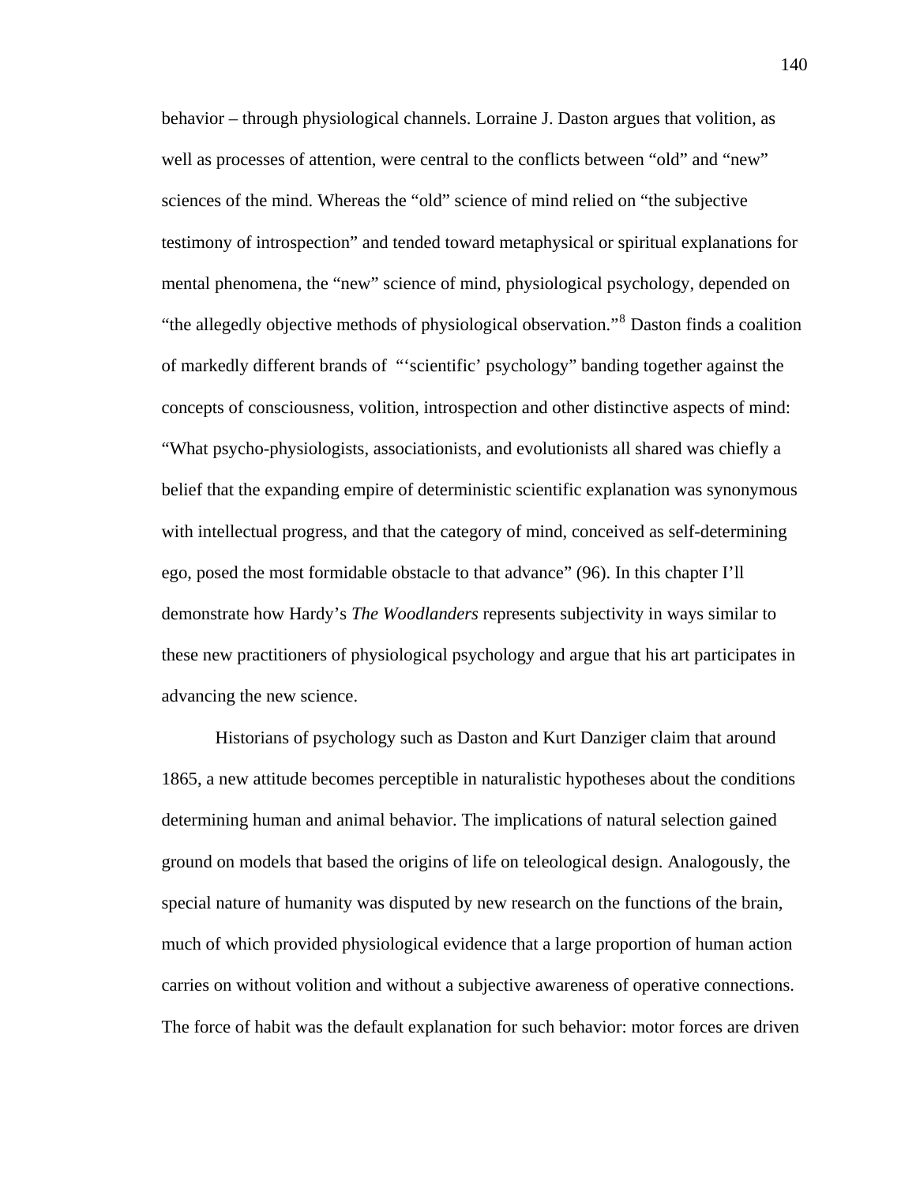behavior – through physiological channels. Lorraine J. Daston argues that volition, as well as processes of attention, were central to the conflicts between "old" and "new" sciences of the mind. Whereas the "old" science of mind relied on "the subjective testimony of introspection" and tended toward metaphysical or spiritual explanations for mental phenomena, the "new" science of mind, physiological psychology, depended on "the allegedly objective methods of physiological observation."[8] Daston finds a coalition of markedly different brands of "'scientific' psychology" banding together against the concepts of consciousness, volition, introspection and other distinctive aspects of mind: "What psycho-physiologists, associationists, and evolutionists all shared was chiefly a belief that the expanding empire of deterministic scientific explanation was synonymous with intellectual progress, and that the category of mind, conceived as self-determining ego, posed the most formidable obstacle to that advance" (96). In this chapter I'll demonstrate how Hardy's *The Woodlanders* represents subjectivity in ways similar to these new practitioners of physiological psychology and argue that his art participates in advancing the new science.

Historians of psychology such as Daston and Kurt Danziger claim that around 1865, a new attitude becomes perceptible in naturalistic hypotheses about the conditions determining human and animal behavior. The implications of natural selection gained ground on models that based the origins of life on teleological design. Analogously, the special nature of humanity was disputed by new research on the functions of the brain, much of which provided physiological evidence that a large proportion of human action carries on without volition and without a subjective awareness of operative connections. The force of habit was the default explanation for such behavior: motor forces are driven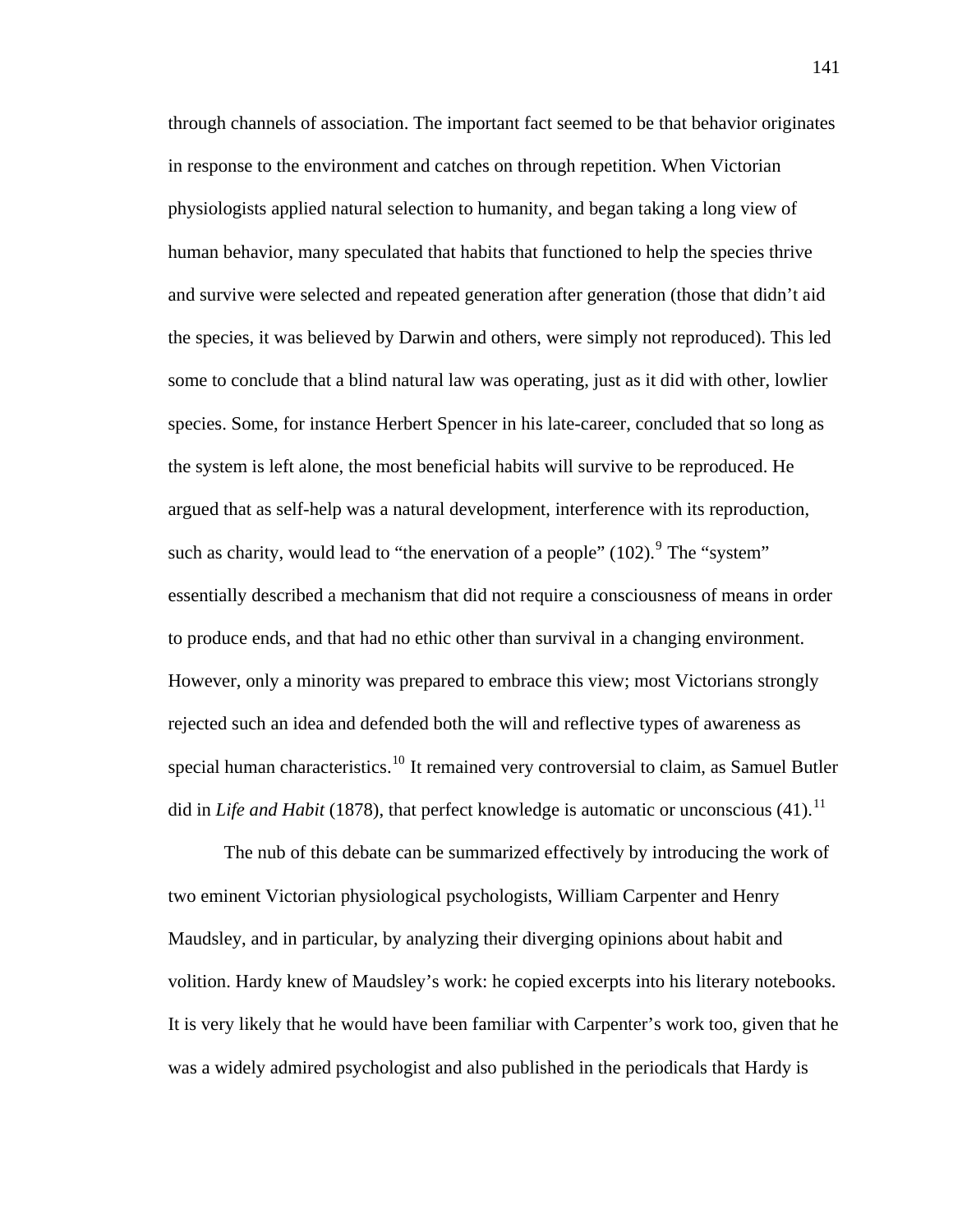through channels of association. The important fact seemed to be that behavior originates in response to the environment and catches on through repetition. When Victorian physiologists applied natural selection to humanity, and began taking a long view of human behavior, many speculated that habits that functioned to help the species thrive and survive were selected and repeated generation after generation (those that didn't aid the species, it was believed by Darwin and others, were simply not reproduced). This led some to conclude that a blind natural law was operating, just as it did with other, lowlier species. Some, for instance Herbert Spencer in his late-career, concluded that so long as the system is left alone, the most beneficial habits will survive to be reproduced. He argued that as self-help was a natural development, interference with its reproduction, such as charity, would lead to "the enervation of a people" (102).[9] The "system" essentially described a mechanism that did not require a consciousness of means in order to produce ends, and that had no ethic other than survival in a changing environment. However, only a minority was prepared to embrace this view; most Victorians strongly rejected such an idea and defended both the will and reflective types of awareness as special human characteristics.[10] It remained very controversial to claim, as Samuel Butler did in *Life and Habit* (1878), that perfect knowledge is automatic or unconscious (41).[11]

The nub of this debate can be summarized effectively by introducing the work of two eminent Victorian physiological psychologists, William Carpenter and Henry Maudsley, and in particular, by analyzing their diverging opinions about habit and volition. Hardy knew of Maudsley's work: he copied excerpts into his literary notebooks. It is very likely that he would have been familiar with Carpenter's work too, given that he was a widely admired psychologist and also published in the periodicals that Hardy is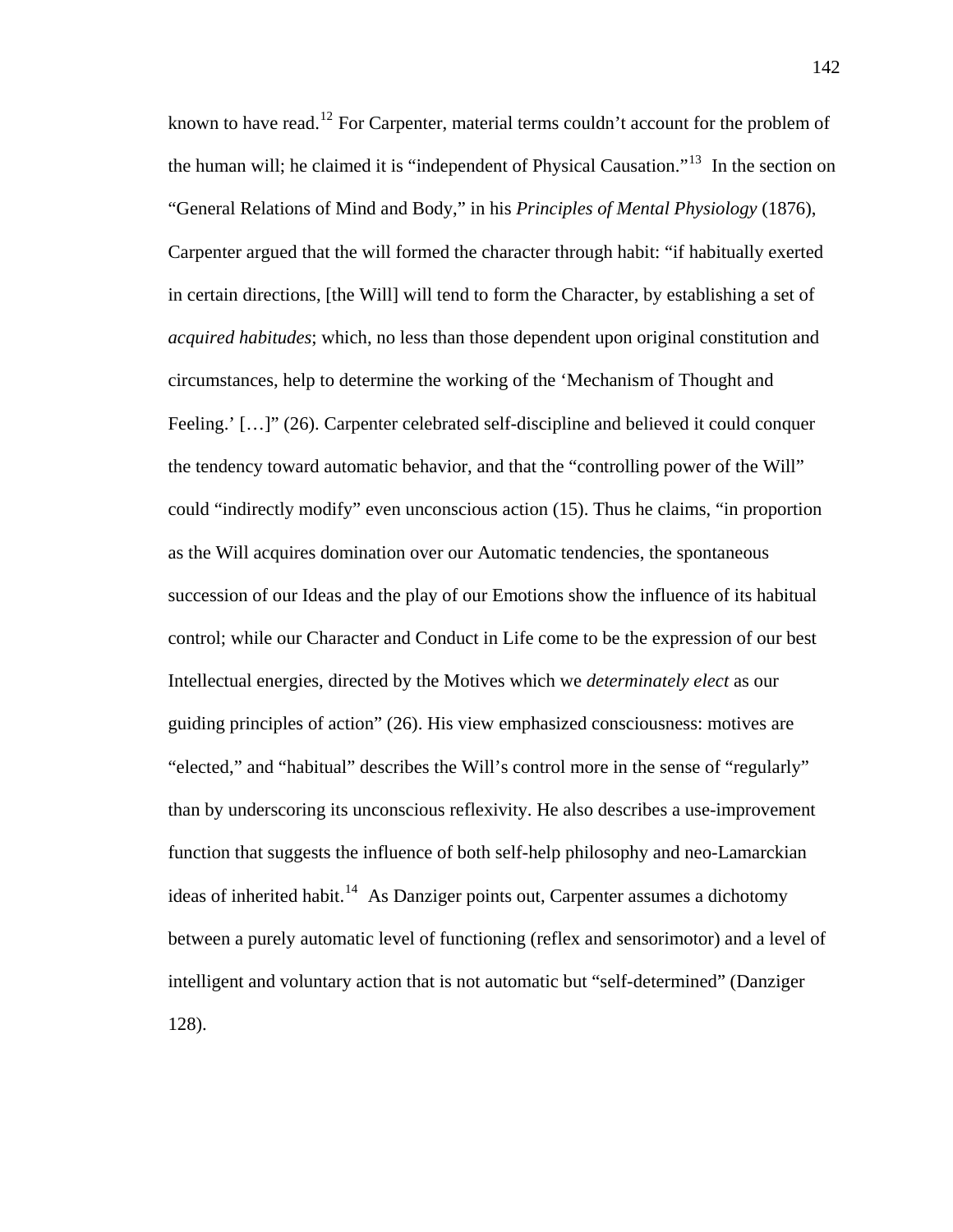known to have read.[12] For Carpenter, material terms couldn't account for the problem of the human will; he claimed it is "independent of Physical Causation."[13] In the section on "General Relations of Mind and Body," in his *Principles of Mental Physiology* (1876), Carpenter argued that the will formed the character through habit: "if habitually exerted in certain directions, [the Will] will tend to form the Character, by establishing a set of *acquired habitudes*; which, no less than those dependent upon original constitution and circumstances, help to determine the working of the 'Mechanism of Thought and Feeling.' […]" (26). Carpenter celebrated self-discipline and believed it could conquer the tendency toward automatic behavior, and that the "controlling power of the Will" could "indirectly modify" even unconscious action (15). Thus he claims, "in proportion as the Will acquires domination over our Automatic tendencies, the spontaneous succession of our Ideas and the play of our Emotions show the influence of its habitual control; while our Character and Conduct in Life come to be the expression of our best Intellectual energies, directed by the Motives which we *determinately elect* as our guiding principles of action" (26). His view emphasized consciousness: motives are "elected," and "habitual" describes the Will's control more in the sense of "regularly" than by underscoring its unconscious reflexivity. He also describes a use-improvement function that suggests the influence of both self-help philosophy and neo-Lamarckian ideas of inherited habit.[14] As Danziger points out, Carpenter assumes a dichotomy between a purely automatic level of functioning (reflex and sensorimotor) and a level of intelligent and voluntary action that is not automatic but "self-determined" (Danziger 128).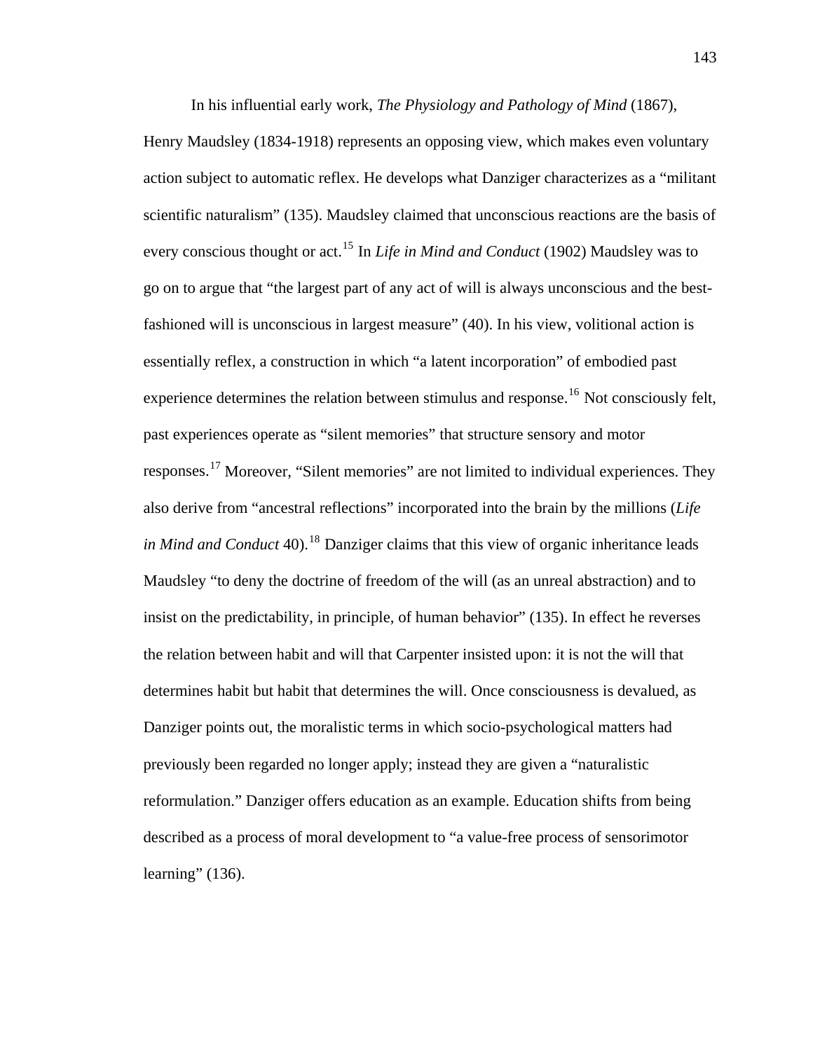In his influential early work, *The Physiology and Pathology of Mind* (1867), Henry Maudsley (1834-1918) represents an opposing view, which makes even voluntary action subject to automatic reflex. He develops what Danziger characterizes as a "militant scientific naturalism" (135). Maudsley claimed that unconscious reactions are the basis of every conscious thought or act.[15] In *Life in Mind and Conduct* (1902) Maudsley was to go on to argue that "the largest part of any act of will is always unconscious and the best-fashioned will is unconscious in largest measure" (40). In his view, volitional action is essentially reflex, a construction in which "a latent incorporation" of embodied past experience determines the relation between stimulus and response.[16] Not consciously felt, past experiences operate as "silent memories" that structure sensory and motor responses.[17] Moreover, "Silent memories" are not limited to individual experiences. They also derive from "ancestral reflections" incorporated into the brain by the millions (*Life in Mind and Conduct* 40).[18] Danziger claims that this view of organic inheritance leads Maudsley "to deny the doctrine of freedom of the will (as an unreal abstraction) and to insist on the predictability, in principle, of human behavior" (135). In effect he reverses the relation between habit and will that Carpenter insisted upon: it is not the will that determines habit but habit that determines the will. Once consciousness is devalued, as Danziger points out, the moralistic terms in which socio-psychological matters had previously been regarded no longer apply; instead they are given a "naturalistic reformulation." Danziger offers education as an example. Education shifts from being described as a process of moral development to "a value-free process of sensorimotor learning" (136).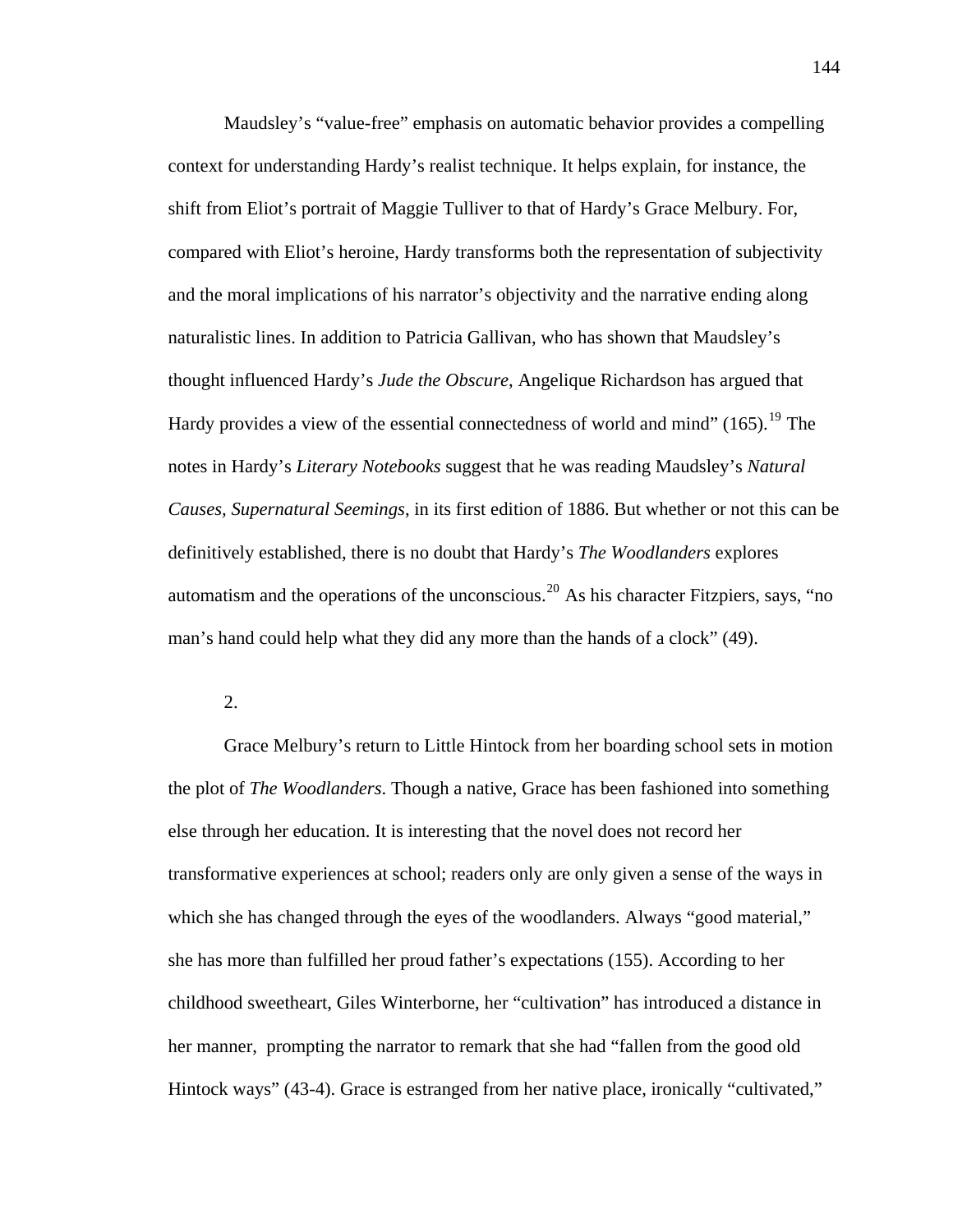Maudsley's "value-free" emphasis on automatic behavior provides a compelling context for understanding Hardy's realist technique. It helps explain, for instance, the shift from Eliot's portrait of Maggie Tulliver to that of Hardy's Grace Melbury. For, compared with Eliot's heroine, Hardy transforms both the representation of subjectivity and the moral implications of his narrator's objectivity and the narrative ending along naturalistic lines. In addition to Patricia Gallivan, who has shown that Maudsley's thought influenced Hardy's *Jude the Obscure*, Angelique Richardson has argued that Hardy provides a view of the essential connectedness of world and mind" (165).[19] The notes in Hardy's *Literary Notebooks* suggest that he was reading Maudsley's *Natural Causes, Supernatural Seemings*, in its first edition of 1886. But whether or not this can be definitively established, there is no doubt that Hardy's *The Woodlanders* explores automatism and the operations of the unconscious.[20] As his character Fitzpiers, says, "no man's hand could help what they did any more than the hands of a clock" (49).

2.

Grace Melbury's return to Little Hintock from her boarding school sets in motion the plot of *The Woodlanders*. Though a native, Grace has been fashioned into something else through her education. It is interesting that the novel does not record her transformative experiences at school; readers only are only given a sense of the ways in which she has changed through the eyes of the woodlanders. Always "good material," she has more than fulfilled her proud father's expectations (155). According to her childhood sweetheart, Giles Winterborne, her "cultivation" has introduced a distance in her manner,  prompting the narrator to remark that she had "fallen from the good old Hintock ways" (43-4). Grace is estranged from her native place, ironically "cultivated,"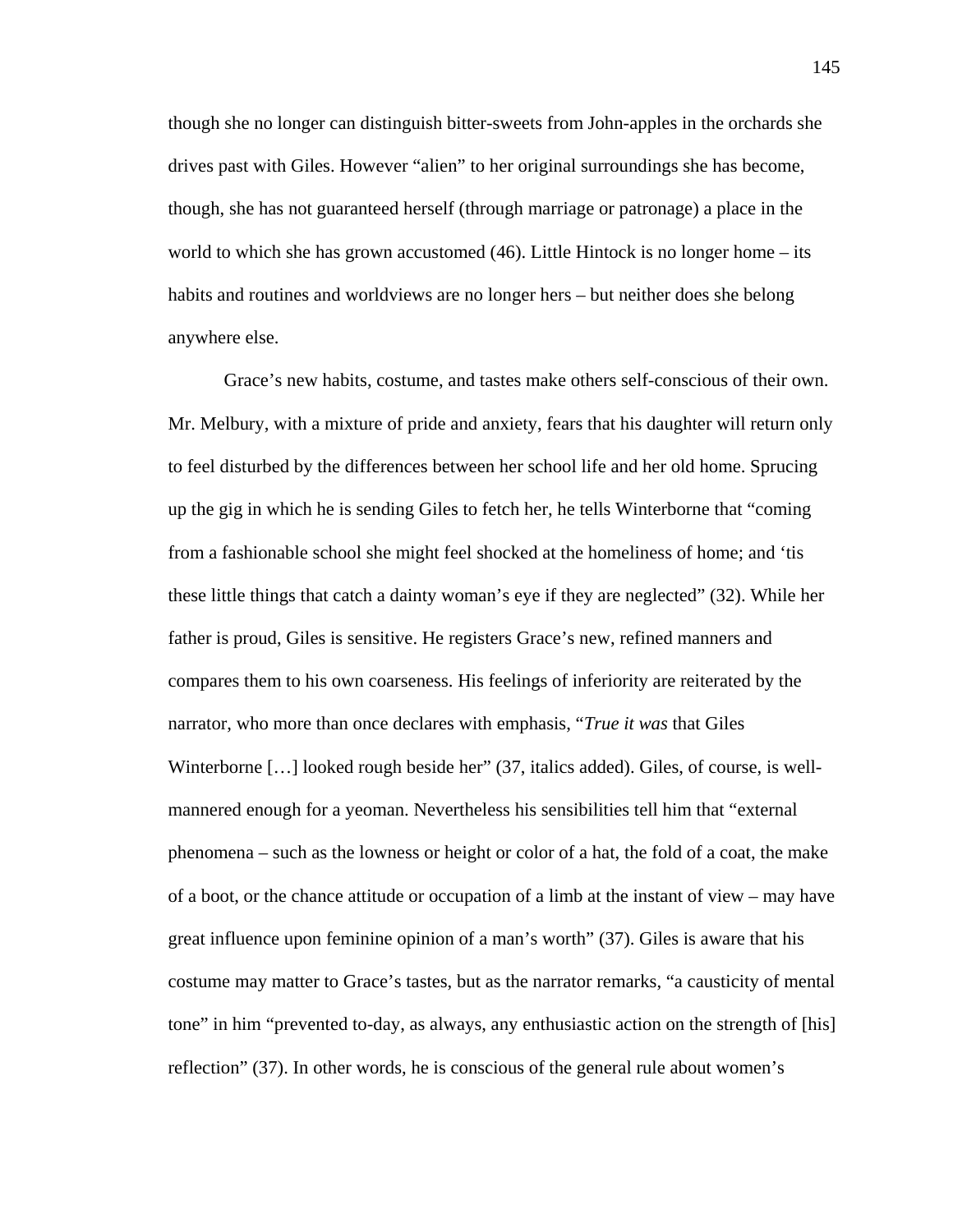though she no longer can distinguish bitter-sweets from John-apples in the orchards she drives past with Giles. However "alien" to her original surroundings she has become, though, she has not guaranteed herself (through marriage or patronage) a place in the world to which she has grown accustomed (46). Little Hintock is no longer home – its habits and routines and worldviews are no longer hers – but neither does she belong anywhere else.

Grace's new habits, costume, and tastes make others self-conscious of their own. Mr. Melbury, with a mixture of pride and anxiety, fears that his daughter will return only to feel disturbed by the differences between her school life and her old home. Sprucing up the gig in which he is sending Giles to fetch her, he tells Winterborne that "coming from a fashionable school she might feel shocked at the homeliness of home; and 'tis these little things that catch a dainty woman's eye if they are neglected" (32). While her father is proud, Giles is sensitive. He registers Grace's new, refined manners and compares them to his own coarseness. His feelings of inferiority are reiterated by the narrator, who more than once declares with emphasis, "*True it was* that Giles Winterborne […] looked rough beside her" (37, italics added). Giles, of course, is well-mannered enough for a yeoman. Nevertheless his sensibilities tell him that "external phenomena – such as the lowness or height or color of a hat, the fold of a coat, the make of a boot, or the chance attitude or occupation of a limb at the instant of view – may have great influence upon feminine opinion of a man's worth" (37). Giles is aware that his costume may matter to Grace's tastes, but as the narrator remarks, "a causticity of mental tone" in him "prevented to-day, as always, any enthusiastic action on the strength of [his] reflection" (37). In other words, he is conscious of the general rule about women's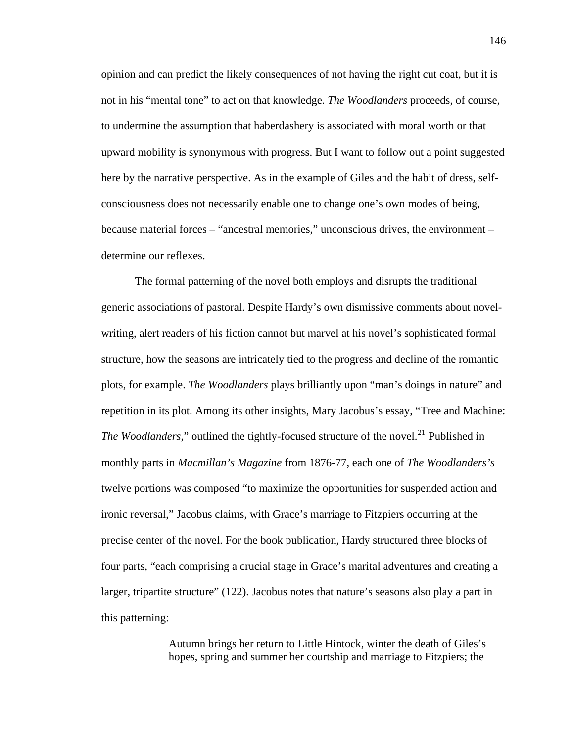opinion and can predict the likely consequences of not having the right cut coat, but it is not in his "mental tone" to act on that knowledge. *The Woodlanders* proceeds, of course, to undermine the assumption that haberdashery is associated with moral worth or that upward mobility is synonymous with progress. But I want to follow out a point suggested here by the narrative perspective. As in the example of Giles and the habit of dress, self-consciousness does not necessarily enable one to change one's own modes of being, because material forces – "ancestral memories," unconscious drives, the environment – determine our reflexes.

The formal patterning of the novel both employs and disrupts the traditional generic associations of pastoral. Despite Hardy's own dismissive comments about novel-writing, alert readers of his fiction cannot but marvel at his novel's sophisticated formal structure, how the seasons are intricately tied to the progress and decline of the romantic plots, for example. *The Woodlanders* plays brilliantly upon "man's doings in nature" and repetition in its plot. Among its other insights, Mary Jacobus's essay, "Tree and Machine: *The Woodlanders*," outlined the tightly-focused structure of the novel.[21] Published in monthly parts in *Macmillan's Magazine* from 1876-77, each one of *The Woodlanders's* twelve portions was composed "to maximize the opportunities for suspended action and ironic reversal," Jacobus claims, with Grace's marriage to Fitzpiers occurring at the precise center of the novel. For the book publication, Hardy structured three blocks of four parts, "each comprising a crucial stage in Grace's marital adventures and creating a larger, tripartite structure" (122). Jacobus notes that nature's seasons also play a part in this patterning:

> Autumn brings her return to Little Hintock, winter the death of Giles's hopes, spring and summer her courtship and marriage to Fitzpiers; the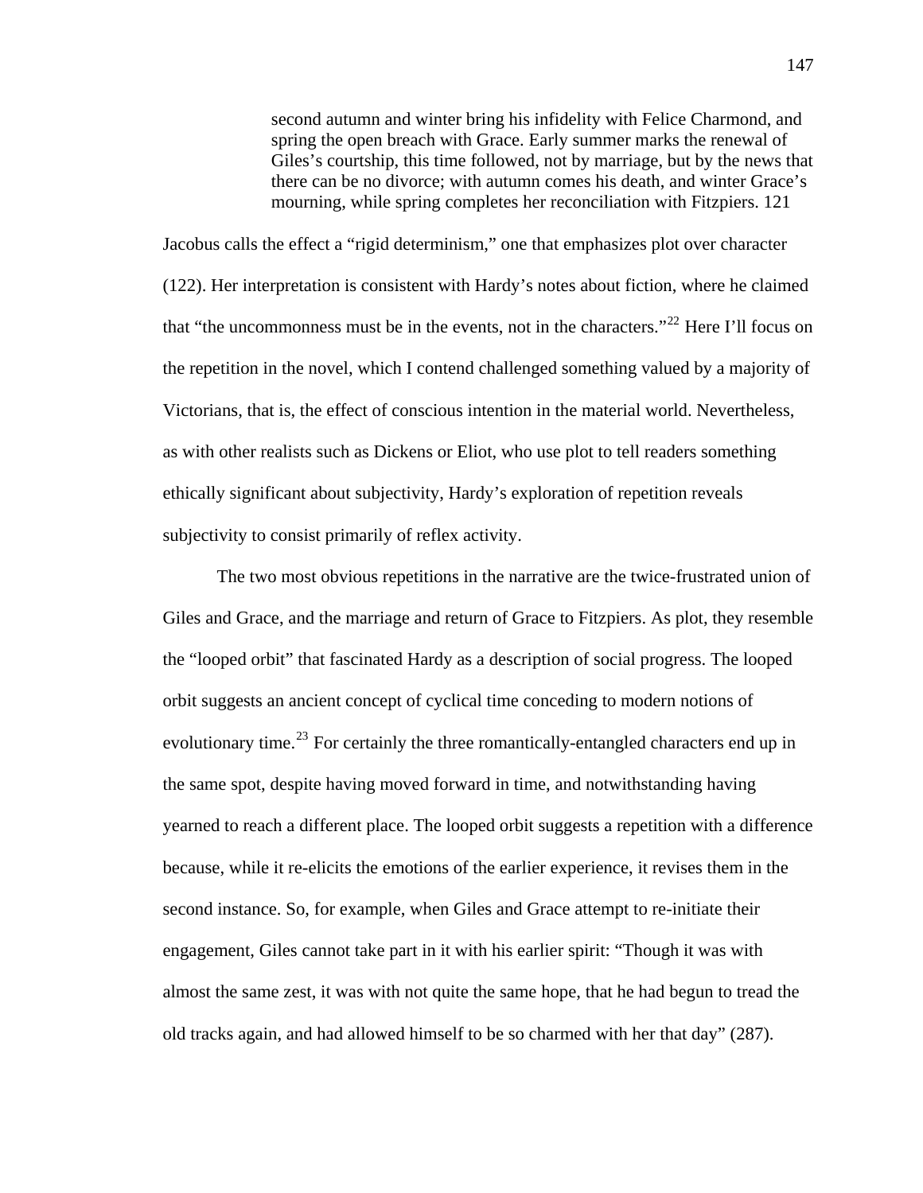> second autumn and winter bring his infidelity with Felice Charmond, and spring the open breach with Grace. Early summer marks the renewal of Giles's courtship, this time followed, not by marriage, but by the news that there can be no divorce; with autumn comes his death, and winter Grace's mourning, while spring completes her reconciliation with Fitzpiers. 121

Jacobus calls the effect a "rigid determinism," one that emphasizes plot over character (122). Her interpretation is consistent with Hardy's notes about fiction, where he claimed that "the uncommonness must be in the events, not in the characters."[22] Here I'll focus on the repetition in the novel, which I contend challenged something valued by a majority of Victorians, that is, the effect of conscious intention in the material world. Nevertheless, as with other realists such as Dickens or Eliot, who use plot to tell readers something ethically significant about subjectivity, Hardy's exploration of repetition reveals subjectivity to consist primarily of reflex activity.

The two most obvious repetitions in the narrative are the twice-frustrated union of Giles and Grace, and the marriage and return of Grace to Fitzpiers. As plot, they resemble the "looped orbit" that fascinated Hardy as a description of social progress. The looped orbit suggests an ancient concept of cyclical time conceding to modern notions of evolutionary time.[23] For certainly the three romantically-entangled characters end up in the same spot, despite having moved forward in time, and notwithstanding having yearned to reach a different place. The looped orbit suggests a repetition with a difference because, while it re-elicits the emotions of the earlier experience, it revises them in the second instance. So, for example, when Giles and Grace attempt to re-initiate their engagement, Giles cannot take part in it with his earlier spirit: "Though it was with almost the same zest, it was with not quite the same hope, that he had begun to tread the old tracks again, and had allowed himself to be so charmed with her that day" (287).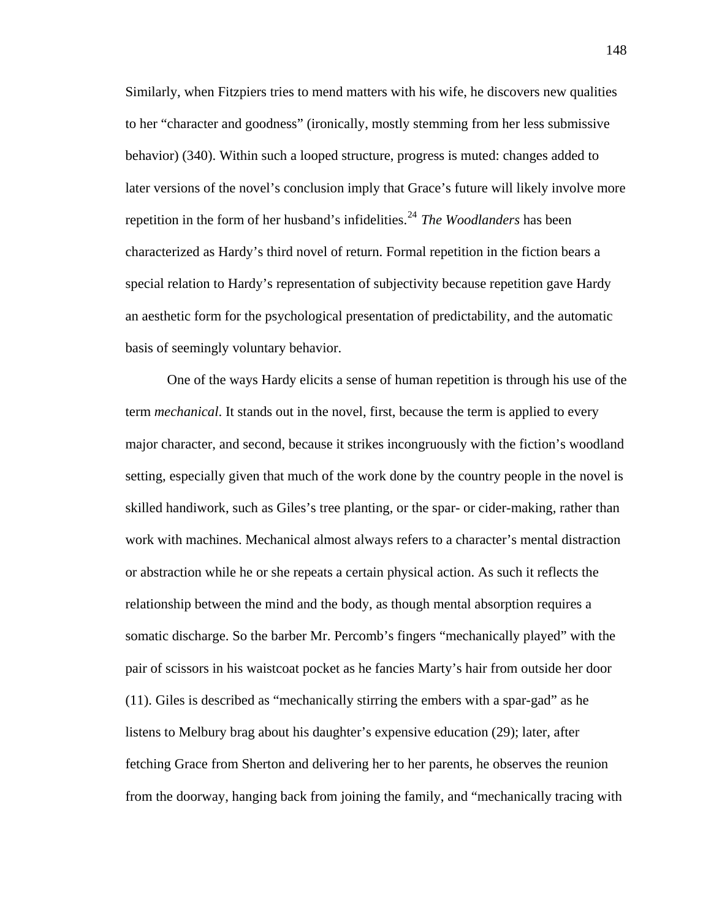Similarly, when Fitzpiers tries to mend matters with his wife, he discovers new qualities to her "character and goodness" (ironically, mostly stemming from her less submissive behavior) (340). Within such a looped structure, progress is muted: changes added to later versions of the novel's conclusion imply that Grace's future will likely involve more repetition in the form of her husband's infidelities.[24] *The Woodlanders* has been characterized as Hardy's third novel of return. Formal repetition in the fiction bears a special relation to Hardy's representation of subjectivity because repetition gave Hardy an aesthetic form for the psychological presentation of predictability, and the automatic basis of seemingly voluntary behavior.

One of the ways Hardy elicits a sense of human repetition is through his use of the term *mechanical*. It stands out in the novel, first, because the term is applied to every major character, and second, because it strikes incongruously with the fiction's woodland setting, especially given that much of the work done by the country people in the novel is skilled handiwork, such as Giles's tree planting, or the spar- or cider-making, rather than work with machines. Mechanical almost always refers to a character's mental distraction or abstraction while he or she repeats a certain physical action. As such it reflects the relationship between the mind and the body, as though mental absorption requires a somatic discharge. So the barber Mr. Percomb's fingers "mechanically played" with the pair of scissors in his waistcoat pocket as he fancies Marty's hair from outside her door (11). Giles is described as "mechanically stirring the embers with a spar-gad" as he listens to Melbury brag about his daughter's expensive education (29); later, after fetching Grace from Sherton and delivering her to her parents, he observes the reunion from the doorway, hanging back from joining the family, and "mechanically tracing with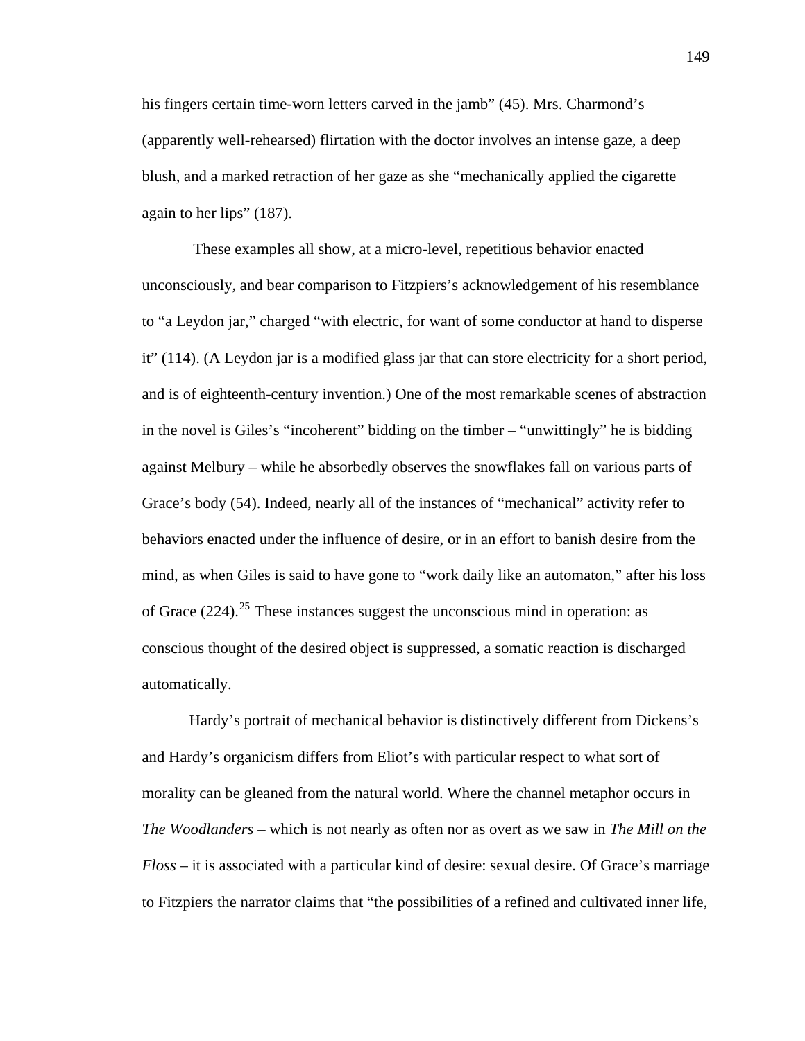his fingers certain time-worn letters carved in the jamb" (45). Mrs. Charmond's (apparently well-rehearsed) flirtation with the doctor involves an intense gaze, a deep blush, and a marked retraction of her gaze as she "mechanically applied the cigarette again to her lips" (187).

These examples all show, at a micro-level, repetitious behavior enacted unconsciously, and bear comparison to Fitzpiers's acknowledgement of his resemblance to "a Leydon jar," charged "with electric, for want of some conductor at hand to disperse it" (114). (A Leydon jar is a modified glass jar that can store electricity for a short period, and is of eighteenth-century invention.) One of the most remarkable scenes of abstraction in the novel is Giles's "incoherent" bidding on the timber – "unwittingly" he is bidding against Melbury – while he absorbedly observes the snowflakes fall on various parts of Grace's body (54). Indeed, nearly all of the instances of "mechanical" activity refer to behaviors enacted under the influence of desire, or in an effort to banish desire from the mind, as when Giles is said to have gone to "work daily like an automaton," after his loss of Grace (224).[25] These instances suggest the unconscious mind in operation: as conscious thought of the desired object is suppressed, a somatic reaction is discharged automatically.

Hardy's portrait of mechanical behavior is distinctively different from Dickens's and Hardy's organicism differs from Eliot's with particular respect to what sort of morality can be gleaned from the natural world. Where the channel metaphor occurs in *The Woodlanders* – which is not nearly as often nor as overt as we saw in *The Mill on the Floss* – it is associated with a particular kind of desire: sexual desire. Of Grace's marriage to Fitzpiers the narrator claims that "the possibilities of a refined and cultivated inner life,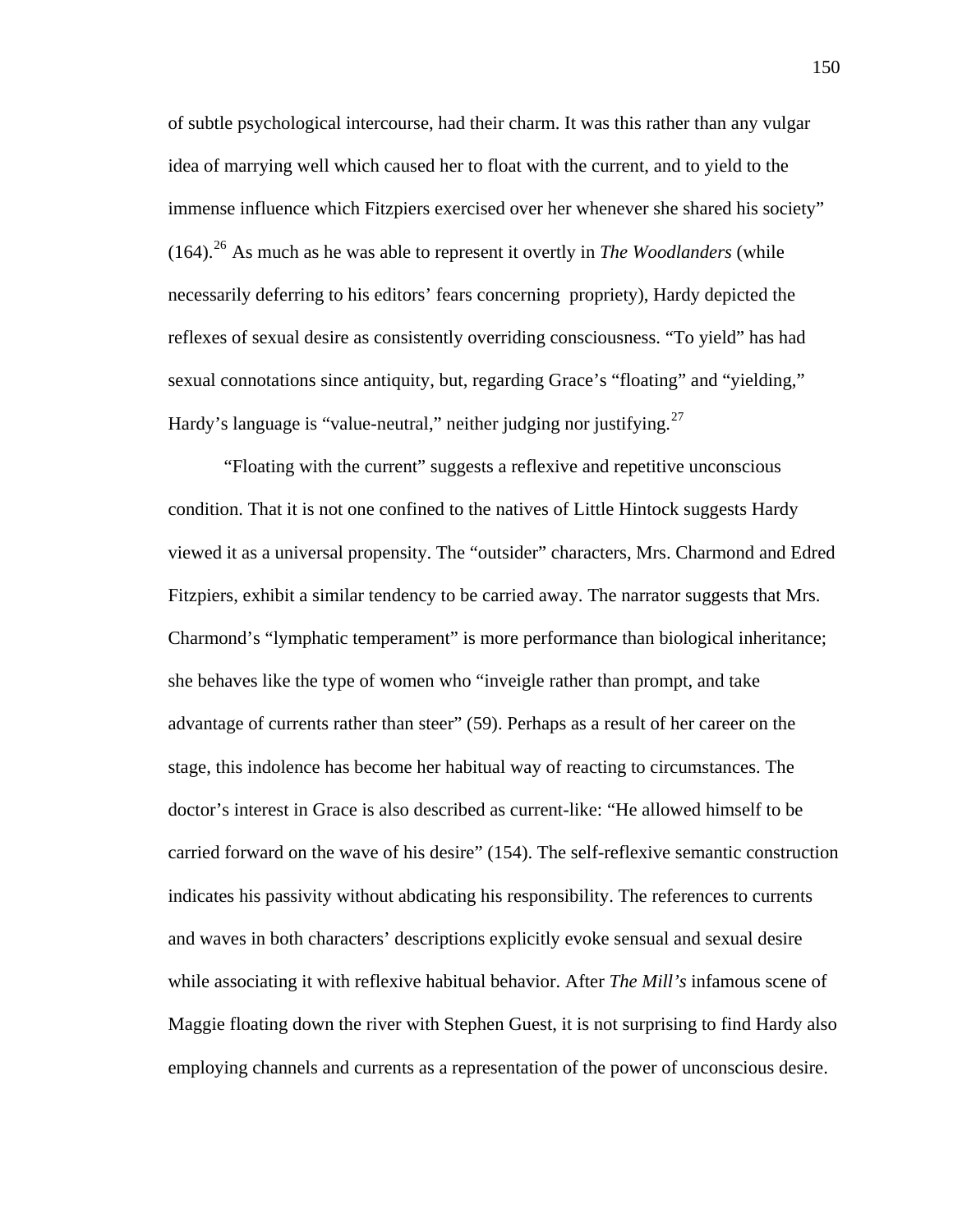of subtle psychological intercourse, had their charm. It was this rather than any vulgar idea of marrying well which caused her to float with the current, and to yield to the immense influence which Fitzpiers exercised over her whenever she shared his society" (164).[26] As much as he was able to represent it overtly in *The Woodlanders* (while necessarily deferring to his editors' fears concerning propriety), Hardy depicted the reflexes of sexual desire as consistently overriding consciousness. "To yield" has had sexual connotations since antiquity, but, regarding Grace's "floating" and "yielding," Hardy's language is "value-neutral," neither judging nor justifying.[27]

"Floating with the current" suggests a reflexive and repetitive unconscious condition. That it is not one confined to the natives of Little Hintock suggests Hardy viewed it as a universal propensity. The "outsider" characters, Mrs. Charmond and Edred Fitzpiers, exhibit a similar tendency to be carried away. The narrator suggests that Mrs. Charmond's "lymphatic temperament" is more performance than biological inheritance; she behaves like the type of women who "inveigle rather than prompt, and take advantage of currents rather than steer" (59). Perhaps as a result of her career on the stage, this indolence has become her habitual way of reacting to circumstances. The doctor's interest in Grace is also described as current-like: "He allowed himself to be carried forward on the wave of his desire" (154). The self-reflexive semantic construction indicates his passivity without abdicating his responsibility. The references to currents and waves in both characters' descriptions explicitly evoke sensual and sexual desire while associating it with reflexive habitual behavior. After *The Mill's* infamous scene of Maggie floating down the river with Stephen Guest, it is not surprising to find Hardy also employing channels and currents as a representation of the power of unconscious desire.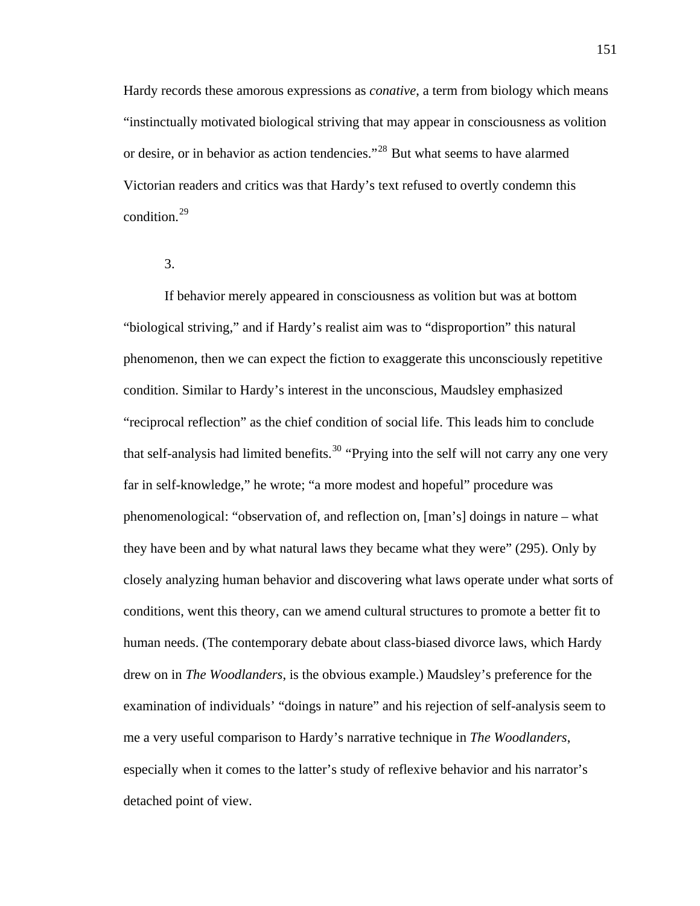Hardy records these amorous expressions as *conative*, a term from biology which means "instinctually motivated biological striving that may appear in consciousness as volition or desire, or in behavior as action tendencies."[28] But what seems to have alarmed Victorian readers and critics was that Hardy's text refused to overtly condemn this condition.[29]

3.

If behavior merely appeared in consciousness as volition but was at bottom "biological striving," and if Hardy's realist aim was to "disproportion" this natural phenomenon, then we can expect the fiction to exaggerate this unconsciously repetitive condition. Similar to Hardy's interest in the unconscious, Maudsley emphasized "reciprocal reflection" as the chief condition of social life. This leads him to conclude that self-analysis had limited benefits.[30] "Prying into the self will not carry any one very far in self-knowledge," he wrote; "a more modest and hopeful" procedure was phenomenological: "observation of, and reflection on, [man's] doings in nature – what they have been and by what natural laws they became what they were" (295). Only by closely analyzing human behavior and discovering what laws operate under what sorts of conditions, went this theory, can we amend cultural structures to promote a better fit to human needs. (The contemporary debate about class-biased divorce laws, which Hardy drew on in *The Woodlanders*, is the obvious example.) Maudsley's preference for the examination of individuals' "doings in nature" and his rejection of self-analysis seem to me a very useful comparison to Hardy's narrative technique in *The Woodlanders*, especially when it comes to the latter's study of reflexive behavior and his narrator's detached point of view.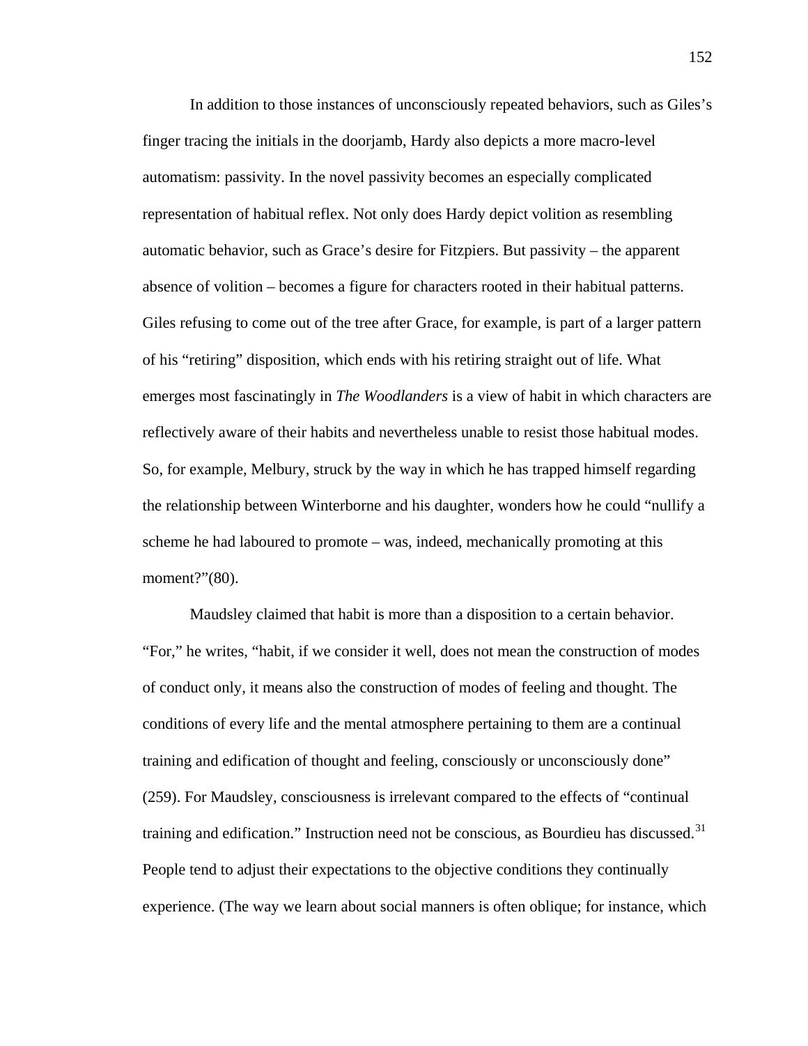In addition to those instances of unconsciously repeated behaviors, such as Giles's finger tracing the initials in the doorjamb, Hardy also depicts a more macro-level automatism: passivity. In the novel passivity becomes an especially complicated representation of habitual reflex. Not only does Hardy depict volition as resembling automatic behavior, such as Grace's desire for Fitzpiers. But passivity – the apparent absence of volition – becomes a figure for characters rooted in their habitual patterns. Giles refusing to come out of the tree after Grace, for example, is part of a larger pattern of his "retiring" disposition, which ends with his retiring straight out of life. What emerges most fascinatingly in *The Woodlanders* is a view of habit in which characters are reflectively aware of their habits and nevertheless unable to resist those habitual modes. So, for example, Melbury, struck by the way in which he has trapped himself regarding the relationship between Winterborne and his daughter, wonders how he could "nullify a scheme he had laboured to promote – was, indeed, mechanically promoting at this moment?"(80).

Maudsley claimed that habit is more than a disposition to a certain behavior. "For," he writes, "habit, if we consider it well, does not mean the construction of modes of conduct only, it means also the construction of modes of feeling and thought. The conditions of every life and the mental atmosphere pertaining to them are a continual training and edification of thought and feeling, consciously or unconsciously done" (259). For Maudsley, consciousness is irrelevant compared to the effects of "continual training and edification." Instruction need not be conscious, as Bourdieu has discussed.[31] People tend to adjust their expectations to the objective conditions they continually experience. (The way we learn about social manners is often oblique; for instance, which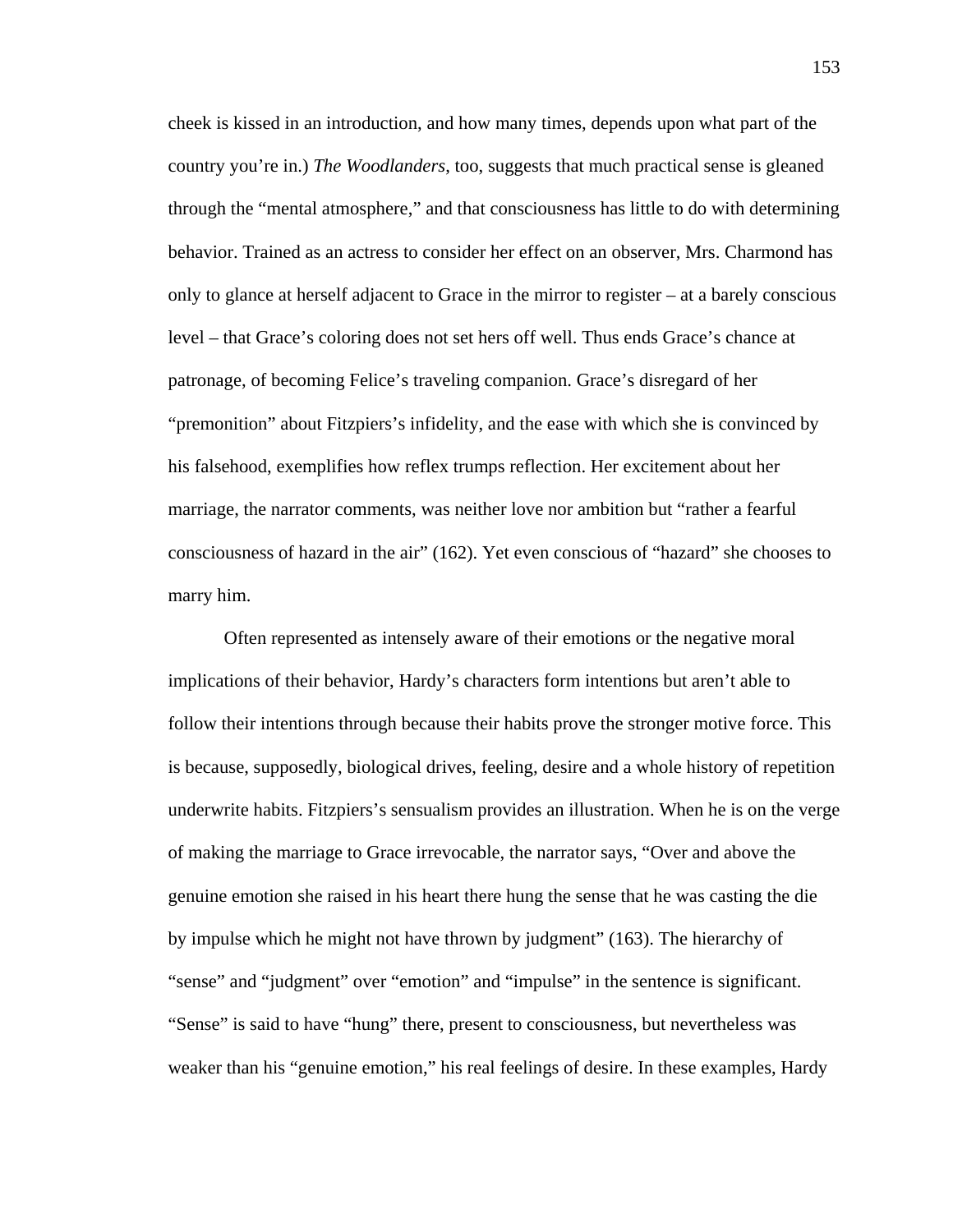cheek is kissed in an introduction, and how many times, depends upon what part of the country you're in.) *The Woodlanders*, too, suggests that much practical sense is gleaned through the "mental atmosphere," and that consciousness has little to do with determining behavior. Trained as an actress to consider her effect on an observer, Mrs. Charmond has only to glance at herself adjacent to Grace in the mirror to register – at a barely conscious level – that Grace's coloring does not set hers off well. Thus ends Grace's chance at patronage, of becoming Felice's traveling companion. Grace's disregard of her "premonition" about Fitzpiers's infidelity, and the ease with which she is convinced by his falsehood, exemplifies how reflex trumps reflection. Her excitement about her marriage, the narrator comments, was neither love nor ambition but "rather a fearful consciousness of hazard in the air" (162). Yet even conscious of "hazard" she chooses to marry him.

Often represented as intensely aware of their emotions or the negative moral implications of their behavior, Hardy's characters form intentions but aren't able to follow their intentions through because their habits prove the stronger motive force. This is because, supposedly, biological drives, feeling, desire and a whole history of repetition underwrite habits. Fitzpiers's sensualism provides an illustration. When he is on the verge of making the marriage to Grace irrevocable, the narrator says, "Over and above the genuine emotion she raised in his heart there hung the sense that he was casting the die by impulse which he might not have thrown by judgment" (163). The hierarchy of "sense" and "judgment" over "emotion" and "impulse" in the sentence is significant. "Sense" is said to have "hung" there, present to consciousness, but nevertheless was weaker than his "genuine emotion," his real feelings of desire. In these examples, Hardy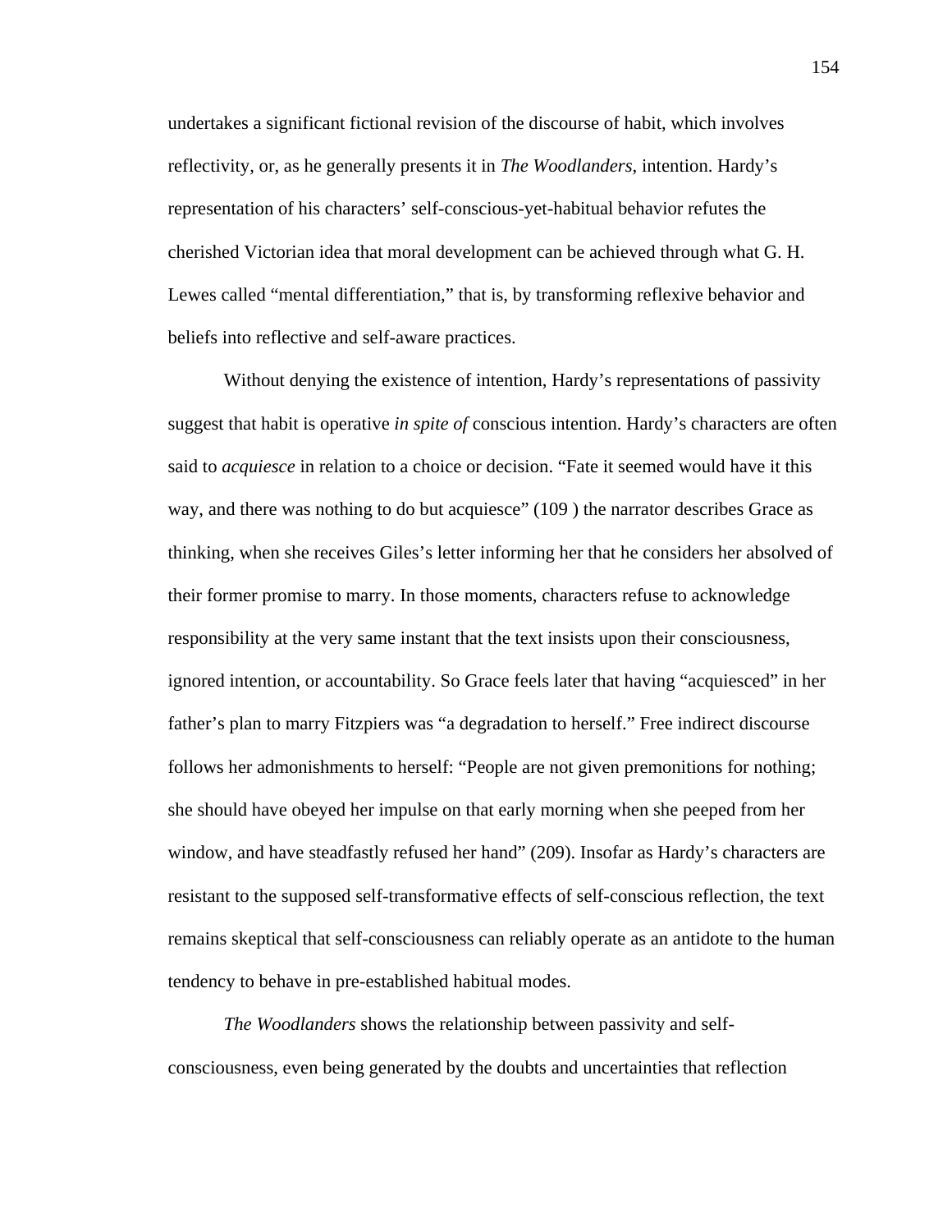undertakes a significant fictional revision of the discourse of habit, which involves reflectivity, or, as he generally presents it in *The Woodlanders*, intention. Hardy's representation of his characters' self-conscious-yet-habitual behavior refutes the cherished Victorian idea that moral development can be achieved through what G. H. Lewes called "mental differentiation," that is, by transforming reflexive behavior and beliefs into reflective and self-aware practices.

Without denying the existence of intention, Hardy's representations of passivity suggest that habit is operative *in spite of* conscious intention. Hardy's characters are often said to *acquiesce* in relation to a choice or decision. "Fate it seemed would have it this way, and there was nothing to do but acquiesce" (109 ) the narrator describes Grace as thinking, when she receives Giles's letter informing her that he considers her absolved of their former promise to marry. In those moments, characters refuse to acknowledge responsibility at the very same instant that the text insists upon their consciousness, ignored intention, or accountability. So Grace feels later that having "acquiesced" in her father's plan to marry Fitzpiers was "a degradation to herself." Free indirect discourse follows her admonishments to herself: "People are not given premonitions for nothing; she should have obeyed her impulse on that early morning when she peeped from her window, and have steadfastly refused her hand" (209). Insofar as Hardy's characters are resistant to the supposed self-transformative effects of self-conscious reflection, the text remains skeptical that self-consciousness can reliably operate as an antidote to the human tendency to behave in pre-established habitual modes.

*The Woodlanders* shows the relationship between passivity and self-consciousness, even being generated by the doubts and uncertainties that reflection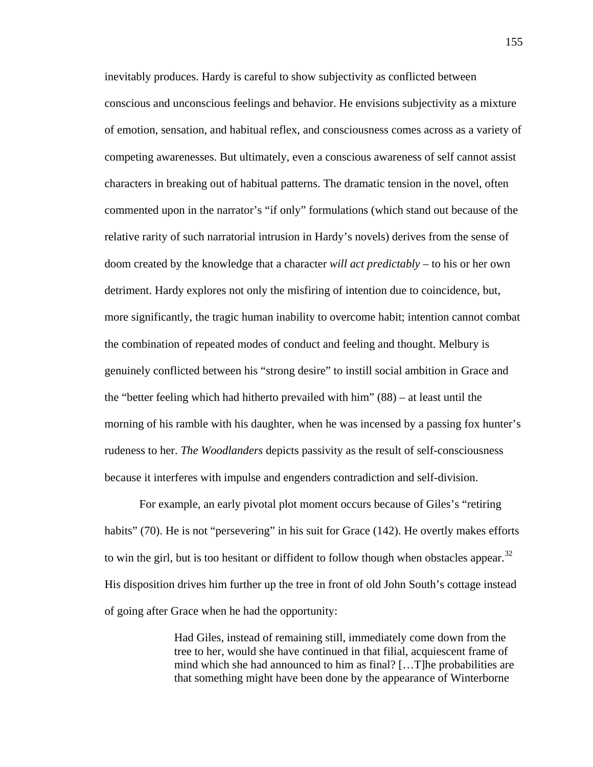inevitably produces. Hardy is careful to show subjectivity as conflicted between conscious and unconscious feelings and behavior. He envisions subjectivity as a mixture of emotion, sensation, and habitual reflex, and consciousness comes across as a variety of competing awarenesses. But ultimately, even a conscious awareness of self cannot assist characters in breaking out of habitual patterns. The dramatic tension in the novel, often commented upon in the narrator's "if only" formulations (which stand out because of the relative rarity of such narratorial intrusion in Hardy's novels) derives from the sense of doom created by the knowledge that a character *will act predictably* – to his or her own detriment. Hardy explores not only the misfiring of intention due to coincidence, but, more significantly, the tragic human inability to overcome habit; intention cannot combat the combination of repeated modes of conduct and feeling and thought. Melbury is genuinely conflicted between his "strong desire" to instill social ambition in Grace and the "better feeling which had hitherto prevailed with him" (88) – at least until the morning of his ramble with his daughter, when he was incensed by a passing fox hunter's rudeness to her. *The Woodlanders* depicts passivity as the result of self-consciousness because it interferes with impulse and engenders contradiction and self-division.

For example, an early pivotal plot moment occurs because of Giles's "retiring habits" (70). He is not "persevering" in his suit for Grace (142). He overtly makes efforts to win the girl, but is too hesitant or diffident to follow though when obstacles appear.[32] His disposition drives him further up the tree in front of old John South's cottage instead of going after Grace when he had the opportunity:

> Had Giles, instead of remaining still, immediately come down from the tree to her, would she have continued in that filial, acquiescent frame of mind which she had announced to him as final? […T]he probabilities are that something might have been done by the appearance of Winterborne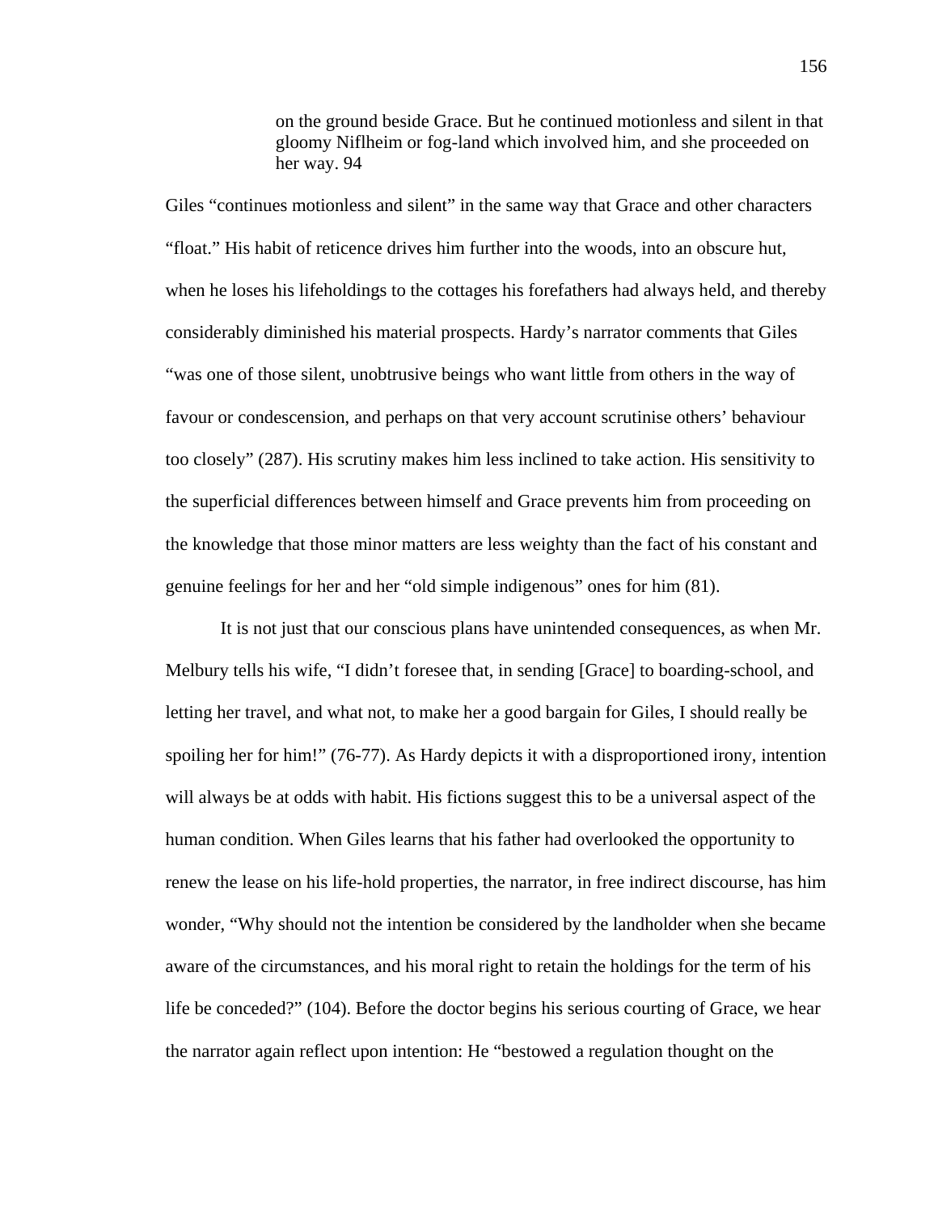> on the ground beside Grace. But he continued motionless and silent in that gloomy Niflheim or fog-land which involved him, and she proceeded on her way. 94

Giles "continues motionless and silent" in the same way that Grace and other characters "float." His habit of reticence drives him further into the woods, into an obscure hut, when he loses his lifeholdings to the cottages his forefathers had always held, and thereby considerably diminished his material prospects. Hardy's narrator comments that Giles "was one of those silent, unobtrusive beings who want little from others in the way of favour or condescension, and perhaps on that very account scrutinise others' behaviour too closely" (287). His scrutiny makes him less inclined to take action. His sensitivity to the superficial differences between himself and Grace prevents him from proceeding on the knowledge that those minor matters are less weighty than the fact of his constant and genuine feelings for her and her "old simple indigenous" ones for him (81).

It is not just that our conscious plans have unintended consequences, as when Mr. Melbury tells his wife, "I didn't foresee that, in sending [Grace] to boarding-school, and letting her travel, and what not, to make her a good bargain for Giles, I should really be spoiling her for him!" (76-77). As Hardy depicts it with a disproportioned irony, intention will always be at odds with habit. His fictions suggest this to be a universal aspect of the human condition. When Giles learns that his father had overlooked the opportunity to renew the lease on his life-hold properties, the narrator, in free indirect discourse, has him wonder, "Why should not the intention be considered by the landholder when she became aware of the circumstances, and his moral right to retain the holdings for the term of his life be conceded?" (104). Before the doctor begins his serious courting of Grace, we hear the narrator again reflect upon intention: He "bestowed a regulation thought on the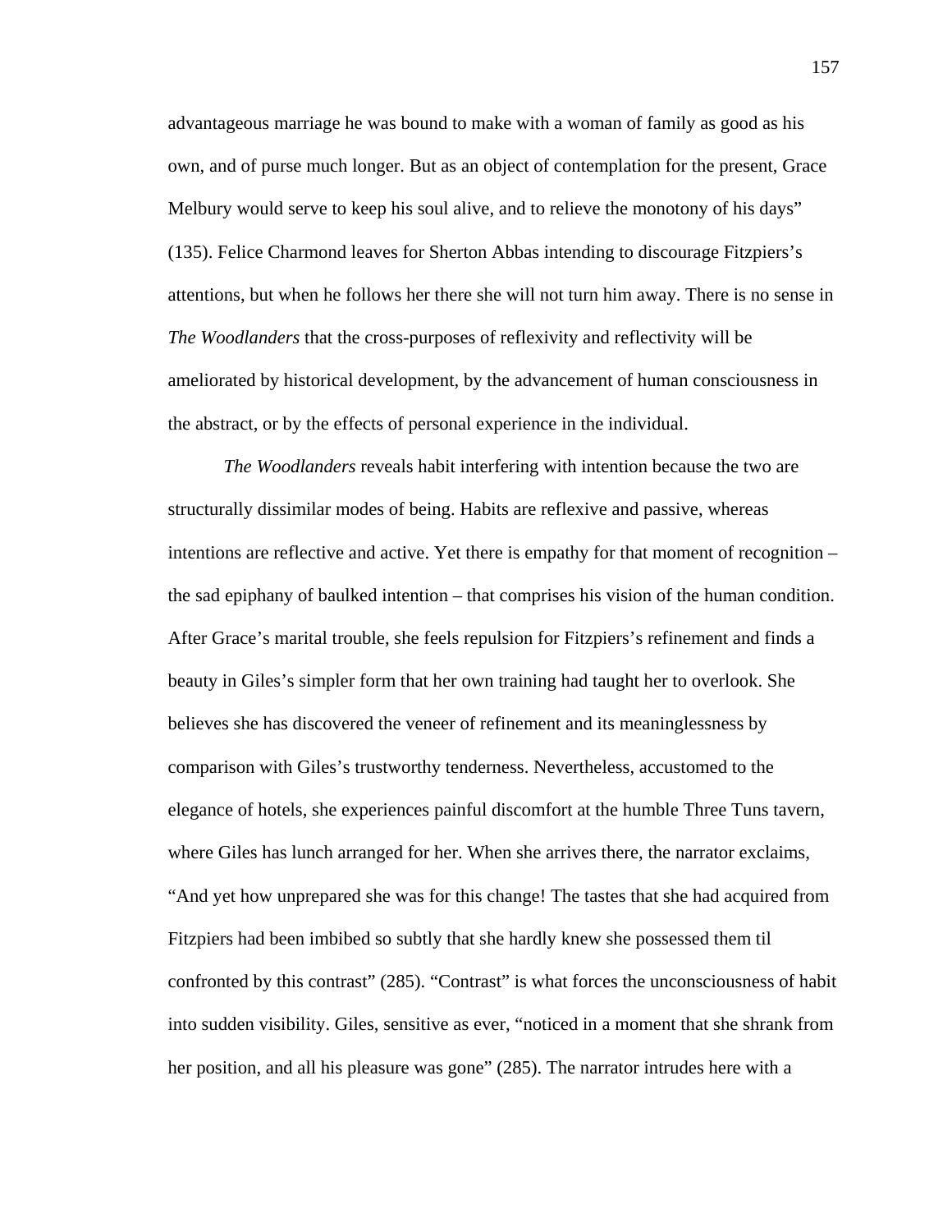advantageous marriage he was bound to make with a woman of family as good as his own, and of purse much longer. But as an object of contemplation for the present, Grace Melbury would serve to keep his soul alive, and to relieve the monotony of his days" (135). Felice Charmond leaves for Sherton Abbas intending to discourage Fitzpiers's attentions, but when he follows her there she will not turn him away. There is no sense in *The Woodlanders* that the cross-purposes of reflexivity and reflectivity will be ameliorated by historical development, by the advancement of human consciousness in the abstract, or by the effects of personal experience in the individual.

*The Woodlanders* reveals habit interfering with intention because the two are structurally dissimilar modes of being. Habits are reflexive and passive, whereas intentions are reflective and active. Yet there is empathy for that moment of recognition – the sad epiphany of baulked intention – that comprises his vision of the human condition. After Grace's marital trouble, she feels repulsion for Fitzpiers's refinement and finds a beauty in Giles's simpler form that her own training had taught her to overlook. She believes she has discovered the veneer of refinement and its meaninglessness by comparison with Giles's trustworthy tenderness. Nevertheless, accustomed to the elegance of hotels, she experiences painful discomfort at the humble Three Tuns tavern, where Giles has lunch arranged for her. When she arrives there, the narrator exclaims, "And yet how unprepared she was for this change! The tastes that she had acquired from Fitzpiers had been imbibed so subtly that she hardly knew she possessed them til confronted by this contrast" (285). "Contrast" is what forces the unconsciousness of habit into sudden visibility. Giles, sensitive as ever, "noticed in a moment that she shrank from her position, and all his pleasure was gone" (285). The narrator intrudes here with a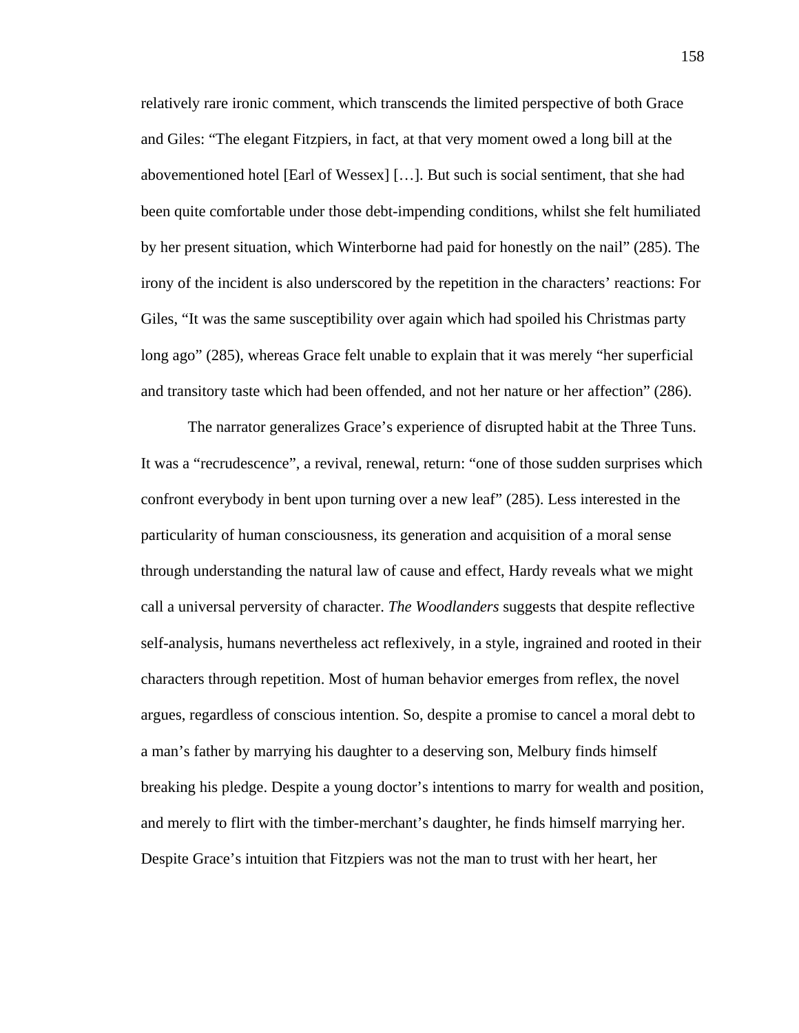relatively rare ironic comment, which transcends the limited perspective of both Grace and Giles: "The elegant Fitzpiers, in fact, at that very moment owed a long bill at the abovementioned hotel [Earl of Wessex] […]. But such is social sentiment, that she had been quite comfortable under those debt-impending conditions, whilst she felt humiliated by her present situation, which Winterborne had paid for honestly on the nail" (285). The irony of the incident is also underscored by the repetition in the characters' reactions: For Giles, "It was the same susceptibility over again which had spoiled his Christmas party long ago" (285), whereas Grace felt unable to explain that it was merely "her superficial and transitory taste which had been offended, and not her nature or her affection" (286).

The narrator generalizes Grace's experience of disrupted habit at the Three Tuns. It was a "recrudescence", a revival, renewal, return: "one of those sudden surprises which confront everybody in bent upon turning over a new leaf" (285). Less interested in the particularity of human consciousness, its generation and acquisition of a moral sense through understanding the natural law of cause and effect, Hardy reveals what we might call a universal perversity of character. *The Woodlanders* suggests that despite reflective self-analysis, humans nevertheless act reflexively, in a style, ingrained and rooted in their characters through repetition. Most of human behavior emerges from reflex, the novel argues, regardless of conscious intention. So, despite a promise to cancel a moral debt to a man's father by marrying his daughter to a deserving son, Melbury finds himself breaking his pledge. Despite a young doctor's intentions to marry for wealth and position, and merely to flirt with the timber-merchant's daughter, he finds himself marrying her. Despite Grace's intuition that Fitzpiers was not the man to trust with her heart, her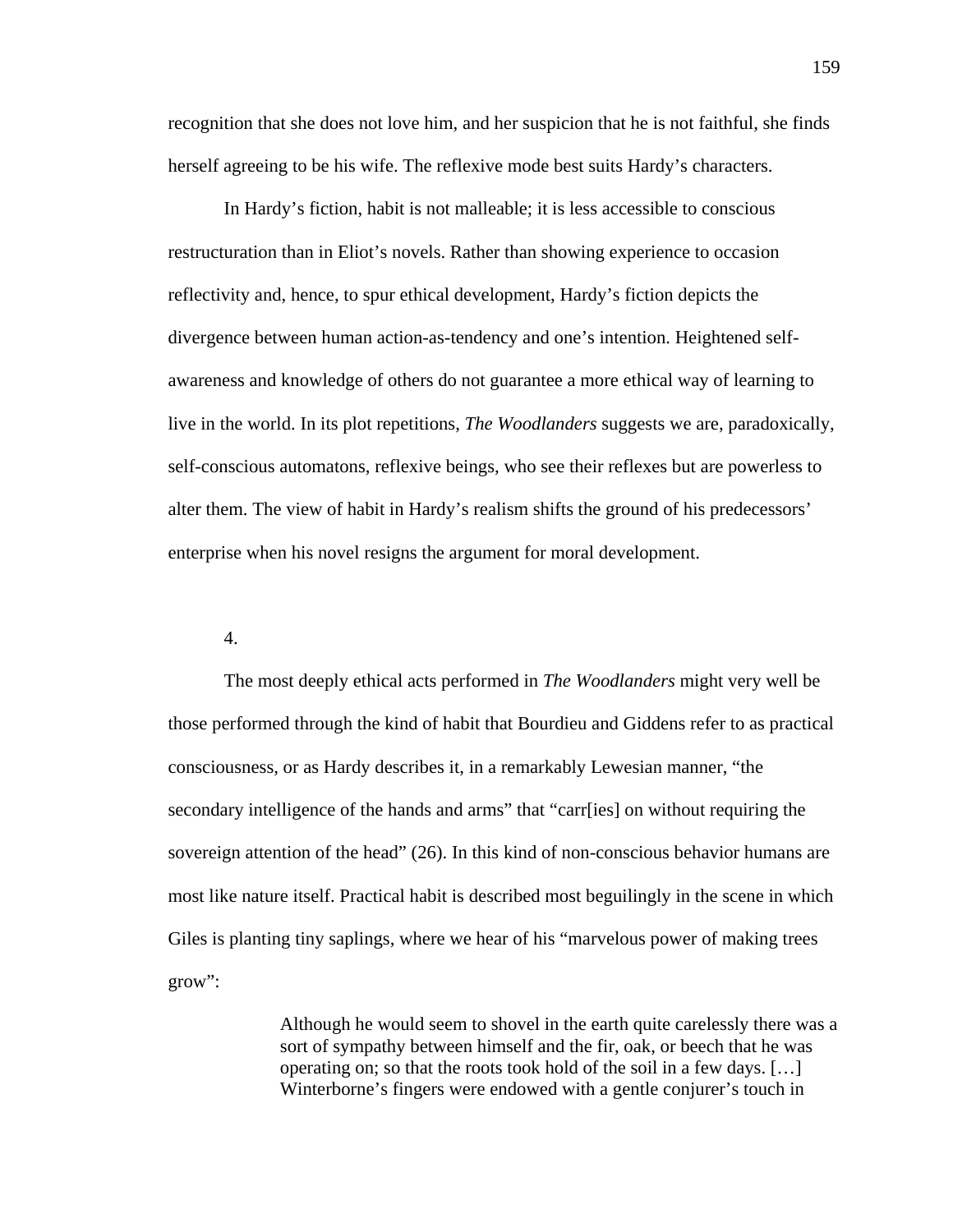recognition that she does not love him, and her suspicion that he is not faithful, she finds herself agreeing to be his wife. The reflexive mode best suits Hardy's characters.

In Hardy's fiction, habit is not malleable; it is less accessible to conscious restructuration than in Eliot's novels. Rather than showing experience to occasion reflectivity and, hence, to spur ethical development, Hardy's fiction depicts the divergence between human action-as-tendency and one's intention. Heightened self-awareness and knowledge of others do not guarantee a more ethical way of learning to live in the world. In its plot repetitions, *The Woodlanders* suggests we are, paradoxically, self-conscious automatons, reflexive beings, who see their reflexes but are powerless to alter them. The view of habit in Hardy's realism shifts the ground of his predecessors' enterprise when his novel resigns the argument for moral development.

4.

The most deeply ethical acts performed in *The Woodlanders* might very well be those performed through the kind of habit that Bourdieu and Giddens refer to as practical consciousness, or as Hardy describes it, in a remarkably Lewesian manner, "the secondary intelligence of the hands and arms" that "carr[ies] on without requiring the sovereign attention of the head" (26). In this kind of non-conscious behavior humans are most like nature itself. Practical habit is described most beguilingly in the scene in which Giles is planting tiny saplings, where we hear of his "marvelous power of making trees grow":

> Although he would seem to shovel in the earth quite carelessly there was a sort of sympathy between himself and the fir, oak, or beech that he was operating on; so that the roots took hold of the soil in a few days. […] Winterborne's fingers were endowed with a gentle conjurer's touch in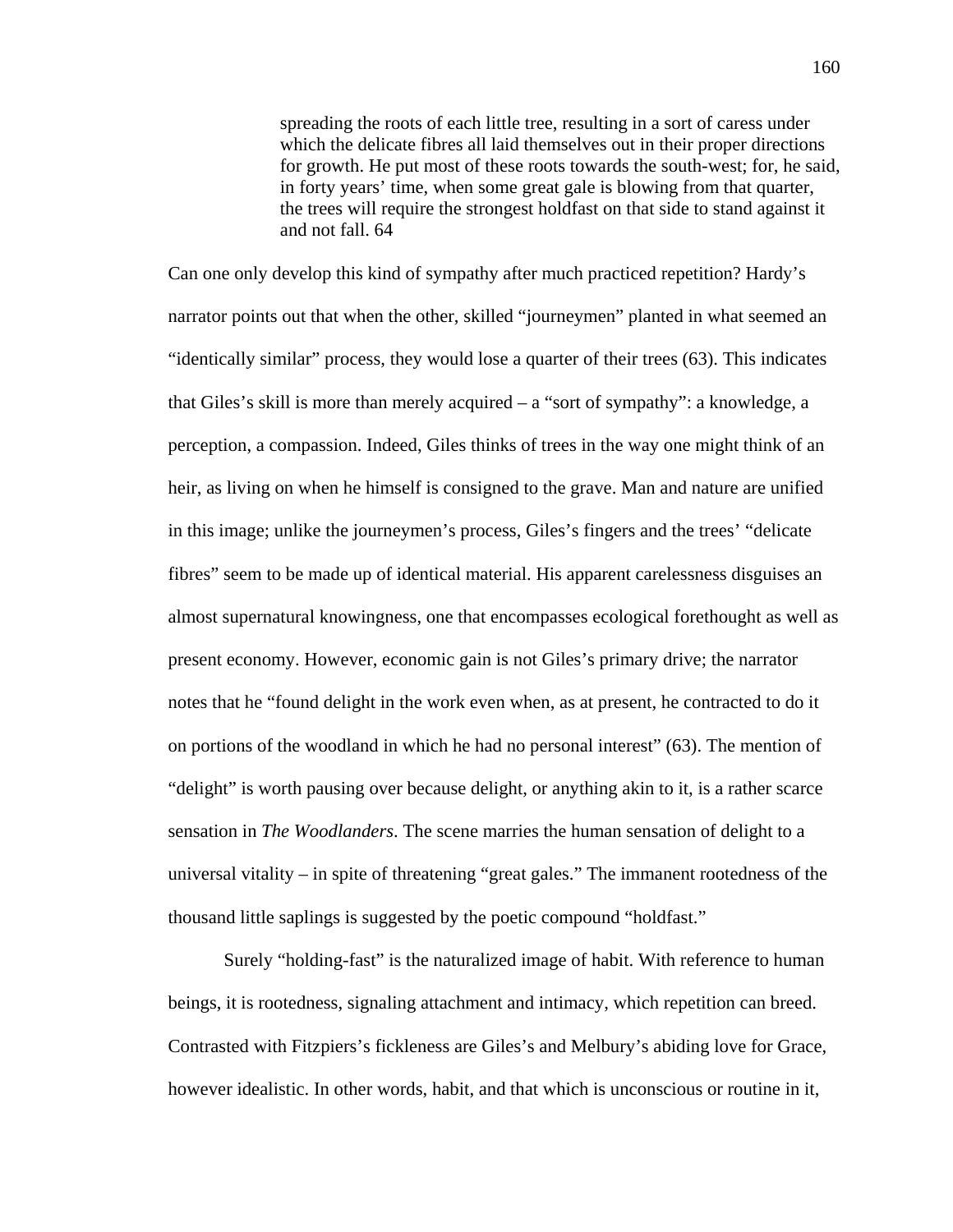> spreading the roots of each little tree, resulting in a sort of caress under which the delicate fibres all laid themselves out in their proper directions for growth. He put most of these roots towards the south-west; for, he said, in forty years' time, when some great gale is blowing from that quarter, the trees will require the strongest holdfast on that side to stand against it and not fall. 64

Can one only develop this kind of sympathy after much practiced repetition? Hardy's narrator points out that when the other, skilled "journeymen" planted in what seemed an "identically similar" process, they would lose a quarter of their trees (63). This indicates that Giles's skill is more than merely acquired – a "sort of sympathy": a knowledge, a perception, a compassion. Indeed, Giles thinks of trees in the way one might think of an heir, as living on when he himself is consigned to the grave. Man and nature are unified in this image; unlike the journeymen's process, Giles's fingers and the trees' "delicate fibres" seem to be made up of identical material. His apparent carelessness disguises an almost supernatural knowingness, one that encompasses ecological forethought as well as present economy. However, economic gain is not Giles's primary drive; the narrator notes that he "found delight in the work even when, as at present, he contracted to do it on portions of the woodland in which he had no personal interest" (63). The mention of "delight" is worth pausing over because delight, or anything akin to it, is a rather scarce sensation in *The Woodlanders*. The scene marries the human sensation of delight to a universal vitality – in spite of threatening "great gales." The immanent rootedness of the thousand little saplings is suggested by the poetic compound "holdfast."

Surely "holding-fast" is the naturalized image of habit. With reference to human beings, it is rootedness, signaling attachment and intimacy, which repetition can breed. Contrasted with Fitzpiers's fickleness are Giles's and Melbury's abiding love for Grace, however idealistic. In other words, habit, and that which is unconscious or routine in it,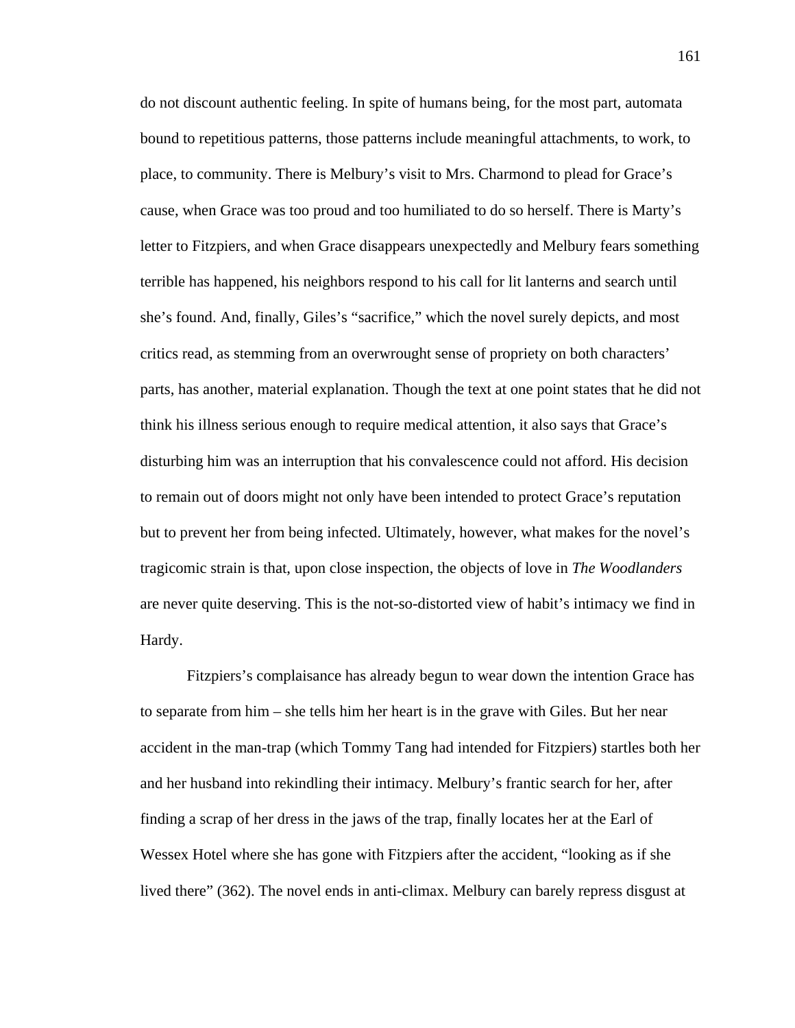do not discount authentic feeling. In spite of humans being, for the most part, automata bound to repetitious patterns, those patterns include meaningful attachments, to work, to place, to community. There is Melbury's visit to Mrs. Charmond to plead for Grace's cause, when Grace was too proud and too humiliated to do so herself. There is Marty's letter to Fitzpiers, and when Grace disappears unexpectedly and Melbury fears something terrible has happened, his neighbors respond to his call for lit lanterns and search until she's found. And, finally, Giles's "sacrifice," which the novel surely depicts, and most critics read, as stemming from an overwrought sense of propriety on both characters' parts, has another, material explanation. Though the text at one point states that he did not think his illness serious enough to require medical attention, it also says that Grace's disturbing him was an interruption that his convalescence could not afford. His decision to remain out of doors might not only have been intended to protect Grace's reputation but to prevent her from being infected. Ultimately, however, what makes for the novel's tragicomic strain is that, upon close inspection, the objects of love in *The Woodlanders* are never quite deserving. This is the not-so-distorted view of habit's intimacy we find in Hardy.

Fitzpiers's complaisance has already begun to wear down the intention Grace has to separate from him – she tells him her heart is in the grave with Giles. But her near accident in the man-trap (which Tommy Tang had intended for Fitzpiers) startles both her and her husband into rekindling their intimacy. Melbury's frantic search for her, after finding a scrap of her dress in the jaws of the trap, finally locates her at the Earl of Wessex Hotel where she has gone with Fitzpiers after the accident, "looking as if she lived there" (362). The novel ends in anti-climax. Melbury can barely repress disgust at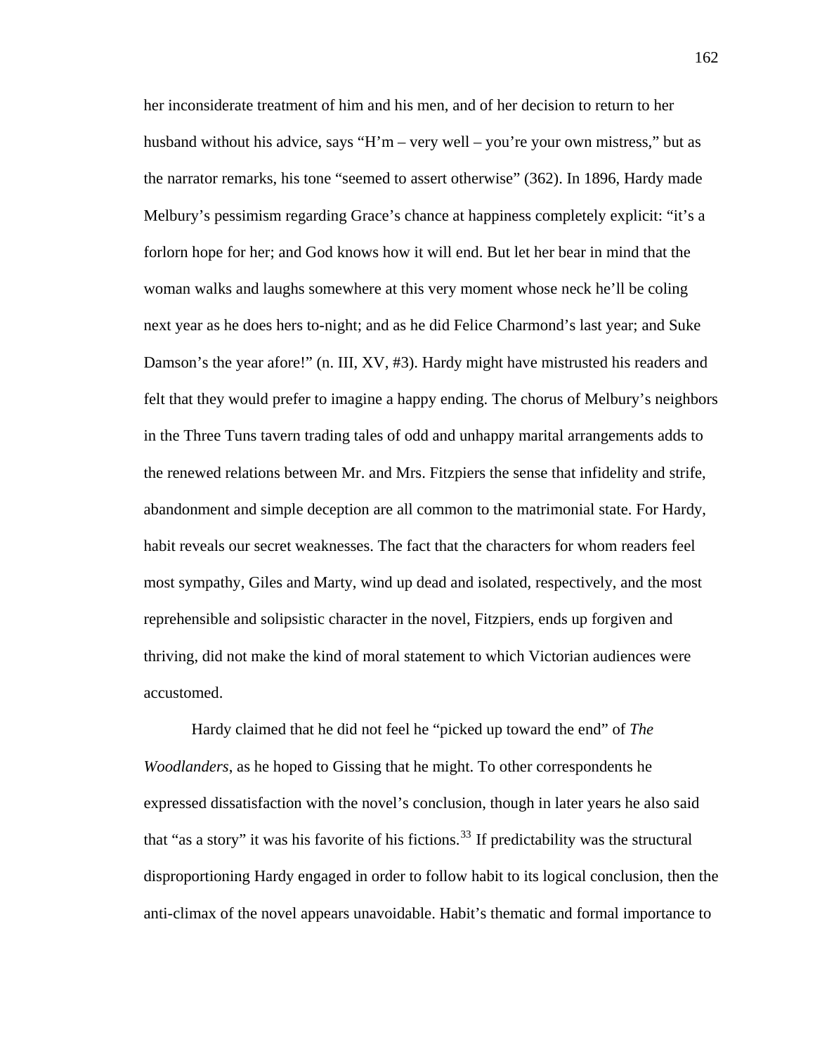her inconsiderate treatment of him and his men, and of her decision to return to her husband without his advice, says "H'm – very well – you're your own mistress," but as the narrator remarks, his tone "seemed to assert otherwise" (362). In 1896, Hardy made Melbury's pessimism regarding Grace's chance at happiness completely explicit: "it's a forlorn hope for her; and God knows how it will end. But let her bear in mind that the woman walks and laughs somewhere at this very moment whose neck he'll be coling next year as he does hers to-night; and as he did Felice Charmond's last year; and Suke Damson's the year afore!" (n. III, XV, #3). Hardy might have mistrusted his readers and felt that they would prefer to imagine a happy ending. The chorus of Melbury's neighbors in the Three Tuns tavern trading tales of odd and unhappy marital arrangements adds to the renewed relations between Mr. and Mrs. Fitzpiers the sense that infidelity and strife, abandonment and simple deception are all common to the matrimonial state. For Hardy, habit reveals our secret weaknesses. The fact that the characters for whom readers feel most sympathy, Giles and Marty, wind up dead and isolated, respectively, and the most reprehensible and solipsistic character in the novel, Fitzpiers, ends up forgiven and thriving, did not make the kind of moral statement to which Victorian audiences were accustomed.

Hardy claimed that he did not feel he "picked up toward the end" of *The Woodlanders*, as he hoped to Gissing that he might. To other correspondents he expressed dissatisfaction with the novel's conclusion, though in later years he also said that "as a story" it was his favorite of his fictions.[33] If predictability was the structural disproportioning Hardy engaged in order to follow habit to its logical conclusion, then the anti-climax of the novel appears unavoidable. Habit's thematic and formal importance to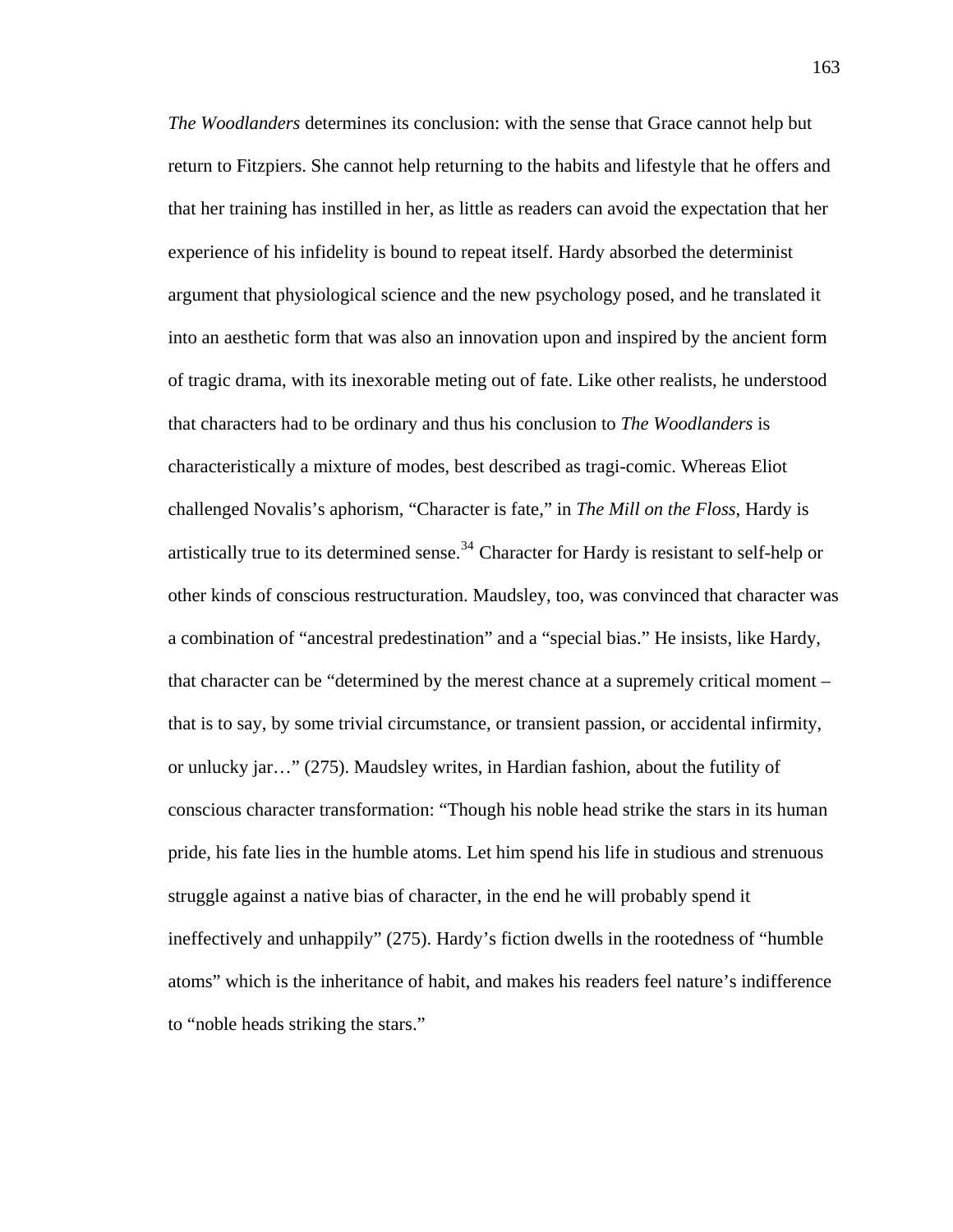*The Woodlanders* determines its conclusion: with the sense that Grace cannot help but return to Fitzpiers. She cannot help returning to the habits and lifestyle that he offers and that her training has instilled in her, as little as readers can avoid the expectation that her experience of his infidelity is bound to repeat itself. Hardy absorbed the determinist argument that physiological science and the new psychology posed, and he translated it into an aesthetic form that was also an innovation upon and inspired by the ancient form of tragic drama, with its inexorable meting out of fate. Like other realists, he understood that characters had to be ordinary and thus his conclusion to *The Woodlanders* is characteristically a mixture of modes, best described as tragi-comic. Whereas Eliot challenged Novalis's aphorism, "Character is fate," in *The Mill on the Floss*, Hardy is artistically true to its determined sense.[34] Character for Hardy is resistant to self-help or other kinds of conscious restructuration. Maudsley, too, was convinced that character was a combination of "ancestral predestination" and a "special bias." He insists, like Hardy, that character can be "determined by the merest chance at a supremely critical moment – that is to say, by some trivial circumstance, or transient passion, or accidental infirmity, or unlucky jar…" (275). Maudsley writes, in Hardian fashion, about the futility of conscious character transformation: "Though his noble head strike the stars in its human pride, his fate lies in the humble atoms. Let him spend his life in studious and strenuous struggle against a native bias of character, in the end he will probably spend it ineffectively and unhappily" (275). Hardy's fiction dwells in the rootedness of "humble atoms" which is the inheritance of habit, and makes his readers feel nature's indifference to "noble heads striking the stars."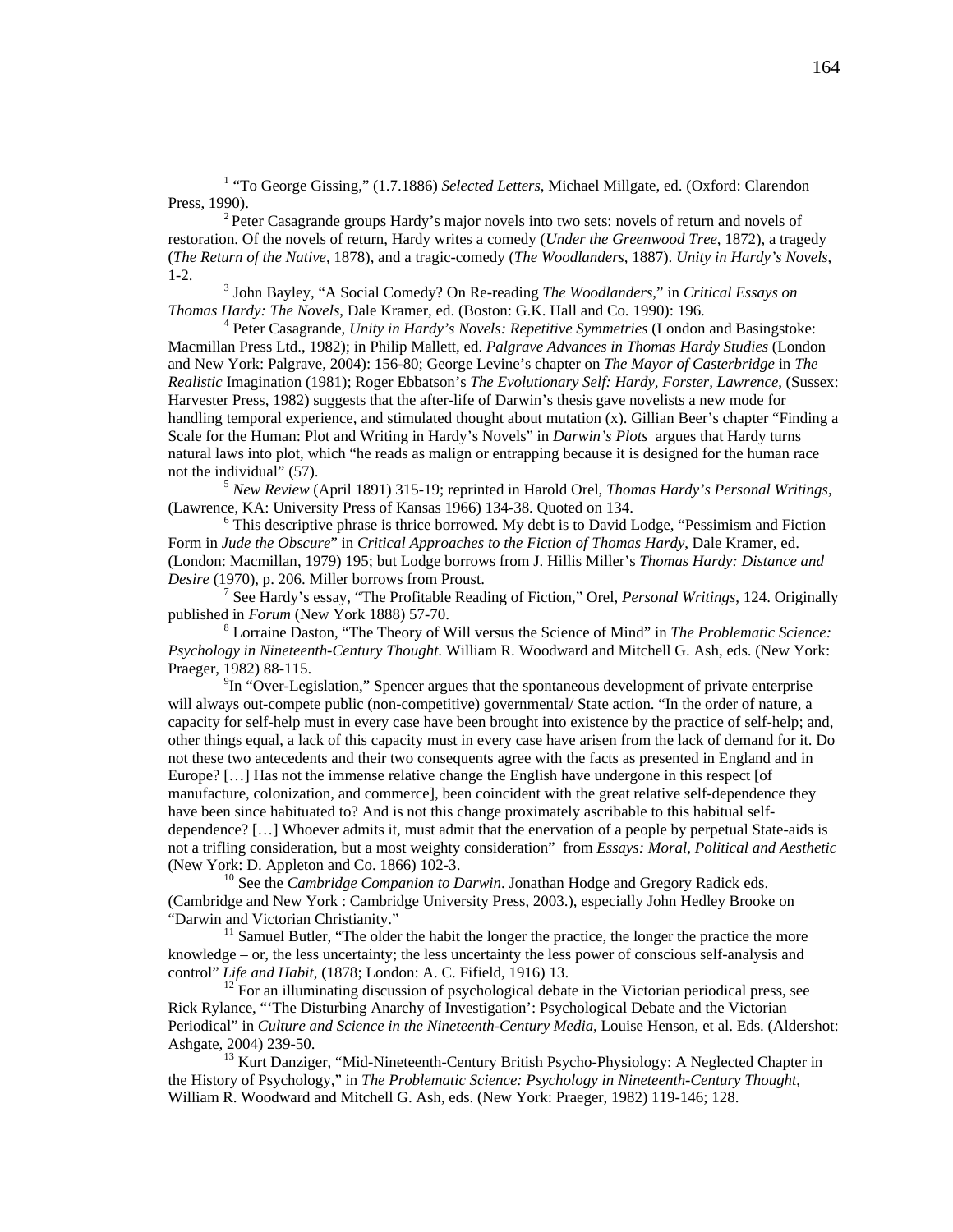[1] "To George Gissing," (1.7.1886) *Selected Letters*, Michael Millgate, ed. (Oxford: Clarendon Press, 1990).

[2] Peter Casagrande groups Hardy's major novels into two sets: novels of return and novels of restoration. Of the novels of return, Hardy writes a comedy (*Under the Greenwood Tree*, 1872), a tragedy (*The Return of the Native*, 1878), and a tragic-comedy (*The Woodlanders*, 1887). *Unity in Hardy's Novels*, 1-2.

[3] John Bayley, "A Social Comedy? On Re-reading *The Woodlanders*," in *Critical Essays on Thomas Hardy: The Novels*, Dale Kramer, ed. (Boston: G.K. Hall and Co. 1990): 196.

[4] Peter Casagrande, *Unity in Hardy's Novels: Repetitive Symmetries* (London and Basingstoke: Macmillan Press Ltd., 1982); in Philip Mallett, ed. *Palgrave Advances in Thomas Hardy Studies* (London and New York: Palgrave, 2004): 156-80; George Levine's chapter on *The Mayor of Casterbridge* in *The Realistic* Imagination (1981); Roger Ebbatson's *The Evolutionary Self: Hardy, Forster, Lawrence*, (Sussex: Harvester Press, 1982) suggests that the after-life of Darwin's thesis gave novelists a new mode for handling temporal experience, and stimulated thought about mutation (x). Gillian Beer's chapter "Finding a Scale for the Human: Plot and Writing in Hardy's Novels" in *Darwin's Plots* argues that Hardy turns natural laws into plot, which "he reads as malign or entrapping because it is designed for the human race not the individual" (57).

[5] *New Review* (April 1891) 315-19; reprinted in Harold Orel, *Thomas Hardy's Personal Writings*, (Lawrence, KA: University Press of Kansas 1966) 134-38. Quoted on 134.

[6] This descriptive phrase is thrice borrowed. My debt is to David Lodge, "Pessimism and Fiction Form in *Jude the Obscure*" in *Critical Approaches to the Fiction of Thomas Hardy*, Dale Kramer, ed. (London: Macmillan, 1979) 195; but Lodge borrows from J. Hillis Miller's *Thomas Hardy: Distance and Desire* (1970), p. 206. Miller borrows from Proust.

[7] See Hardy's essay, "The Profitable Reading of Fiction," Orel, *Personal Writings*, 124. Originally published in *Forum* (New York 1888) 57-70.

[8] Lorraine Daston, "The Theory of Will versus the Science of Mind" in *The Problematic Science: Psychology in Nineteenth-Century Thought*. William R. Woodward and Mitchell G. Ash, eds. (New York: Praeger, 1982) 88-115.

[9] In "Over-Legislation," Spencer argues that the spontaneous development of private enterprise will always out-compete public (non-competitive) governmental/ State action. "In the order of nature, a capacity for self-help must in every case have been brought into existence by the practice of self-help; and, other things equal, a lack of this capacity must in every case have arisen from the lack of demand for it. Do not these two antecedents and their two consequents agree with the facts as presented in England and in Europe? […] Has not the immense relative change the English have undergone in this respect [of manufacture, colonization, and commerce], been coincident with the great relative self-dependence they have been since habituated to? And is not this change proximately ascribable to this habitual self-dependence? […] Whoever admits it, must admit that the enervation of a people by perpetual State-aids is not a trifling consideration, but a most weighty consideration" from *Essays: Moral, Political and Aesthetic* (New York: D. Appleton and Co. 1866) 102-3.

[10] See the *Cambridge Companion to Darwin*. Jonathan Hodge and Gregory Radick eds. (Cambridge and New York : Cambridge University Press, 2003.), especially John Hedley Brooke on "Darwin and Victorian Christianity."

[11] Samuel Butler, "The older the habit the longer the practice, the longer the practice the more knowledge – or, the less uncertainty; the less uncertainty the less power of conscious self-analysis and control" *Life and Habit*, (1878; London: A. C. Fifield, 1916) 13.

[12] For an illuminating discussion of psychological debate in the Victorian periodical press, see Rick Rylance, "'The Disturbing Anarchy of Investigation': Psychological Debate and the Victorian Periodical" in *Culture and Science in the Nineteenth-Century Media*, Louise Henson, et al. Eds. (Aldershot: Ashgate, 2004) 239-50.

[13] Kurt Danziger, "Mid-Nineteenth-Century British Psycho-Physiology: A Neglected Chapter in the History of Psychology," in *The Problematic Science: Psychology in Nineteenth-Century Thought*, William R. Woodward and Mitchell G. Ash, eds. (New York: Praeger, 1982) 119-146; 128.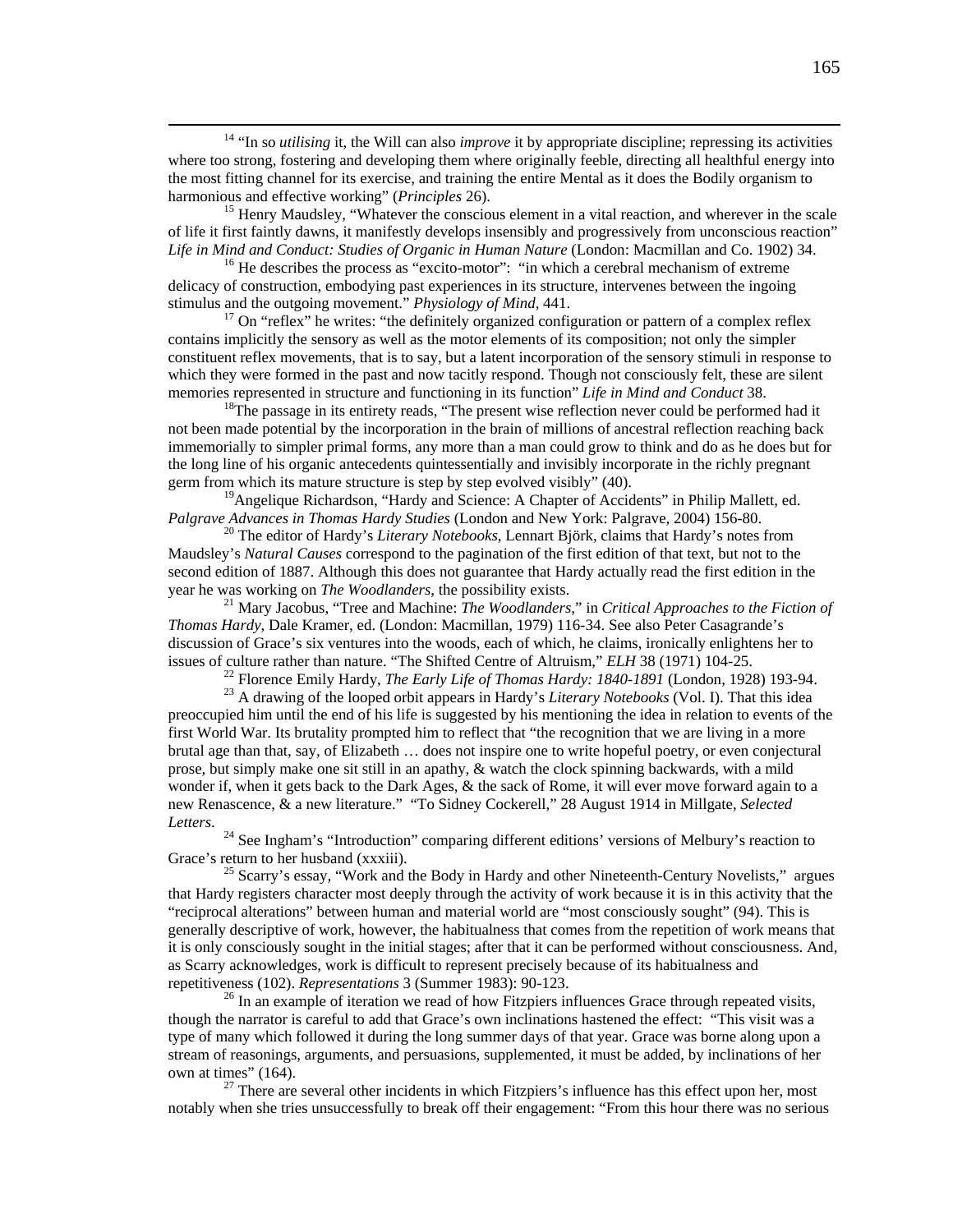[14] "In so *utilising* it, the Will can also *improve* it by appropriate discipline; repressing its activities where too strong, fostering and developing them where originally feeble, directing all healthful energy into the most fitting channel for its exercise, and training the entire Mental as it does the Bodily organism to harmonious and effective working" (*Principles* 26).

[15] Henry Maudsley, "Whatever the conscious element in a vital reaction, and wherever in the scale of life it first faintly dawns, it manifestly develops insensibly and progressively from unconscious reaction" *Life in Mind and Conduct: Studies of Organic in Human Nature* (London: Macmillan and Co. 1902) 34.

[16] He describes the process as "excito-motor": "in which a cerebral mechanism of extreme delicacy of construction, embodying past experiences in its structure, intervenes between the ingoing stimulus and the outgoing movement." *Physiology of Mind*, 441.

[17] On "reflex" he writes: "the definitely organized configuration or pattern of a complex reflex contains implicitly the sensory as well as the motor elements of its composition; not only the simpler constituent reflex movements, that is to say, but a latent incorporation of the sensory stimuli in response to which they were formed in the past and now tacitly respond. Though not consciously felt, these are silent memories represented in structure and functioning in its function" *Life in Mind and Conduct* 38.

[18] The passage in its entirety reads, "The present wise reflection never could be performed had it not been made potential by the incorporation in the brain of millions of ancestral reflection reaching back immemorially to simpler primal forms, any more than a man could grow to think and do as he does but for the long line of his organic antecedents quintessentially and invisibly incorporate in the richly pregnant germ from which its mature structure is step by step evolved visibly" (40).

[19] Angelique Richardson, "Hardy and Science: A Chapter of Accidents" in Philip Mallett, ed. *Palgrave Advances in Thomas Hardy Studies* (London and New York: Palgrave, 2004) 156-80.

[20] The editor of Hardy's *Literary Notebooks*, Lennart Björk, claims that Hardy's notes from Maudsley's *Natural Causes* correspond to the pagination of the first edition of that text, but not to the second edition of 1887. Although this does not guarantee that Hardy actually read the first edition in the year he was working on *The Woodlanders*, the possibility exists.

[21] Mary Jacobus, "Tree and Machine: *The Woodlanders*," in *Critical Approaches to the Fiction of Thomas Hardy*, Dale Kramer, ed. (London: Macmillan, 1979) 116-34. See also Peter Casagrande's discussion of Grace's six ventures into the woods, each of which, he claims, ironically enlightens her to issues of culture rather than nature. "The Shifted Centre of Altruism," *ELH* 38 (1971) 104-25.

[22] Florence Emily Hardy, *The Early Life of Thomas Hardy: 1840-1891* (London, 1928) 193-94.

[23] A drawing of the looped orbit appears in Hardy's *Literary Notebooks* (Vol. I). That this idea preoccupied him until the end of his life is suggested by his mentioning the idea in relation to events of the first World War. Its brutality prompted him to reflect that "the recognition that we are living in a more brutal age than that, say, of Elizabeth … does not inspire one to write hopeful poetry, or even conjectural prose, but simply make one sit still in an apathy, & watch the clock spinning backwards, with a mild wonder if, when it gets back to the Dark Ages, & the sack of Rome, it will ever move forward again to a new Renascence, & a new literature." "To Sidney Cockerell," 28 August 1914 in Millgate, *Selected Letters*.

[24] See Ingham's "Introduction" comparing different editions' versions of Melbury's reaction to Grace's return to her husband (xxxiii).

[25] Scarry's essay, "Work and the Body in Hardy and other Nineteenth-Century Novelists," argues that Hardy registers character most deeply through the activity of work because it is in this activity that the "reciprocal alterations" between human and material world are "most consciously sought" (94). This is generally descriptive of work, however, the habitualness that comes from the repetition of work means that it is only consciously sought in the initial stages; after that it can be performed without consciousness. And, as Scarry acknowledges, work is difficult to represent precisely because of its habitualness and repetitiveness (102). *Representations* 3 (Summer 1983): 90-123.

[26] In an example of iteration we read of how Fitzpiers influences Grace through repeated visits, though the narrator is careful to add that Grace's own inclinations hastened the effect: "This visit was a type of many which followed it during the long summer days of that year. Grace was borne along upon a stream of reasonings, arguments, and persuasions, supplemented, it must be added, by inclinations of her own at times" (164).

[27] There are several other incidents in which Fitzpiers's influence has this effect upon her, most notably when she tries unsuccessfully to break off their engagement: "From this hour there was no serious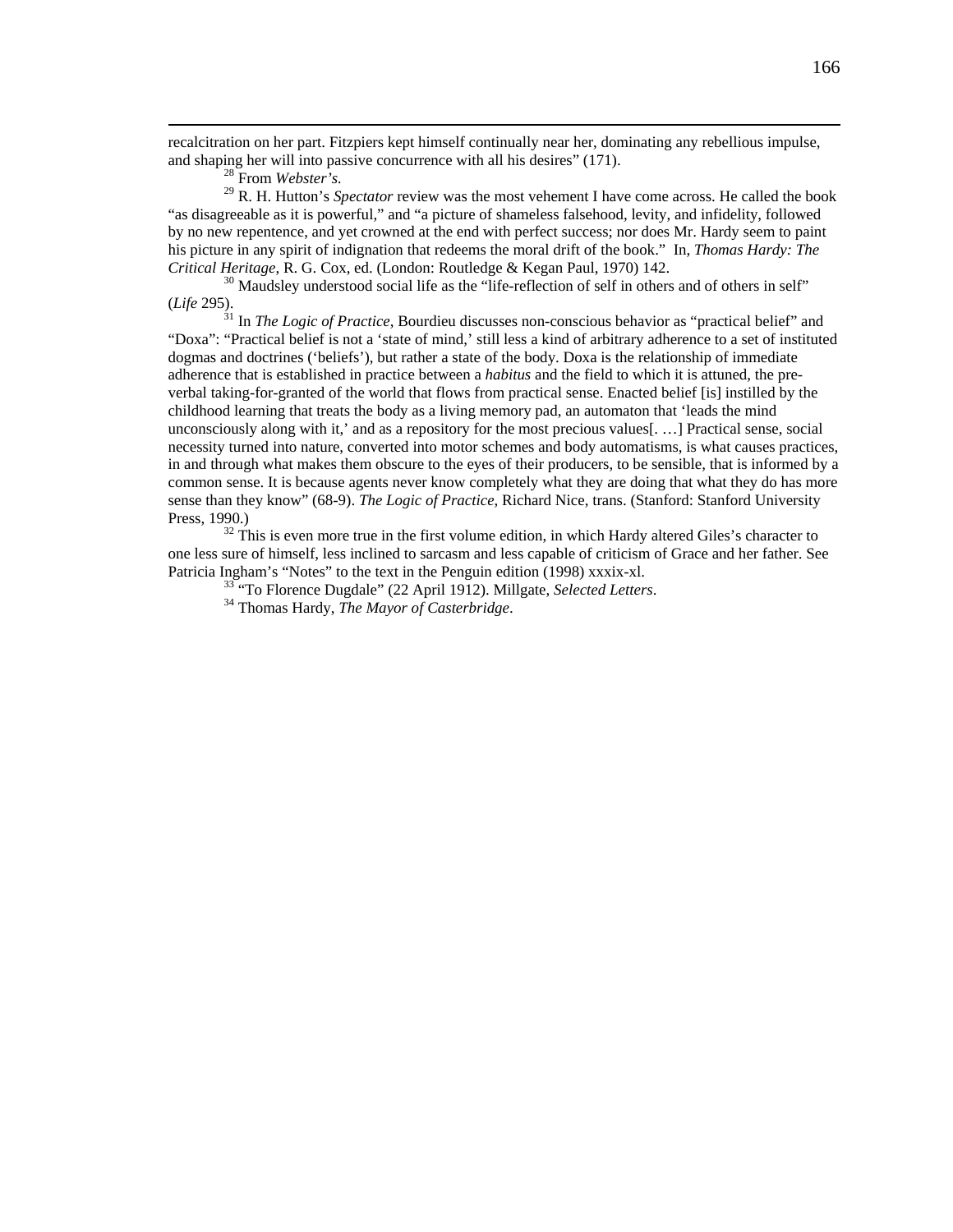recalcitration on her part. Fitzpiers kept himself continually near her, dominating any rebellious impulse, and shaping her will into passive concurrence with all his desires" (171).

[28] From *Webster's.*

[29] R. H. Hutton's *Spectator* review was the most vehement I have come across. He called the book "as disagreeable as it is powerful," and "a picture of shameless falsehood, levity, and infidelity, followed by no new repentence, and yet crowned at the end with perfect success; nor does Mr. Hardy seem to paint his picture in any spirit of indignation that redeems the moral drift of the book." In, *Thomas Hardy: The Critical Heritage*, R. G. Cox, ed. (London: Routledge & Kegan Paul, 1970) 142.

[30] Maudsley understood social life as the "life-reflection of self in others and of others in self" (*Life* 295).

[31] In *The Logic of Practice*, Bourdieu discusses non-conscious behavior as "practical belief" and "Doxa": "Practical belief is not a 'state of mind,' still less a kind of arbitrary adherence to a set of instituted dogmas and doctrines ('beliefs'), but rather a state of the body. Doxa is the relationship of immediate adherence that is established in practice between a *habitus* and the field to which it is attuned, the pre-verbal taking-for-granted of the world that flows from practical sense. Enacted belief [is] instilled by the childhood learning that treats the body as a living memory pad, an automaton that 'leads the mind unconsciously along with it,' and as a repository for the most precious values[. …] Practical sense, social necessity turned into nature, converted into motor schemes and body automatisms, is what causes practices, in and through what makes them obscure to the eyes of their producers, to be sensible, that is informed by a common sense. It is because agents never know completely what they are doing that what they do has more sense than they know" (68-9). *The Logic of Practice*, Richard Nice, trans. (Stanford: Stanford University Press, 1990.)

[32] This is even more true in the first volume edition, in which Hardy altered Giles's character to one less sure of himself, less inclined to sarcasm and less capable of criticism of Grace and her father. See Patricia Ingham's "Notes" to the text in the Penguin edition (1998) xxxix-xl.

[33] "To Florence Dugdale" (22 April 1912). Millgate, *Selected Letters*.

[34] Thomas Hardy, *The Mayor of Casterbridge*.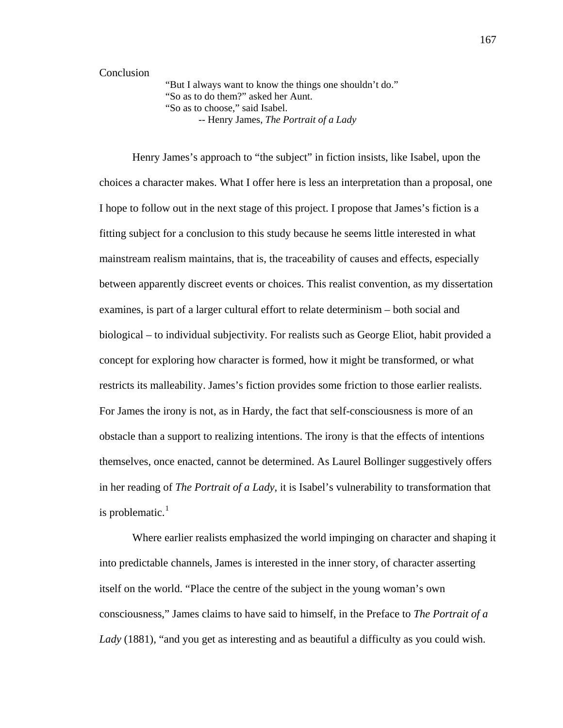# Conclusion

> "But I always want to know the things one shouldn't do."
> "So as to do them?" asked her Aunt.
> "So as to choose," said Isabel.
> -- Henry James, *The Portrait of a Lady*

Henry James's approach to "the subject" in fiction insists, like Isabel, upon the choices a character makes. What I offer here is less an interpretation than a proposal, one I hope to follow out in the next stage of this project. I propose that James's fiction is a fitting subject for a conclusion to this study because he seems little interested in what mainstream realism maintains, that is, the traceability of causes and effects, especially between apparently discreet events or choices. This realist convention, as my dissertation examines, is part of a larger cultural effort to relate determinism – both social and biological – to individual subjectivity. For realists such as George Eliot, habit provided a concept for exploring how character is formed, how it might be transformed, or what restricts its malleability. James's fiction provides some friction to those earlier realists. For James the irony is not, as in Hardy, the fact that self-consciousness is more of an obstacle than a support to realizing intentions. The irony is that the effects of intentions themselves, once enacted, cannot be determined. As Laurel Bollinger suggestively offers in her reading of *The Portrait of a Lady*, it is Isabel's vulnerability to transformation that is problematic.[1]

Where earlier realists emphasized the world impinging on character and shaping it into predictable channels, James is interested in the inner story, of character asserting itself on the world. "Place the centre of the subject in the young woman's own consciousness," James claims to have said to himself, in the Preface to *The Portrait of a Lady* (1881), "and you get as interesting and as beautiful a difficulty as you could wish.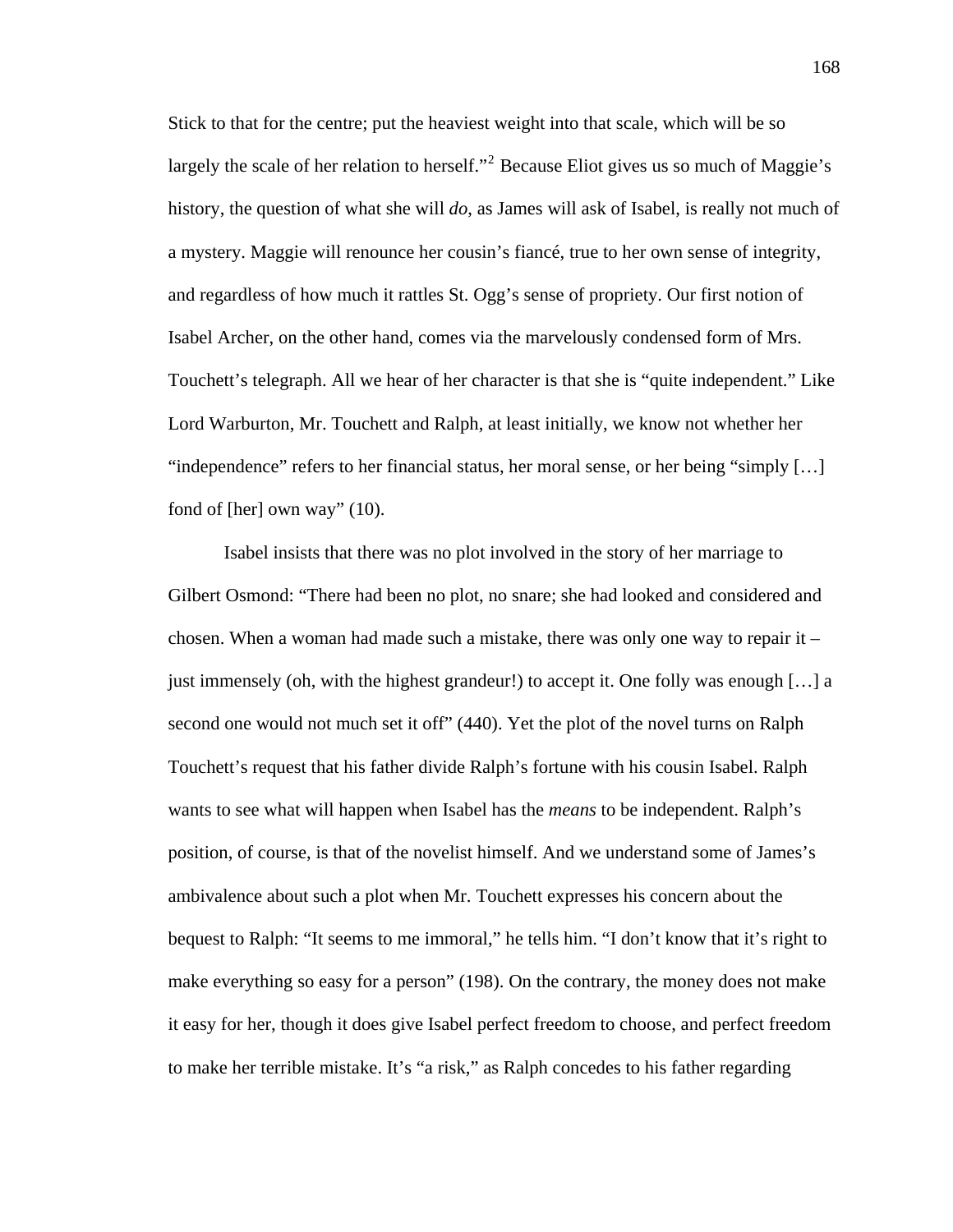Stick to that for the centre; put the heaviest weight into that scale, which will be so largely the scale of her relation to herself."[2] Because Eliot gives us so much of Maggie's history, the question of what she will *do*, as James will ask of Isabel, is really not much of a mystery. Maggie will renounce her cousin's fiancé, true to her own sense of integrity, and regardless of how much it rattles St. Ogg's sense of propriety. Our first notion of Isabel Archer, on the other hand, comes via the marvelously condensed form of Mrs. Touchett's telegraph. All we hear of her character is that she is "quite independent." Like Lord Warburton, Mr. Touchett and Ralph, at least initially, we know not whether her "independence" refers to her financial status, her moral sense, or her being "simply […] fond of [her] own way" (10).

Isabel insists that there was no plot involved in the story of her marriage to Gilbert Osmond: "There had been no plot, no snare; she had looked and considered and chosen. When a woman had made such a mistake, there was only one way to repair it – just immensely (oh, with the highest grandeur!) to accept it. One folly was enough […] a second one would not much set it off" (440). Yet the plot of the novel turns on Ralph Touchett's request that his father divide Ralph's fortune with his cousin Isabel. Ralph wants to see what will happen when Isabel has the *means* to be independent. Ralph's position, of course, is that of the novelist himself. And we understand some of James's ambivalence about such a plot when Mr. Touchett expresses his concern about the bequest to Ralph: "It seems to me immoral," he tells him. "I don't know that it's right to make everything so easy for a person" (198). On the contrary, the money does not make it easy for her, though it does give Isabel perfect freedom to choose, and perfect freedom to make her terrible mistake. It's "a risk," as Ralph concedes to his father regarding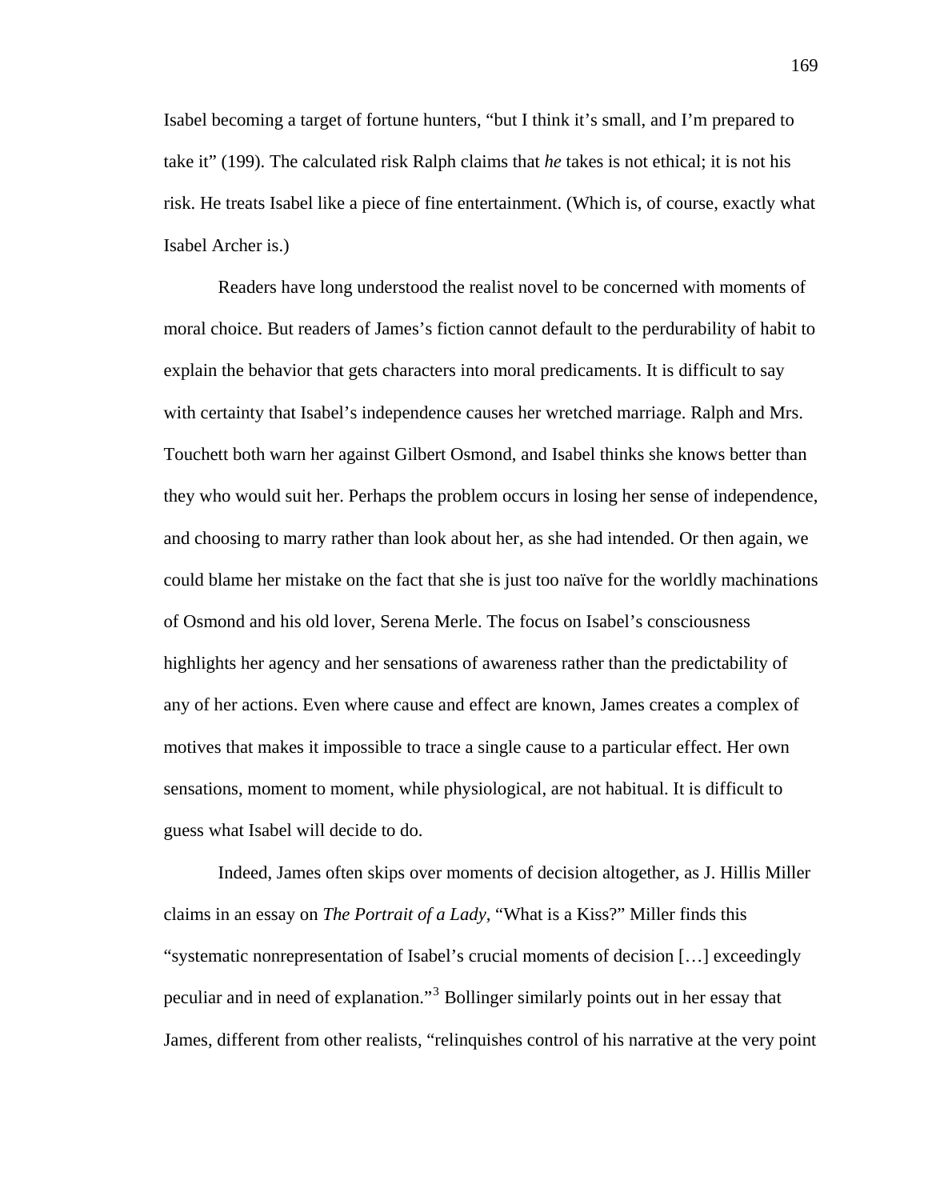Isabel becoming a target of fortune hunters, "but I think it's small, and I'm prepared to take it" (199). The calculated risk Ralph claims that *he* takes is not ethical; it is not his risk. He treats Isabel like a piece of fine entertainment. (Which is, of course, exactly what Isabel Archer is.)

Readers have long understood the realist novel to be concerned with moments of moral choice. But readers of James's fiction cannot default to the perdurability of habit to explain the behavior that gets characters into moral predicaments. It is difficult to say with certainty that Isabel's independence causes her wretched marriage. Ralph and Mrs. Touchett both warn her against Gilbert Osmond, and Isabel thinks she knows better than they who would suit her. Perhaps the problem occurs in losing her sense of independence, and choosing to marry rather than look about her, as she had intended. Or then again, we could blame her mistake on the fact that she is just too naïve for the worldly machinations of Osmond and his old lover, Serena Merle. The focus on Isabel's consciousness highlights her agency and her sensations of awareness rather than the predictability of any of her actions. Even where cause and effect are known, James creates a complex of motives that makes it impossible to trace a single cause to a particular effect. Her own sensations, moment to moment, while physiological, are not habitual. It is difficult to guess what Isabel will decide to do.

Indeed, James often skips over moments of decision altogether, as J. Hillis Miller claims in an essay on *The Portrait of a Lady*, "What is a Kiss?" Miller finds this "systematic nonrepresentation of Isabel's crucial moments of decision […] exceedingly peculiar and in need of explanation."[3] Bollinger similarly points out in her essay that James, different from other realists, "relinquishes control of his narrative at the very point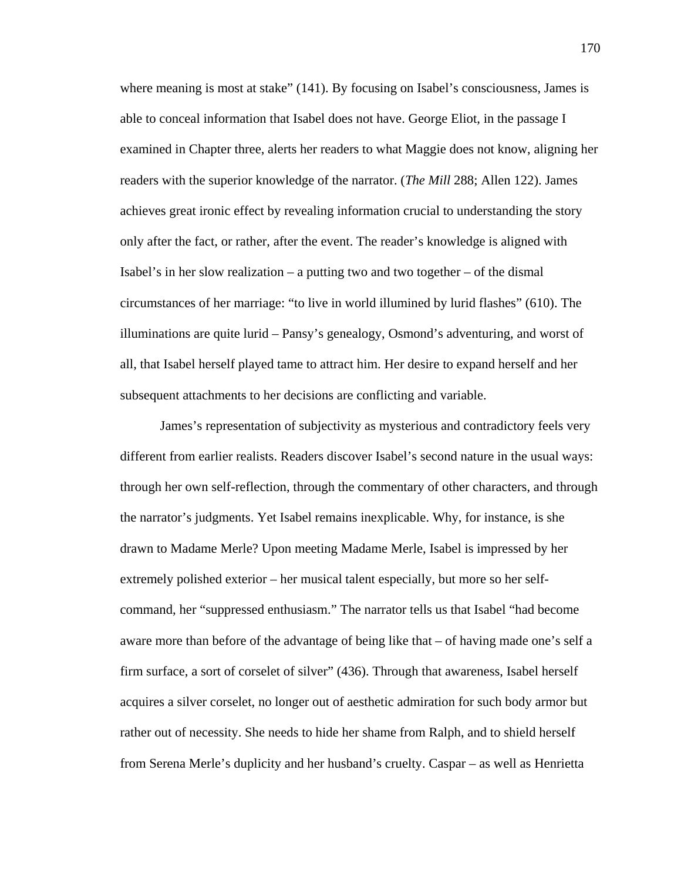where meaning is most at stake" (141). By focusing on Isabel's consciousness, James is able to conceal information that Isabel does not have. George Eliot, in the passage I examined in Chapter three, alerts her readers to what Maggie does not know, aligning her readers with the superior knowledge of the narrator. (*The Mill* 288; Allen 122). James achieves great ironic effect by revealing information crucial to understanding the story only after the fact, or rather, after the event. The reader's knowledge is aligned with Isabel's in her slow realization – a putting two and two together – of the dismal circumstances of her marriage: "to live in world illumined by lurid flashes" (610). The illuminations are quite lurid – Pansy's genealogy, Osmond's adventuring, and worst of all, that Isabel herself played tame to attract him. Her desire to expand herself and her subsequent attachments to her decisions are conflicting and variable.

James's representation of subjectivity as mysterious and contradictory feels very different from earlier realists. Readers discover Isabel's second nature in the usual ways: through her own self-reflection, through the commentary of other characters, and through the narrator's judgments. Yet Isabel remains inexplicable. Why, for instance, is she drawn to Madame Merle? Upon meeting Madame Merle, Isabel is impressed by her extremely polished exterior – her musical talent especially, but more so her self-command, her "suppressed enthusiasm." The narrator tells us that Isabel "had become aware more than before of the advantage of being like that – of having made one's self a firm surface, a sort of corselet of silver" (436). Through that awareness, Isabel herself acquires a silver corselet, no longer out of aesthetic admiration for such body armor but rather out of necessity. She needs to hide her shame from Ralph, and to shield herself from Serena Merle's duplicity and her husband's cruelty. Caspar – as well as Henrietta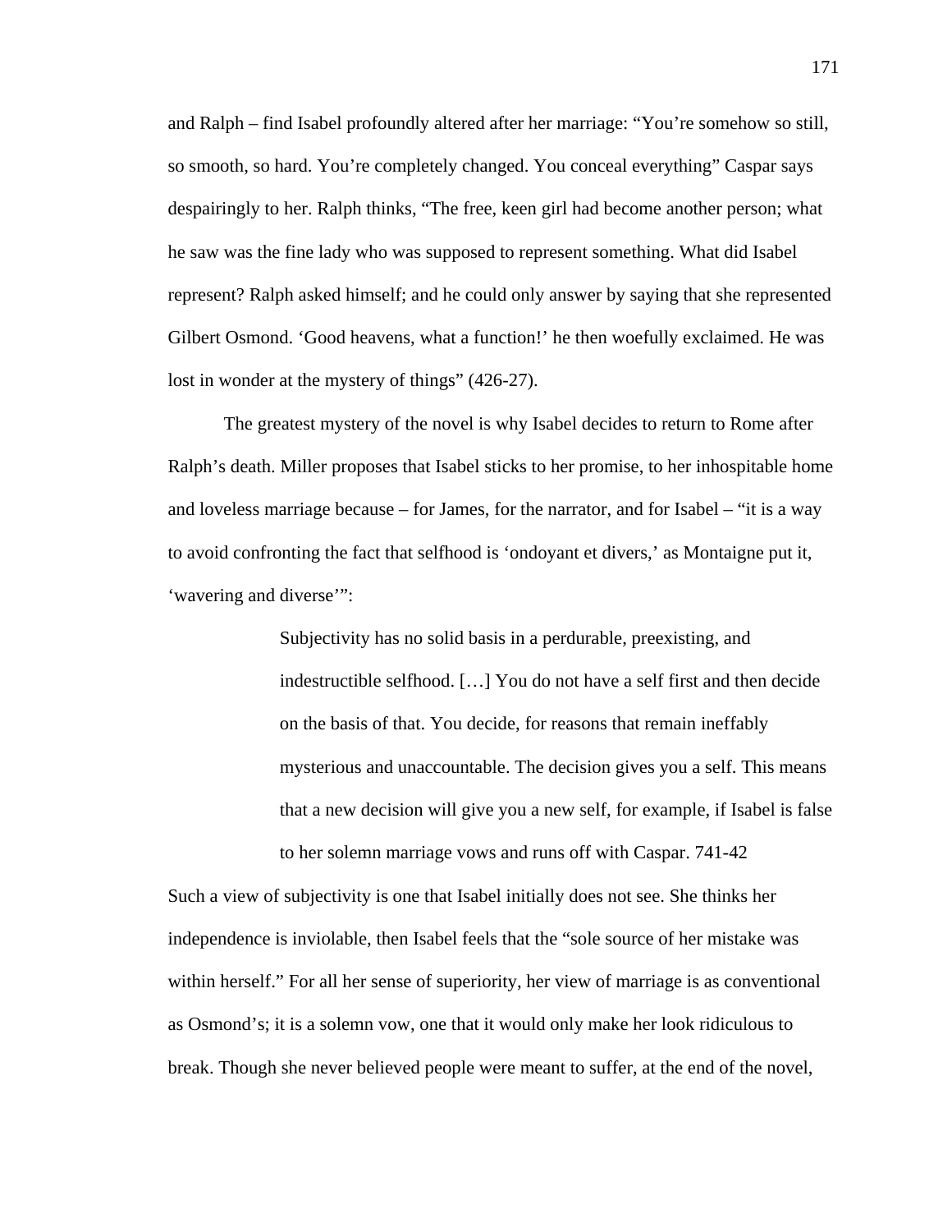and Ralph – find Isabel profoundly altered after her marriage: "You're somehow so still, so smooth, so hard. You're completely changed. You conceal everything" Caspar says despairingly to her. Ralph thinks, "The free, keen girl had become another person; what he saw was the fine lady who was supposed to represent something. What did Isabel represent? Ralph asked himself; and he could only answer by saying that she represented Gilbert Osmond. 'Good heavens, what a function!' he then woefully exclaimed. He was lost in wonder at the mystery of things" (426-27).

The greatest mystery of the novel is why Isabel decides to return to Rome after Ralph's death. Miller proposes that Isabel sticks to her promise, to her inhospitable home and loveless marriage because – for James, for the narrator, and for Isabel – "it is a way to avoid confronting the fact that selfhood is 'ondoyant et divers,' as Montaigne put it, 'wavering and diverse'":

> Subjectivity has no solid basis in a perdurable, preexisting, and indestructible selfhood. […] You do not have a self first and then decide on the basis of that. You decide, for reasons that remain ineffably mysterious and unaccountable. The decision gives you a self. This means that a new decision will give you a new self, for example, if Isabel is false to her solemn marriage vows and runs off with Caspar. 741-42

Such a view of subjectivity is one that Isabel initially does not see. She thinks her independence is inviolable, then Isabel feels that the "sole source of her mistake was within herself." For all her sense of superiority, her view of marriage is as conventional as Osmond's; it is a solemn vow, one that it would only make her look ridiculous to break. Though she never believed people were meant to suffer, at the end of the novel,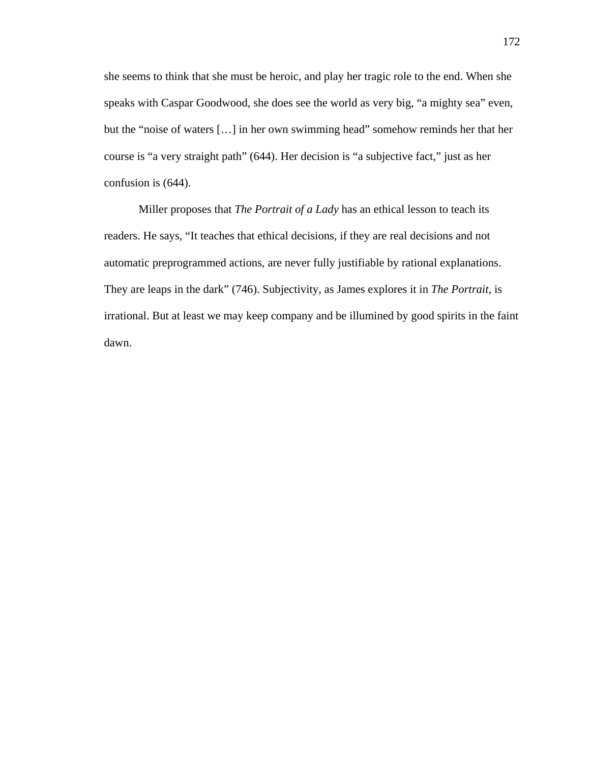she seems to think that she must be heroic, and play her tragic role to the end. When she speaks with Caspar Goodwood, she does see the world as very big, “a mighty sea” even, but the “noise of waters […] in her own swimming head” somehow reminds her that her course is “a very straight path” (644). Her decision is “a subjective fact,” just as her confusion is (644).

Miller proposes that *The Portrait of a Lady* has an ethical lesson to teach its readers. He says, “It teaches that ethical decisions, if they are real decisions and not automatic preprogrammed actions, are never fully justifiable by rational explanations. They are leaps in the dark” (746). Subjectivity, as James explores it in *The Portrait*, is irrational. But at least we may keep company and be illumined by good spirits in the faint dawn.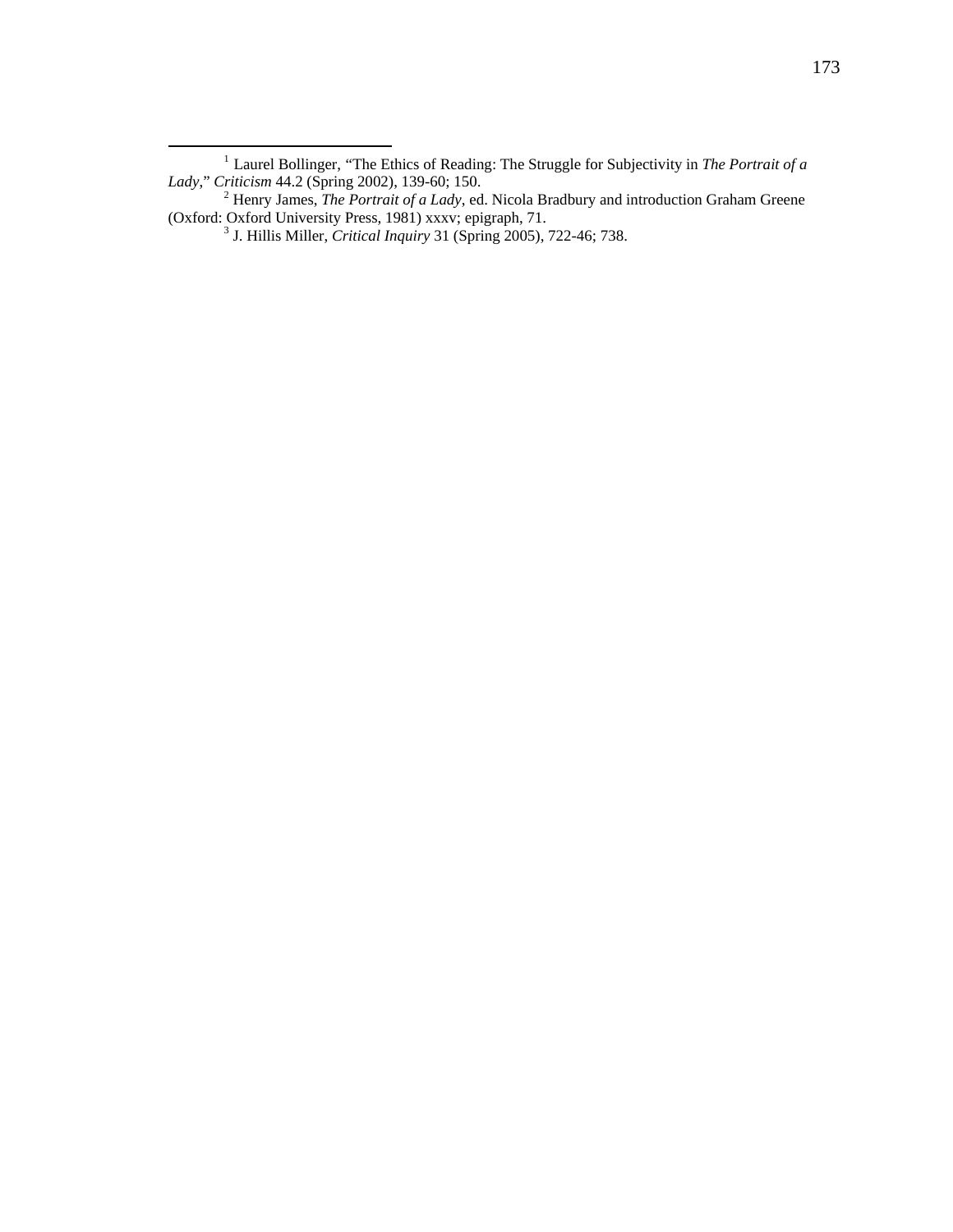[1] Laurel Bollinger, "The Ethics of Reading: The Struggle for Subjectivity in *The Portrait of a Lady*," *Criticism* 44.2 (Spring 2002), 139-60; 150.

[2] Henry James, *The Portrait of a Lady*, ed. Nicola Bradbury and introduction Graham Greene (Oxford: Oxford University Press, 1981) xxxv; epigraph, 71.

[3] J. Hillis Miller, *Critical Inquiry* 31 (Spring 2005), 722-46; 738.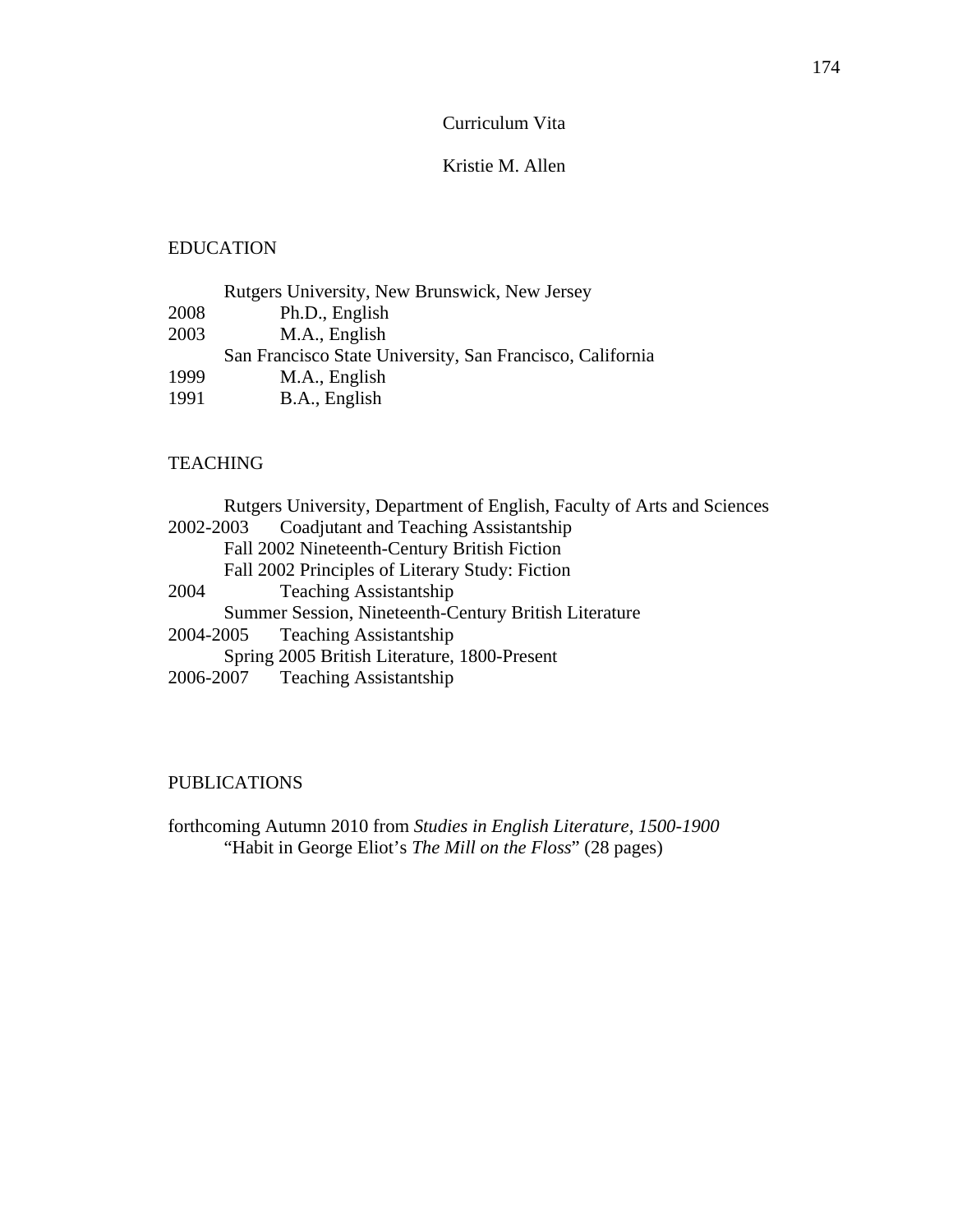# Curriculum Vita

## Kristie M. Allen

### EDUCATION

Rutgers University, New Brunswick, New Jersey

2008 Ph.D., English

2003 M.A., English

San Francisco State University, San Francisco, California

1999 M.A., English

1991 B.A., English

### TEACHING

Rutgers University, Department of English, Faculty of Arts and Sciences

2002-2003 Coadjutant and Teaching Assistantship

Fall 2002 Nineteenth-Century British Fiction

Fall 2002 Principles of Literary Study: Fiction

2004 Teaching Assistantship

Summer Session, Nineteenth-Century British Literature

2004-2005 Teaching Assistantship

Spring 2005 British Literature, 1800-Present

2006-2007 Teaching Assistantship

### PUBLICATIONS

forthcoming Autumn 2010 from *Studies in English Literature, 1500-1900*

"Habit in George Eliot's *The Mill on the Floss*" (28 pages)